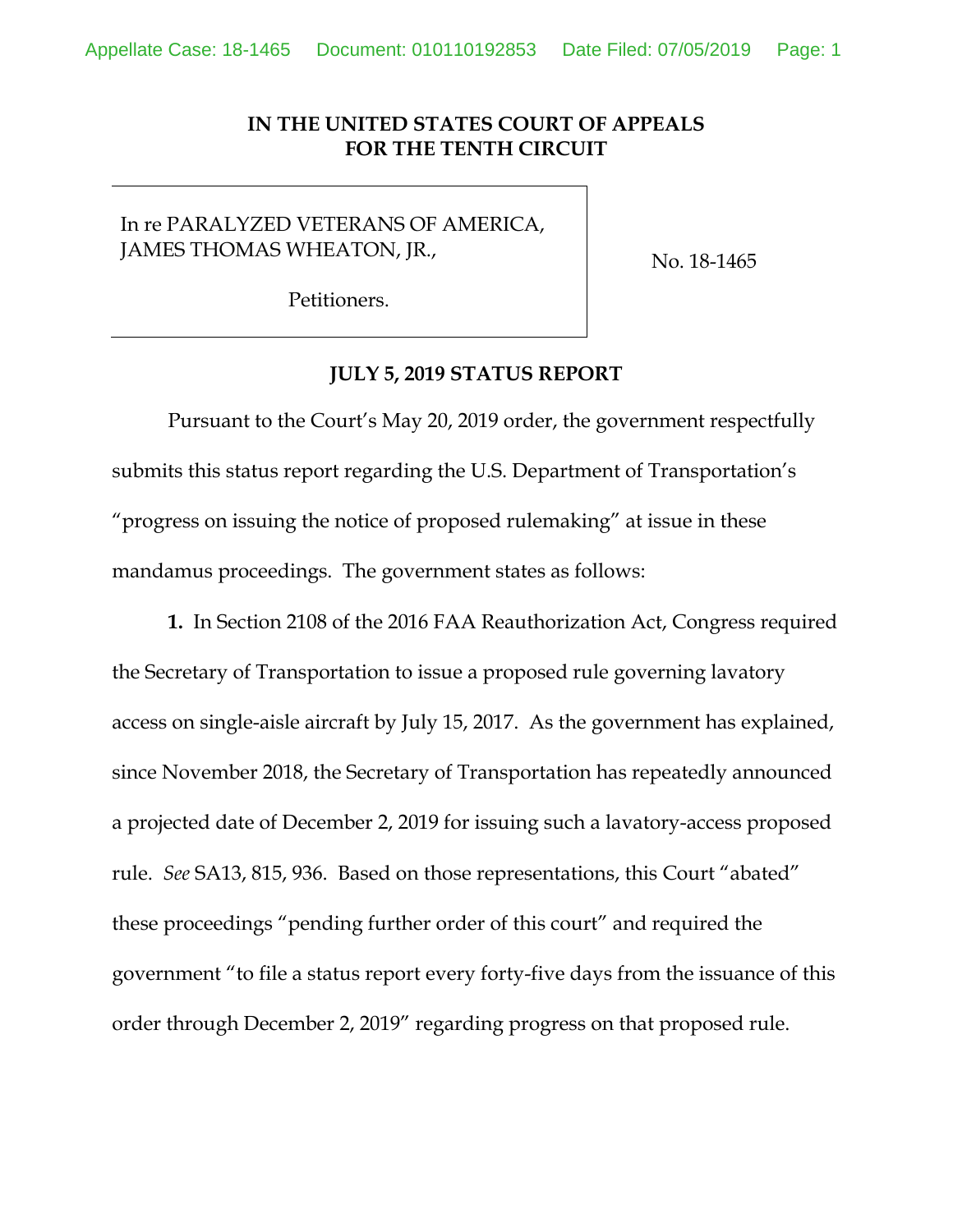**IN THE UNITED STATES COURT OF APPEALS FOR THE TENTH CIRCUIT**

| | |
|---|---|
| In re PARALYZED VETERANS OF AMERICA, JAMES THOMAS WHEATON, JR.,<br><br>Petitioners. | No. 18-1465 |

**JULY 5, 2019 STATUS REPORT**

Pursuant to the Court's May 20, 2019 order, the government respectfully submits this status report regarding the U.S. Department of Transportation's "progress on issuing the notice of proposed rulemaking" at issue in these mandamus proceedings. The government states as follows:

**1.** In Section 2108 of the 2016 FAA Reauthorization Act, Congress required the Secretary of Transportation to issue a proposed rule governing lavatory access on single-aisle aircraft by July 15, 2017. As the government has explained, since November 2018, the Secretary of Transportation has repeatedly announced a projected date of December 2, 2019 for issuing such a lavatory-access proposed rule. *See* SA13, 815, 936. Based on those representations, this Court "abated" these proceedings "pending further order of this court" and required the government "to file a status report every forty-five days from the issuance of this order through December 2, 2019" regarding progress on that proposed rule.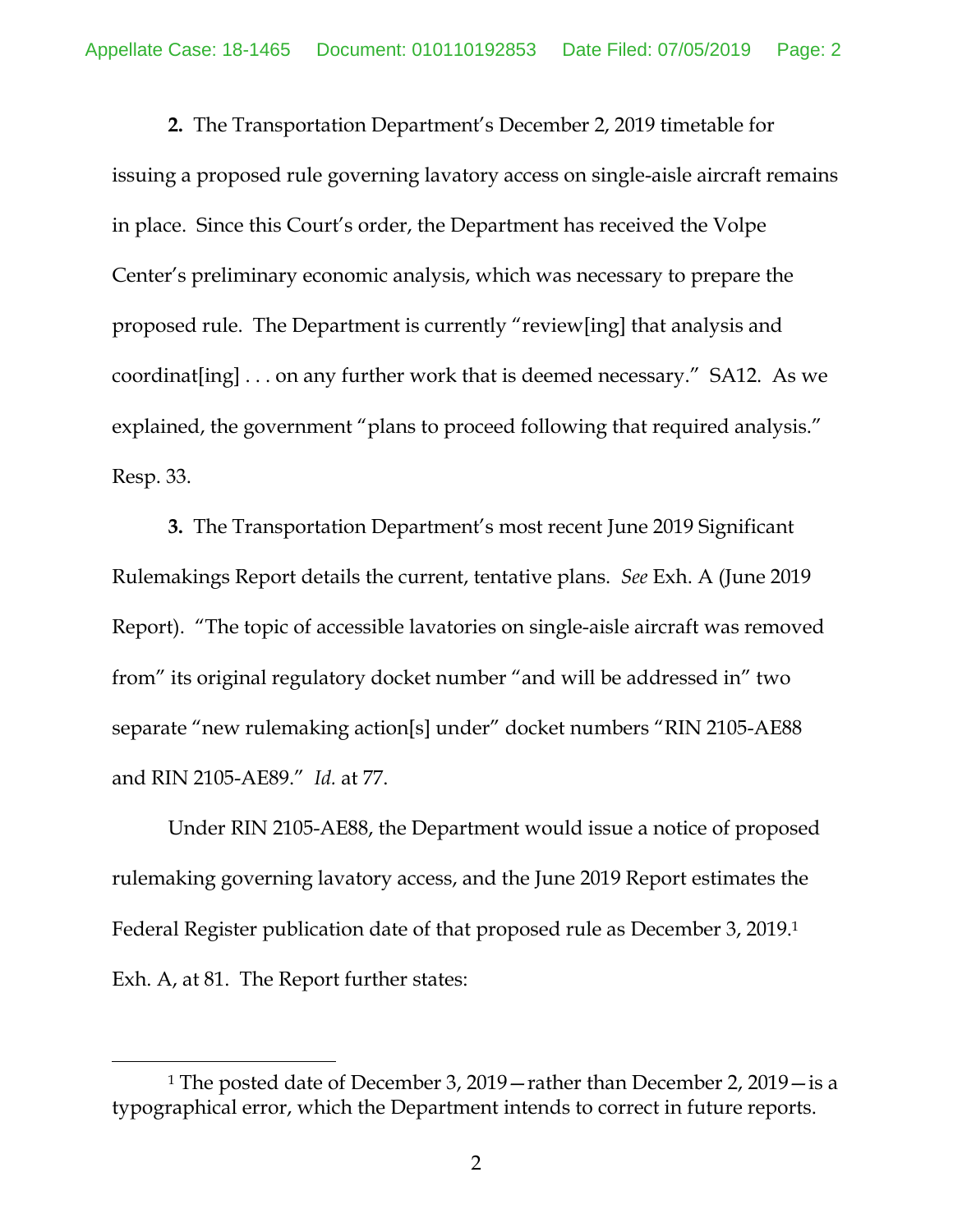**2.** The Transportation Department's December 2, 2019 timetable for issuing a proposed rule governing lavatory access on single-aisle aircraft remains in place. Since this Court's order, the Department has received the Volpe Center's preliminary economic analysis, which was necessary to prepare the proposed rule. The Department is currently "review[ing] that analysis and coordinat[ing] . . . on any further work that is deemed necessary." SA12. As we explained, the government "plans to proceed following that required analysis." Resp. 33.

**3.** The Transportation Department's most recent June 2019 Significant Rulemakings Report details the current, tentative plans. *See* Exh. A (June 2019 Report). "The topic of accessible lavatories on single-aisle aircraft was removed from" its original regulatory docket number "and will be addressed in" two separate "new rulemaking action[s] under" docket numbers "RIN 2105-AE88 and RIN 2105-AE89." *Id.* at 77.

Under RIN 2105-AE88, the Department would issue a notice of proposed rulemaking governing lavatory access, and the June 2019 Report estimates the Federal Register publication date of that proposed rule as December 3, 2019.[1] Exh. A, at 81. The Report further states:

---

[1] The posted date of December 3, 2019—rather than December 2, 2019—is a typographical error, which the Department intends to correct in future reports.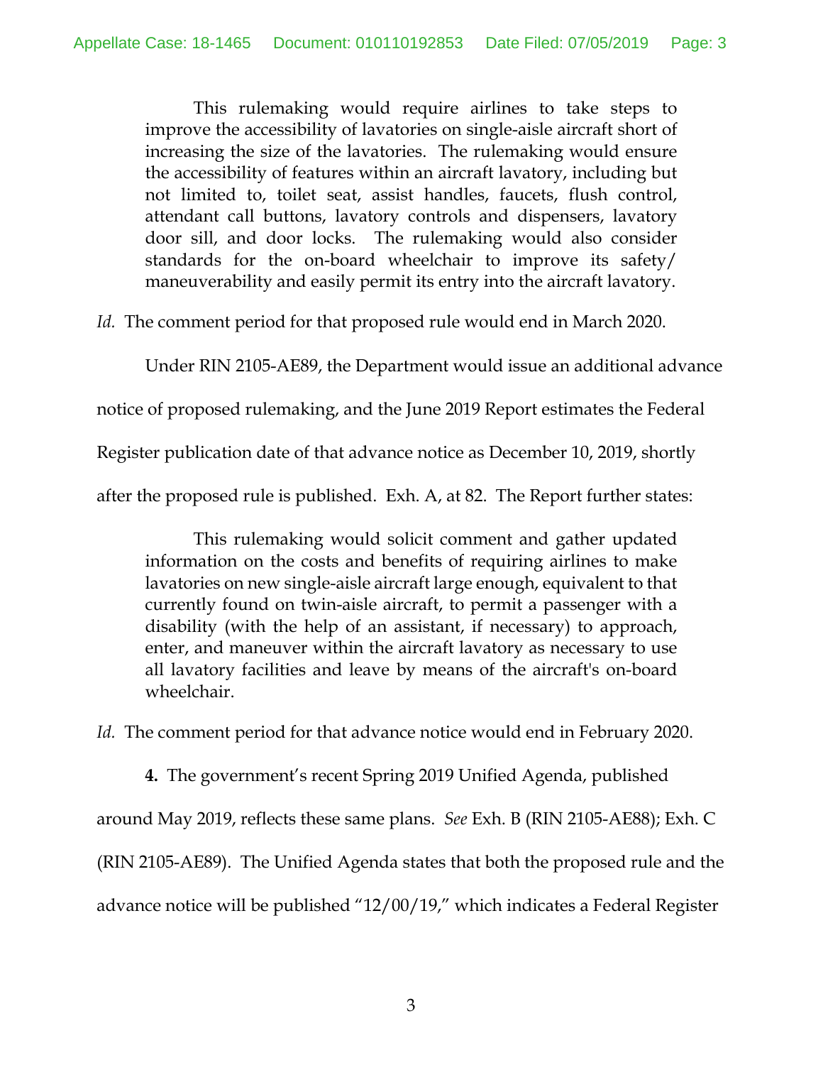> This rulemaking would require airlines to take steps to improve the accessibility of lavatories on single-aisle aircraft short of increasing the size of the lavatories. The rulemaking would ensure the accessibility of features within an aircraft lavatory, including but not limited to, toilet seat, assist handles, faucets, flush control, attendant call buttons, lavatory controls and dispensers, lavatory door sill, and door locks. The rulemaking would also consider standards for the on-board wheelchair to improve its safety/ maneuverability and easily permit its entry into the aircraft lavatory.

*Id.* The comment period for that proposed rule would end in March 2020.

Under RIN 2105-AE89, the Department would issue an additional advance notice of proposed rulemaking, and the June 2019 Report estimates the Federal Register publication date of that advance notice as December 10, 2019, shortly after the proposed rule is published. Exh. A, at 82. The Report further states:

> This rulemaking would solicit comment and gather updated information on the costs and benefits of requiring airlines to make lavatories on new single-aisle aircraft large enough, equivalent to that currently found on twin-aisle aircraft, to permit a passenger with a disability (with the help of an assistant, if necessary) to approach, enter, and maneuver within the aircraft lavatory as necessary to use all lavatory facilities and leave by means of the aircraft's on-board wheelchair.

*Id.* The comment period for that advance notice would end in February 2020.

**4.** The government's recent Spring 2019 Unified Agenda, published around May 2019, reflects these same plans. *See* Exh. B (RIN 2105-AE88); Exh. C (RIN 2105-AE89). The Unified Agenda states that both the proposed rule and the advance notice will be published "12/00/19," which indicates a Federal Register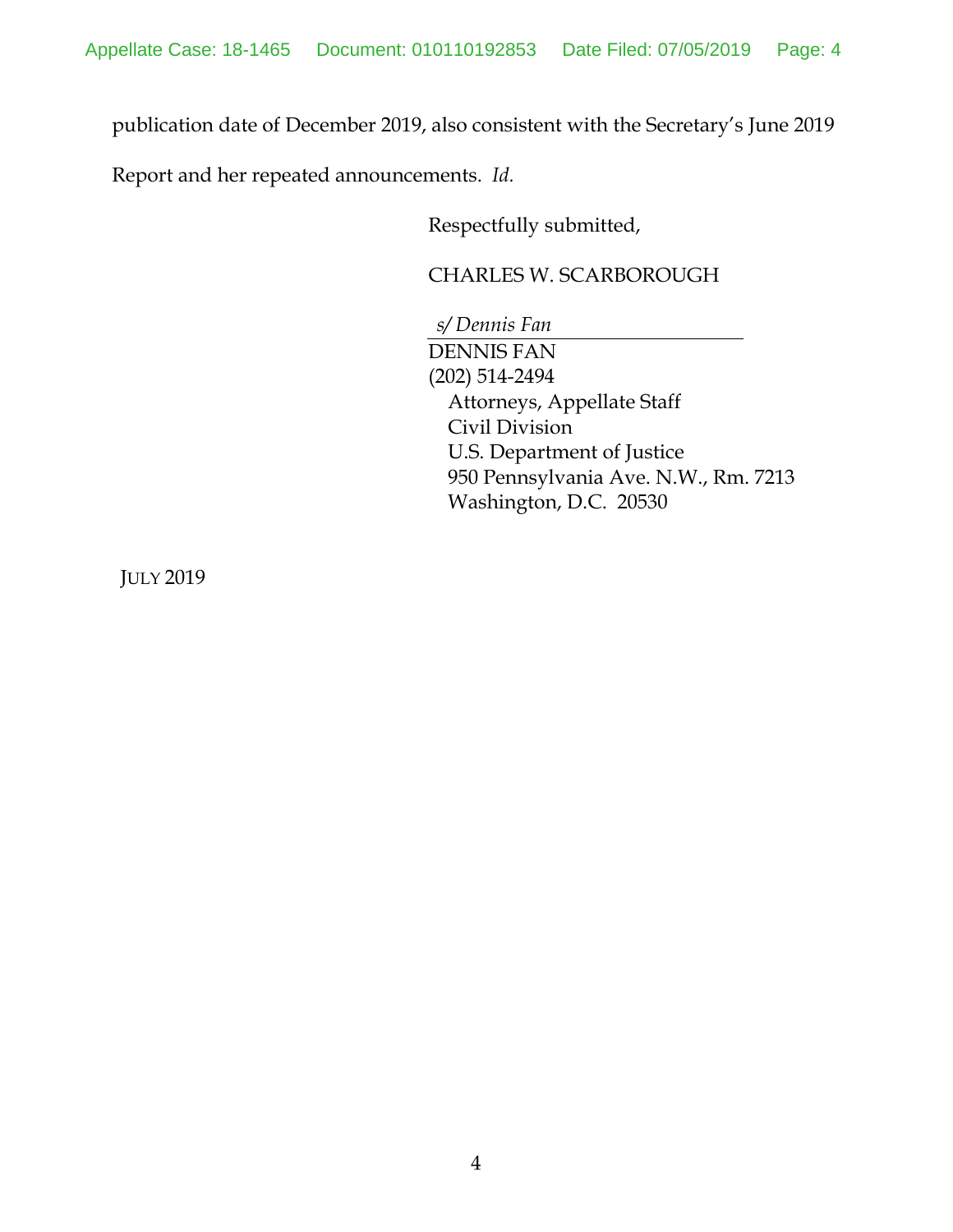publication date of December 2019, also consistent with the Secretary's June 2019 Report and her repeated announcements. *Id.*

Respectfully submitted,

CHARLES W. SCARBOROUGH

*s/ Dennis Fan*
DENNIS FAN
(202) 514-2494
Attorneys, Appellate Staff
Civil Division
U.S. Department of Justice
950 Pennsylvania Ave. N.W., Rm. 7213
Washington, D.C. 20530

JULY 2019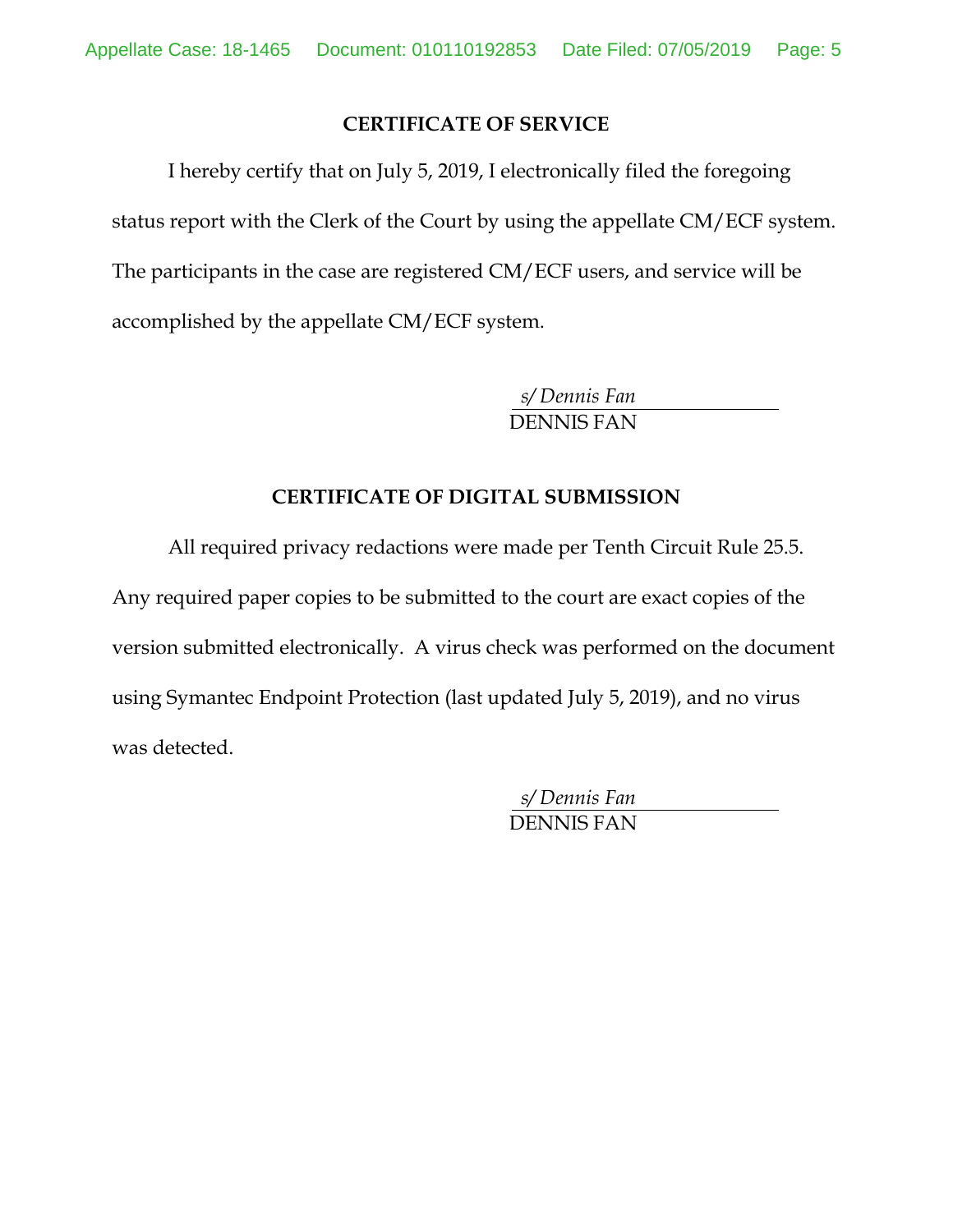## CERTIFICATE OF SERVICE

I hereby certify that on July 5, 2019, I electronically filed the foregoing status report with the Clerk of the Court by using the appellate CM/ECF system. The participants in the case are registered CM/ECF users, and service will be accomplished by the appellate CM/ECF system.

*s/ Dennis Fan*
DENNIS FAN

## CERTIFICATE OF DIGITAL SUBMISSION

All required privacy redactions were made per Tenth Circuit Rule 25.5. Any required paper copies to be submitted to the court are exact copies of the version submitted electronically. A virus check was performed on the document using Symantec Endpoint Protection (last updated July 5, 2019), and no virus was detected.

*s/ Dennis Fan*
DENNIS FAN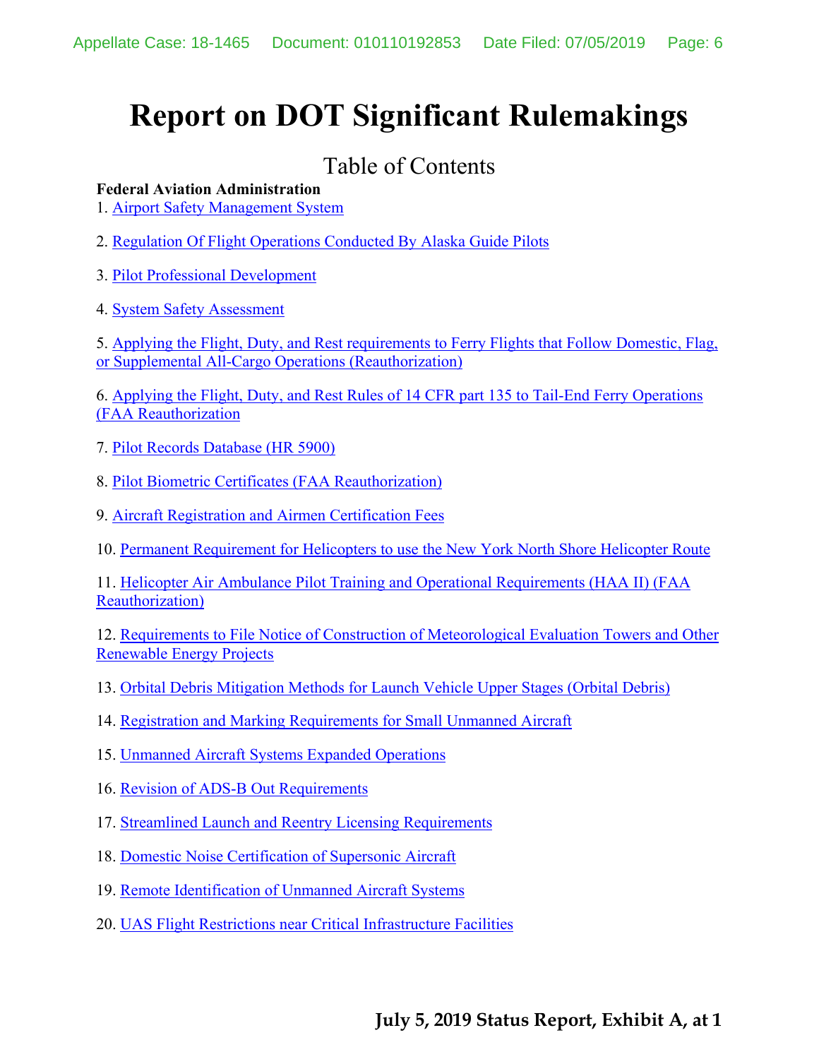# Report on DOT Significant Rulemakings

## Table of Contents

**Federal Aviation Administration**

1. Airport Safety Management System

2. Regulation Of Flight Operations Conducted By Alaska Guide Pilots

3. Pilot Professional Development

4. System Safety Assessment

5. Applying the Flight, Duty, and Rest requirements to Ferry Flights that Follow Domestic, Flag, or Supplemental All-Cargo Operations (Reauthorization)

6. Applying the Flight, Duty, and Rest Rules of 14 CFR part 135 to Tail-End Ferry Operations (FAA Reauthorization

7. Pilot Records Database (HR 5900)

8. Pilot Biometric Certificates (FAA Reauthorization)

9. Aircraft Registration and Airmen Certification Fees

10. Permanent Requirement for Helicopters to use the New York North Shore Helicopter Route

11. Helicopter Air Ambulance Pilot Training and Operational Requirements (HAA II) (FAA Reauthorization)

12. Requirements to File Notice of Construction of Meteorological Evaluation Towers and Other Renewable Energy Projects

13. Orbital Debris Mitigation Methods for Launch Vehicle Upper Stages (Orbital Debris)

14. Registration and Marking Requirements for Small Unmanned Aircraft

15. Unmanned Aircraft Systems Expanded Operations

16. Revision of ADS-B Out Requirements

17. Streamlined Launch and Reentry Licensing Requirements

18. Domestic Noise Certification of Supersonic Aircraft

19. Remote Identification of Unmanned Aircraft Systems

20. UAS Flight Restrictions near Critical Infrastructure Facilities

**July 5, 2019 Status Report, Exhibit A, at 1**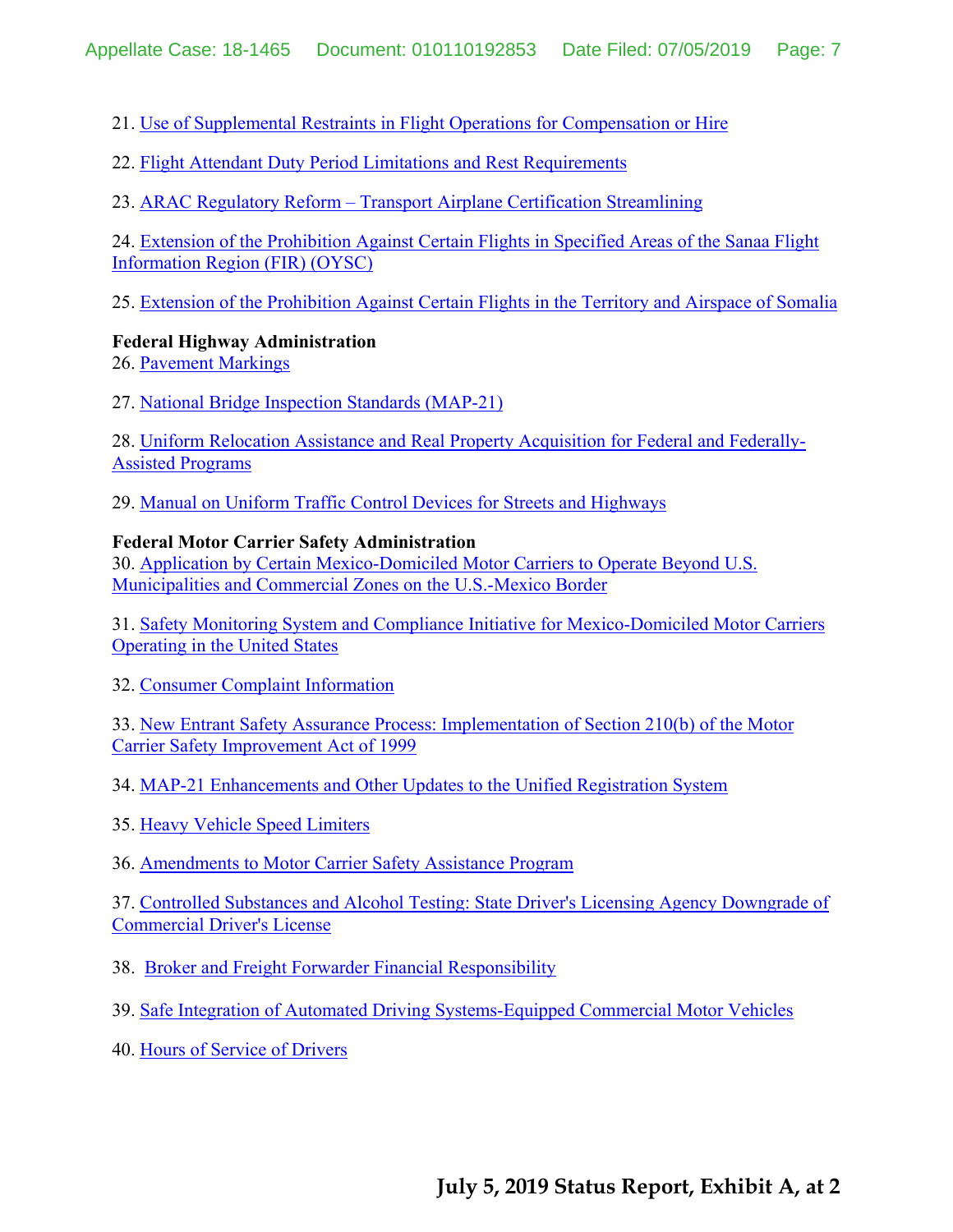21. Use of Supplemental Restraints in Flight Operations for Compensation or Hire

22. Flight Attendant Duty Period Limitations and Rest Requirements

23. ARAC Regulatory Reform – Transport Airplane Certification Streamlining

24. Extension of the Prohibition Against Certain Flights in Specified Areas of the Sanaa Flight Information Region (FIR) (OYSC)

25. Extension of the Prohibition Against Certain Flights in the Territory and Airspace of Somalia

**Federal Highway Administration**

26. Pavement Markings

27. National Bridge Inspection Standards (MAP-21)

28. Uniform Relocation Assistance and Real Property Acquisition for Federal and Federally-Assisted Programs

29. Manual on Uniform Traffic Control Devices for Streets and Highways

**Federal Motor Carrier Safety Administration**

30. Application by Certain Mexico-Domiciled Motor Carriers to Operate Beyond U.S. Municipalities and Commercial Zones on the U.S.-Mexico Border

31. Safety Monitoring System and Compliance Initiative for Mexico-Domiciled Motor Carriers Operating in the United States

32. Consumer Complaint Information

33. New Entrant Safety Assurance Process: Implementation of Section 210(b) of the Motor Carrier Safety Improvement Act of 1999

34. MAP-21 Enhancements and Other Updates to the Unified Registration System

35. Heavy Vehicle Speed Limiters

36. Amendments to Motor Carrier Safety Assistance Program

37. Controlled Substances and Alcohol Testing: State Driver's Licensing Agency Downgrade of Commercial Driver's License

38. Broker and Freight Forwarder Financial Responsibility

39. Safe Integration of Automated Driving Systems-Equipped Commercial Motor Vehicles

40. Hours of Service of Drivers

**July 5, 2019 Status Report, Exhibit A, at 2**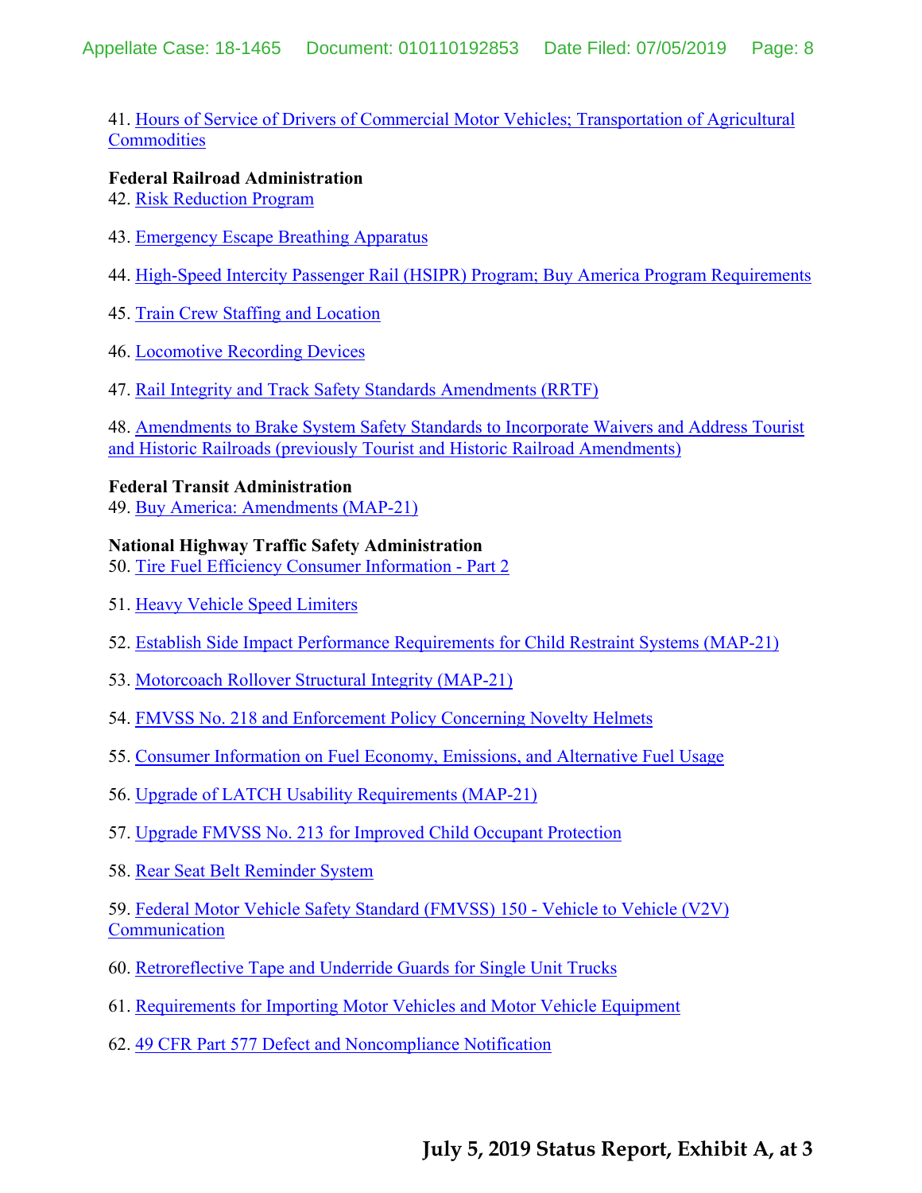41. Hours of Service of Drivers of Commercial Motor Vehicles; Transportation of Agricultural Commodities

**Federal Railroad Administration**

42. Risk Reduction Program

43. Emergency Escape Breathing Apparatus

44. High-Speed Intercity Passenger Rail (HSIPR) Program; Buy America Program Requirements

45. Train Crew Staffing and Location

46. Locomotive Recording Devices

47. Rail Integrity and Track Safety Standards Amendments (RRTF)

48. Amendments to Brake System Safety Standards to Incorporate Waivers and Address Tourist and Historic Railroads (previously Tourist and Historic Railroad Amendments)

**Federal Transit Administration**

49. Buy America: Amendments (MAP-21)

**National Highway Traffic Safety Administration**

50. Tire Fuel Efficiency Consumer Information - Part 2

51. Heavy Vehicle Speed Limiters

52. Establish Side Impact Performance Requirements for Child Restraint Systems (MAP-21)

53. Motorcoach Rollover Structural Integrity (MAP-21)

54. FMVSS No. 218 and Enforcement Policy Concerning Novelty Helmets

55. Consumer Information on Fuel Economy, Emissions, and Alternative Fuel Usage

56. Upgrade of LATCH Usability Requirements (MAP-21)

57. Upgrade FMVSS No. 213 for Improved Child Occupant Protection

58. Rear Seat Belt Reminder System

59. Federal Motor Vehicle Safety Standard (FMVSS) 150 - Vehicle to Vehicle (V2V) Communication

60. Retroreflective Tape and Underride Guards for Single Unit Trucks

61. Requirements for Importing Motor Vehicles and Motor Vehicle Equipment

62. 49 CFR Part 577 Defect and Noncompliance Notification

**July 5, 2019 Status Report, Exhibit A, at 3**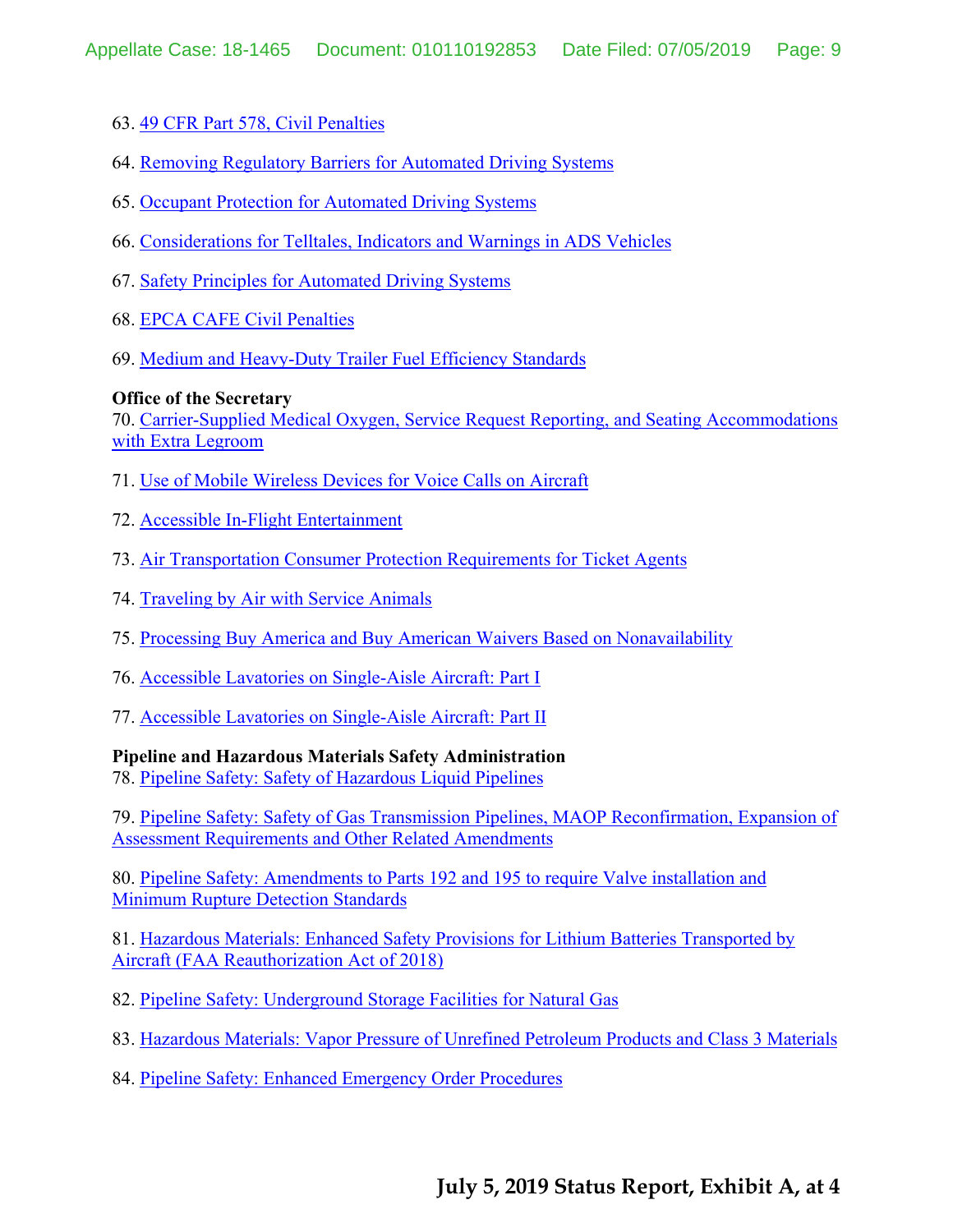63. 49 CFR Part 578, Civil Penalties

64. Removing Regulatory Barriers for Automated Driving Systems

65. Occupant Protection for Automated Driving Systems

66. Considerations for Telltales, Indicators and Warnings in ADS Vehicles

67. Safety Principles for Automated Driving Systems

68. EPCA CAFE Civil Penalties

69. Medium and Heavy-Duty Trailer Fuel Efficiency Standards

**Office of the Secretary**

70. Carrier-Supplied Medical Oxygen, Service Request Reporting, and Seating Accommodations with Extra Legroom

71. Use of Mobile Wireless Devices for Voice Calls on Aircraft

72. Accessible In-Flight Entertainment

73. Air Transportation Consumer Protection Requirements for Ticket Agents

74. Traveling by Air with Service Animals

75. Processing Buy America and Buy American Waivers Based on Nonavailability

76. Accessible Lavatories on Single-Aisle Aircraft: Part I

77. Accessible Lavatories on Single-Aisle Aircraft: Part II

**Pipeline and Hazardous Materials Safety Administration**

78. Pipeline Safety: Safety of Hazardous Liquid Pipelines

79. Pipeline Safety: Safety of Gas Transmission Pipelines, MAOP Reconfirmation, Expansion of Assessment Requirements and Other Related Amendments

80. Pipeline Safety: Amendments to Parts 192 and 195 to require Valve installation and Minimum Rupture Detection Standards

81. Hazardous Materials: Enhanced Safety Provisions for Lithium Batteries Transported by Aircraft (FAA Reauthorization Act of 2018)

82. Pipeline Safety: Underground Storage Facilities for Natural Gas

83. Hazardous Materials: Vapor Pressure of Unrefined Petroleum Products and Class 3 Materials

84. Pipeline Safety: Enhanced Emergency Order Procedures

**July 5, 2019 Status Report, Exhibit A, at 4**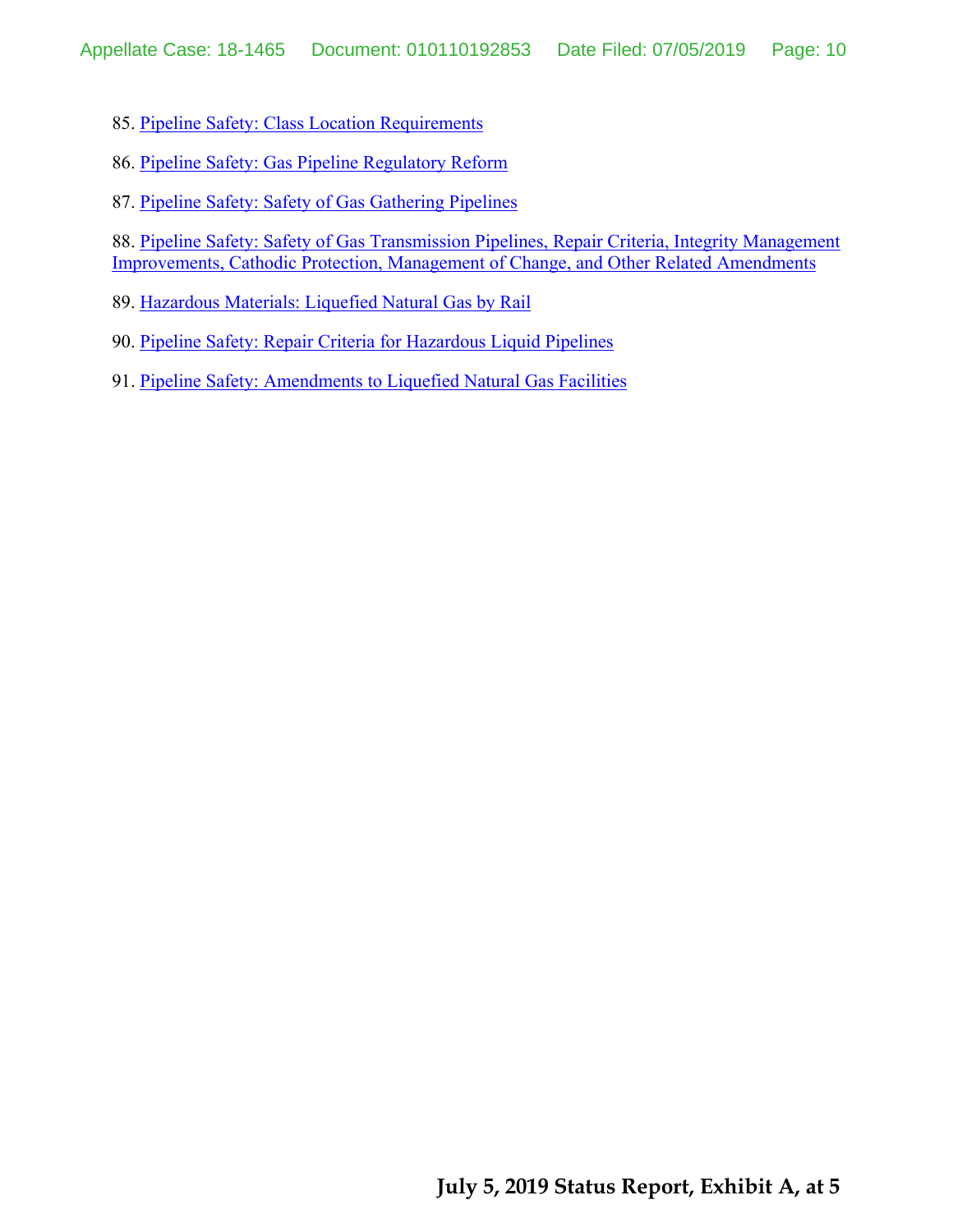85. Pipeline Safety: Class Location Requirements

86. Pipeline Safety: Gas Pipeline Regulatory Reform

87. Pipeline Safety: Safety of Gas Gathering Pipelines

88. Pipeline Safety: Safety of Gas Transmission Pipelines, Repair Criteria, Integrity Management Improvements, Cathodic Protection, Management of Change, and Other Related Amendments

89. Hazardous Materials: Liquefied Natural Gas by Rail

90. Pipeline Safety: Repair Criteria for Hazardous Liquid Pipelines

91. Pipeline Safety: Amendments to Liquefied Natural Gas Facilities

**July 5, 2019 Status Report, Exhibit A, at 5**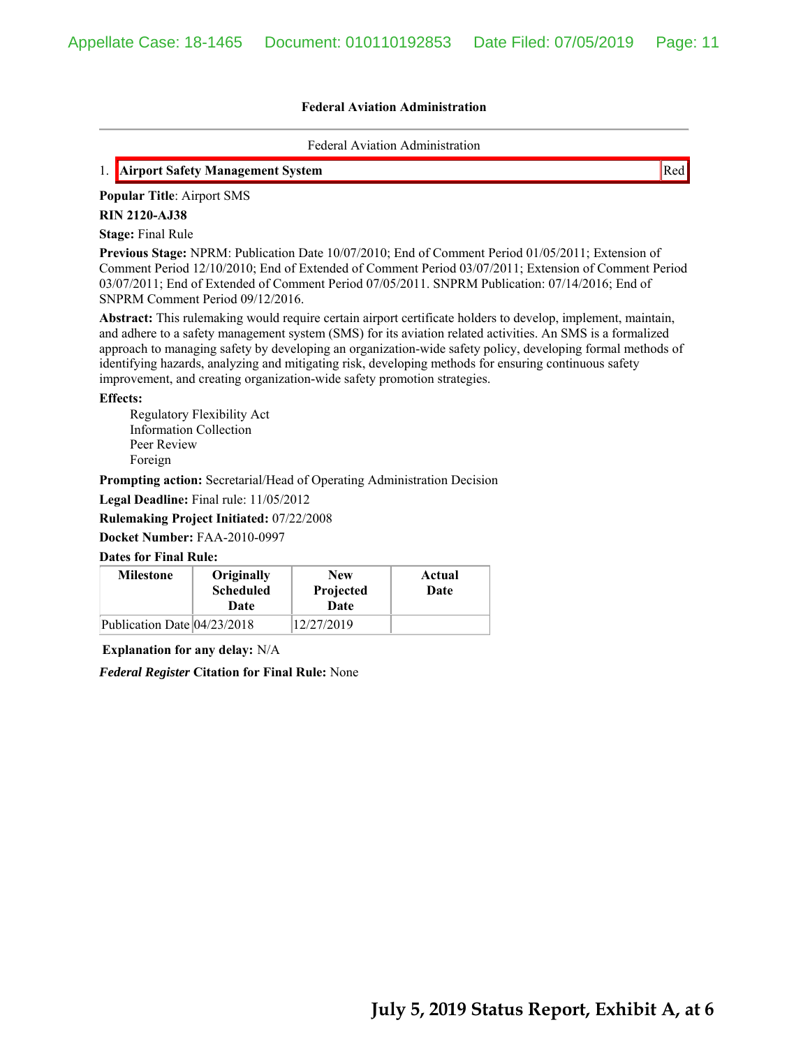**Federal Aviation Administration**

---

Federal Aviation Administration

| 1. | **Airport Safety Management System** | Red |
|---|---|---|

**Popular Title**: Airport SMS

**RIN 2120-AJ38**

**Stage:** Final Rule

**Previous Stage:** NPRM: Publication Date 10/07/2010; End of Comment Period 01/05/2011; Extension of Comment Period 12/10/2010; End of Extended of Comment Period 03/07/2011; Extension of Comment Period 03/07/2011; End of Extended of Comment Period 07/05/2011. SNPRM Publication: 07/14/2016; End of SNPRM Comment Period 09/12/2016.

**Abstract:** This rulemaking would require certain airport certificate holders to develop, implement, maintain, and adhere to a safety management system (SMS) for its aviation related activities. An SMS is a formalized approach to managing safety by developing an organization-wide safety policy, developing formal methods of identifying hazards, analyzing and mitigating risk, developing methods for ensuring continuous safety improvement, and creating organization-wide safety promotion strategies.

**Effects:**

- Regulatory Flexibility Act
- Information Collection
- Peer Review
- Foreign

**Prompting action:** Secretarial/Head of Operating Administration Decision

**Legal Deadline:** Final rule: 11/05/2012

**Rulemaking Project Initiated:** 07/22/2008

**Docket Number:** FAA-2010-0997

**Dates for Final Rule:**

| Milestone | Originally Scheduled Date | New Projected Date | Actual Date |
|---|---|---|---|
| Publication Date | 04/23/2018 | 12/27/2019 | |

**Explanation for any delay:** N/A

***Federal Register* Citation for Final Rule:** None

**July 5, 2019 Status Report, Exhibit A, at 6**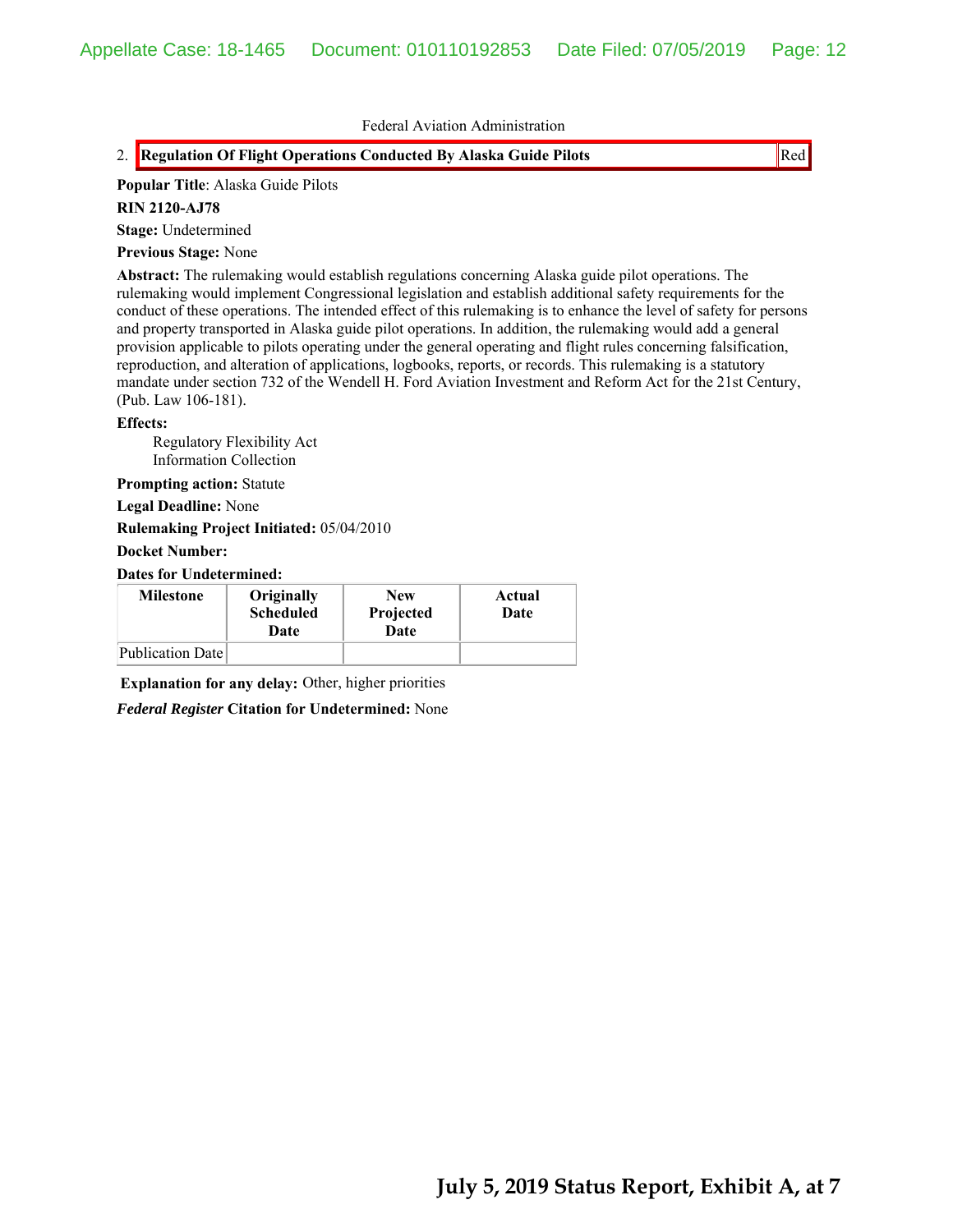Federal Aviation Administration

2. **Regulation Of Flight Operations Conducted By Alaska Guide Pilots** Red

**Popular Title**: Alaska Guide Pilots

**RIN 2120-AJ78**

**Stage:** Undetermined

**Previous Stage:** None

**Abstract:** The rulemaking would establish regulations concerning Alaska guide pilot operations. The rulemaking would implement Congressional legislation and establish additional safety requirements for the conduct of these operations. The intended effect of this rulemaking is to enhance the level of safety for persons and property transported in Alaska guide pilot operations. In addition, the rulemaking would add a general provision applicable to pilots operating under the general operating and flight rules concerning falsification, reproduction, and alteration of applications, logbooks, reports, or records. This rulemaking is a statutory mandate under section 732 of the Wendell H. Ford Aviation Investment and Reform Act for the 21st Century, (Pub. Law 106-181).

**Effects:**

Regulatory Flexibility Act
Information Collection

**Prompting action:** Statute

**Legal Deadline:** None

**Rulemaking Project Initiated:** 05/04/2010

**Docket Number:**

**Dates for Undetermined:**

| Milestone | Originally Scheduled Date | New Projected Date | Actual Date |
|---|---|---|---|
| Publication Date | | | |

**Explanation for any delay:** Other, higher priorities

***Federal Register* Citation for Undetermined:** None

**July 5, 2019 Status Report, Exhibit A, at 7**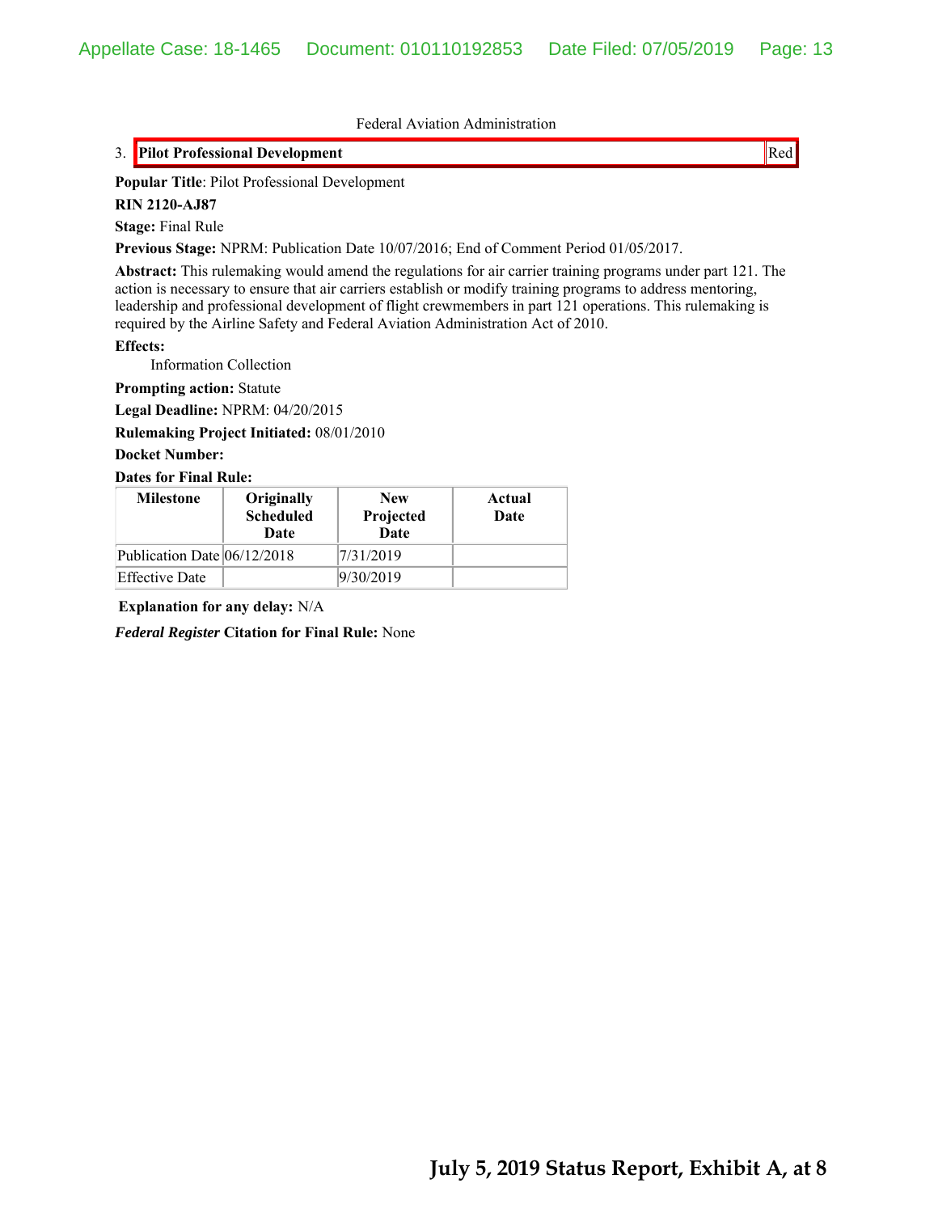Federal Aviation Administration

| 3. **Pilot Professional Development** | Red |
|---|---|

**Popular Title**: Pilot Professional Development

**RIN 2120-AJ87**

**Stage:** Final Rule

**Previous Stage:** NPRM: Publication Date 10/07/2016; End of Comment Period 01/05/2017.

**Abstract:** This rulemaking would amend the regulations for air carrier training programs under part 121. The action is necessary to ensure that air carriers establish or modify training programs to address mentoring, leadership and professional development of flight crewmembers in part 121 operations. This rulemaking is required by the Airline Safety and Federal Aviation Administration Act of 2010.

**Effects:**

Information Collection

**Prompting action:** Statute

**Legal Deadline:** NPRM: 04/20/2015

**Rulemaking Project Initiated:** 08/01/2010

**Docket Number:**

**Dates for Final Rule:**

| Milestone | Originally Scheduled Date | New Projected Date | Actual Date |
|---|---|---|---|
| Publication Date | 06/12/2018 | 7/31/2019 | |
| Effective Date | | 9/30/2019 | |

**Explanation for any delay:** N/A

***Federal Register*** **Citation for Final Rule:** None

**July 5, 2019 Status Report, Exhibit A, at 8**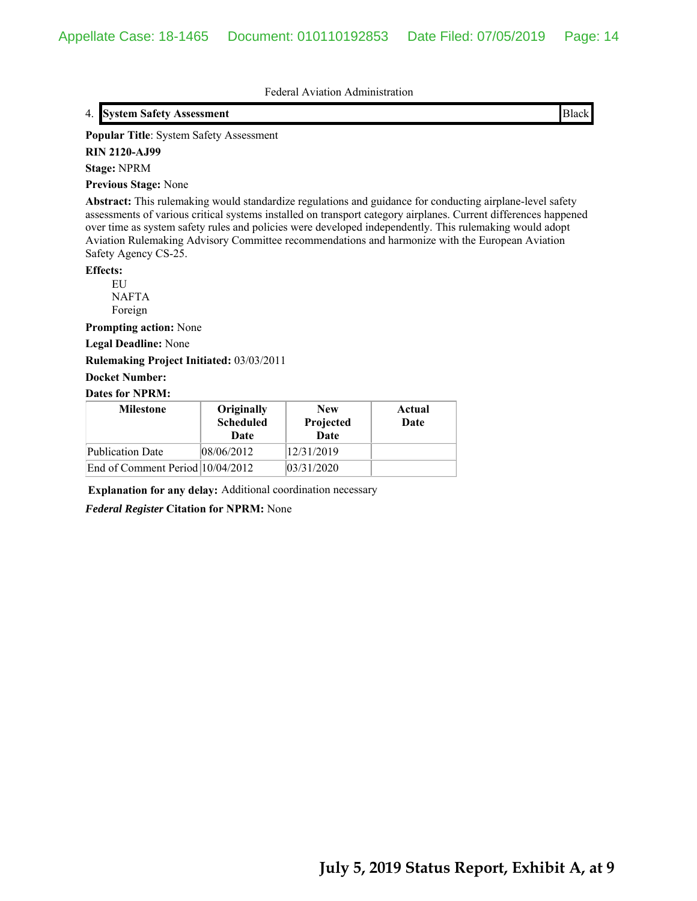Federal Aviation Administration

| 4. | **System Safety Assessment** | Black |
|---|---|---|

**Popular Title**: System Safety Assessment

**RIN 2120-AJ99**

**Stage:** NPRM

**Previous Stage:** None

**Abstract:** This rulemaking would standardize regulations and guidance for conducting airplane-level safety assessments of various critical systems installed on transport category airplanes. Current differences happened over time as system safety rules and policies were developed independently. This rulemaking would adopt Aviation Rulemaking Advisory Committee recommendations and harmonize with the European Aviation Safety Agency CS-25.

**Effects:**

- EU
- NAFTA
- Foreign

**Prompting action:** None

**Legal Deadline:** None

**Rulemaking Project Initiated:** 03/03/2011

**Docket Number:**

**Dates for NPRM:**

| Milestone | Originally Scheduled Date | New Projected Date | Actual Date |
|---|---|---|---|
| Publication Date | 08/06/2012 | 12/31/2019 | |
| End of Comment Period | 10/04/2012 | 03/31/2020 | |

**Explanation for any delay:** Additional coordination necessary

***Federal Register* Citation for NPRM:** None

**July 5, 2019 Status Report, Exhibit A, at 9**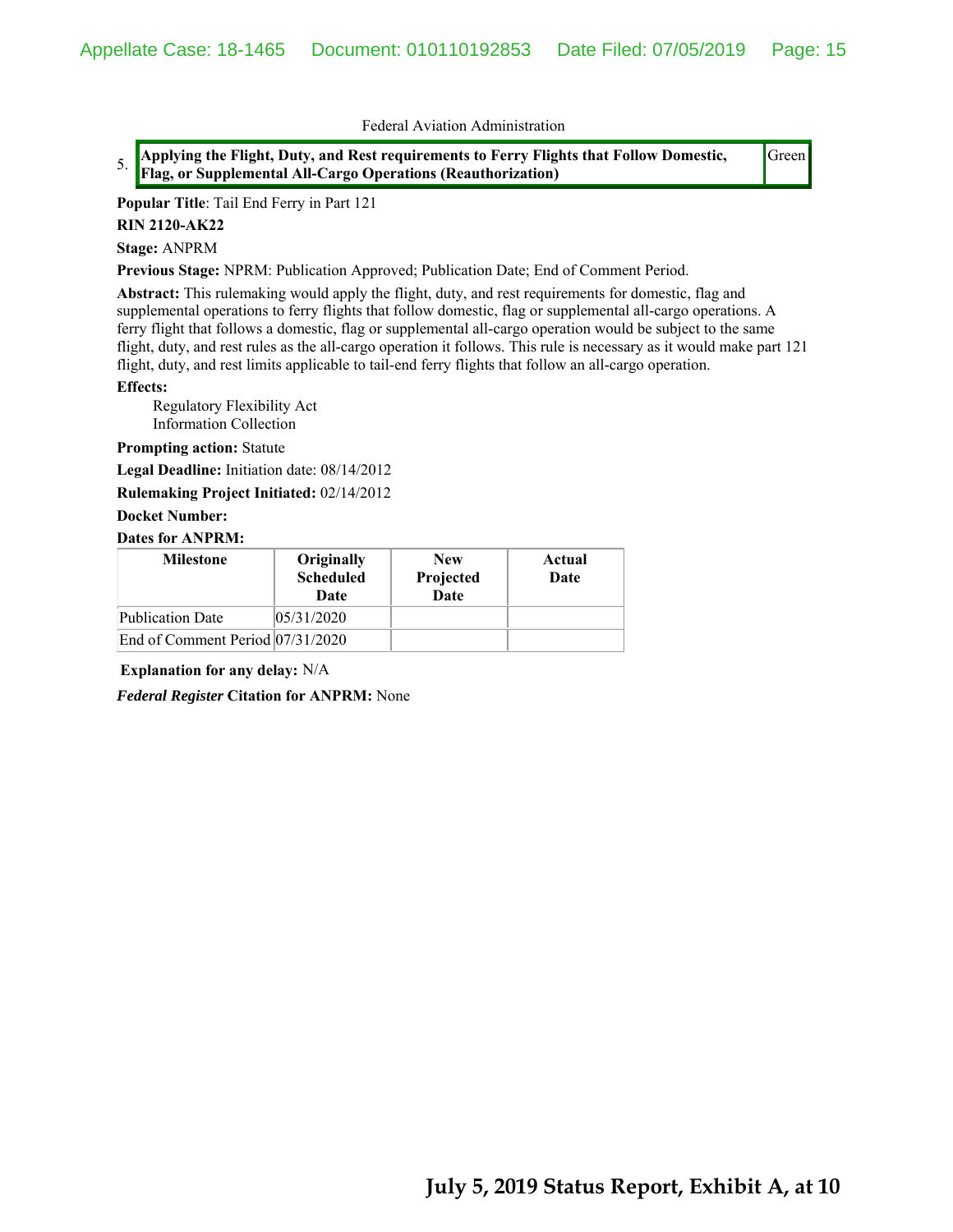Federal Aviation Administration

| 5. | **Applying the Flight, Duty, and Rest requirements to Ferry Flights that Follow Domestic, Flag, or Supplemental All-Cargo Operations (Reauthorization)** | Green |
|---|---|---|

**Popular Title**: Tail End Ferry in Part 121

**RIN 2120-AK22**

**Stage:** ANPRM

**Previous Stage:** NPRM: Publication Approved; Publication Date; End of Comment Period.

**Abstract:** This rulemaking would apply the flight, duty, and rest requirements for domestic, flag and supplemental operations to ferry flights that follow domestic, flag or supplemental all-cargo operations. A ferry flight that follows a domestic, flag or supplemental all-cargo operation would be subject to the same flight, duty, and rest rules as the all-cargo operation it follows. This rule is necessary as it would make part 121 flight, duty, and rest limits applicable to tail-end ferry flights that follow an all-cargo operation.

**Effects:**

Regulatory Flexibility Act
Information Collection

**Prompting action:** Statute

**Legal Deadline:** Initiation date: 08/14/2012

**Rulemaking Project Initiated:** 02/14/2012

**Docket Number:**

**Dates for ANPRM:**

| Milestone | Originally Scheduled Date | New Projected Date | Actual Date |
|---|---|---|---|
| Publication Date | 05/31/2020 | | |
| End of Comment Period | 07/31/2020 | | |

**Explanation for any delay:** N/A

***Federal Register*** **Citation for ANPRM:** None

**July 5, 2019 Status Report, Exhibit A, at 10**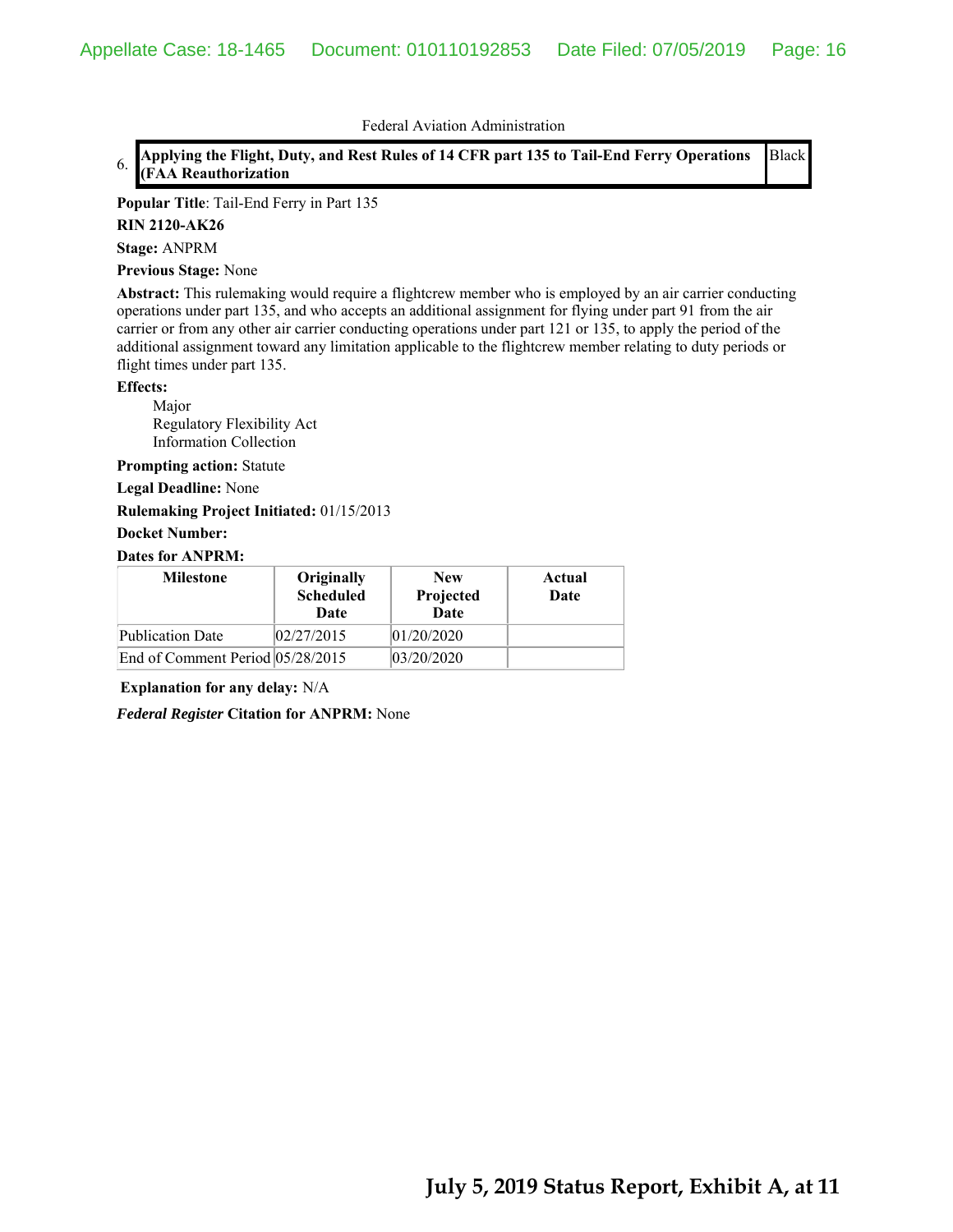Federal Aviation Administration

| 6. Applying the Flight, Duty, and Rest Rules of 14 CFR part 135 to Tail-End Ferry Operations (FAA Reauthorization | Black |
|---|---|

**Popular Title**: Tail-End Ferry in Part 135

**RIN 2120-AK26**

**Stage:** ANPRM

**Previous Stage:** None

**Abstract:** This rulemaking would require a flightcrew member who is employed by an air carrier conducting operations under part 135, and who accepts an additional assignment for flying under part 91 from the air carrier or from any other air carrier conducting operations under part 121 or 135, to apply the period of the additional assignment toward any limitation applicable to the flightcrew member relating to duty periods or flight times under part 135.

**Effects:**

Major
Regulatory Flexibility Act
Information Collection

**Prompting action:** Statute

**Legal Deadline:** None

**Rulemaking Project Initiated:** 01/15/2013

**Docket Number:**

**Dates for ANPRM:**

| Milestone | Originally Scheduled Date | New Projected Date | Actual Date |
|---|---|---|---|
| Publication Date | 02/27/2015 | 01/20/2020 | |
| End of Comment Period | 05/28/2015 | 03/20/2020 | |

**Explanation for any delay:** N/A

***Federal Register* Citation for ANPRM:** None

**July 5, 2019 Status Report, Exhibit A, at 11**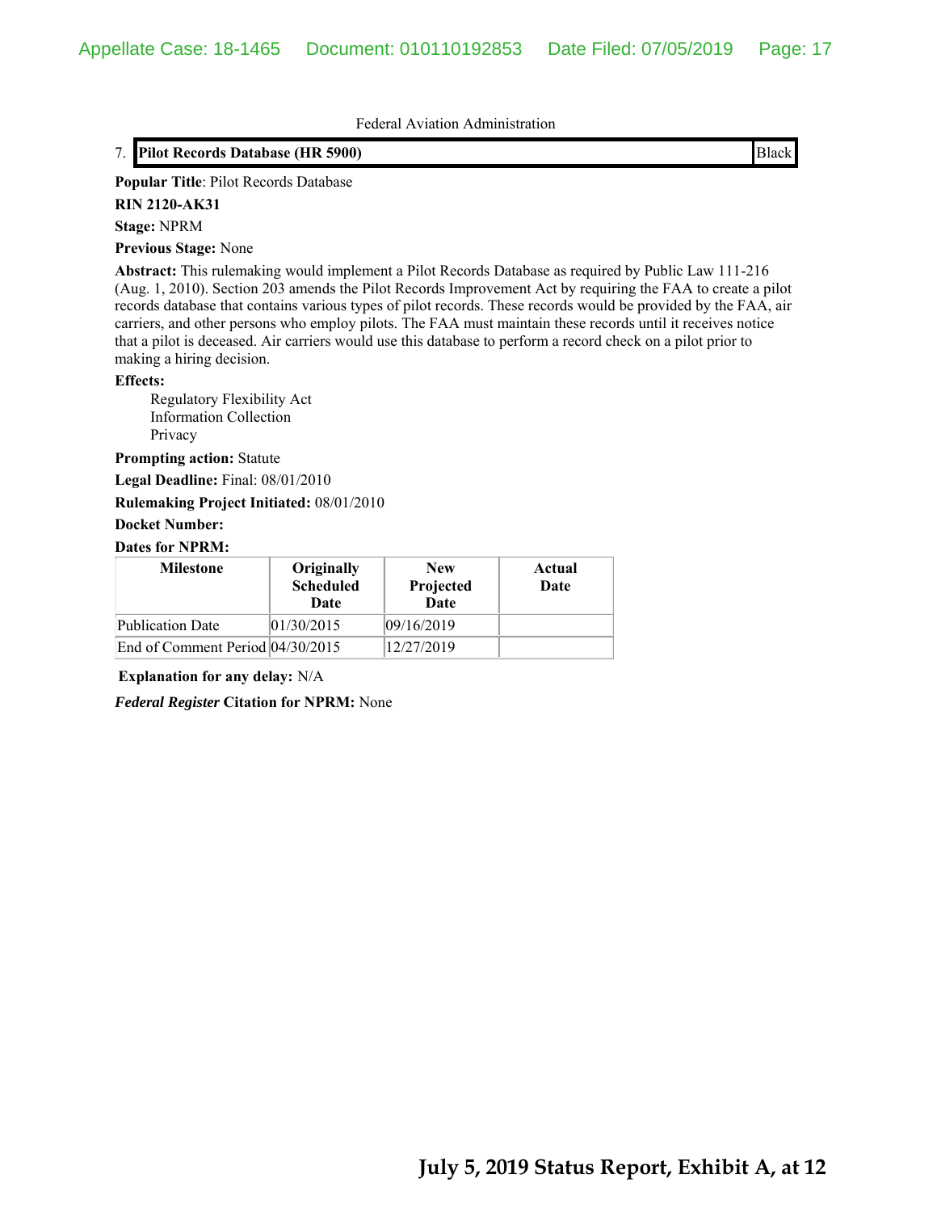Federal Aviation Administration

| 7. | **Pilot Records Database (HR 5900)** | Black |
|---|---|---|

**Popular Title**: Pilot Records Database

**RIN 2120-AK31**

**Stage:** NPRM

**Previous Stage:** None

**Abstract:** This rulemaking would implement a Pilot Records Database as required by Public Law 111-216 (Aug. 1, 2010). Section 203 amends the Pilot Records Improvement Act by requiring the FAA to create a pilot records database that contains various types of pilot records. These records would be provided by the FAA, air carriers, and other persons who employ pilots. The FAA must maintain these records until it receives notice that a pilot is deceased. Air carriers would use this database to perform a record check on a pilot prior to making a hiring decision.

**Effects:**

- Regulatory Flexibility Act
- Information Collection
- Privacy

**Prompting action:** Statute

**Legal Deadline:** Final: 08/01/2010

**Rulemaking Project Initiated:** 08/01/2010

**Docket Number:**

**Dates for NPRM:**

| Milestone | Originally Scheduled Date | New Projected Date | Actual Date |
|---|---|---|---|
| Publication Date | 01/30/2015 | 09/16/2019 | |
| End of Comment Period | 04/30/2015 | 12/27/2019 | |

**Explanation for any delay:** N/A

***Federal Register*** **Citation for NPRM:** None

**July 5, 2019 Status Report, Exhibit A, at 12**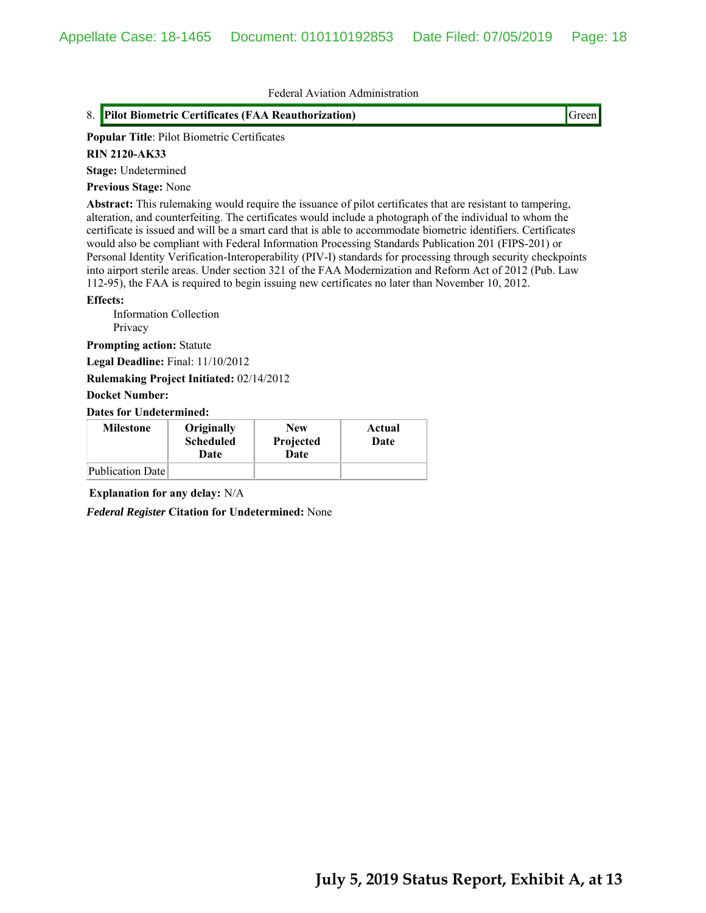Federal Aviation Administration

8. **Pilot Biometric Certificates (FAA Reauthorization)** Green

**Popular Title**: Pilot Biometric Certificates

**RIN 2120-AK33**

**Stage:** Undetermined

**Previous Stage:** None

**Abstract:** This rulemaking would require the issuance of pilot certificates that are resistant to tampering, alteration, and counterfeiting. The certificates would include a photograph of the individual to whom the certificate is issued and will be a smart card that is able to accommodate biometric identifiers. Certificates would also be compliant with Federal Information Processing Standards Publication 201 (FIPS-201) or Personal Identity Verification-Interoperability (PIV-I) standards for processing through security checkpoints into airport sterile areas. Under section 321 of the FAA Modernization and Reform Act of 2012 (Pub. Law 112-95), the FAA is required to begin issuing new certificates no later than November 10, 2012.

**Effects:**

Information Collection
Privacy

**Prompting action:** Statute

**Legal Deadline:** Final: 11/10/2012

**Rulemaking Project Initiated:** 02/14/2012

**Docket Number:**

**Dates for Undetermined:**

| Milestone | Originally Scheduled Date | New Projected Date | Actual Date |
|---|---|---|---|
| Publication Date | | | |

**Explanation for any delay:** N/A

***Federal Register* Citation for Undetermined:** None

**July 5, 2019 Status Report, Exhibit A, at 13**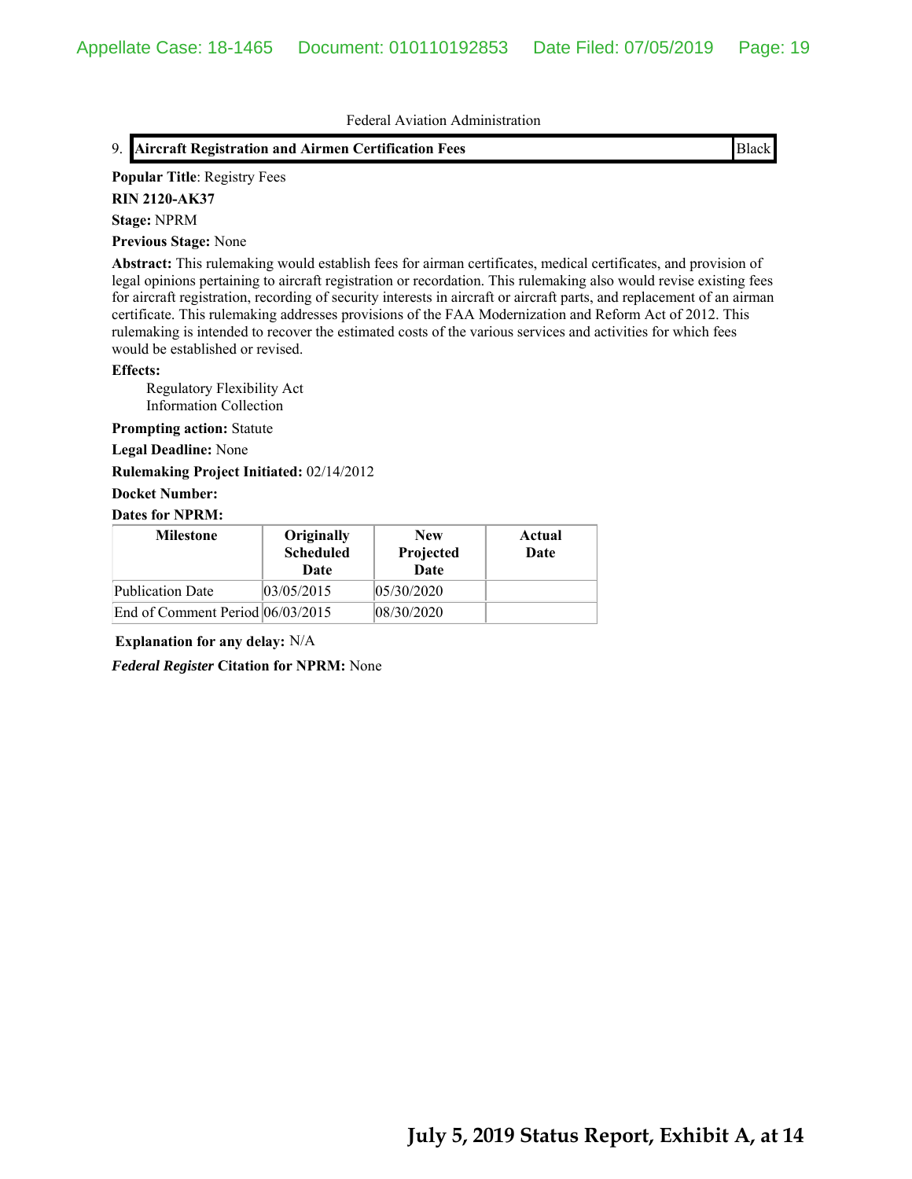Federal Aviation Administration

9. **Aircraft Registration and Airmen Certification Fees** | Black

**Popular Title**: Registry Fees

**RIN 2120-AK37**

**Stage:** NPRM

**Previous Stage:** None

**Abstract:** This rulemaking would establish fees for airman certificates, medical certificates, and provision of legal opinions pertaining to aircraft registration or recordation. This rulemaking also would revise existing fees for aircraft registration, recording of security interests in aircraft or aircraft parts, and replacement of an airman certificate. This rulemaking addresses provisions of the FAA Modernization and Reform Act of 2012. This rulemaking is intended to recover the estimated costs of the various services and activities for which fees would be established or revised.

**Effects:**

Regulatory Flexibility Act
Information Collection

**Prompting action:** Statute

**Legal Deadline:** None

**Rulemaking Project Initiated:** 02/14/2012

**Docket Number:**

**Dates for NPRM:**

| Milestone | Originally Scheduled Date | New Projected Date | Actual Date |
|---|---|---|---|
| Publication Date | 03/05/2015 | 05/30/2020 | |
| End of Comment Period | 06/03/2015 | 08/30/2020 | |

**Explanation for any delay:** N/A

***Federal Register* Citation for NPRM:** None

**July 5, 2019 Status Report, Exhibit A, at 14**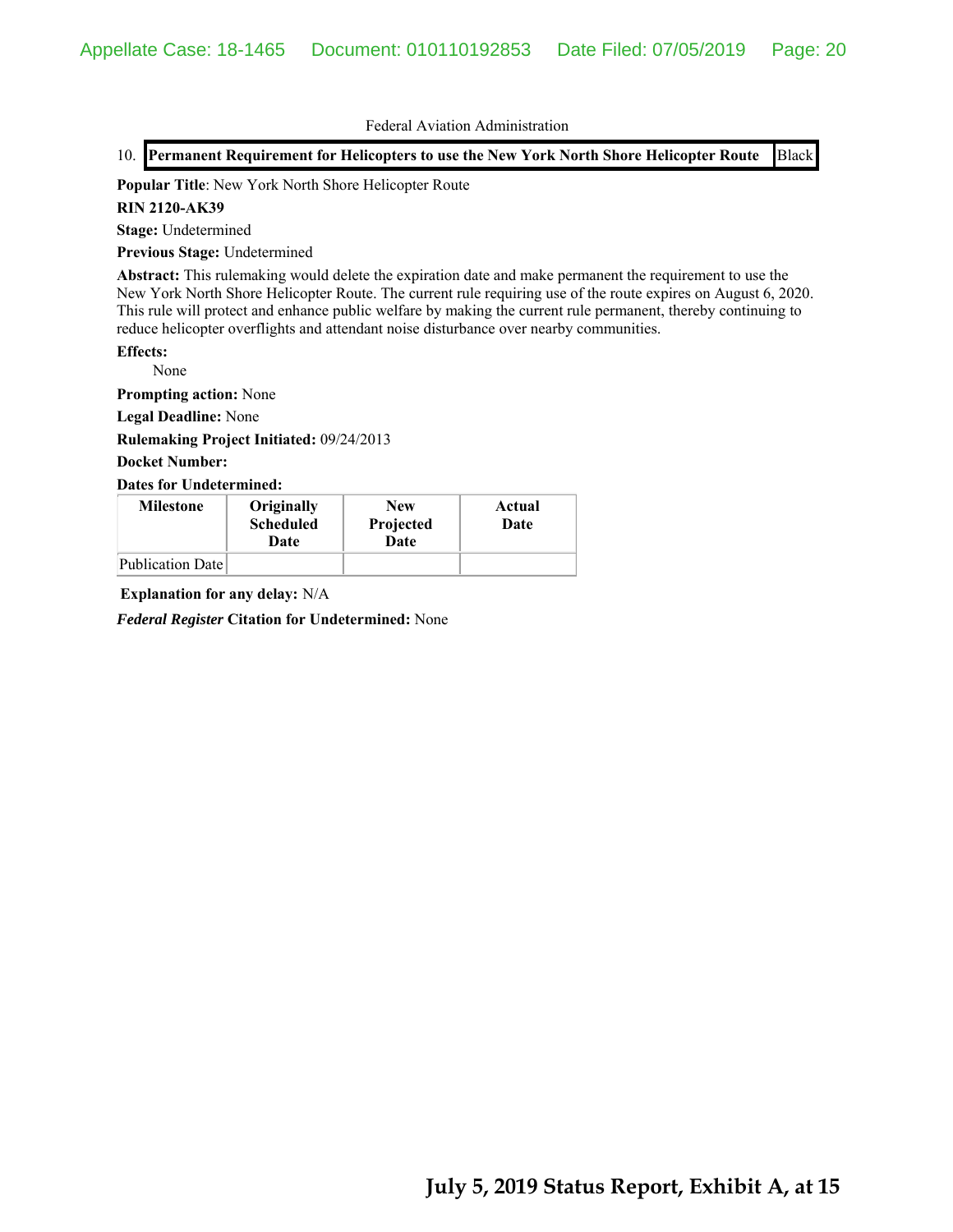Federal Aviation Administration

10. **Permanent Requirement for Helicopters to use the New York North Shore Helicopter Route** | Black

**Popular Title**: New York North Shore Helicopter Route

**RIN 2120-AK39**

**Stage:** Undetermined

**Previous Stage:** Undetermined

**Abstract:** This rulemaking would delete the expiration date and make permanent the requirement to use the New York North Shore Helicopter Route. The current rule requiring use of the route expires on August 6, 2020. This rule will protect and enhance public welfare by making the current rule permanent, thereby continuing to reduce helicopter overflights and attendant noise disturbance over nearby communities.

**Effects:**

None

**Prompting action:** None

**Legal Deadline:** None

**Rulemaking Project Initiated:** 09/24/2013

**Docket Number:**

**Dates for Undetermined:**

| Milestone | Originally Scheduled Date | New Projected Date | Actual Date |
|---|---|---|---|
| Publication Date | | | |

**Explanation for any delay:** N/A

***Federal Register* Citation for Undetermined:** None

**July 5, 2019 Status Report, Exhibit A, at 15**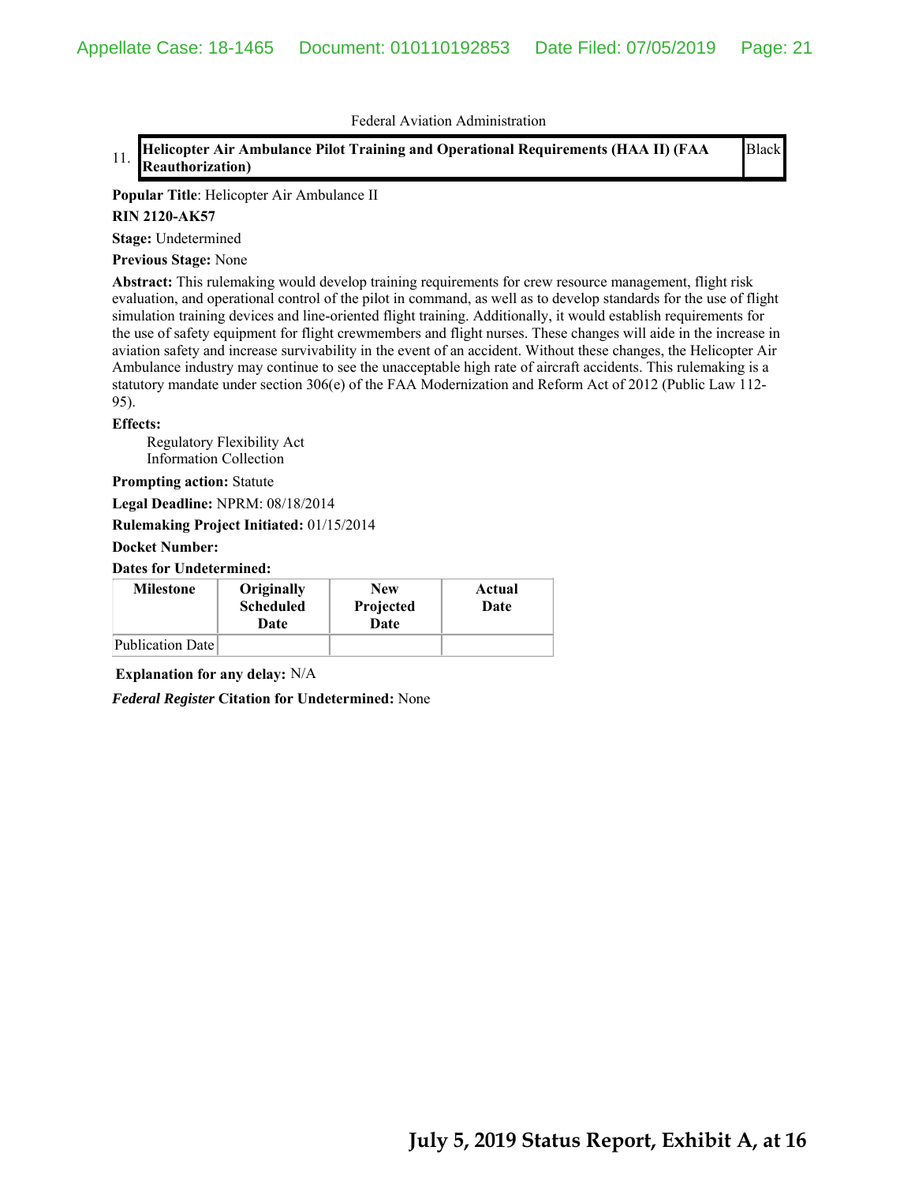Federal Aviation Administration

| 11. | **Helicopter Air Ambulance Pilot Training and Operational Requirements (HAA II) (FAA Reauthorization)** | Black |
|---|---|---|

**Popular Title**: Helicopter Air Ambulance II

**RIN 2120-AK57**

**Stage:** Undetermined

**Previous Stage:** None

**Abstract:** This rulemaking would develop training requirements for crew resource management, flight risk evaluation, and operational control of the pilot in command, as well as to develop standards for the use of flight simulation training devices and line-oriented flight training. Additionally, it would establish requirements for the use of safety equipment for flight crewmembers and flight nurses. These changes will aide in the increase in aviation safety and increase survivability in the event of an accident. Without these changes, the Helicopter Air Ambulance industry may continue to see the unacceptable high rate of aircraft accidents. This rulemaking is a statutory mandate under section 306(e) of the FAA Modernization and Reform Act of 2012 (Public Law 112-95).

**Effects:**

Regulatory Flexibility Act
Information Collection

**Prompting action:** Statute

**Legal Deadline:** NPRM: 08/18/2014

**Rulemaking Project Initiated:** 01/15/2014

**Docket Number:**

**Dates for Undetermined:**

| Milestone | Originally Scheduled Date | New Projected Date | Actual Date |
|---|---|---|---|
| Publication Date | | | |

**Explanation for any delay:** N/A

***Federal Register* Citation for Undetermined:** None

**July 5, 2019 Status Report, Exhibit A, at 16**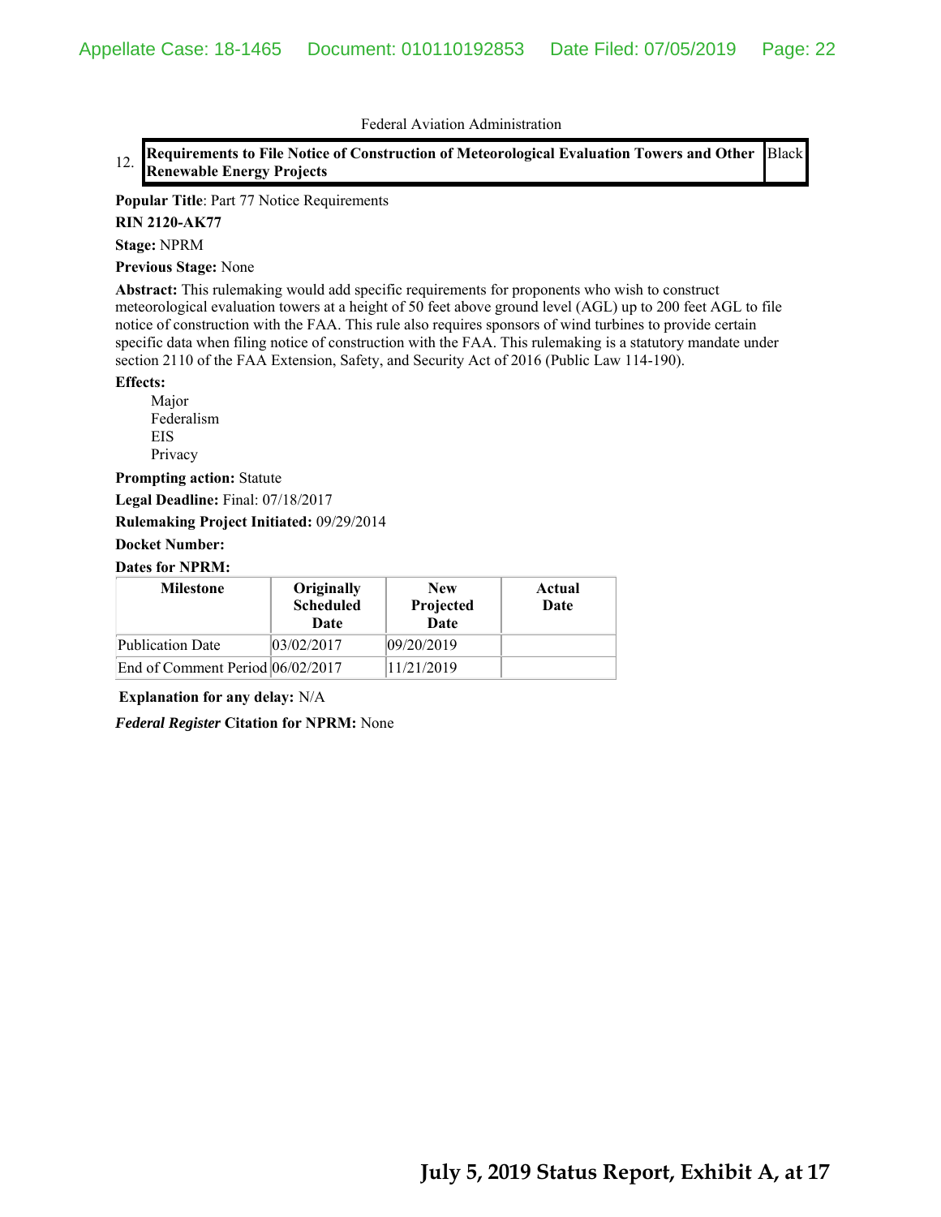Federal Aviation Administration

| 12. | **Requirements to File Notice of Construction of Meteorological Evaluation Towers and Other Renewable Energy Projects** | Black |
|---|---|---|

**Popular Title**: Part 77 Notice Requirements

**RIN 2120-AK77**

**Stage:** NPRM

**Previous Stage:** None

**Abstract:** This rulemaking would add specific requirements for proponents who wish to construct meteorological evaluation towers at a height of 50 feet above ground level (AGL) up to 200 feet AGL to file notice of construction with the FAA. This rule also requires sponsors of wind turbines to provide certain specific data when filing notice of construction with the FAA. This rulemaking is a statutory mandate under section 2110 of the FAA Extension, Safety, and Security Act of 2016 (Public Law 114-190).

**Effects:**

Major
Federalism
EIS
Privacy

**Prompting action:** Statute

**Legal Deadline:** Final: 07/18/2017

**Rulemaking Project Initiated:** 09/29/2014

**Docket Number:**

**Dates for NPRM:**

| Milestone | Originally Scheduled Date | New Projected Date | Actual Date |
|---|---|---|---|
| Publication Date | 03/02/2017 | 09/20/2019 | |
| End of Comment Period | 06/02/2017 | 11/21/2019 | |

**Explanation for any delay:** N/A

***Federal Register* Citation for NPRM:** None

**July 5, 2019 Status Report, Exhibit A, at 17**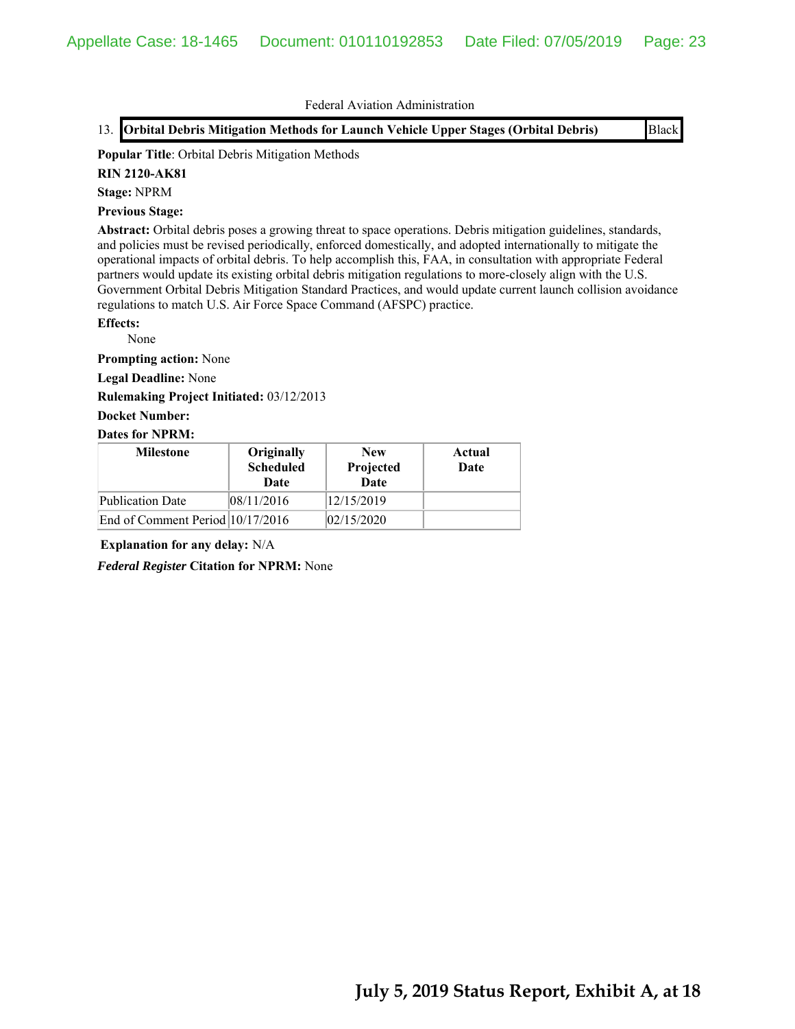Federal Aviation Administration

13. **Orbital Debris Mitigation Methods for Launch Vehicle Upper Stages (Orbital Debris)** | Black

**Popular Title**: Orbital Debris Mitigation Methods

**RIN 2120-AK81**

**Stage:** NPRM

**Previous Stage:**

**Abstract:** Orbital debris poses a growing threat to space operations. Debris mitigation guidelines, standards, and policies must be revised periodically, enforced domestically, and adopted internationally to mitigate the operational impacts of orbital debris. To help accomplish this, FAA, in consultation with appropriate Federal partners would update its existing orbital debris mitigation regulations to more-closely align with the U.S. Government Orbital Debris Mitigation Standard Practices, and would update current launch collision avoidance regulations to match U.S. Air Force Space Command (AFSPC) practice.

**Effects:**

None

**Prompting action:** None

**Legal Deadline:** None

**Rulemaking Project Initiated:** 03/12/2013

**Docket Number:**

**Dates for NPRM:**

| Milestone | Originally Scheduled Date | New Projected Date | Actual Date |
|---|---|---|---|
| Publication Date | 08/11/2016 | 12/15/2019 | |
| End of Comment Period | 10/17/2016 | 02/15/2020 | |

**Explanation for any delay:** N/A

***Federal Register* Citation for NPRM:** None

**July 5, 2019 Status Report, Exhibit A, at 18**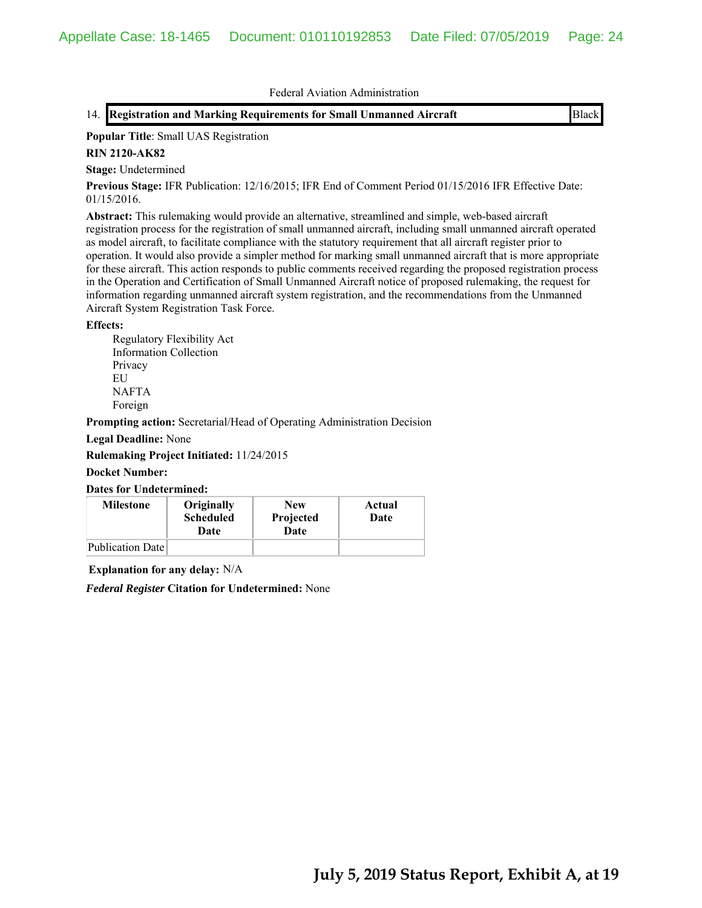Federal Aviation Administration

| 14. | **Registration and Marking Requirements for Small Unmanned Aircraft** | Black |
|---|---|---|

**Popular Title**: Small UAS Registration

**RIN 2120-AK82**

**Stage:** Undetermined

**Previous Stage:** IFR Publication: 12/16/2015; IFR End of Comment Period 01/15/2016 IFR Effective Date: 01/15/2016.

**Abstract:** This rulemaking would provide an alternative, streamlined and simple, web-based aircraft registration process for the registration of small unmanned aircraft, including small unmanned aircraft operated as model aircraft, to facilitate compliance with the statutory requirement that all aircraft register prior to operation. It would also provide a simpler method for marking small unmanned aircraft that is more appropriate for these aircraft. This action responds to public comments received regarding the proposed registration process in the Operation and Certification of Small Unmanned Aircraft notice of proposed rulemaking, the request for information regarding unmanned aircraft system registration, and the recommendations from the Unmanned Aircraft System Registration Task Force.

**Effects:**

Regulatory Flexibility Act
Information Collection
Privacy
EU
NAFTA
Foreign

**Prompting action:** Secretarial/Head of Operating Administration Decision

**Legal Deadline:** None

**Rulemaking Project Initiated:** 11/24/2015

**Docket Number:**

**Dates for Undetermined:**

| Milestone | Originally Scheduled Date | New Projected Date | Actual Date |
|---|---|---|---|
| Publication Date | | | |

**Explanation for any delay:** N/A

***Federal Register* Citation for Undetermined:** None

**July 5, 2019 Status Report, Exhibit A, at 19**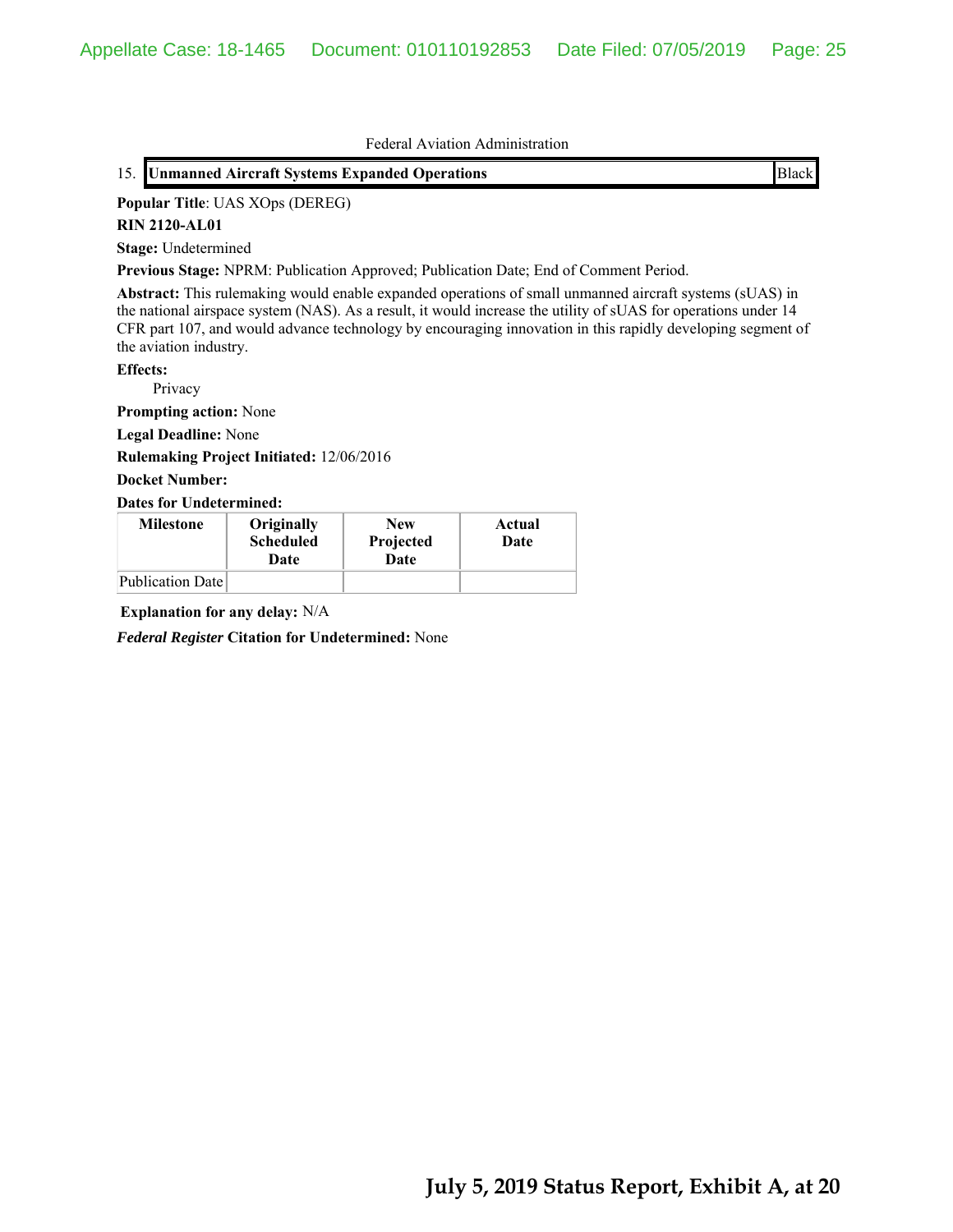Federal Aviation Administration

| 15. | **Unmanned Aircraft Systems Expanded Operations** | Black |
|---|---|---|

**Popular Title**: UAS XOps (DEREG)

**RIN 2120-AL01**

**Stage:** Undetermined

**Previous Stage:** NPRM: Publication Approved; Publication Date; End of Comment Period.

**Abstract:** This rulemaking would enable expanded operations of small unmanned aircraft systems (sUAS) in the national airspace system (NAS). As a result, it would increase the utility of sUAS for operations under 14 CFR part 107, and would advance technology by encouraging innovation in this rapidly developing segment of the aviation industry.

**Effects:**

Privacy

**Prompting action:** None

**Legal Deadline:** None

**Rulemaking Project Initiated:** 12/06/2016

**Docket Number:**

**Dates for Undetermined:**

| Milestone | Originally Scheduled Date | New Projected Date | Actual Date |
|---|---|---|---|
| Publication Date | | | |

**Explanation for any delay:** N/A

***Federal Register* Citation for Undetermined:** None

**July 5, 2019 Status Report, Exhibit A, at 20**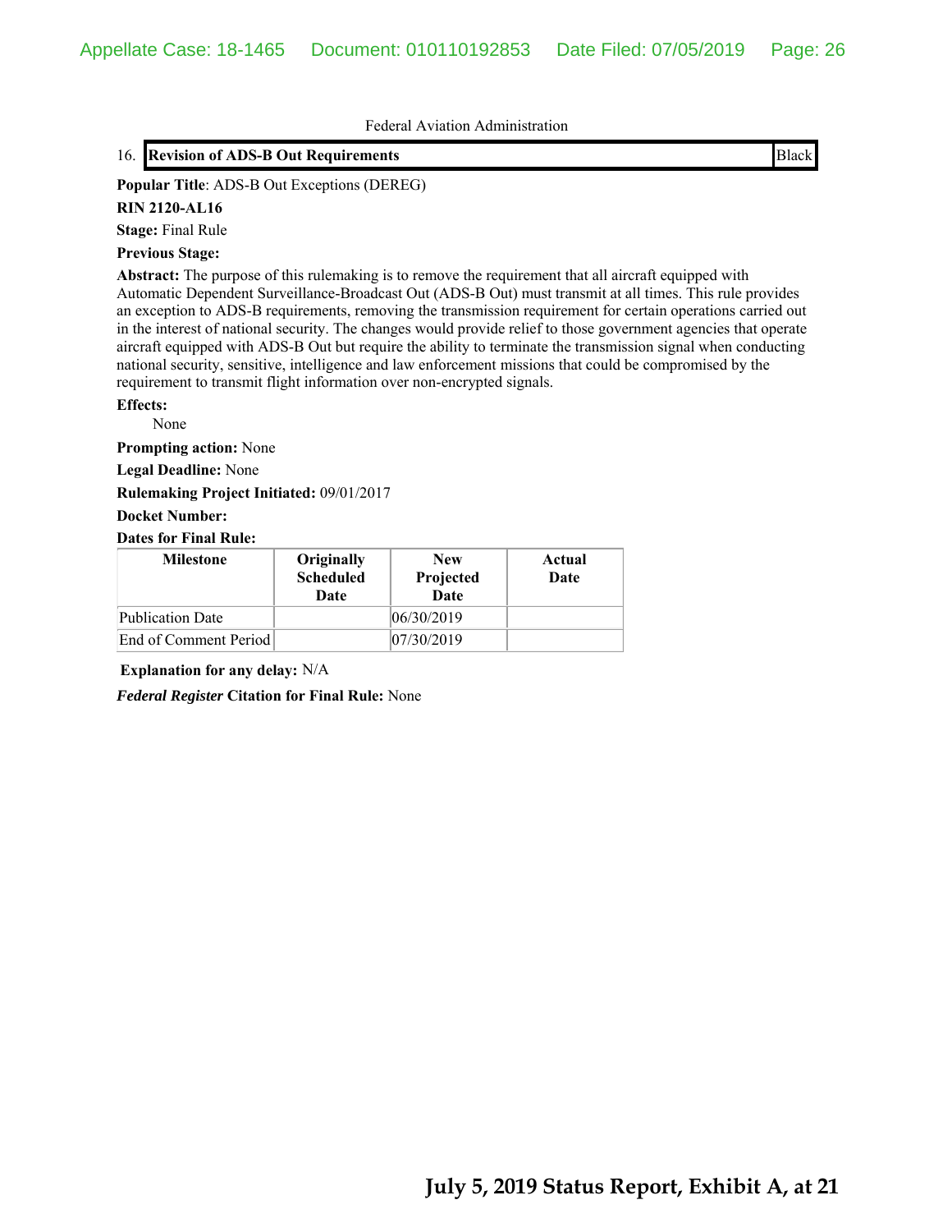Federal Aviation Administration

| 16. | **Revision of ADS-B Out Requirements** | Black |
|---|---|---|

**Popular Title**: ADS-B Out Exceptions (DEREG)

**RIN 2120-AL16**

**Stage:** Final Rule

**Previous Stage:**

**Abstract:** The purpose of this rulemaking is to remove the requirement that all aircraft equipped with Automatic Dependent Surveillance-Broadcast Out (ADS-B Out) must transmit at all times. This rule provides an exception to ADS-B requirements, removing the transmission requirement for certain operations carried out in the interest of national security. The changes would provide relief to those government agencies that operate aircraft equipped with ADS-B Out but require the ability to terminate the transmission signal when conducting national security, sensitive, intelligence and law enforcement missions that could be compromised by the requirement to transmit flight information over non-encrypted signals.

**Effects:**

None

**Prompting action:** None

**Legal Deadline:** None

**Rulemaking Project Initiated:** 09/01/2017

**Docket Number:**

**Dates for Final Rule:**

| Milestone | Originally Scheduled Date | New Projected Date | Actual Date |
|---|---|---|---|
| Publication Date | | 06/30/2019 | |
| End of Comment Period | | 07/30/2019 | |

**Explanation for any delay:** N/A

***Federal Register* Citation for Final Rule:** None

**July 5, 2019 Status Report, Exhibit A, at 21**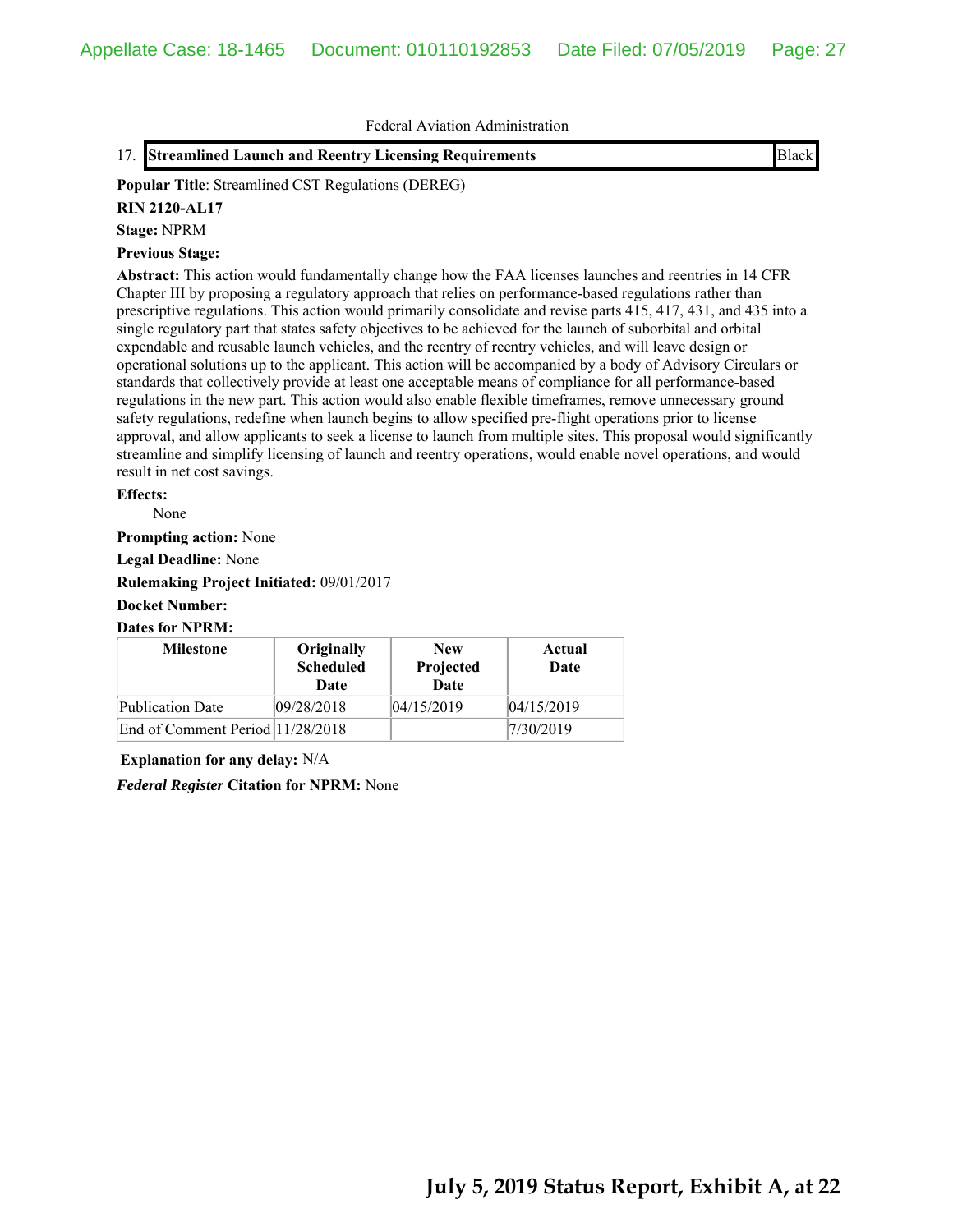Federal Aviation Administration

17. **Streamlined Launch and Reentry Licensing Requirements** | Black

**Popular Title**: Streamlined CST Regulations (DEREG)

**RIN 2120-AL17**

**Stage:** NPRM

**Previous Stage:**

**Abstract:** This action would fundamentally change how the FAA licenses launches and reentries in 14 CFR Chapter III by proposing a regulatory approach that relies on performance-based regulations rather than prescriptive regulations. This action would primarily consolidate and revise parts 415, 417, 431, and 435 into a single regulatory part that states safety objectives to be achieved for the launch of suborbital and orbital expendable and reusable launch vehicles, and the reentry of reentry vehicles, and will leave design or operational solutions up to the applicant. This action will be accompanied by a body of Advisory Circulars or standards that collectively provide at least one acceptable means of compliance for all performance-based regulations in the new part. This action would also enable flexible timeframes, remove unnecessary ground safety regulations, redefine when launch begins to allow specified pre-flight operations prior to license approval, and allow applicants to seek a license to launch from multiple sites. This proposal would significantly streamline and simplify licensing of launch and reentry operations, would enable novel operations, and would result in net cost savings.

**Effects:**

None

**Prompting action:** None

**Legal Deadline:** None

**Rulemaking Project Initiated:** 09/01/2017

**Docket Number:**

**Dates for NPRM:**

| Milestone | Originally Scheduled Date | New Projected Date | Actual Date |
|---|---|---|---|
| Publication Date | 09/28/2018 | 04/15/2019 | 04/15/2019 |
| End of Comment Period | 11/28/2018 | | 7/30/2019 |

**Explanation for any delay:** N/A

***Federal Register*** **Citation for NPRM:** None

**July 5, 2019 Status Report, Exhibit A, at 22**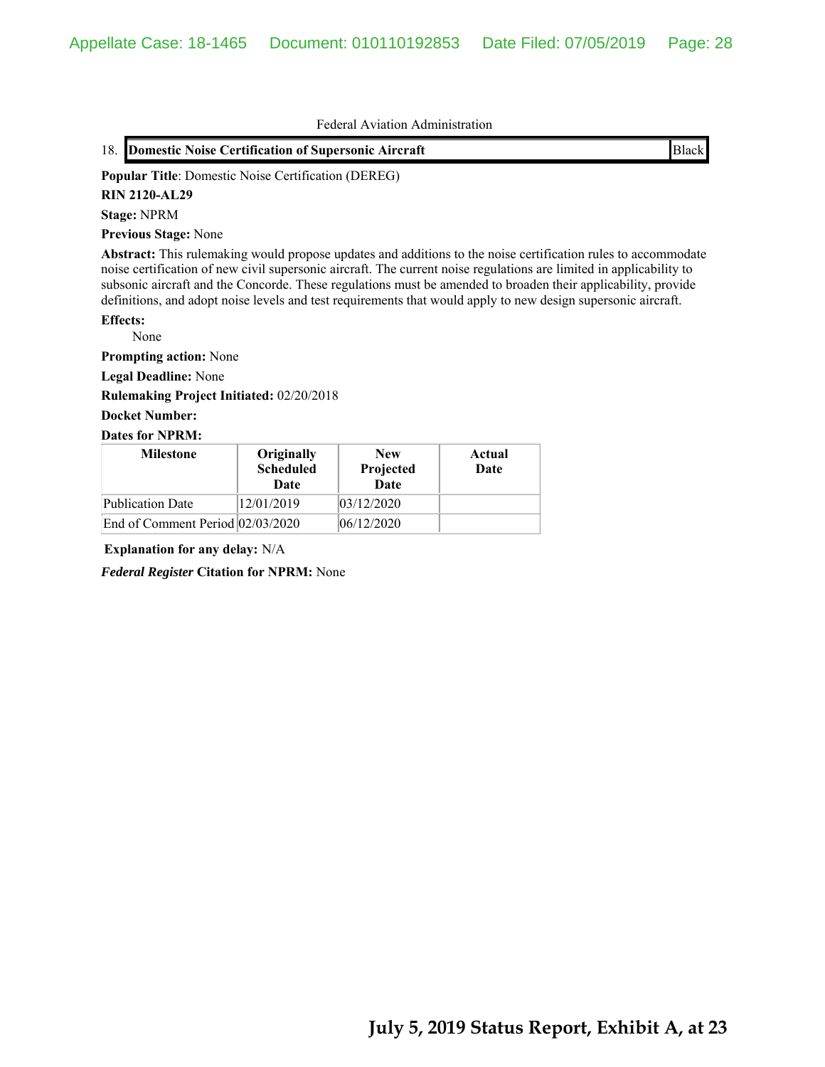Federal Aviation Administration

18. **Domestic Noise Certification of Supersonic Aircraft** Black

**Popular Title**: Domestic Noise Certification (DEREG)

**RIN 2120-AL29**

**Stage:** NPRM

**Previous Stage:** None

**Abstract:** This rulemaking would propose updates and additions to the noise certification rules to accommodate noise certification of new civil supersonic aircraft. The current noise regulations are limited in applicability to subsonic aircraft and the Concorde. These regulations must be amended to broaden their applicability, provide definitions, and adopt noise levels and test requirements that would apply to new design supersonic aircraft.

**Effects:**

None

**Prompting action:** None

**Legal Deadline:** None

**Rulemaking Project Initiated:** 02/20/2018

**Docket Number:**

**Dates for NPRM:**

| Milestone | Originally Scheduled Date | New Projected Date | Actual Date |
|---|---|---|---|
| Publication Date | 12/01/2019 | 03/12/2020 | |
| End of Comment Period | 02/03/2020 | 06/12/2020 | |

**Explanation for any delay:** N/A

***Federal Register* Citation for NPRM:** None

**July 5, 2019 Status Report, Exhibit A, at 23**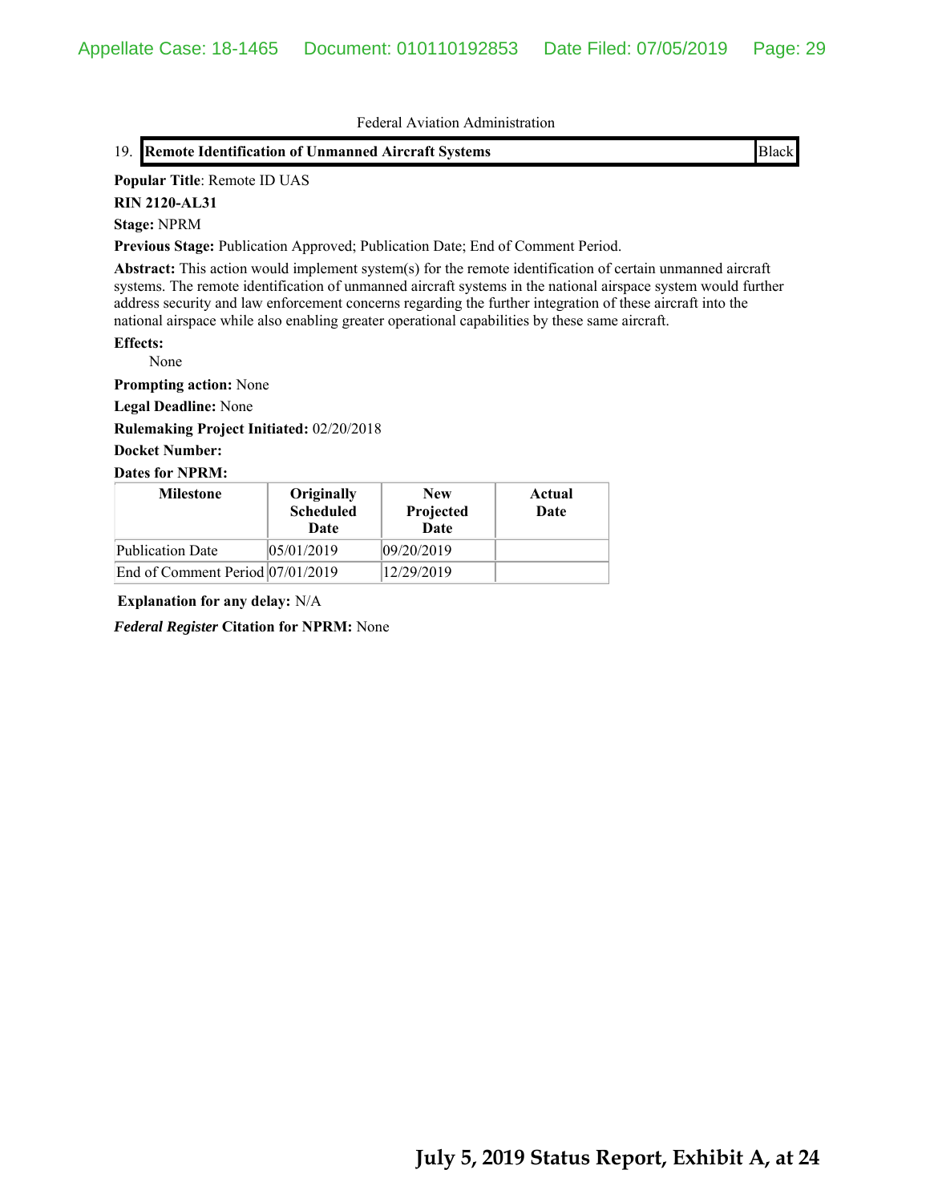Federal Aviation Administration

19. **Remote Identification of Unmanned Aircraft Systems** | Black

**Popular Title**: Remote ID UAS

**RIN 2120-AL31**

**Stage:** NPRM

**Previous Stage:** Publication Approved; Publication Date; End of Comment Period.

**Abstract:** This action would implement system(s) for the remote identification of certain unmanned aircraft systems. The remote identification of unmanned aircraft systems in the national airspace system would further address security and law enforcement concerns regarding the further integration of these aircraft into the national airspace while also enabling greater operational capabilities by these same aircraft.

**Effects:**

None

**Prompting action:** None

**Legal Deadline:** None

**Rulemaking Project Initiated:** 02/20/2018

**Docket Number:**

**Dates for NPRM:**

| Milestone | Originally Scheduled Date | New Projected Date | Actual Date |
|---|---|---|---|
| Publication Date | 05/01/2019 | 09/20/2019 | |
| End of Comment Period | 07/01/2019 | 12/29/2019 | |

**Explanation for any delay:** N/A

***Federal Register*** **Citation for NPRM:** None

**July 5, 2019 Status Report, Exhibit A, at 24**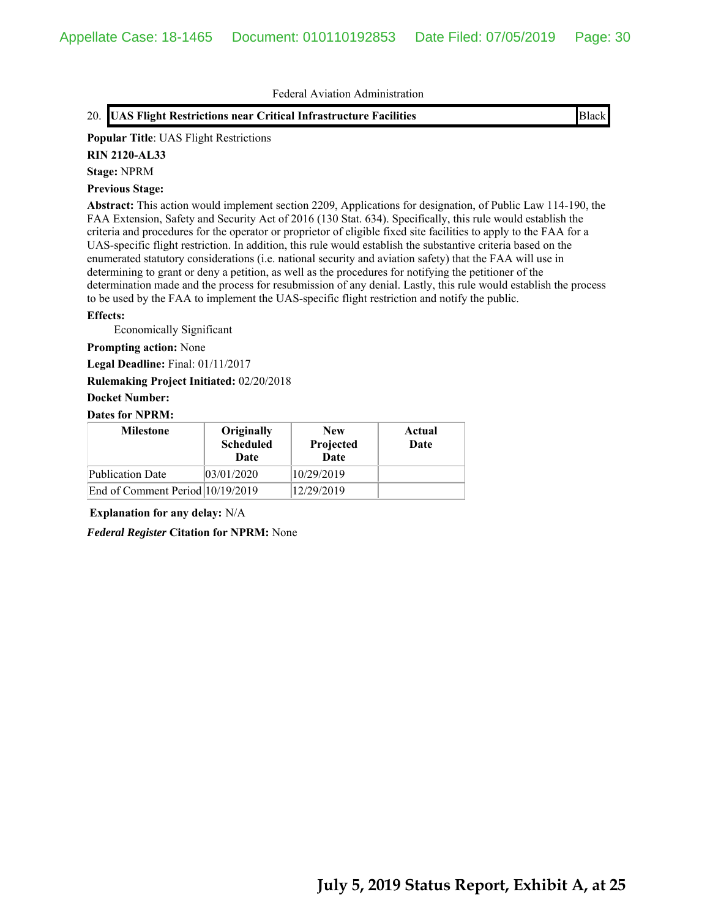Federal Aviation Administration

20. **UAS Flight Restrictions near Critical Infrastructure Facilities** Black

**Popular Title**: UAS Flight Restrictions

**RIN 2120-AL33**

**Stage:** NPRM

**Previous Stage:**

**Abstract:** This action would implement section 2209, Applications for designation, of Public Law 114-190, the FAA Extension, Safety and Security Act of 2016 (130 Stat. 634). Specifically, this rule would establish the criteria and procedures for the operator or proprietor of eligible fixed site facilities to apply to the FAA for a UAS-specific flight restriction. In addition, this rule would establish the substantive criteria based on the enumerated statutory considerations (i.e. national security and aviation safety) that the FAA will use in determining to grant or deny a petition, as well as the procedures for notifying the petitioner of the determination made and the process for resubmission of any denial. Lastly, this rule would establish the process to be used by the FAA to implement the UAS-specific flight restriction and notify the public.

**Effects:**

Economically Significant

**Prompting action:** None

**Legal Deadline:** Final: 01/11/2017

**Rulemaking Project Initiated:** 02/20/2018

**Docket Number:**

**Dates for NPRM:**

| Milestone | Originally Scheduled Date | New Projected Date | Actual Date |
|---|---|---|---|
| Publication Date | 03/01/2020 | 10/29/2019 | |
| End of Comment Period | 10/19/2019 | 12/29/2019 | |

**Explanation for any delay:** N/A

***Federal Register*** **Citation for NPRM:** None

**July 5, 2019 Status Report, Exhibit A, at 25**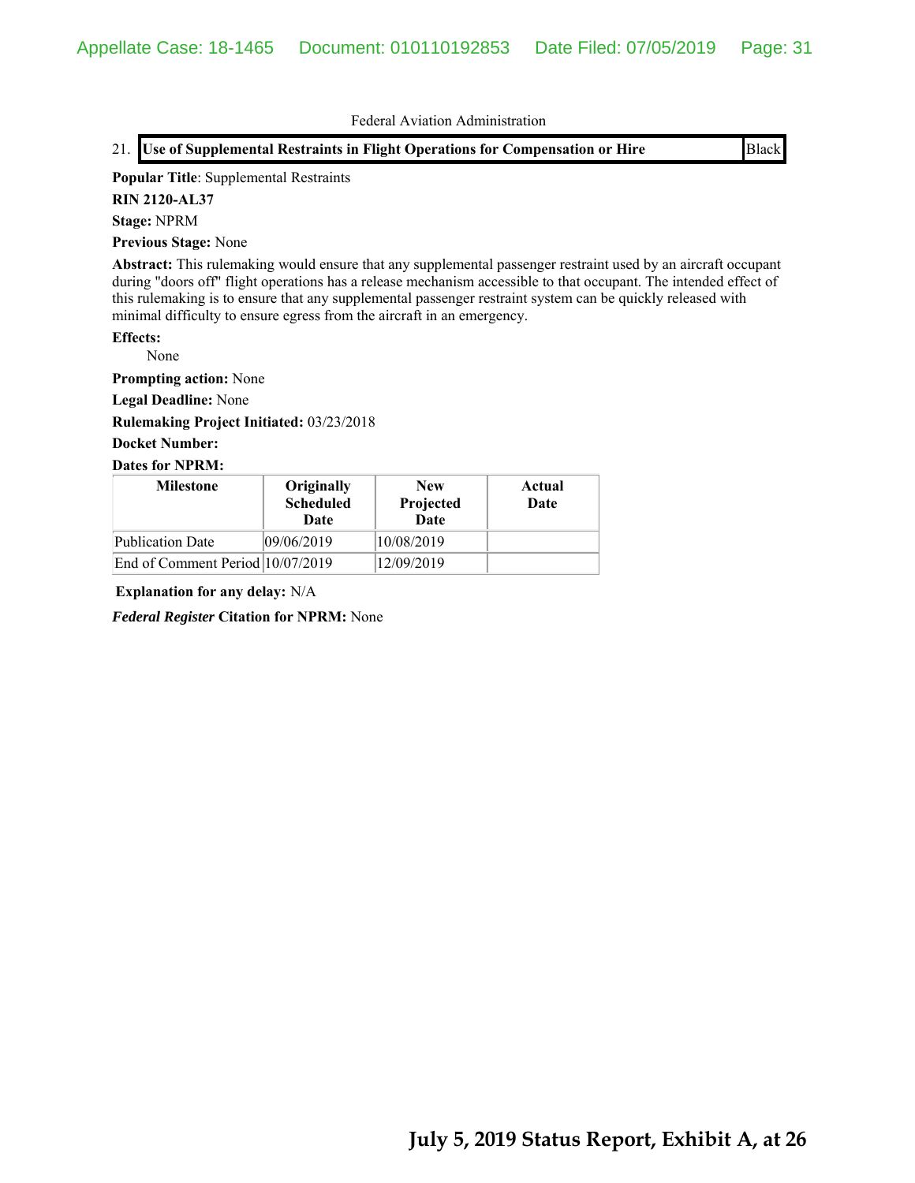Federal Aviation Administration

21. **Use of Supplemental Restraints in Flight Operations for Compensation or Hire** | Black

**Popular Title**: Supplemental Restraints

**RIN 2120-AL37**

**Stage:** NPRM

**Previous Stage:** None

**Abstract:** This rulemaking would ensure that any supplemental passenger restraint used by an aircraft occupant during "doors off" flight operations has a release mechanism accessible to that occupant. The intended effect of this rulemaking is to ensure that any supplemental passenger restraint system can be quickly released with minimal difficulty to ensure egress from the aircraft in an emergency.

**Effects:**

None

**Prompting action:** None

**Legal Deadline:** None

**Rulemaking Project Initiated:** 03/23/2018

**Docket Number:**

**Dates for NPRM:**

| Milestone | Originally Scheduled Date | New Projected Date | Actual Date |
|---|---|---|---|
| Publication Date | 09/06/2019 | 10/08/2019 | |
| End of Comment Period | 10/07/2019 | 12/09/2019 | |

**Explanation for any delay:** N/A

***Federal Register* Citation for NPRM:** None

**July 5, 2019 Status Report, Exhibit A, at 26**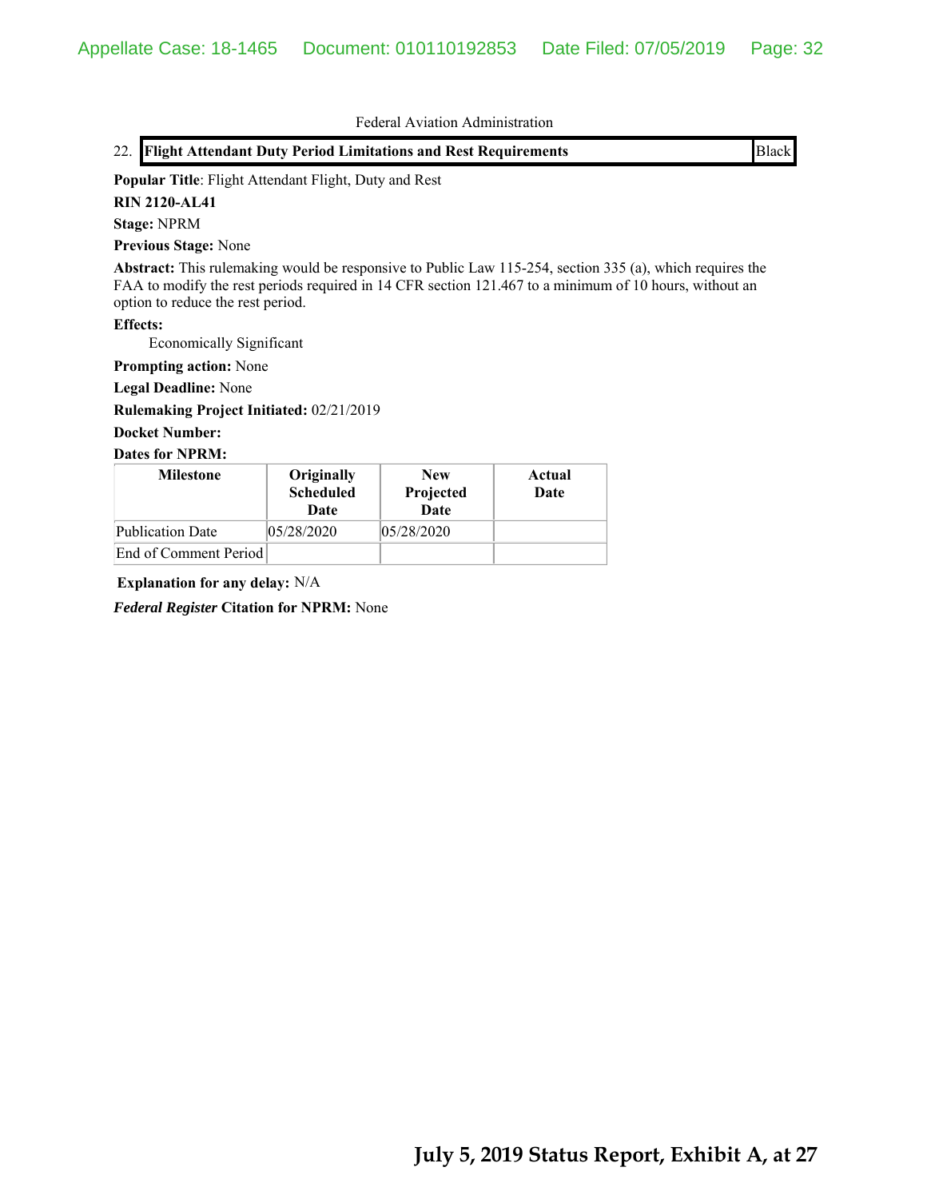Federal Aviation Administration

22. **Flight Attendant Duty Period Limitations and Rest Requirements** | Black

**Popular Title**: Flight Attendant Flight, Duty and Rest

**RIN 2120-AL41**

**Stage:** NPRM

**Previous Stage:** None

**Abstract:** This rulemaking would be responsive to Public Law 115-254, section 335 (a), which requires the FAA to modify the rest periods required in 14 CFR section 121.467 to a minimum of 10 hours, without an option to reduce the rest period.

**Effects:**

Economically Significant

**Prompting action:** None

**Legal Deadline:** None

**Rulemaking Project Initiated:** 02/21/2019

**Docket Number:**

**Dates for NPRM:**

| Milestone | Originally Scheduled Date | New Projected Date | Actual Date |
|---|---|---|---|
| Publication Date | 05/28/2020 | 05/28/2020 | |
| End of Comment Period | | | |

**Explanation for any delay:** N/A

***Federal Register*** **Citation for NPRM:** None

**July 5, 2019 Status Report, Exhibit A, at 27**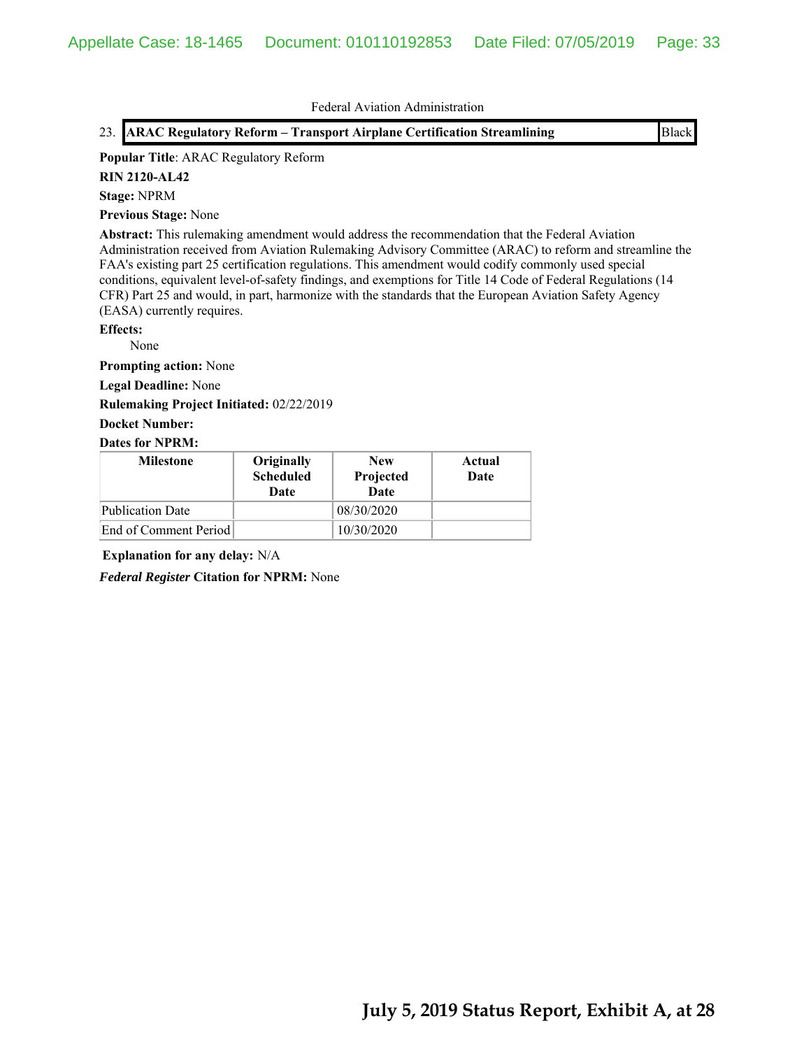Federal Aviation Administration

23. **ARAC Regulatory Reform – Transport Airplane Certification Streamlining** | Black

**Popular Title**: ARAC Regulatory Reform

**RIN 2120-AL42**

**Stage:** NPRM

**Previous Stage:** None

**Abstract:** This rulemaking amendment would address the recommendation that the Federal Aviation Administration received from Aviation Rulemaking Advisory Committee (ARAC) to reform and streamline the FAA's existing part 25 certification regulations. This amendment would codify commonly used special conditions, equivalent level-of-safety findings, and exemptions for Title 14 Code of Federal Regulations (14 CFR) Part 25 and would, in part, harmonize with the standards that the European Aviation Safety Agency (EASA) currently requires.

**Effects:**

None

**Prompting action:** None

**Legal Deadline:** None

**Rulemaking Project Initiated:** 02/22/2019

**Docket Number:**

**Dates for NPRM:**

| Milestone | Originally Scheduled Date | New Projected Date | Actual Date |
|---|---|---|---|
| Publication Date | | 08/30/2020 | |
| End of Comment Period | | 10/30/2020 | |

**Explanation for any delay:** N/A

***Federal Register* Citation for NPRM:** None

**July 5, 2019 Status Report, Exhibit A, at 28**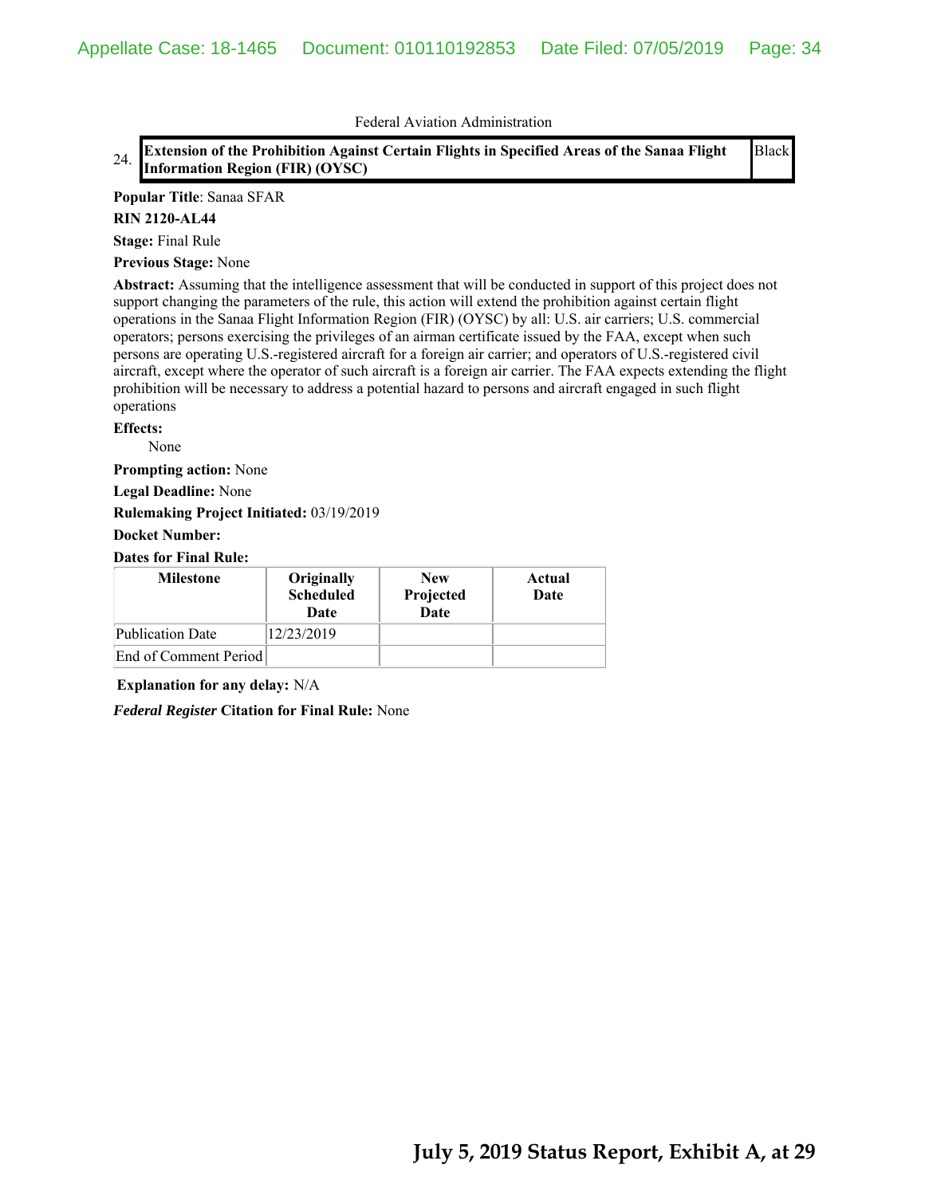Federal Aviation Administration

| 24. | **Extension of the Prohibition Against Certain Flights in Specified Areas of the Sanaa Flight Information Region (FIR) (OYSC)** | Black |
|---|---|---|

**Popular Title**: Sanaa SFAR

**RIN 2120-AL44**

**Stage:** Final Rule

**Previous Stage:** None

**Abstract:** Assuming that the intelligence assessment that will be conducted in support of this project does not support changing the parameters of the rule, this action will extend the prohibition against certain flight operations in the Sanaa Flight Information Region (FIR) (OYSC) by all: U.S. air carriers; U.S. commercial operators; persons exercising the privileges of an airman certificate issued by the FAA, except when such persons are operating U.S.-registered aircraft for a foreign air carrier; and operators of U.S.-registered civil aircraft, except where the operator of such aircraft is a foreign air carrier. The FAA expects extending the flight prohibition will be necessary to address a potential hazard to persons and aircraft engaged in such flight operations

**Effects:**

None

**Prompting action:** None

**Legal Deadline:** None

**Rulemaking Project Initiated:** 03/19/2019

**Docket Number:**

**Dates for Final Rule:**

| Milestone | Originally Scheduled Date | New Projected Date | Actual Date |
|---|---|---|---|
| Publication Date | 12/23/2019 | | |
| End of Comment Period | | | |

**Explanation for any delay:** N/A

***Federal Register* Citation for Final Rule:** None

**July 5, 2019 Status Report, Exhibit A, at 29**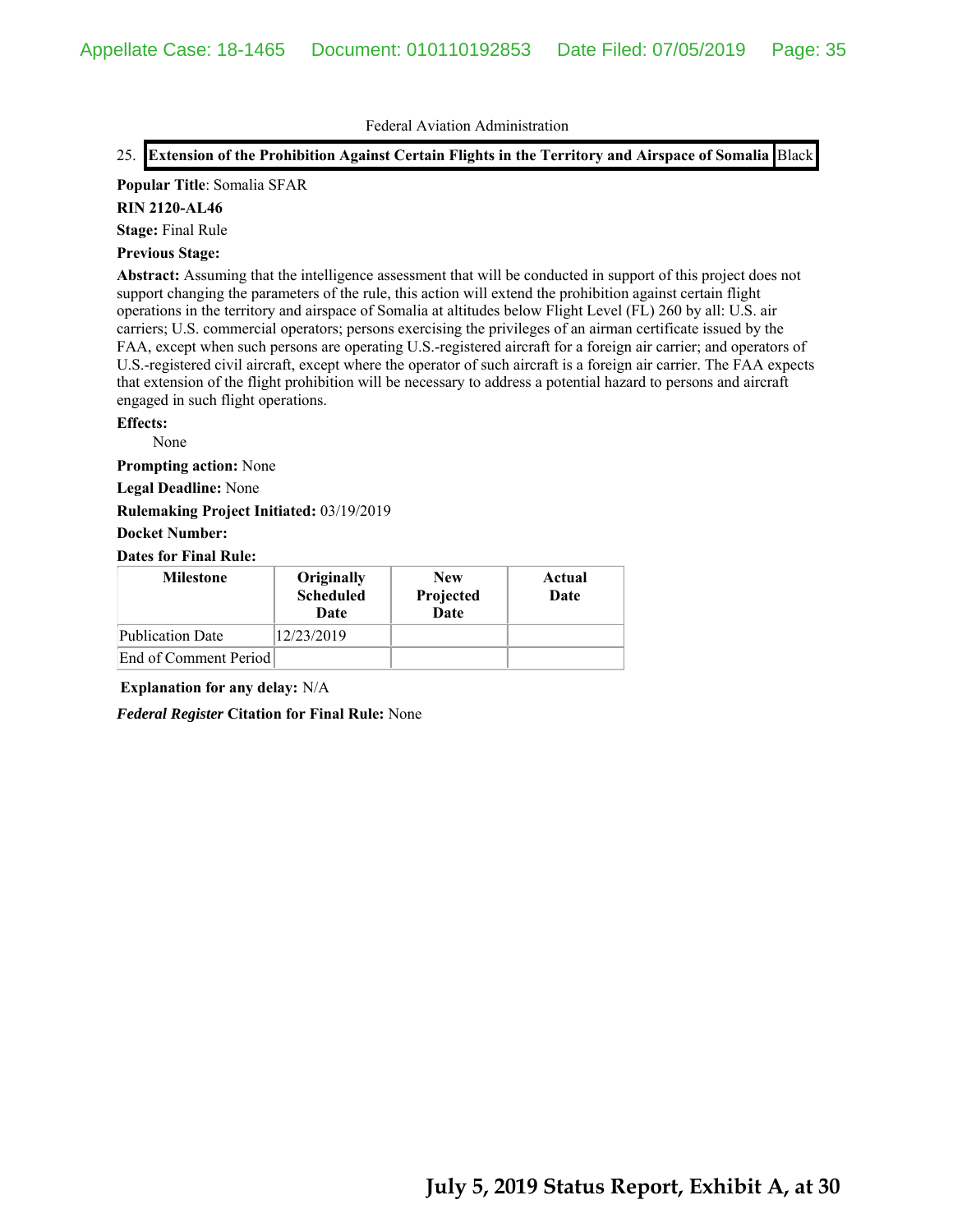Federal Aviation Administration

25. **Extension of the Prohibition Against Certain Flights in the Territory and Airspace of Somalia** Black

**Popular Title**: Somalia SFAR

**RIN 2120-AL46**

**Stage:** Final Rule

**Previous Stage:**

**Abstract:** Assuming that the intelligence assessment that will be conducted in support of this project does not support changing the parameters of the rule, this action will extend the prohibition against certain flight operations in the territory and airspace of Somalia at altitudes below Flight Level (FL) 260 by all: U.S. air carriers; U.S. commercial operators; persons exercising the privileges of an airman certificate issued by the FAA, except when such persons are operating U.S.-registered aircraft for a foreign air carrier; and operators of U.S.-registered civil aircraft, except where the operator of such aircraft is a foreign air carrier. The FAA expects that extension of the flight prohibition will be necessary to address a potential hazard to persons and aircraft engaged in such flight operations.

**Effects:**

None

**Prompting action:** None

**Legal Deadline:** None

**Rulemaking Project Initiated:** 03/19/2019

**Docket Number:**

**Dates for Final Rule:**

| Milestone | Originally Scheduled Date | New Projected Date | Actual Date |
|---|---|---|---|
| Publication Date | 12/23/2019 | | |
| End of Comment Period | | | |

**Explanation for any delay:** N/A

***Federal Register* Citation for Final Rule:** None

**July 5, 2019 Status Report, Exhibit A, at 30**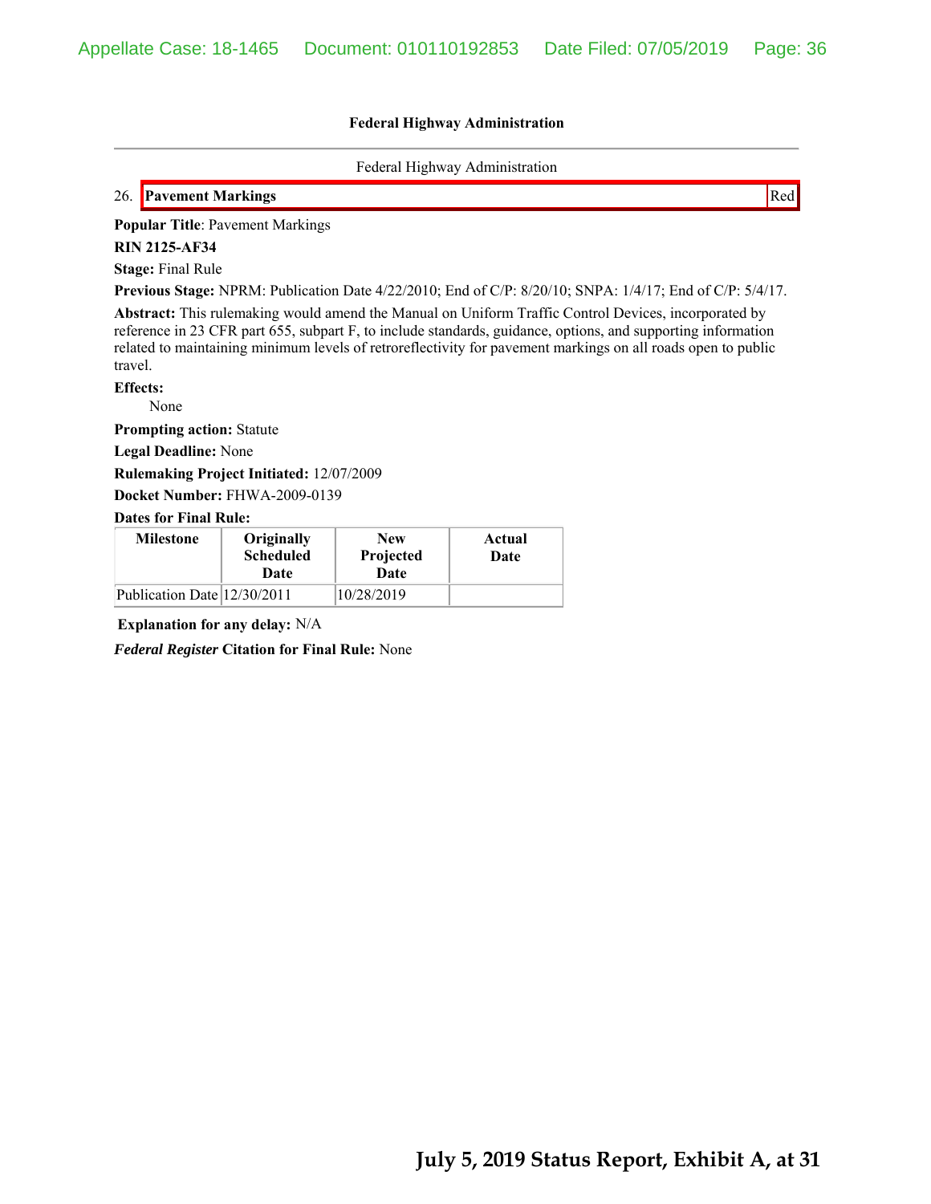**Federal Highway Administration**

Federal Highway Administration

26. **Pavement Markings** Red

**Popular Title**: Pavement Markings

**RIN 2125-AF34**

**Stage:** Final Rule

**Previous Stage:** NPRM: Publication Date 4/22/2010; End of C/P: 8/20/10; SNPA: 1/4/17; End of C/P: 5/4/17.

**Abstract:** This rulemaking would amend the Manual on Uniform Traffic Control Devices, incorporated by reference in 23 CFR part 655, subpart F, to include standards, guidance, options, and supporting information related to maintaining minimum levels of retroreflectivity for pavement markings on all roads open to public travel.

**Effects:**

None

**Prompting action:** Statute

**Legal Deadline:** None

**Rulemaking Project Initiated:** 12/07/2009

**Docket Number:** FHWA-2009-0139

**Dates for Final Rule:**

| Milestone | Originally Scheduled Date | New Projected Date | Actual Date |
|---|---|---|---|
| Publication Date | 12/30/2011 | 10/28/2019 | |

**Explanation for any delay:** N/A

***Federal Register* Citation for Final Rule:** None

**July 5, 2019 Status Report, Exhibit A, at 31**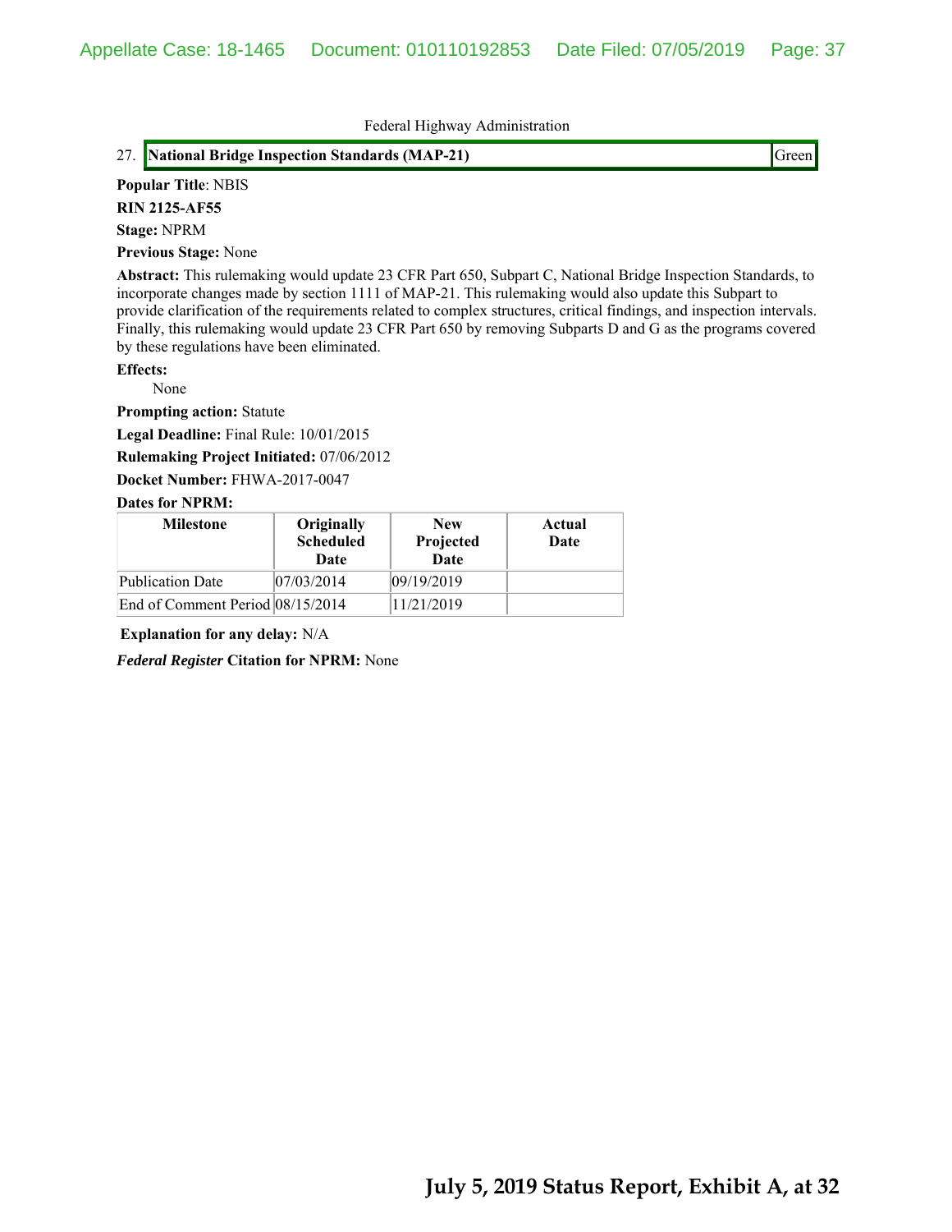Federal Highway Administration

| 27. **National Bridge Inspection Standards (MAP-21)** | Green |
|---|---|

**Popular Title**: NBIS

**RIN 2125-AF55**

**Stage:** NPRM

**Previous Stage:** None

**Abstract:** This rulemaking would update 23 CFR Part 650, Subpart C, National Bridge Inspection Standards, to incorporate changes made by section 1111 of MAP-21. This rulemaking would also update this Subpart to provide clarification of the requirements related to complex structures, critical findings, and inspection intervals. Finally, this rulemaking would update 23 CFR Part 650 by removing Subparts D and G as the programs covered by these regulations have been eliminated.

**Effects:**

None

**Prompting action:** Statute

**Legal Deadline:** Final Rule: 10/01/2015

**Rulemaking Project Initiated:** 07/06/2012

**Docket Number:** FHWA-2017-0047

**Dates for NPRM:**

| Milestone | Originally Scheduled Date | New Projected Date | Actual Date |
|---|---|---|---|
| Publication Date | 07/03/2014 | 09/19/2019 | |
| End of Comment Period | 08/15/2014 | 11/21/2019 | |

**Explanation for any delay:** N/A

***Federal Register* Citation for NPRM:** None

**July 5, 2019 Status Report, Exhibit A, at 32**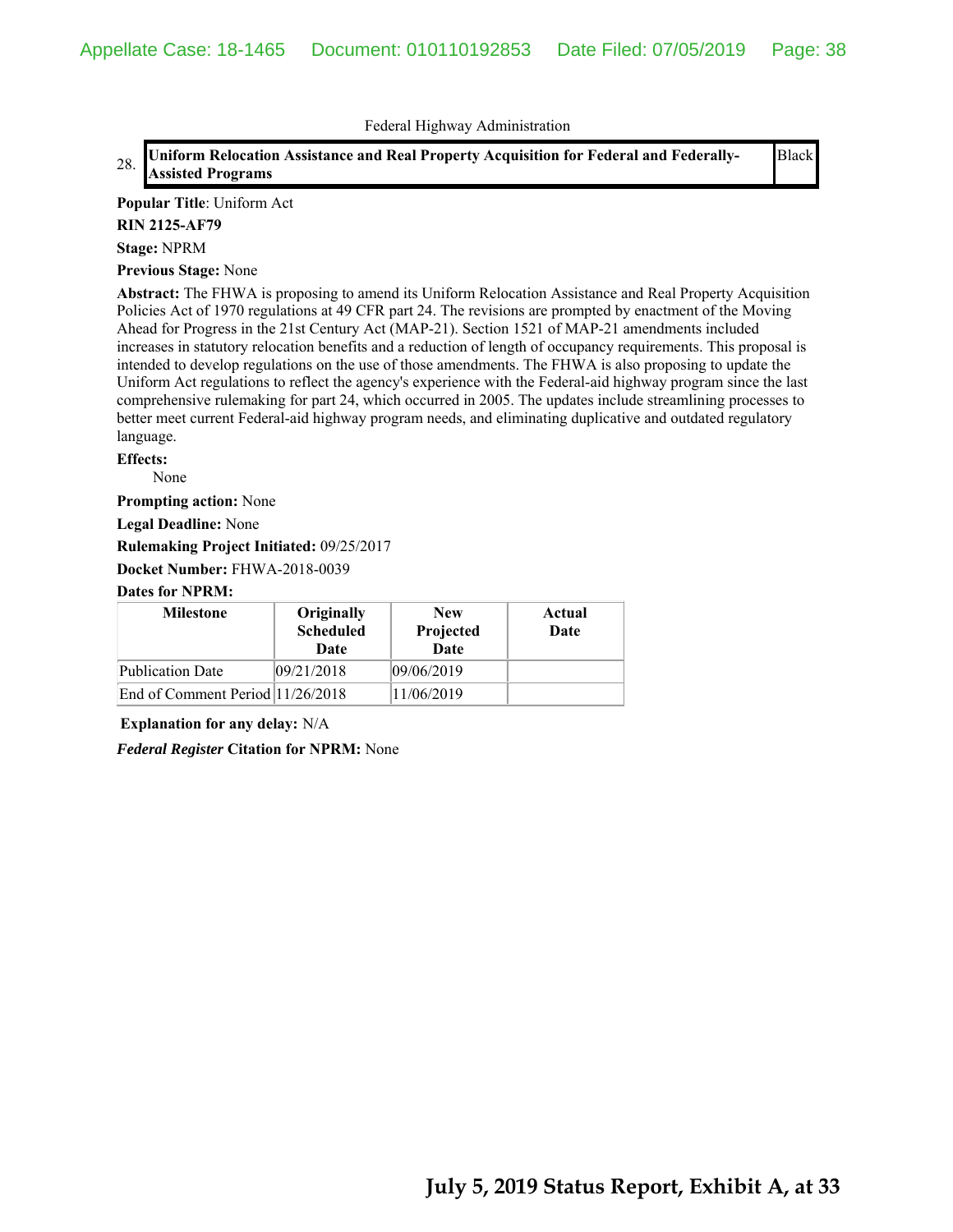Federal Highway Administration

| 28. | **Uniform Relocation Assistance and Real Property Acquisition for Federal and Federally-Assisted Programs** | Black |
|---|---|---|

**Popular Title**: Uniform Act

**RIN 2125-AF79**

**Stage:** NPRM

**Previous Stage:** None

**Abstract:** The FHWA is proposing to amend its Uniform Relocation Assistance and Real Property Acquisition Policies Act of 1970 regulations at 49 CFR part 24. The revisions are prompted by enactment of the Moving Ahead for Progress in the 21st Century Act (MAP-21). Section 1521 of MAP-21 amendments included increases in statutory relocation benefits and a reduction of length of occupancy requirements. This proposal is intended to develop regulations on the use of those amendments. The FHWA is also proposing to update the Uniform Act regulations to reflect the agency's experience with the Federal-aid highway program since the last comprehensive rulemaking for part 24, which occurred in 2005. The updates include streamlining processes to better meet current Federal-aid highway program needs, and eliminating duplicative and outdated regulatory language.

**Effects:**

None

**Prompting action:** None

**Legal Deadline:** None

**Rulemaking Project Initiated:** 09/25/2017

**Docket Number:** FHWA-2018-0039

**Dates for NPRM:**

| Milestone | Originally Scheduled Date | New Projected Date | Actual Date |
|---|---|---|---|
| Publication Date | 09/21/2018 | 09/06/2019 | |
| End of Comment Period | 11/26/2018 | 11/06/2019 | |

**Explanation for any delay:** N/A

***Federal Register* Citation for NPRM:** None

**July 5, 2019 Status Report, Exhibit A, at 33**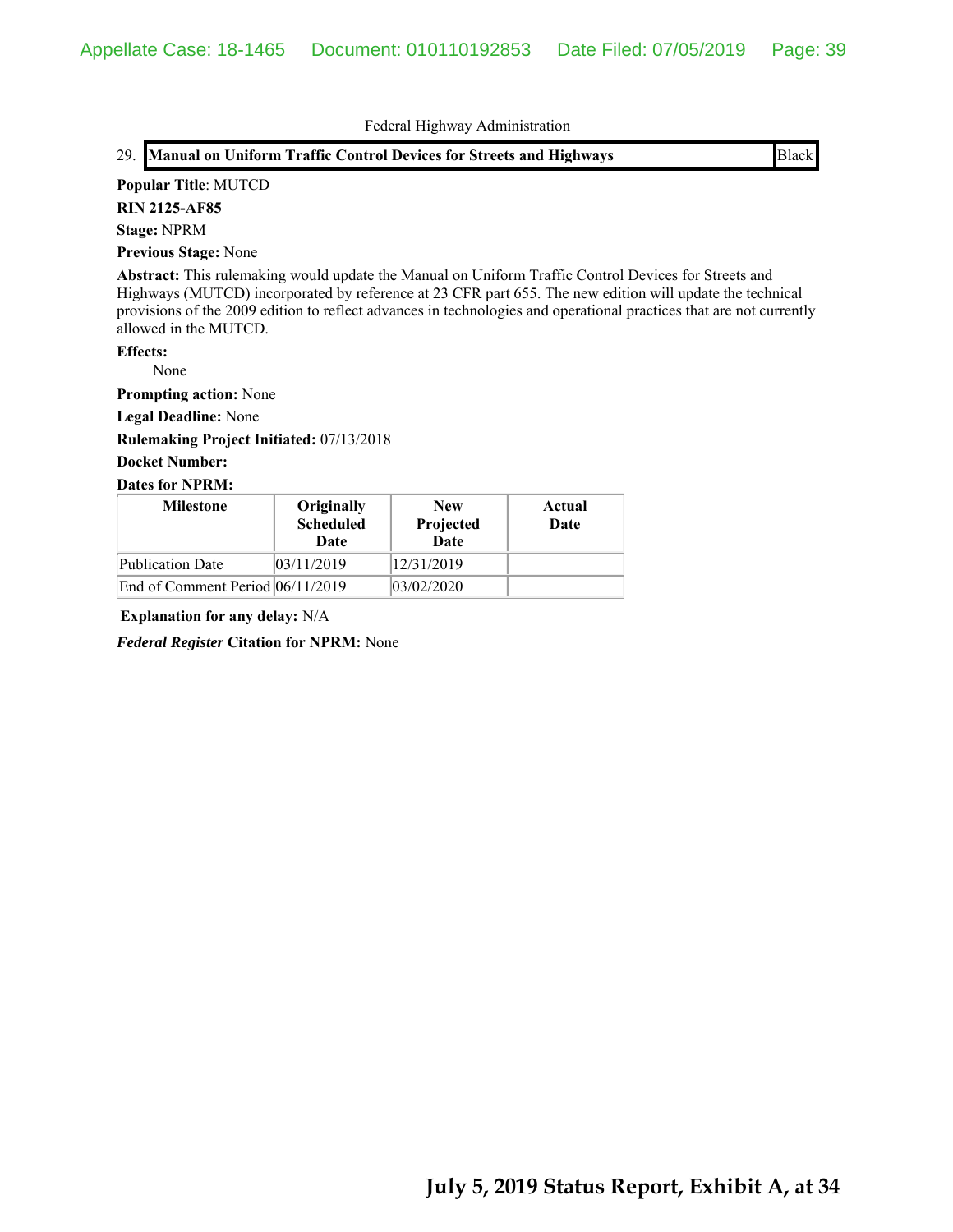Federal Highway Administration

29. **Manual on Uniform Traffic Control Devices for Streets and Highways** | Black

**Popular Title**: MUTCD

**RIN 2125-AF85**

**Stage:** NPRM

**Previous Stage:** None

**Abstract:** This rulemaking would update the Manual on Uniform Traffic Control Devices for Streets and Highways (MUTCD) incorporated by reference at 23 CFR part 655. The new edition will update the technical provisions of the 2009 edition to reflect advances in technologies and operational practices that are not currently allowed in the MUTCD.

**Effects:**

None

**Prompting action:** None

**Legal Deadline:** None

**Rulemaking Project Initiated:** 07/13/2018

**Docket Number:**

**Dates for NPRM:**

| Milestone | Originally Scheduled Date | New Projected Date | Actual Date |
|---|---|---|---|
| Publication Date | 03/11/2019 | 12/31/2019 | |
| End of Comment Period | 06/11/2019 | 03/02/2020 | |

**Explanation for any delay:** N/A

***Federal Register* Citation for NPRM:** None

**July 5, 2019 Status Report, Exhibit A, at 34**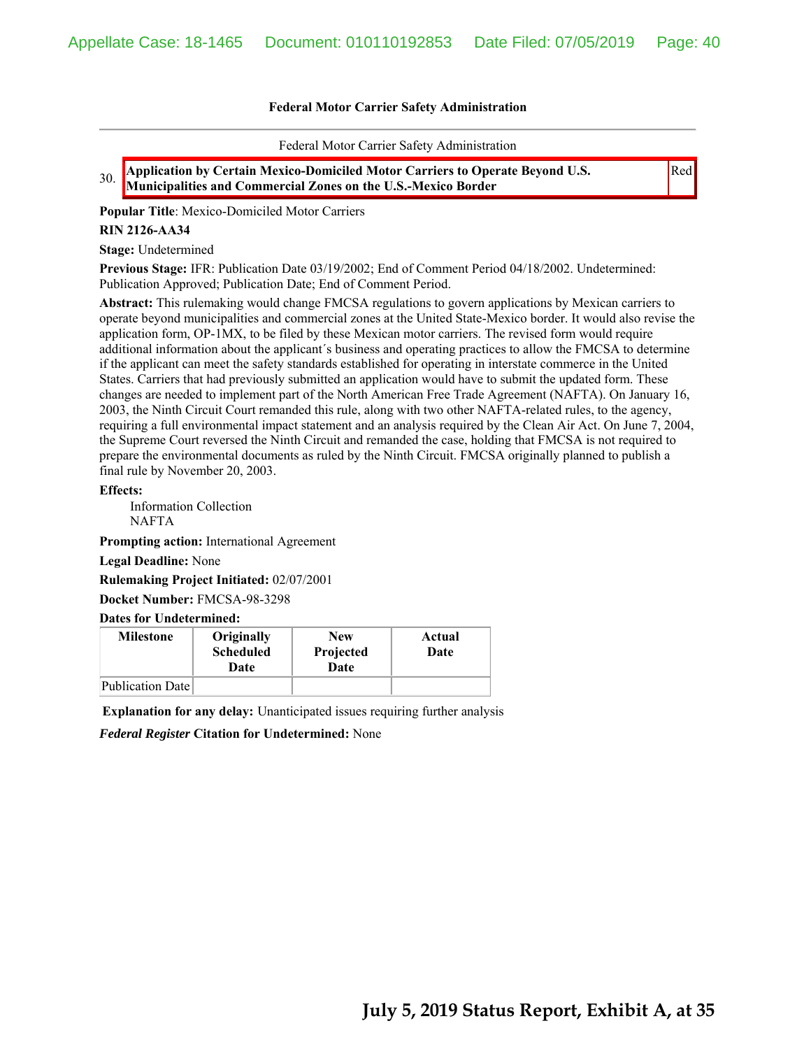**Federal Motor Carrier Safety Administration**

Federal Motor Carrier Safety Administration

30. **Application by Certain Mexico-Domiciled Motor Carriers to Operate Beyond U.S. Municipalities and Commercial Zones on the U.S.-Mexico Border** Red

**Popular Title**: Mexico-Domiciled Motor Carriers

**RIN 2126-AA34**

**Stage:** Undetermined

**Previous Stage:** IFR: Publication Date 03/19/2002; End of Comment Period 04/18/2002. Undetermined: Publication Approved; Publication Date; End of Comment Period.

**Abstract:** This rulemaking would change FMCSA regulations to govern applications by Mexican carriers to operate beyond municipalities and commercial zones at the United State-Mexico border. It would also revise the application form, OP-1MX, to be filed by these Mexican motor carriers. The revised form would require additional information about the applicant´s business and operating practices to allow the FMCSA to determine if the applicant can meet the safety standards established for operating in interstate commerce in the United States. Carriers that had previously submitted an application would have to submit the updated form. These changes are needed to implement part of the North American Free Trade Agreement (NAFTA). On January 16, 2003, the Ninth Circuit Court remanded this rule, along with two other NAFTA-related rules, to the agency, requiring a full environmental impact statement and an analysis required by the Clean Air Act. On June 7, 2004, the Supreme Court reversed the Ninth Circuit and remanded the case, holding that FMCSA is not required to prepare the environmental documents as ruled by the Ninth Circuit. FMCSA originally planned to publish a final rule by November 20, 2003.

**Effects:**

Information Collection
NAFTA

**Prompting action:** International Agreement

**Legal Deadline:** None

**Rulemaking Project Initiated:** 02/07/2001

**Docket Number:** FMCSA-98-3298

**Dates for Undetermined:**

| Milestone | Originally Scheduled Date | New Projected Date | Actual Date |
|---|---|---|---|
| Publication Date | | | |

**Explanation for any delay:** Unanticipated issues requiring further analysis

***Federal Register* Citation for Undetermined:** None

**July 5, 2019 Status Report, Exhibit A, at 35**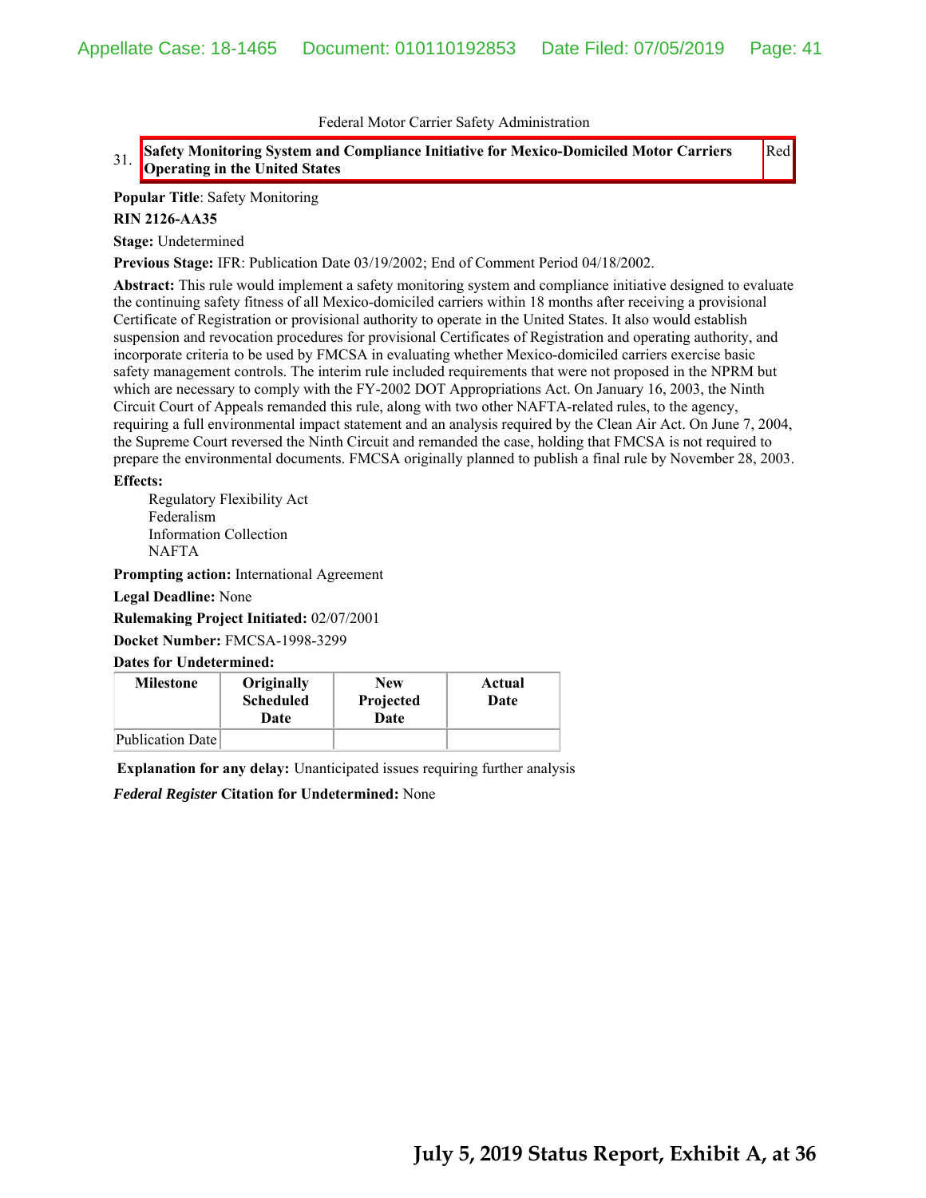Federal Motor Carrier Safety Administration

| 31. | **Safety Monitoring System and Compliance Initiative for Mexico-Domiciled Motor Carriers Operating in the United States** | Red |
|---|---|---|

**Popular Title**: Safety Monitoring

**RIN 2126-AA35**

**Stage:** Undetermined

**Previous Stage:** IFR: Publication Date 03/19/2002; End of Comment Period 04/18/2002.

**Abstract:** This rule would implement a safety monitoring system and compliance initiative designed to evaluate the continuing safety fitness of all Mexico-domiciled carriers within 18 months after receiving a provisional Certificate of Registration or provisional authority to operate in the United States. It also would establish suspension and revocation procedures for provisional Certificates of Registration and operating authority, and incorporate criteria to be used by FMCSA in evaluating whether Mexico-domiciled carriers exercise basic safety management controls. The interim rule included requirements that were not proposed in the NPRM but which are necessary to comply with the FY-2002 DOT Appropriations Act. On January 16, 2003, the Ninth Circuit Court of Appeals remanded this rule, along with two other NAFTA-related rules, to the agency, requiring a full environmental impact statement and an analysis required by the Clean Air Act. On June 7, 2004, the Supreme Court reversed the Ninth Circuit and remanded the case, holding that FMCSA is not required to prepare the environmental documents. FMCSA originally planned to publish a final rule by November 28, 2003.

**Effects:**

- Regulatory Flexibility Act
- Federalism
- Information Collection
- NAFTA

**Prompting action:** International Agreement

**Legal Deadline:** None

**Rulemaking Project Initiated:** 02/07/2001

**Docket Number:** FMCSA-1998-3299

**Dates for Undetermined:**

| Milestone | Originally Scheduled Date | New Projected Date | Actual Date |
|---|---|---|---|
| Publication Date | | | |

**Explanation for any delay:** Unanticipated issues requiring further analysis

***Federal Register*** **Citation for Undetermined:** None

**July 5, 2019 Status Report, Exhibit A, at 36**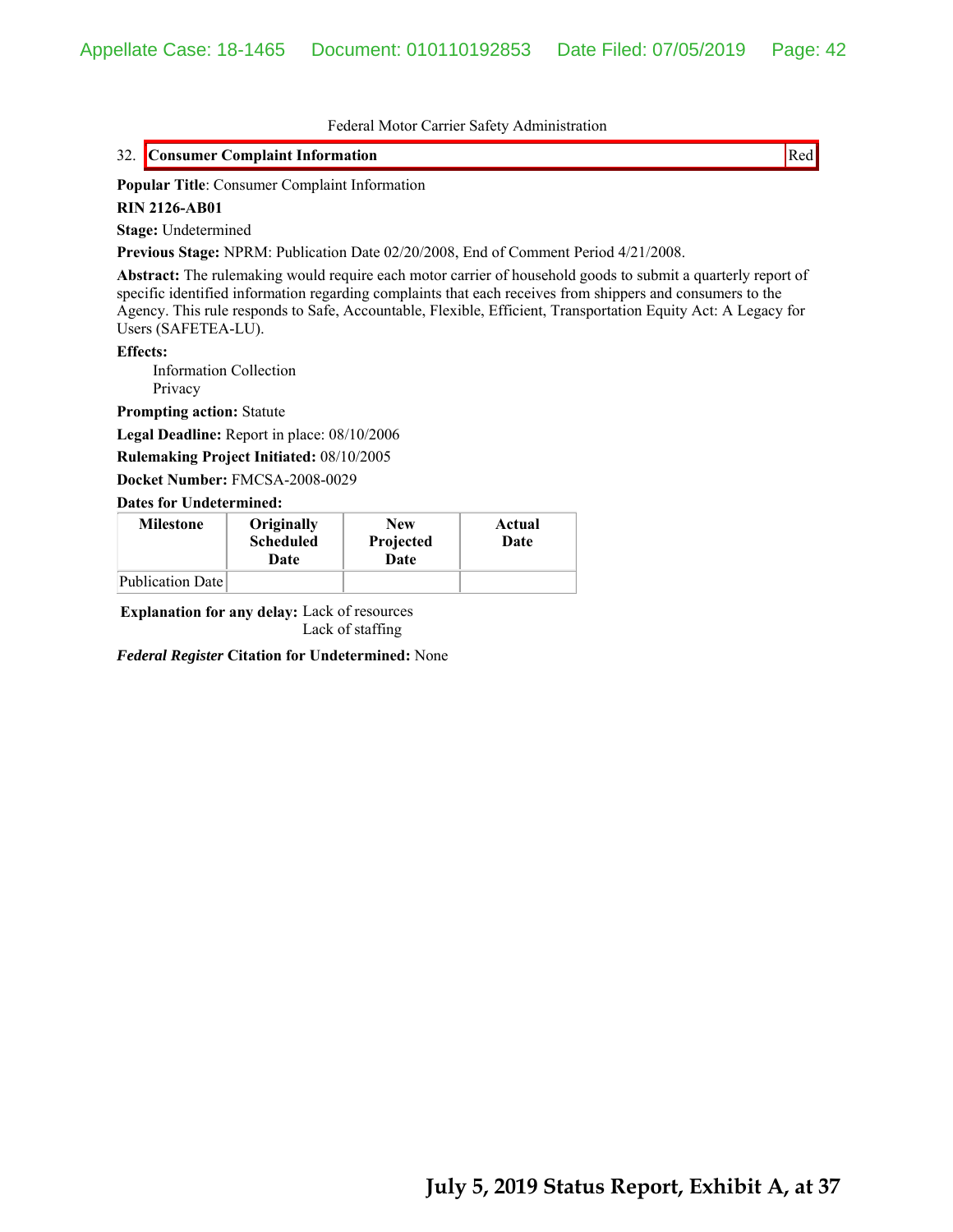Federal Motor Carrier Safety Administration

32. **Consumer Complaint Information** | Red

**Popular Title**: Consumer Complaint Information

**RIN 2126-AB01**

**Stage:** Undetermined

**Previous Stage:** NPRM: Publication Date 02/20/2008, End of Comment Period 4/21/2008.

**Abstract:** The rulemaking would require each motor carrier of household goods to submit a quarterly report of specific identified information regarding complaints that each receives from shippers and consumers to the Agency. This rule responds to Safe, Accountable, Flexible, Efficient, Transportation Equity Act: A Legacy for Users (SAFETEA-LU).

**Effects:**

Information Collection
Privacy

**Prompting action:** Statute

**Legal Deadline:** Report in place: 08/10/2006

**Rulemaking Project Initiated:** 08/10/2005

**Docket Number:** FMCSA-2008-0029

**Dates for Undetermined:**

| Milestone | Originally Scheduled Date | New Projected Date | Actual Date |
|---|---|---|---|
| Publication Date | | | |

**Explanation for any delay:** Lack of resources
Lack of staffing

***Federal Register* Citation for Undetermined:** None

**July 5, 2019 Status Report, Exhibit A, at 37**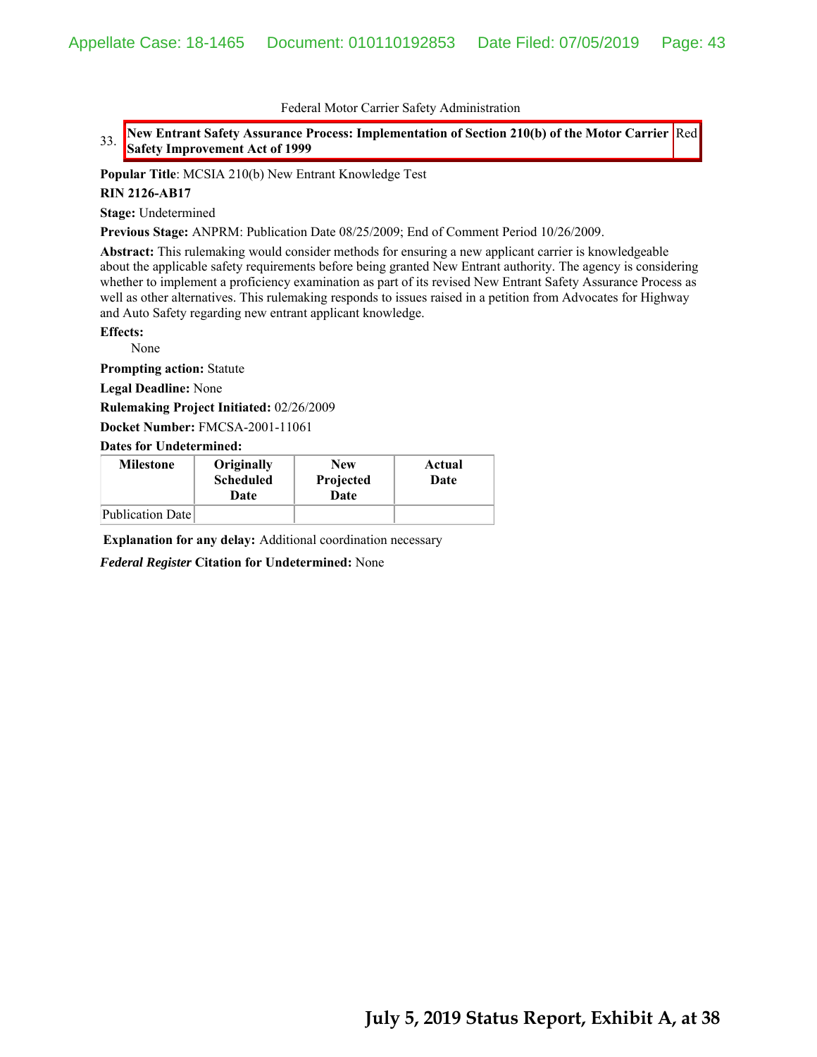Federal Motor Carrier Safety Administration

33. **New Entrant Safety Assurance Process: Implementation of Section 210(b) of the Motor Carrier Safety Improvement Act of 1999** | Red

**Popular Title**: MCSIA 210(b) New Entrant Knowledge Test

**RIN 2126-AB17**

**Stage:** Undetermined

**Previous Stage:** ANPRM: Publication Date 08/25/2009; End of Comment Period 10/26/2009.

**Abstract:** This rulemaking would consider methods for ensuring a new applicant carrier is knowledgeable about the applicable safety requirements before being granted New Entrant authority. The agency is considering whether to implement a proficiency examination as part of its revised New Entrant Safety Assurance Process as well as other alternatives. This rulemaking responds to issues raised in a petition from Advocates for Highway and Auto Safety regarding new entrant applicant knowledge.

**Effects:**

None

**Prompting action:** Statute

**Legal Deadline:** None

**Rulemaking Project Initiated:** 02/26/2009

**Docket Number:** FMCSA-2001-11061

**Dates for Undetermined:**

| Milestone | Originally Scheduled Date | New Projected Date | Actual Date |
|---|---|---|---|
| Publication Date | | | |

**Explanation for any delay:** Additional coordination necessary

***Federal Register* Citation for Undetermined:** None

**July 5, 2019 Status Report, Exhibit A, at 38**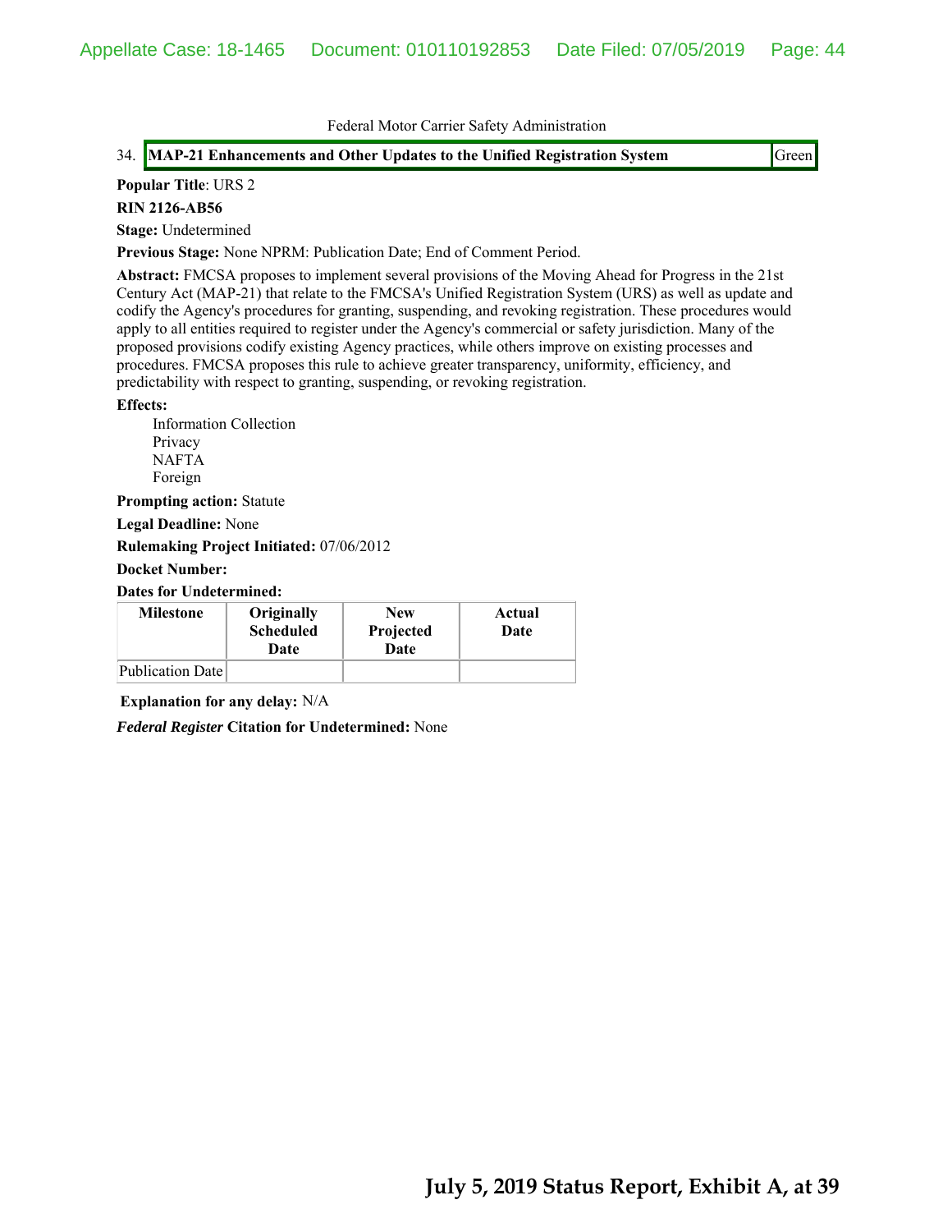Federal Motor Carrier Safety Administration

34. **MAP-21 Enhancements and Other Updates to the Unified Registration System** | Green

**Popular Title**: URS 2

**RIN 2126-AB56**

**Stage:** Undetermined

**Previous Stage:** None NPRM: Publication Date; End of Comment Period.

**Abstract:** FMCSA proposes to implement several provisions of the Moving Ahead for Progress in the 21st Century Act (MAP-21) that relate to the FMCSA's Unified Registration System (URS) as well as update and codify the Agency's procedures for granting, suspending, and revoking registration. These procedures would apply to all entities required to register under the Agency's commercial or safety jurisdiction. Many of the proposed provisions codify existing Agency practices, while others improve on existing processes and procedures. FMCSA proposes this rule to achieve greater transparency, uniformity, efficiency, and predictability with respect to granting, suspending, or revoking registration.

**Effects:**

- Information Collection
- Privacy
- NAFTA
- Foreign

**Prompting action:** Statute

**Legal Deadline:** None

**Rulemaking Project Initiated:** 07/06/2012

**Docket Number:**

**Dates for Undetermined:**

| Milestone | Originally Scheduled Date | New Projected Date | Actual Date |
|---|---|---|---|
| Publication Date | | | |

**Explanation for any delay:** N/A

***Federal Register*** **Citation for Undetermined:** None

**July 5, 2019 Status Report, Exhibit A, at 39**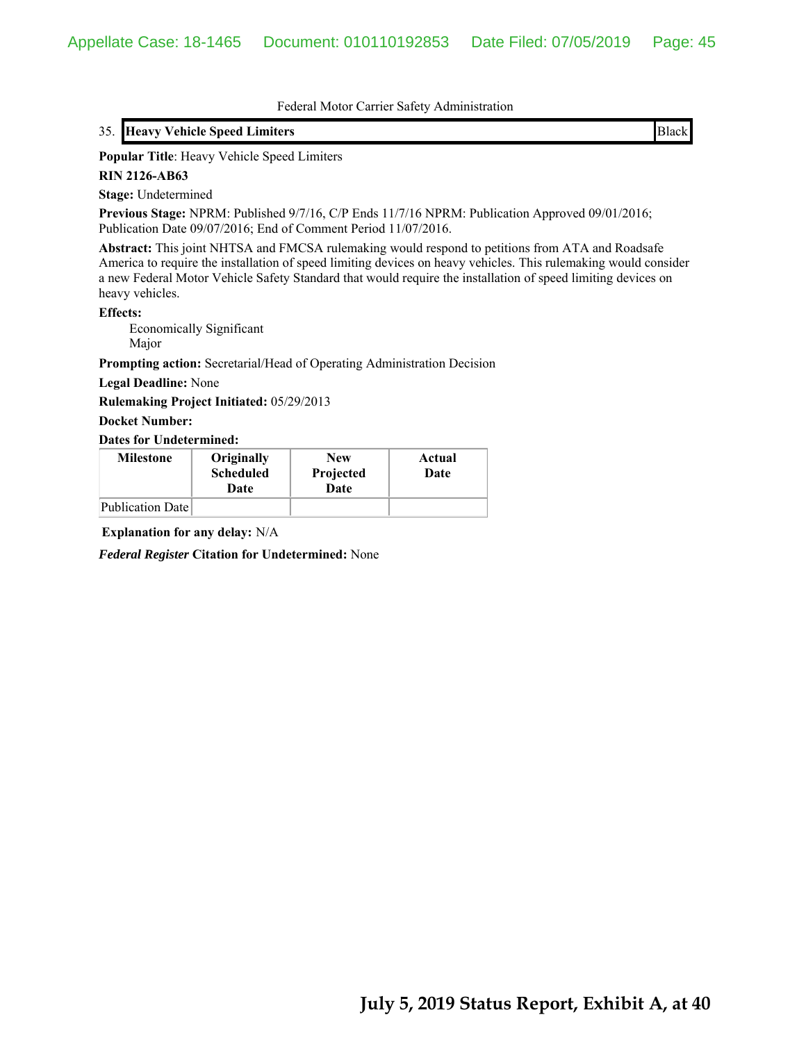Federal Motor Carrier Safety Administration

35. **Heavy Vehicle Speed Limiters** | Black

**Popular Title**: Heavy Vehicle Speed Limiters

**RIN 2126-AB63**

**Stage:** Undetermined

**Previous Stage:** NPRM: Published 9/7/16, C/P Ends 11/7/16 NPRM: Publication Approved 09/01/2016; Publication Date 09/07/2016; End of Comment Period 11/07/2016.

**Abstract:** This joint NHTSA and FMCSA rulemaking would respond to petitions from ATA and Roadsafe America to require the installation of speed limiting devices on heavy vehicles. This rulemaking would consider a new Federal Motor Vehicle Safety Standard that would require the installation of speed limiting devices on heavy vehicles.

**Effects:**

Economically Significant
Major

**Prompting action:** Secretarial/Head of Operating Administration Decision

**Legal Deadline:** None

**Rulemaking Project Initiated:** 05/29/2013

**Docket Number:**

**Dates for Undetermined:**

| Milestone | Originally Scheduled Date | New Projected Date | Actual Date |
|---|---|---|---|
| Publication Date | | | |

**Explanation for any delay:** N/A

***Federal Register* Citation for Undetermined:** None

**July 5, 2019 Status Report, Exhibit A, at 40**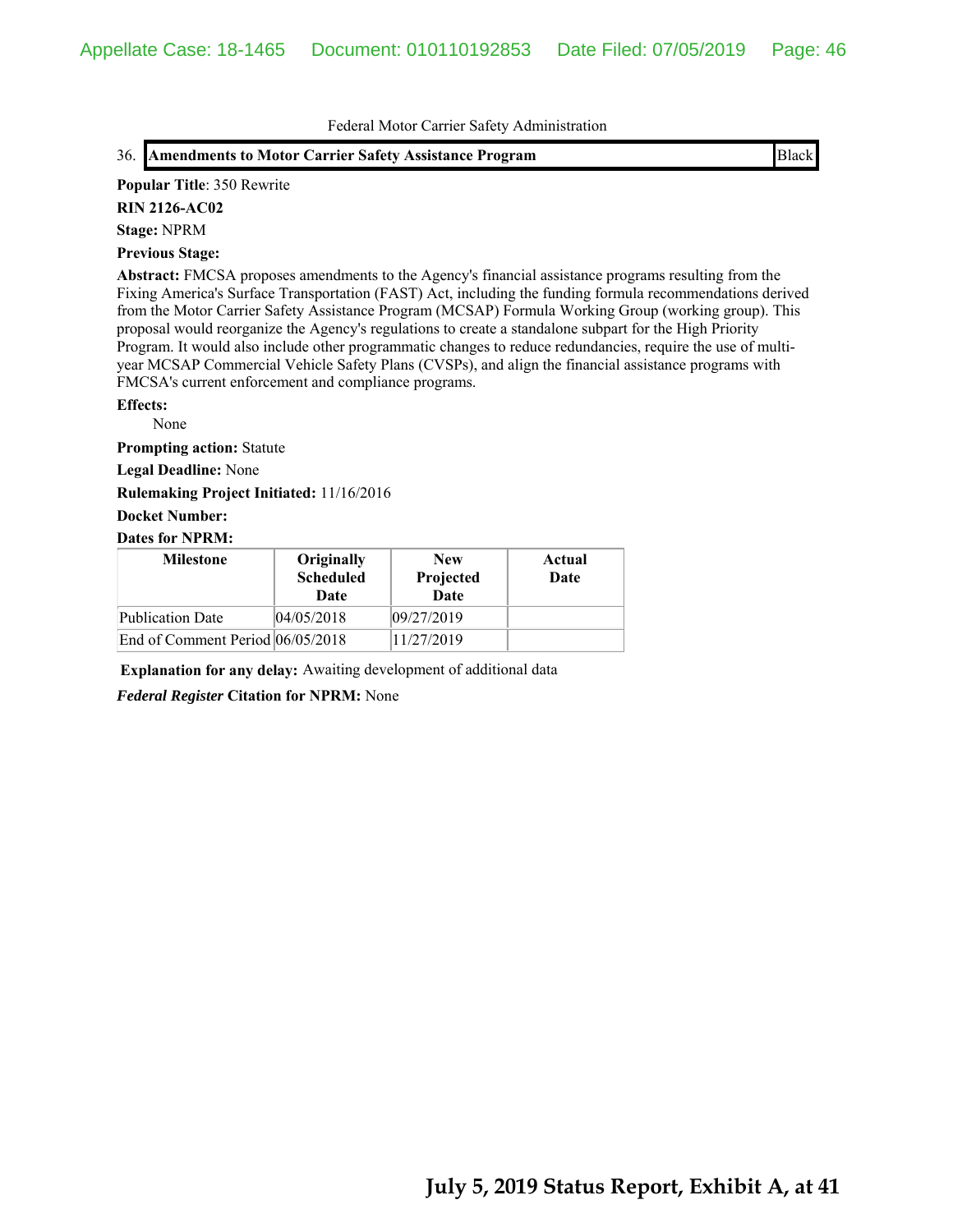Federal Motor Carrier Safety Administration

36. **Amendments to Motor Carrier Safety Assistance Program** | Black

**Popular Title**: 350 Rewrite

**RIN 2126-AC02**

**Stage:** NPRM

**Previous Stage:**

**Abstract:** FMCSA proposes amendments to the Agency's financial assistance programs resulting from the Fixing America's Surface Transportation (FAST) Act, including the funding formula recommendations derived from the Motor Carrier Safety Assistance Program (MCSAP) Formula Working Group (working group). This proposal would reorganize the Agency's regulations to create a standalone subpart for the High Priority Program. It would also include other programmatic changes to reduce redundancies, require the use of multi-year MCSAP Commercial Vehicle Safety Plans (CVSPs), and align the financial assistance programs with FMCSA's current enforcement and compliance programs.

**Effects:**

None

**Prompting action:** Statute

**Legal Deadline:** None

**Rulemaking Project Initiated:** 11/16/2016

**Docket Number:**

**Dates for NPRM:**

| Milestone | Originally Scheduled Date | New Projected Date | Actual Date |
|---|---|---|---|
| Publication Date | 04/05/2018 | 09/27/2019 | |
| End of Comment Period | 06/05/2018 | 11/27/2019 | |

**Explanation for any delay:** Awaiting development of additional data

***Federal Register* Citation for NPRM:** None

**July 5, 2019 Status Report, Exhibit A, at 41**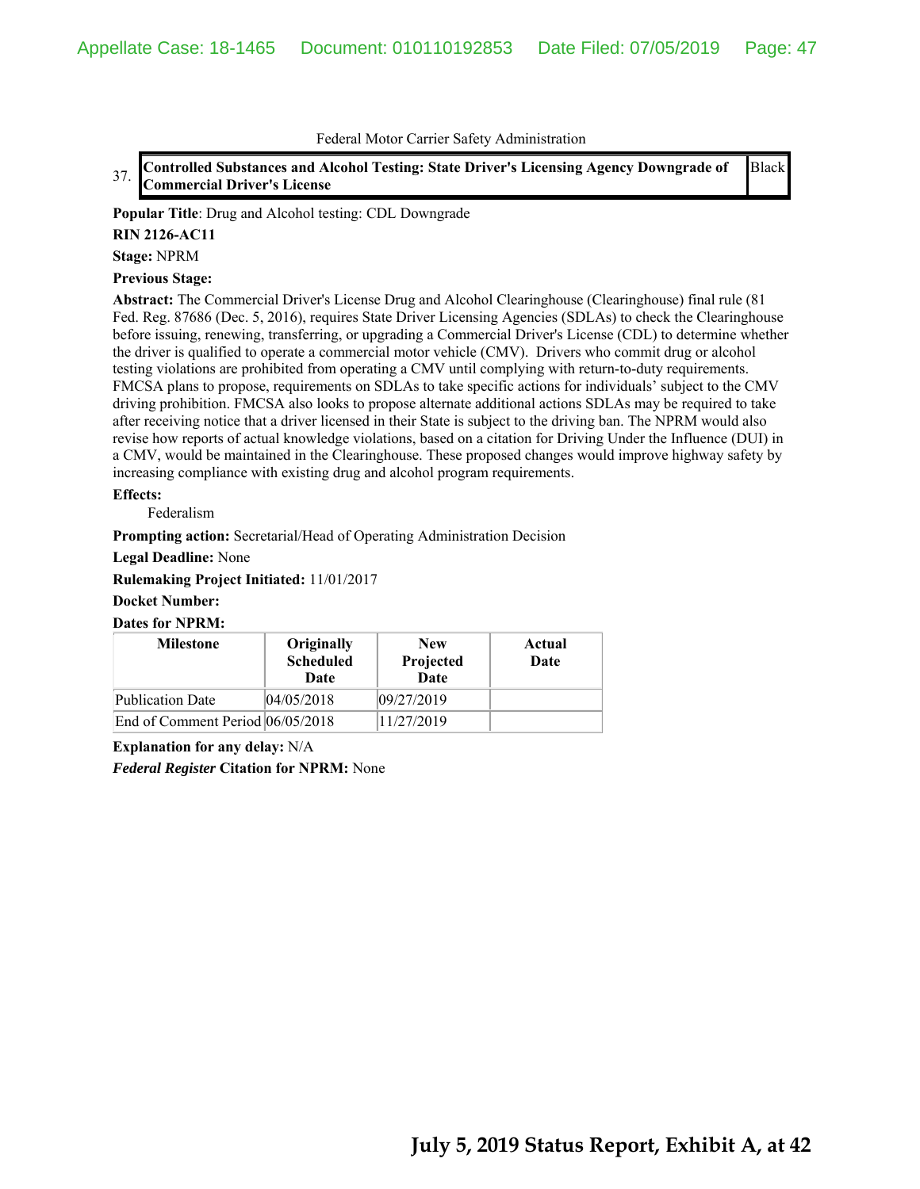Federal Motor Carrier Safety Administration

| 37. | **Controlled Substances and Alcohol Testing: State Driver's Licensing Agency Downgrade of Commercial Driver's License** | Black |
|---|---|---|

**Popular Title**: Drug and Alcohol testing: CDL Downgrade

**RIN 2126-AC11**

**Stage:** NPRM

**Previous Stage:**

**Abstract:** The Commercial Driver's License Drug and Alcohol Clearinghouse (Clearinghouse) final rule (81 Fed. Reg. 87686 (Dec. 5, 2016), requires State Driver Licensing Agencies (SDLAs) to check the Clearinghouse before issuing, renewing, transferring, or upgrading a Commercial Driver's License (CDL) to determine whether the driver is qualified to operate a commercial motor vehicle (CMV). Drivers who commit drug or alcohol testing violations are prohibited from operating a CMV until complying with return-to-duty requirements. FMCSA plans to propose, requirements on SDLAs to take specific actions for individuals' subject to the CMV driving prohibition. FMCSA also looks to propose alternate additional actions SDLAs may be required to take after receiving notice that a driver licensed in their State is subject to the driving ban. The NPRM would also revise how reports of actual knowledge violations, based on a citation for Driving Under the Influence (DUI) in a CMV, would be maintained in the Clearinghouse. These proposed changes would improve highway safety by increasing compliance with existing drug and alcohol program requirements.

**Effects:**

Federalism

**Prompting action:** Secretarial/Head of Operating Administration Decision

**Legal Deadline:** None

**Rulemaking Project Initiated:** 11/01/2017

**Docket Number:**

**Dates for NPRM:**

| Milestone | Originally Scheduled Date | New Projected Date | Actual Date |
|---|---|---|---|
| Publication Date | 04/05/2018 | 09/27/2019 | |
| End of Comment Period | 06/05/2018 | 11/27/2019 | |

**Explanation for any delay:** N/A

***Federal Register* Citation for NPRM:** None

**July 5, 2019 Status Report, Exhibit A, at 42**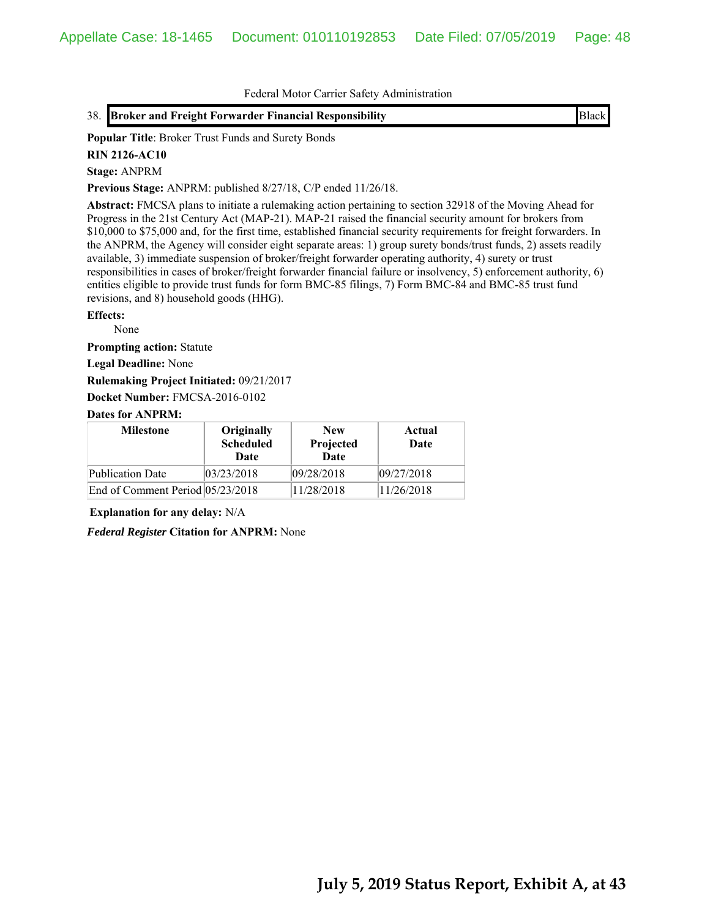Federal Motor Carrier Safety Administration

38. **Broker and Freight Forwarder Financial Responsibility** | Black

**Popular Title**: Broker Trust Funds and Surety Bonds

**RIN 2126-AC10**

**Stage:** ANPRM

**Previous Stage:** ANPRM: published 8/27/18, C/P ended 11/26/18.

**Abstract:** FMCSA plans to initiate a rulemaking action pertaining to section 32918 of the Moving Ahead for Progress in the 21st Century Act (MAP-21). MAP-21 raised the financial security amount for brokers from $10,000 to $75,000 and, for the first time, established financial security requirements for freight forwarders. In the ANPRM, the Agency will consider eight separate areas: 1) group surety bonds/trust funds, 2) assets readily available, 3) immediate suspension of broker/freight forwarder operating authority, 4) surety or trust responsibilities in cases of broker/freight forwarder financial failure or insolvency, 5) enforcement authority, 6) entities eligible to provide trust funds for form BMC-85 filings, 7) Form BMC-84 and BMC-85 trust fund revisions, and 8) household goods (HHG).

**Effects:**

None

**Prompting action:** Statute

**Legal Deadline:** None

**Rulemaking Project Initiated:** 09/21/2017

**Docket Number:** FMCSA-2016-0102

**Dates for ANPRM:**

| Milestone | Originally Scheduled Date | New Projected Date | Actual Date |
|---|---|---|---|
| Publication Date | 03/23/2018 | 09/28/2018 | 09/27/2018 |
| End of Comment Period | 05/23/2018 | 11/28/2018 | 11/26/2018 |

**Explanation for any delay:** N/A

***Federal Register* Citation for ANPRM:** None

**July 5, 2019 Status Report, Exhibit A, at 43**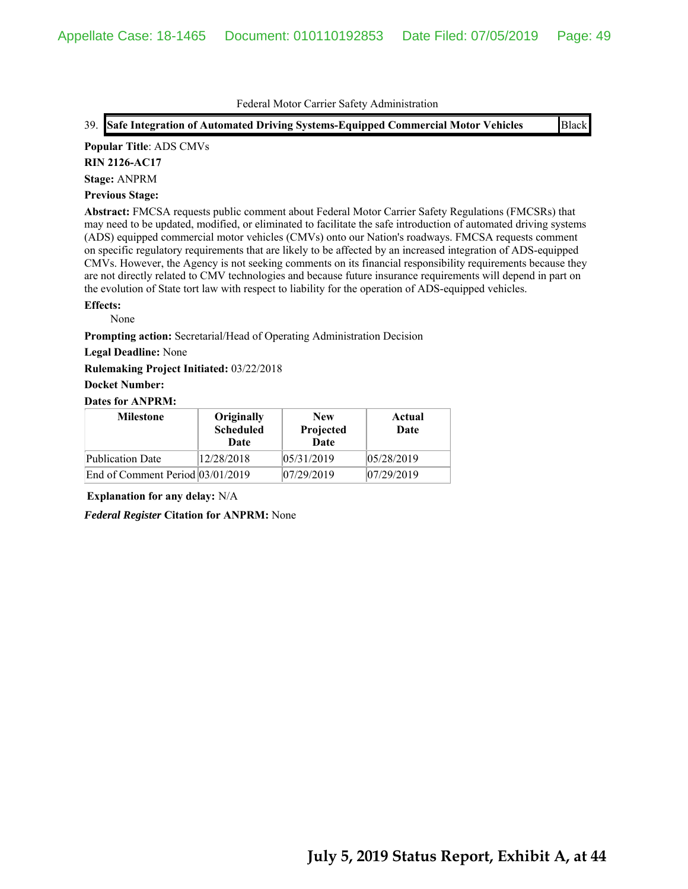Federal Motor Carrier Safety Administration

39. **Safe Integration of Automated Driving Systems-Equipped Commercial Motor Vehicles** | Black

**Popular Title**: ADS CMVs

**RIN 2126-AC17**

**Stage:** ANPRM

**Previous Stage:**

**Abstract:** FMCSA requests public comment about Federal Motor Carrier Safety Regulations (FMCSRs) that may need to be updated, modified, or eliminated to facilitate the safe introduction of automated driving systems (ADS) equipped commercial motor vehicles (CMVs) onto our Nation's roadways. FMCSA requests comment on specific regulatory requirements that are likely to be affected by an increased integration of ADS-equipped CMVs. However, the Agency is not seeking comments on its financial responsibility requirements because they are not directly related to CMV technologies and because future insurance requirements will depend in part on the evolution of State tort law with respect to liability for the operation of ADS-equipped vehicles.

**Effects:**

None

**Prompting action:** Secretarial/Head of Operating Administration Decision

**Legal Deadline:** None

**Rulemaking Project Initiated:** 03/22/2018

**Docket Number:**

**Dates for ANPRM:**

| Milestone | Originally Scheduled Date | New Projected Date | Actual Date |
|---|---|---|---|
| Publication Date | 12/28/2018 | 05/31/2019 | 05/28/2019 |
| End of Comment Period | 03/01/2019 | 07/29/2019 | 07/29/2019 |

**Explanation for any delay:** N/A

***Federal Register* Citation for ANPRM:** None

**July 5, 2019 Status Report, Exhibit A, at 44**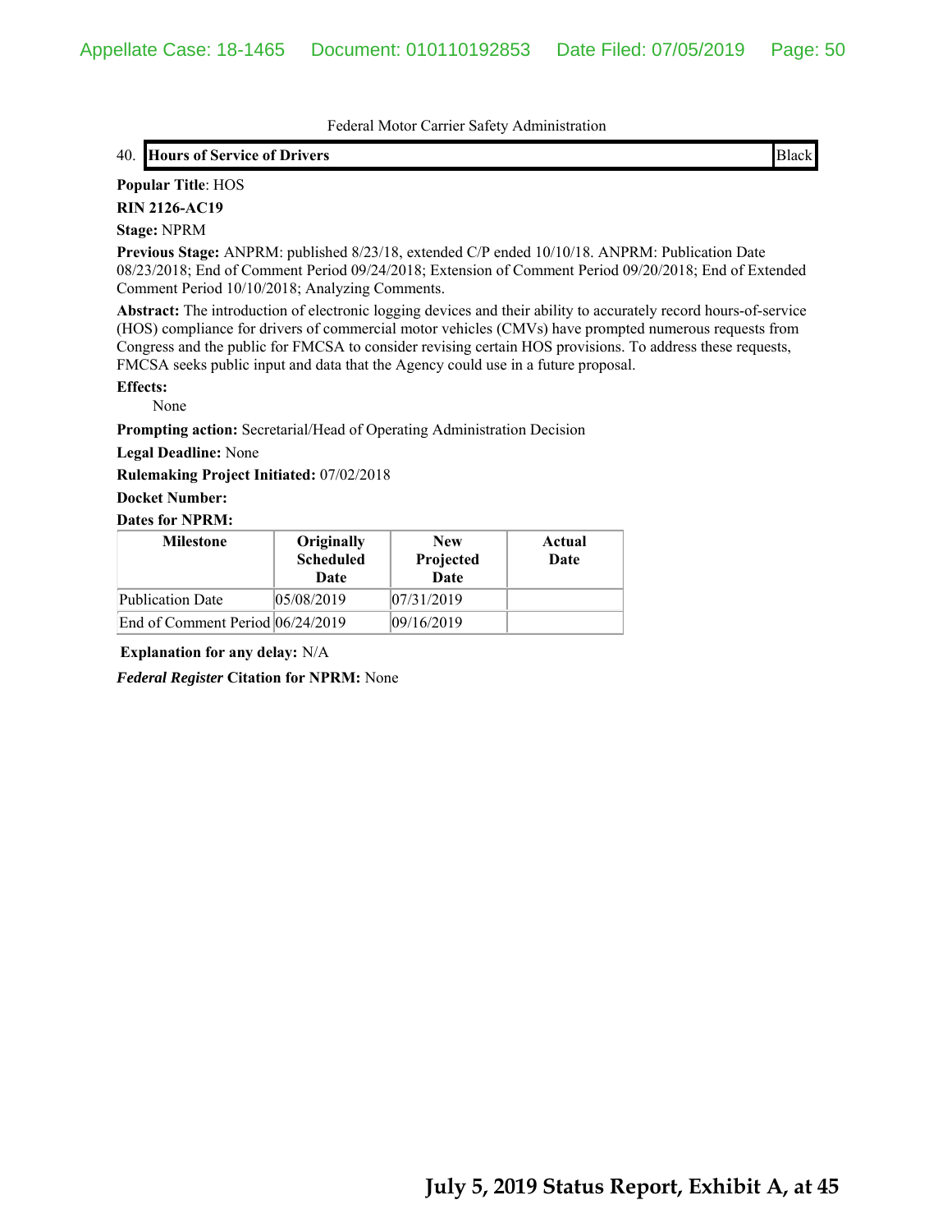Federal Motor Carrier Safety Administration

40. **Hours of Service of Drivers** | Black

**Popular Title**: HOS

**RIN 2126-AC19**

**Stage:** NPRM

**Previous Stage:** ANPRM: published 8/23/18, extended C/P ended 10/10/18. ANPRM: Publication Date 08/23/2018; End of Comment Period 09/24/2018; Extension of Comment Period 09/20/2018; End of Extended Comment Period 10/10/2018; Analyzing Comments.

**Abstract:** The introduction of electronic logging devices and their ability to accurately record hours-of-service (HOS) compliance for drivers of commercial motor vehicles (CMVs) have prompted numerous requests from Congress and the public for FMCSA to consider revising certain HOS provisions. To address these requests, FMCSA seeks public input and data that the Agency could use in a future proposal.

**Effects:**

None

**Prompting action:** Secretarial/Head of Operating Administration Decision

**Legal Deadline:** None

**Rulemaking Project Initiated:** 07/02/2018

**Docket Number:**

**Dates for NPRM:**

| Milestone | Originally Scheduled Date | New Projected Date | Actual Date |
|---|---|---|---|
| Publication Date | 05/08/2019 | 07/31/2019 | |
| End of Comment Period | 06/24/2019 | 09/16/2019 | |

**Explanation for any delay:** N/A

***Federal Register* Citation for NPRM:** None

**July 5, 2019 Status Report, Exhibit A, at 45**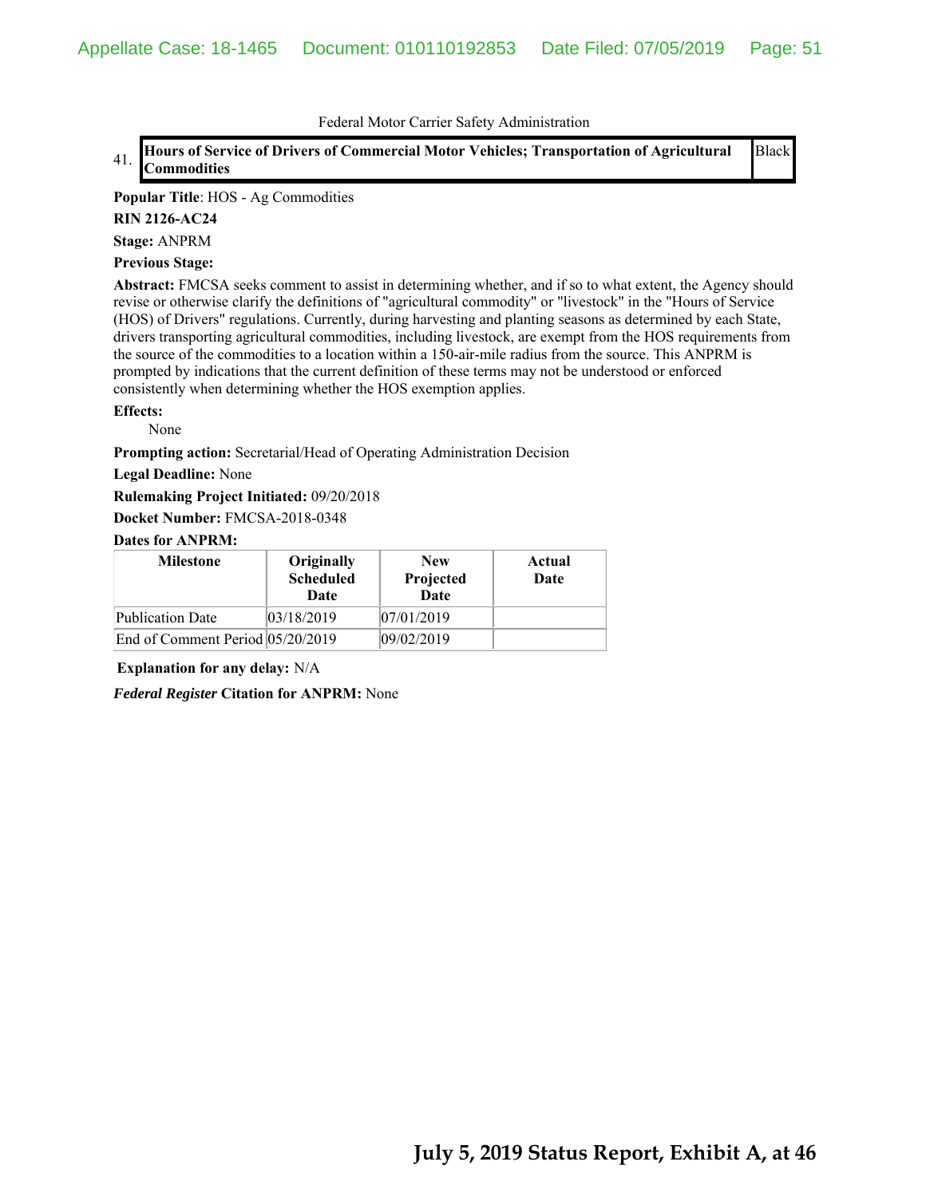Federal Motor Carrier Safety Administration

41. **Hours of Service of Drivers of Commercial Motor Vehicles; Transportation of Agricultural Commodities** | Black

**Popular Title**: HOS - Ag Commodities

**RIN 2126-AC24**

**Stage:** ANPRM

**Previous Stage:**

**Abstract:** FMCSA seeks comment to assist in determining whether, and if so to what extent, the Agency should revise or otherwise clarify the definitions of "agricultural commodity" or "livestock" in the "Hours of Service (HOS) of Drivers" regulations. Currently, during harvesting and planting seasons as determined by each State, drivers transporting agricultural commodities, including livestock, are exempt from the HOS requirements from the source of the commodities to a location within a 150-air-mile radius from the source. This ANPRM is prompted by indications that the current definition of these terms may not be understood or enforced consistently when determining whether the HOS exemption applies.

**Effects:**

None

**Prompting action:** Secretarial/Head of Operating Administration Decision

**Legal Deadline:** None

**Rulemaking Project Initiated:** 09/20/2018

**Docket Number:** FMCSA-2018-0348

**Dates for ANPRM:**

| Milestone | Originally Scheduled Date | New Projected Date | Actual Date |
|---|---|---|---|
| Publication Date | 03/18/2019 | 07/01/2019 | |
| End of Comment Period | 05/20/2019 | 09/02/2019 | |

**Explanation for any delay:** N/A

***Federal Register* Citation for ANPRM:** None

**July 5, 2019 Status Report, Exhibit A, at 46**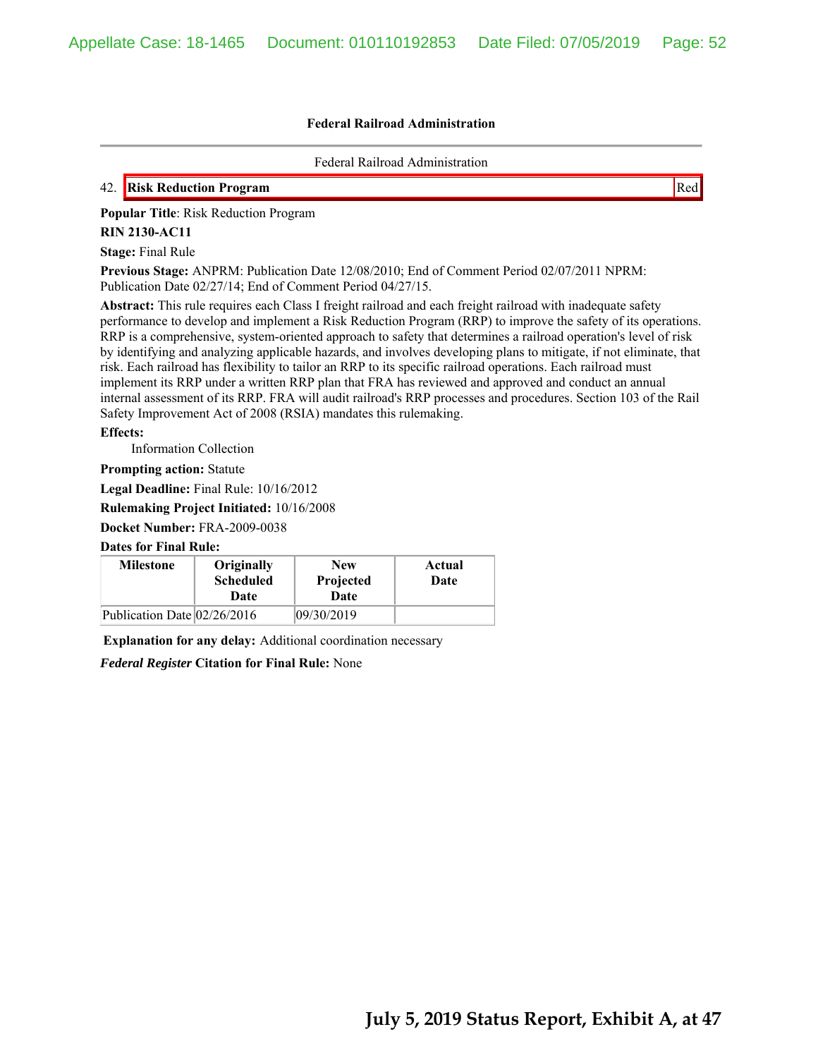**Federal Railroad Administration**

Federal Railroad Administration

42. **Risk Reduction Program** Red

**Popular Title**: Risk Reduction Program

**RIN 2130-AC11**

**Stage:** Final Rule

**Previous Stage:** ANPRM: Publication Date 12/08/2010; End of Comment Period 02/07/2011 NPRM: Publication Date 02/27/14; End of Comment Period 04/27/15.

**Abstract:** This rule requires each Class I freight railroad and each freight railroad with inadequate safety performance to develop and implement a Risk Reduction Program (RRP) to improve the safety of its operations. RRP is a comprehensive, system-oriented approach to safety that determines a railroad operation's level of risk by identifying and analyzing applicable hazards, and involves developing plans to mitigate, if not eliminate, that risk. Each railroad has flexibility to tailor an RRP to its specific railroad operations. Each railroad must implement its RRP under a written RRP plan that FRA has reviewed and approved and conduct an annual internal assessment of its RRP. FRA will audit railroad's RRP processes and procedures. Section 103 of the Rail Safety Improvement Act of 2008 (RSIA) mandates this rulemaking.

**Effects:**

Information Collection

**Prompting action:** Statute

**Legal Deadline:** Final Rule: 10/16/2012

**Rulemaking Project Initiated:** 10/16/2008

**Docket Number:** FRA-2009-0038

**Dates for Final Rule:**

| Milestone | Originally Scheduled Date | New Projected Date | Actual Date |
|---|---|---|---|
| Publication Date | 02/26/2016 | 09/30/2019 | |

**Explanation for any delay:** Additional coordination necessary

***Federal Register* Citation for Final Rule:** None

**July 5, 2019 Status Report, Exhibit A, at 47**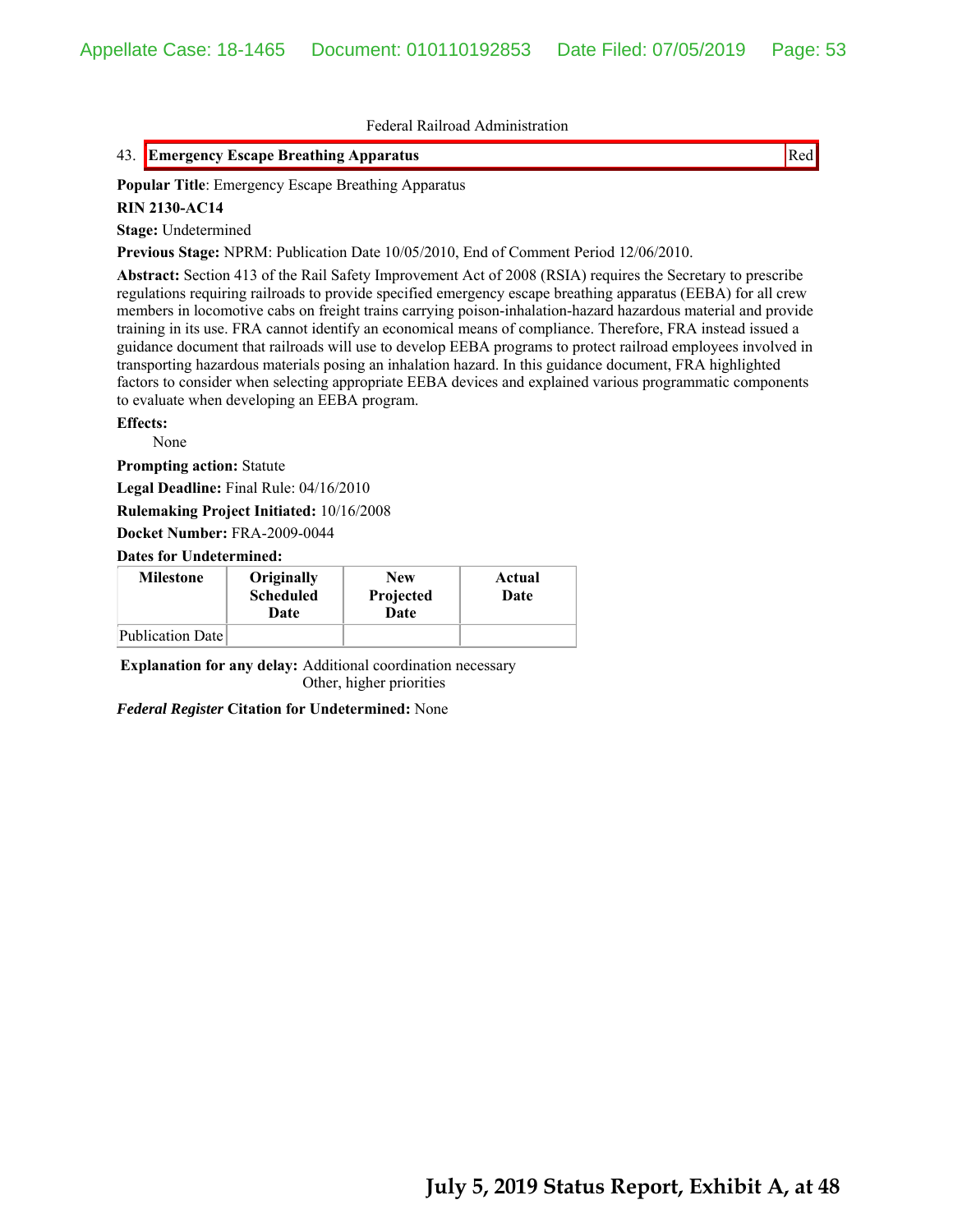Federal Railroad Administration

43. **Emergency Escape Breathing Apparatus** Red

**Popular Title**: Emergency Escape Breathing Apparatus

**RIN 2130-AC14**

**Stage:** Undetermined

**Previous Stage:** NPRM: Publication Date 10/05/2010, End of Comment Period 12/06/2010.

**Abstract:** Section 413 of the Rail Safety Improvement Act of 2008 (RSIA) requires the Secretary to prescribe regulations requiring railroads to provide specified emergency escape breathing apparatus (EEBA) for all crew members in locomotive cabs on freight trains carrying poison-inhalation-hazard hazardous material and provide training in its use. FRA cannot identify an economical means of compliance. Therefore, FRA instead issued a guidance document that railroads will use to develop EEBA programs to protect railroad employees involved in transporting hazardous materials posing an inhalation hazard. In this guidance document, FRA highlighted factors to consider when selecting appropriate EEBA devices and explained various programmatic components to evaluate when developing an EEBA program.

**Effects:**

None

**Prompting action:** Statute

**Legal Deadline:** Final Rule: 04/16/2010

**Rulemaking Project Initiated:** 10/16/2008

**Docket Number:** FRA-2009-0044

**Dates for Undetermined:**

| Milestone | Originally Scheduled Date | New Projected Date | Actual Date |
|---|---|---|---|
| Publication Date | | | |

**Explanation for any delay:** Additional coordination necessary
Other, higher priorities

***Federal Register* Citation for Undetermined:** None

**July 5, 2019 Status Report, Exhibit A, at 48**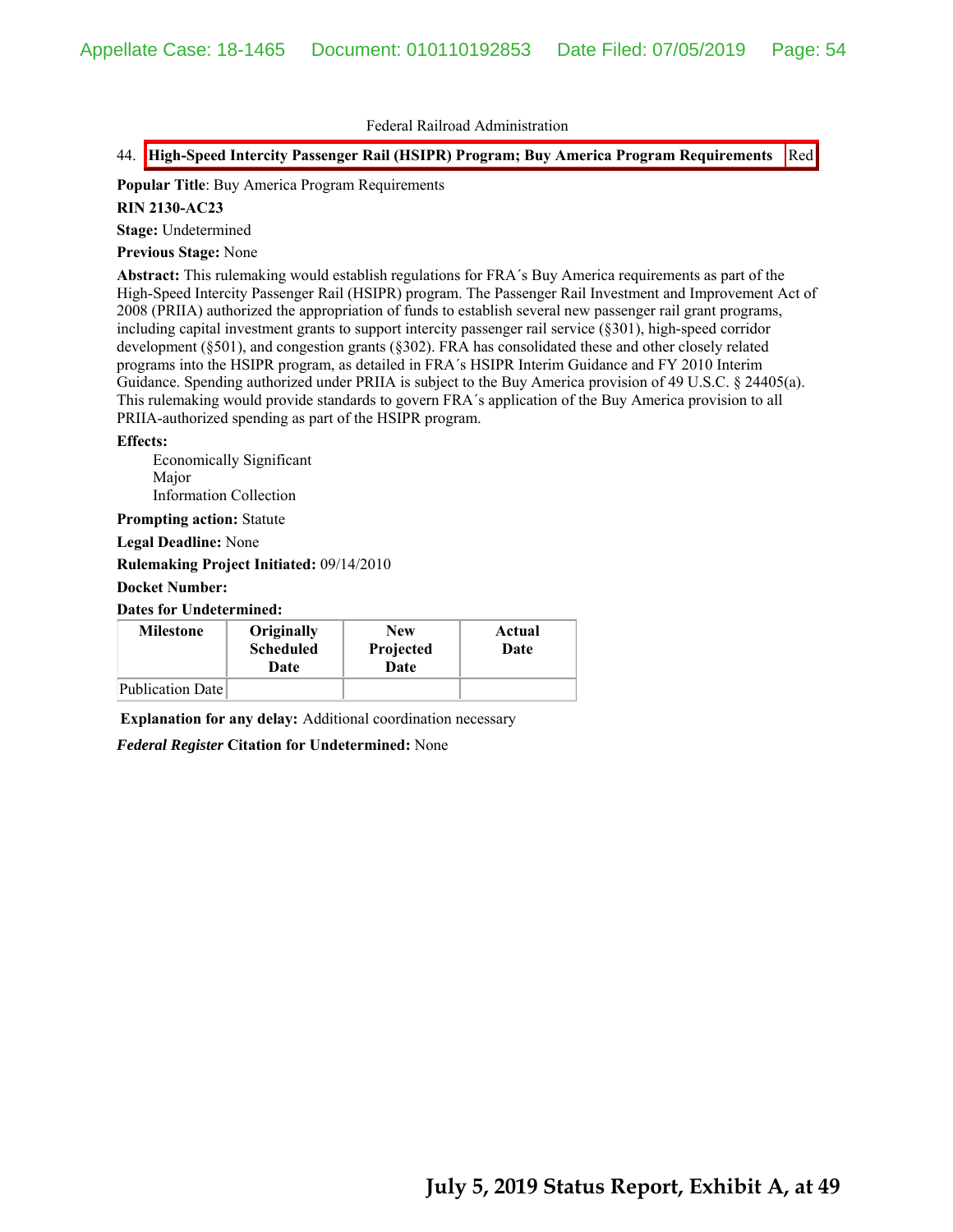Federal Railroad Administration

44. **High-Speed Intercity Passenger Rail (HSIPR) Program; Buy America Program Requirements** | Red

**Popular Title**: Buy America Program Requirements

**RIN 2130-AC23**

**Stage:** Undetermined

**Previous Stage:** None

**Abstract:** This rulemaking would establish regulations for FRA´s Buy America requirements as part of the High-Speed Intercity Passenger Rail (HSIPR) program. The Passenger Rail Investment and Improvement Act of 2008 (PRIIA) authorized the appropriation of funds to establish several new passenger rail grant programs, including capital investment grants to support intercity passenger rail service (§301), high-speed corridor development (§501), and congestion grants (§302). FRA has consolidated these and other closely related programs into the HSIPR program, as detailed in FRA´s HSIPR Interim Guidance and FY 2010 Interim Guidance. Spending authorized under PRIIA is subject to the Buy America provision of 49 U.S.C. § 24405(a). This rulemaking would provide standards to govern FRA´s application of the Buy America provision to all PRIIA-authorized spending as part of the HSIPR program.

**Effects:**

Economically Significant
Major
Information Collection

**Prompting action:** Statute

**Legal Deadline:** None

**Rulemaking Project Initiated:** 09/14/2010

**Docket Number:**

**Dates for Undetermined:**

| Milestone | Originally Scheduled Date | New Projected Date | Actual Date |
|---|---|---|---|
| Publication Date | | | |

**Explanation for any delay:** Additional coordination necessary

***Federal Register*** **Citation for Undetermined:** None

**July 5, 2019 Status Report, Exhibit A, at 49**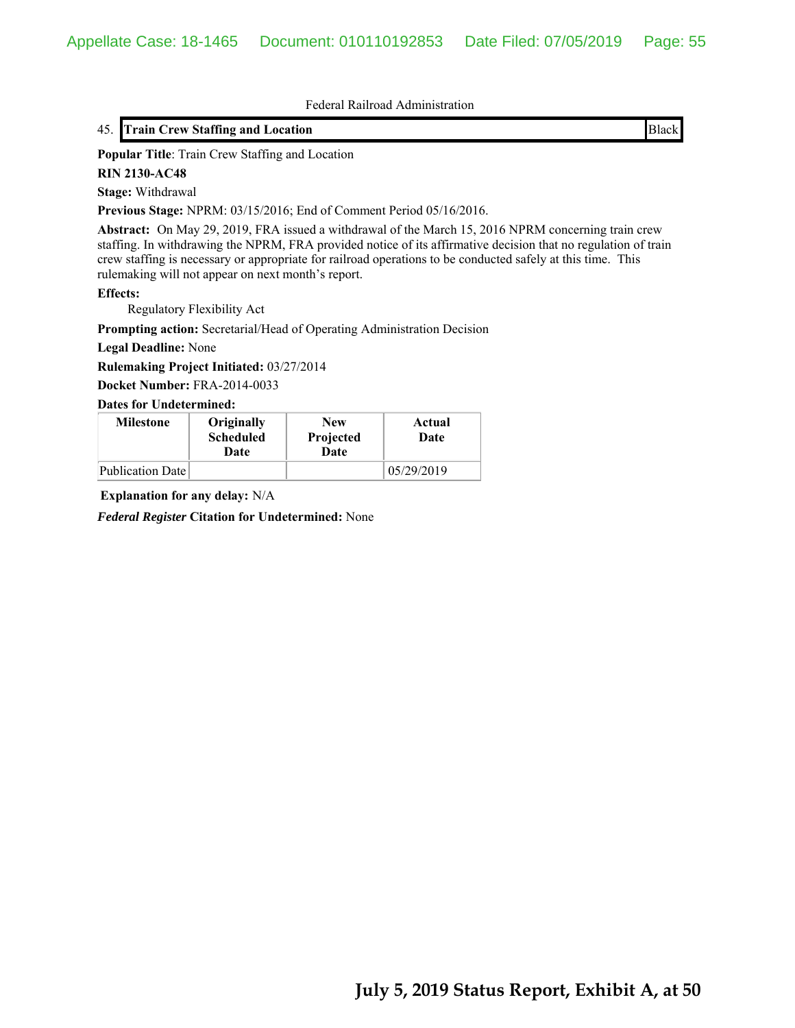Federal Railroad Administration

| 45. **Train Crew Staffing and Location** | Black |
|---|---|

**Popular Title**: Train Crew Staffing and Location

**RIN 2130-AC48**

**Stage:** Withdrawal

**Previous Stage:** NPRM: 03/15/2016; End of Comment Period 05/16/2016.

**Abstract:** On May 29, 2019, FRA issued a withdrawal of the March 15, 2016 NPRM concerning train crew staffing. In withdrawing the NPRM, FRA provided notice of its affirmative decision that no regulation of train crew staffing is necessary or appropriate for railroad operations to be conducted safely at this time. This rulemaking will not appear on next month's report.

**Effects:**

Regulatory Flexibility Act

**Prompting action:** Secretarial/Head of Operating Administration Decision

**Legal Deadline:** None

**Rulemaking Project Initiated:** 03/27/2014

**Docket Number:** FRA-2014-0033

**Dates for Undetermined:**

| Milestone | Originally Scheduled Date | New Projected Date | Actual Date |
|---|---|---|---|
| Publication Date | | | 05/29/2019 |

**Explanation for any delay:** N/A

***Federal Register* Citation for Undetermined:** None

**July 5, 2019 Status Report, Exhibit A, at 50**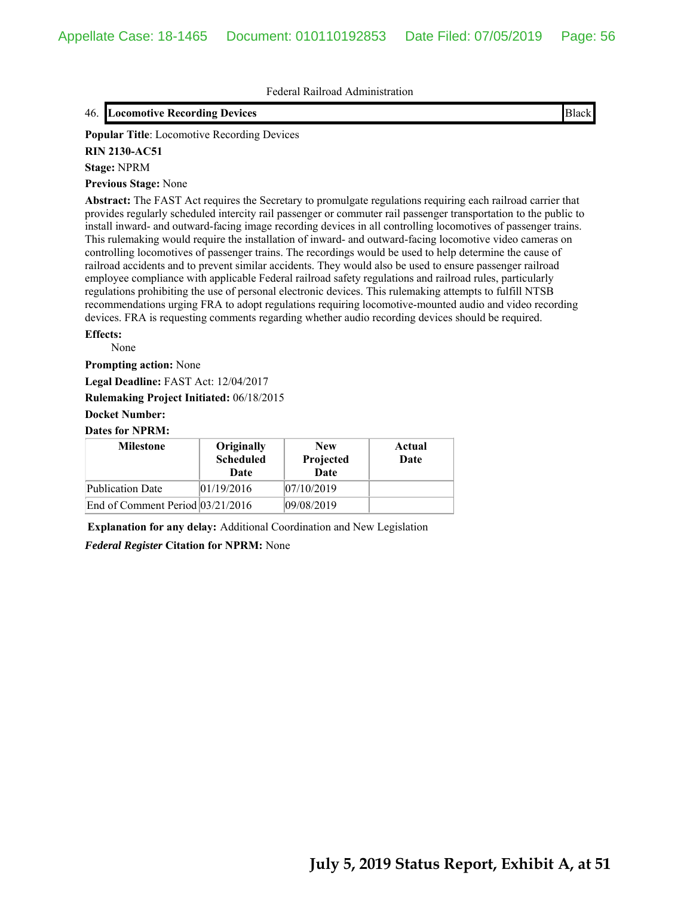Federal Railroad Administration

| 46. **Locomotive Recording Devices** | Black |
|---|---|

**Popular Title**: Locomotive Recording Devices

**RIN 2130-AC51**

**Stage:** NPRM

**Previous Stage:** None

**Abstract:** The FAST Act requires the Secretary to promulgate regulations requiring each railroad carrier that provides regularly scheduled intercity rail passenger or commuter rail passenger transportation to the public to install inward- and outward-facing image recording devices in all controlling locomotives of passenger trains. This rulemaking would require the installation of inward- and outward-facing locomotive video cameras on controlling locomotives of passenger trains. The recordings would be used to help determine the cause of railroad accidents and to prevent similar accidents. They would also be used to ensure passenger railroad employee compliance with applicable Federal railroad safety regulations and railroad rules, particularly regulations prohibiting the use of personal electronic devices. This rulemaking attempts to fulfill NTSB recommendations urging FRA to adopt regulations requiring locomotive-mounted audio and video recording devices. FRA is requesting comments regarding whether audio recording devices should be required.

**Effects:**

None

**Prompting action:** None

**Legal Deadline:** FAST Act: 12/04/2017

**Rulemaking Project Initiated:** 06/18/2015

**Docket Number:**

**Dates for NPRM:**

| Milestone | Originally Scheduled Date | New Projected Date | Actual Date |
|---|---|---|---|
| Publication Date | 01/19/2016 | 07/10/2019 | |
| End of Comment Period | 03/21/2016 | 09/08/2019 | |

**Explanation for any delay:** Additional Coordination and New Legislation

***Federal Register* Citation for NPRM:** None

**July 5, 2019 Status Report, Exhibit A, at 51**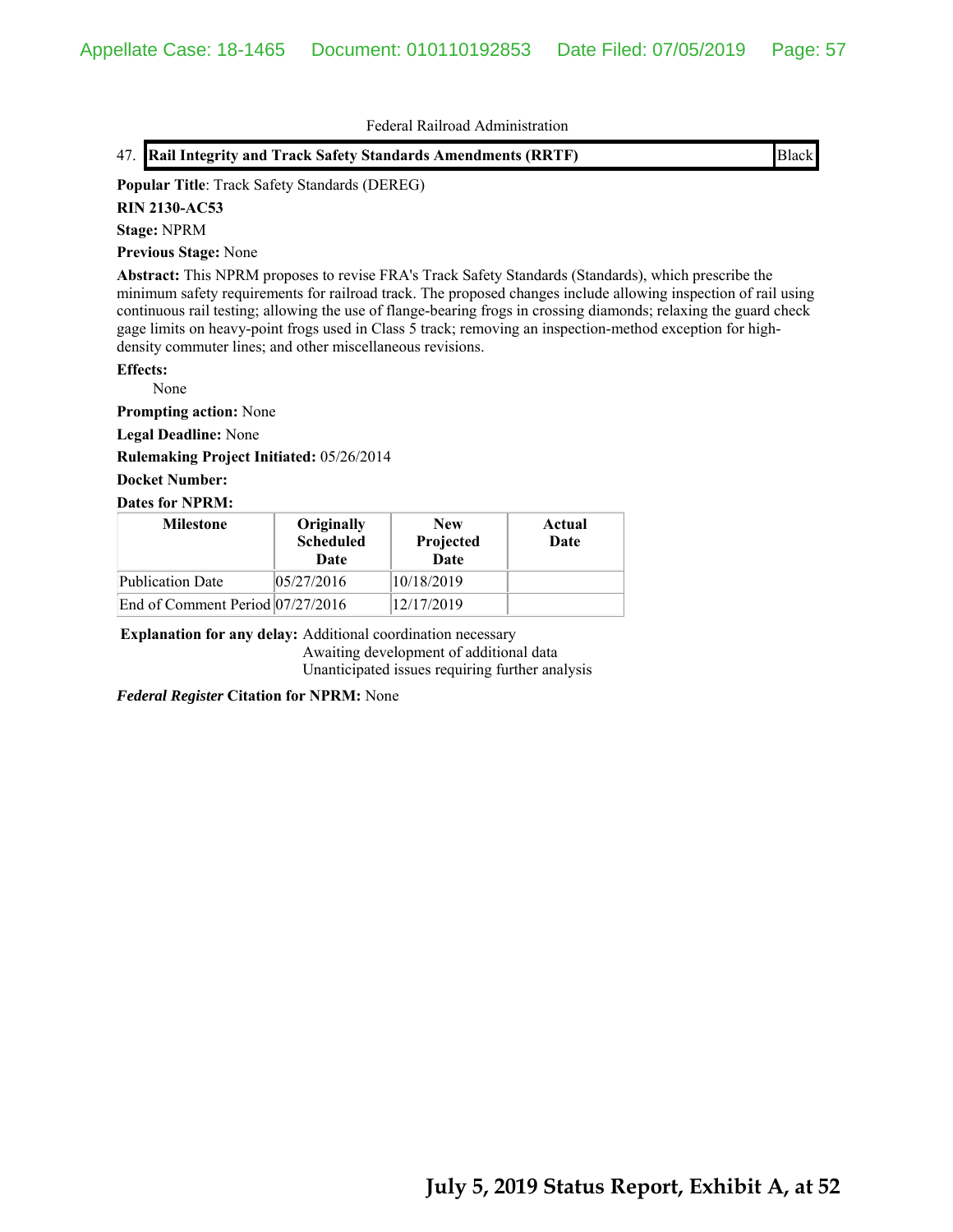Federal Railroad Administration

47. **Rail Integrity and Track Safety Standards Amendments (RRTF)** | Black

**Popular Title**: Track Safety Standards (DEREG)

**RIN 2130-AC53**

**Stage:** NPRM

**Previous Stage:** None

**Abstract:** This NPRM proposes to revise FRA's Track Safety Standards (Standards), which prescribe the minimum safety requirements for railroad track. The proposed changes include allowing inspection of rail using continuous rail testing; allowing the use of flange-bearing frogs in crossing diamonds; relaxing the guard check gage limits on heavy-point frogs used in Class 5 track; removing an inspection-method exception for high-density commuter lines; and other miscellaneous revisions.

**Effects:**

None

**Prompting action:** None

**Legal Deadline:** None

**Rulemaking Project Initiated:** 05/26/2014

**Docket Number:**

**Dates for NPRM:**

| Milestone | Originally Scheduled Date | New Projected Date | Actual Date |
|---|---|---|---|
| Publication Date | 05/27/2016 | 10/18/2019 | |
| End of Comment Period | 07/27/2016 | 12/17/2019 | |

**Explanation for any delay:** Additional coordination necessary
Awaiting development of additional data
Unanticipated issues requiring further analysis

***Federal Register* Citation for NPRM:** None

**July 5, 2019 Status Report, Exhibit A, at 52**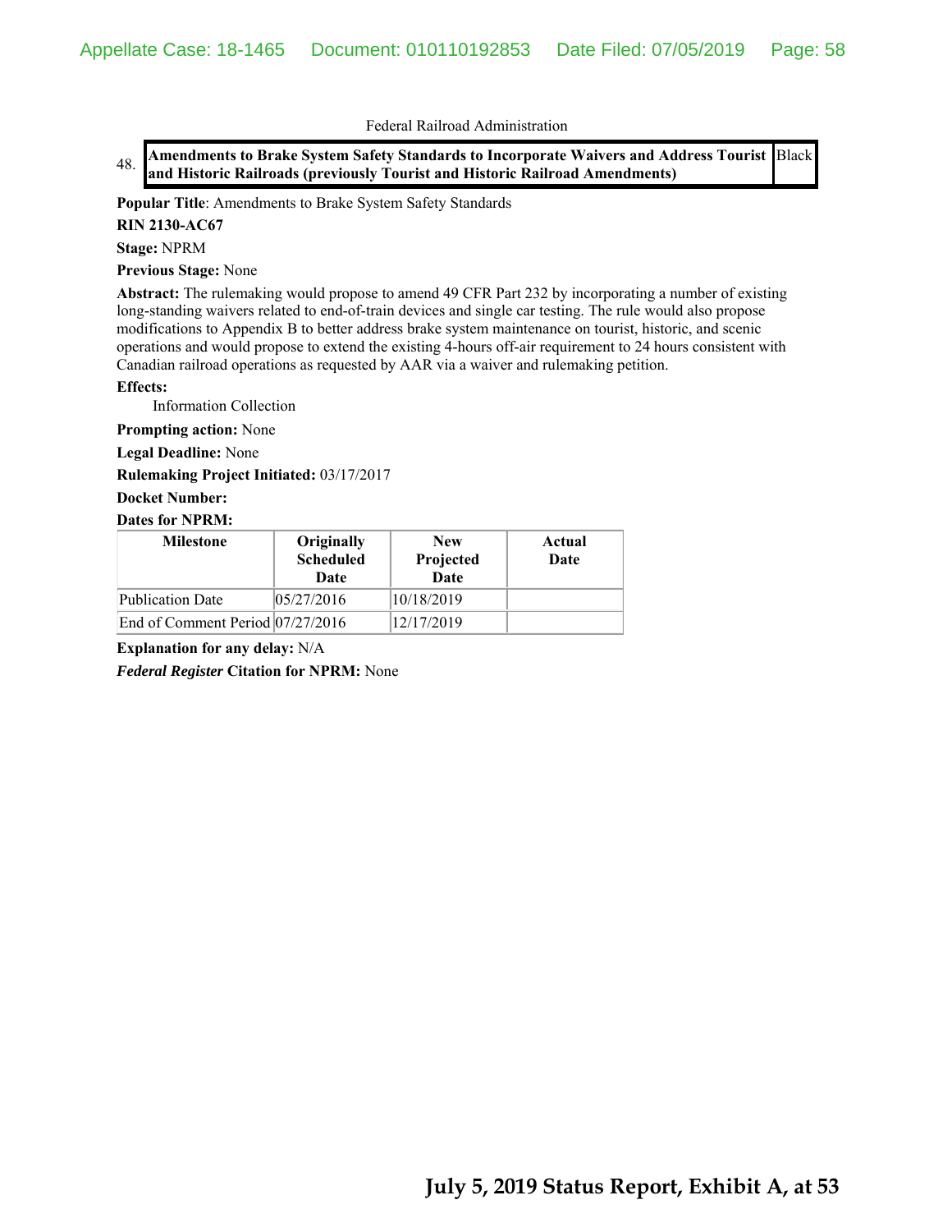Federal Railroad Administration

48. **Amendments to Brake System Safety Standards to Incorporate Waivers and Address Tourist and Historic Railroads (previously Tourist and Historic Railroad Amendments)** Black

**Popular Title**: Amendments to Brake System Safety Standards

**RIN 2130-AC67**

**Stage:** NPRM

**Previous Stage:** None

**Abstract:** The rulemaking would propose to amend 49 CFR Part 232 by incorporating a number of existing long-standing waivers related to end-of-train devices and single car testing. The rule would also propose modifications to Appendix B to better address brake system maintenance on tourist, historic, and scenic operations and would propose to extend the existing 4-hours off-air requirement to 24 hours consistent with Canadian railroad operations as requested by AAR via a waiver and rulemaking petition.

**Effects:**

Information Collection

**Prompting action:** None

**Legal Deadline:** None

**Rulemaking Project Initiated:** 03/17/2017

**Docket Number:**

**Dates for NPRM:**

| Milestone | Originally Scheduled Date | New Projected Date | Actual Date |
|---|---|---|---|
| Publication Date | 05/27/2016 | 10/18/2019 | |
| End of Comment Period | 07/27/2016 | 12/17/2019 | |

**Explanation for any delay:** N/A

***Federal Register* Citation for NPRM:** None

**July 5, 2019 Status Report, Exhibit A, at 53**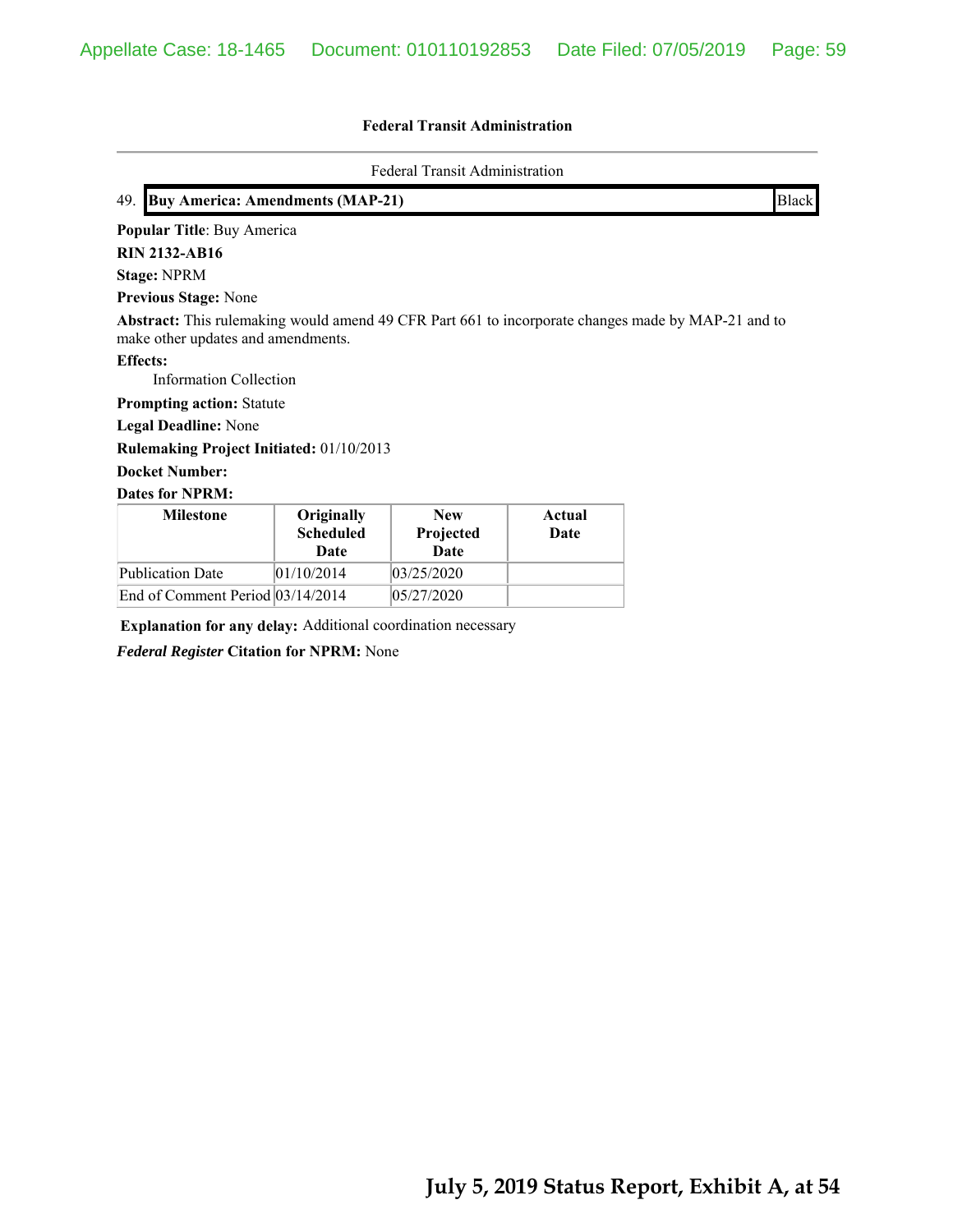**Federal Transit Administration**

Federal Transit Administration

49. **Buy America: Amendments (MAP-21)** Black

**Popular Title**: Buy America

**RIN 2132-AB16**

**Stage:** NPRM

**Previous Stage:** None

**Abstract:** This rulemaking would amend 49 CFR Part 661 to incorporate changes made by MAP-21 and to make other updates and amendments.

**Effects:**

Information Collection

**Prompting action:** Statute

**Legal Deadline:** None

**Rulemaking Project Initiated:** 01/10/2013

**Docket Number:**

**Dates for NPRM:**

| Milestone | Originally Scheduled Date | New Projected Date | Actual Date |
|---|---|---|---|
| Publication Date | 01/10/2014 | 03/25/2020 | |
| End of Comment Period | 03/14/2014 | 05/27/2020 | |

**Explanation for any delay:** Additional coordination necessary

***Federal Register* Citation for NPRM:** None

**July 5, 2019 Status Report, Exhibit A, at 54**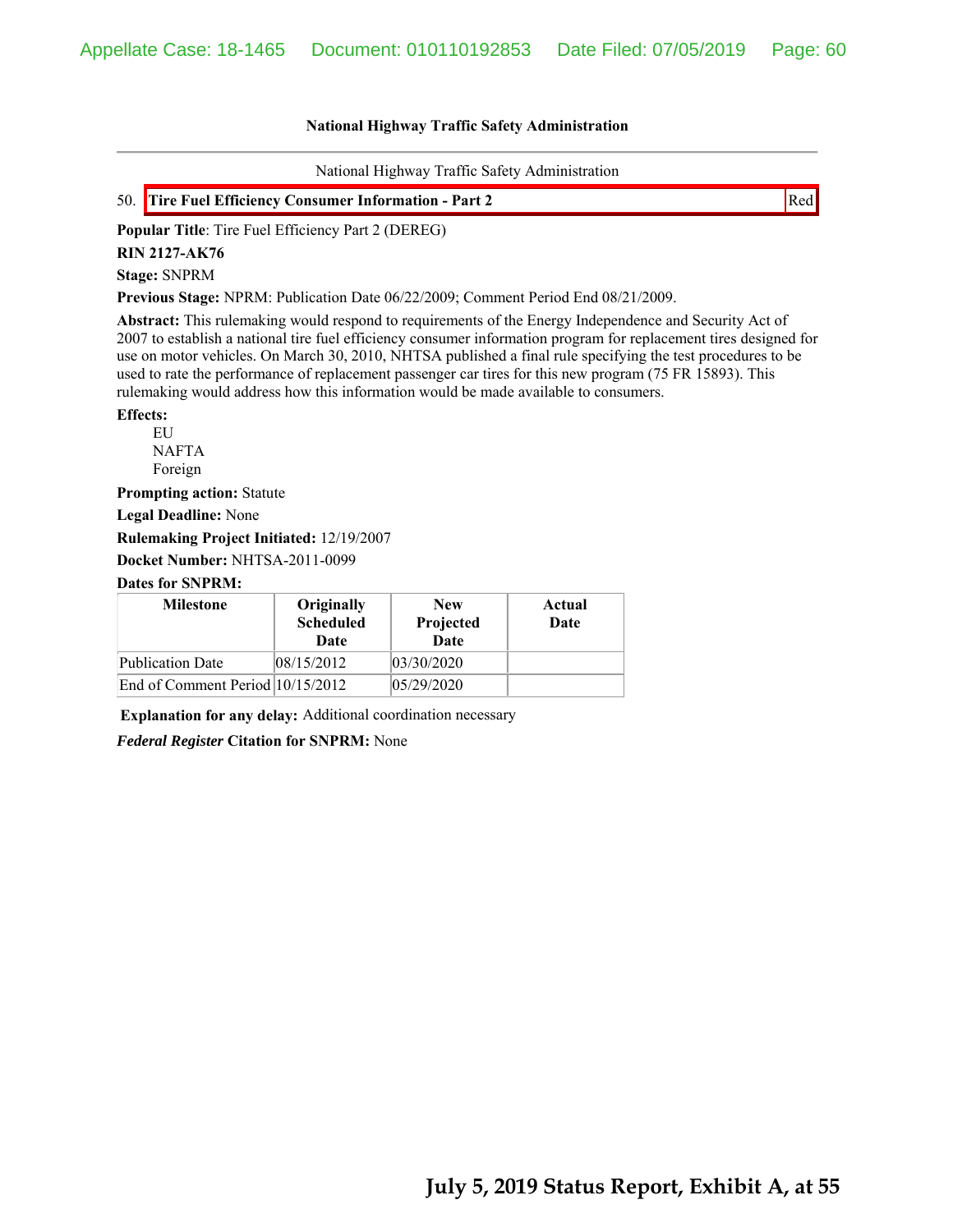**National Highway Traffic Safety Administration**

---

National Highway Traffic Safety Administration

50. **Tire Fuel Efficiency Consumer Information - Part 2** Red

**Popular Title**: Tire Fuel Efficiency Part 2 (DEREG)

**RIN 2127-AK76**

**Stage:** SNPRM

**Previous Stage:** NPRM: Publication Date 06/22/2009; Comment Period End 08/21/2009.

**Abstract:** This rulemaking would respond to requirements of the Energy Independence and Security Act of 2007 to establish a national tire fuel efficiency consumer information program for replacement tires designed for use on motor vehicles. On March 30, 2010, NHTSA published a final rule specifying the test procedures to be used to rate the performance of replacement passenger car tires for this new program (75 FR 15893). This rulemaking would address how this information would be made available to consumers.

**Effects:**

- EU
- NAFTA
- Foreign

**Prompting action:** Statute

**Legal Deadline:** None

**Rulemaking Project Initiated:** 12/19/2007

**Docket Number:** NHTSA-2011-0099

**Dates for SNPRM:**

| Milestone | Originally Scheduled Date | New Projected Date | Actual Date |
|---|---|---|---|
| Publication Date | 08/15/2012 | 03/30/2020 | |
| End of Comment Period | 10/15/2012 | 05/29/2020 | |

**Explanation for any delay:** Additional coordination necessary

***Federal Register* Citation for SNPRM:** None

**July 5, 2019 Status Report, Exhibit A, at 55**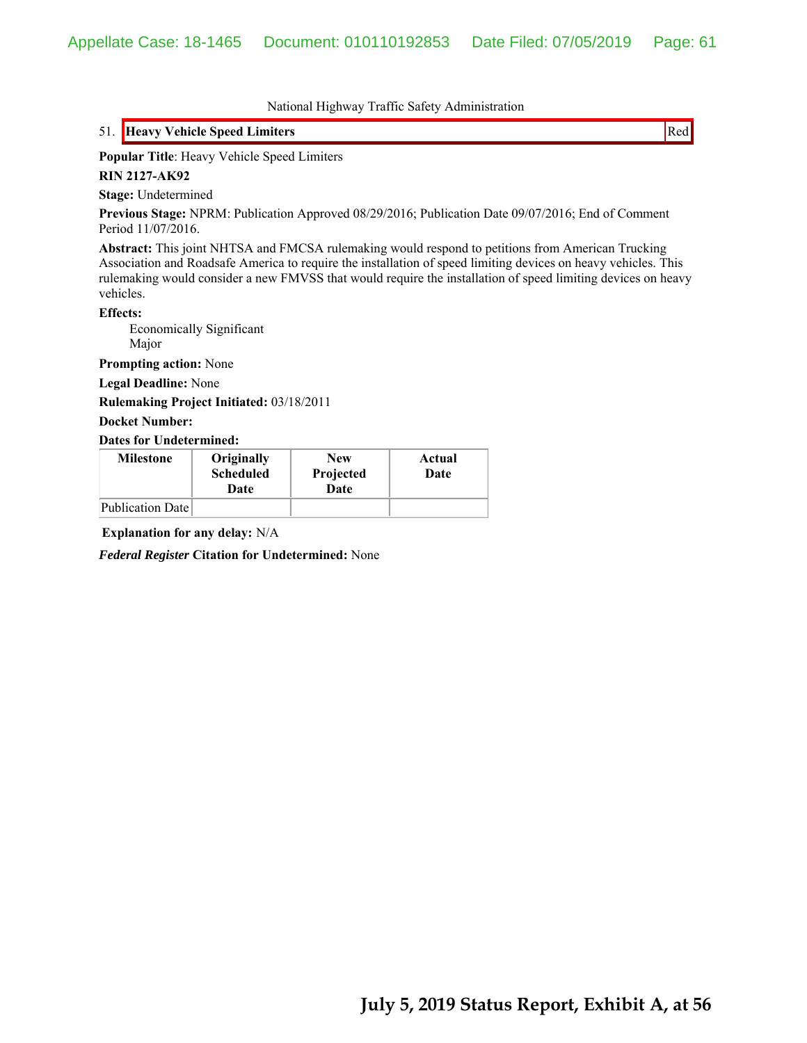National Highway Traffic Safety Administration

51. **Heavy Vehicle Speed Limiters** Red

**Popular Title**: Heavy Vehicle Speed Limiters

**RIN 2127-AK92**

**Stage:** Undetermined

**Previous Stage:** NPRM: Publication Approved 08/29/2016; Publication Date 09/07/2016; End of Comment Period 11/07/2016.

**Abstract:** This joint NHTSA and FMCSA rulemaking would respond to petitions from American Trucking Association and Roadsafe America to require the installation of speed limiting devices on heavy vehicles. This rulemaking would consider a new FMVSS that would require the installation of speed limiting devices on heavy vehicles.

**Effects:**

Economically Significant
Major

**Prompting action:** None

**Legal Deadline:** None

**Rulemaking Project Initiated:** 03/18/2011

**Docket Number:**

**Dates for Undetermined:**

| Milestone | Originally Scheduled Date | New Projected Date | Actual Date |
|---|---|---|---|
| Publication Date | | | |

**Explanation for any delay:** N/A

***Federal Register* Citation for Undetermined:** None

**July 5, 2019 Status Report, Exhibit A, at 56**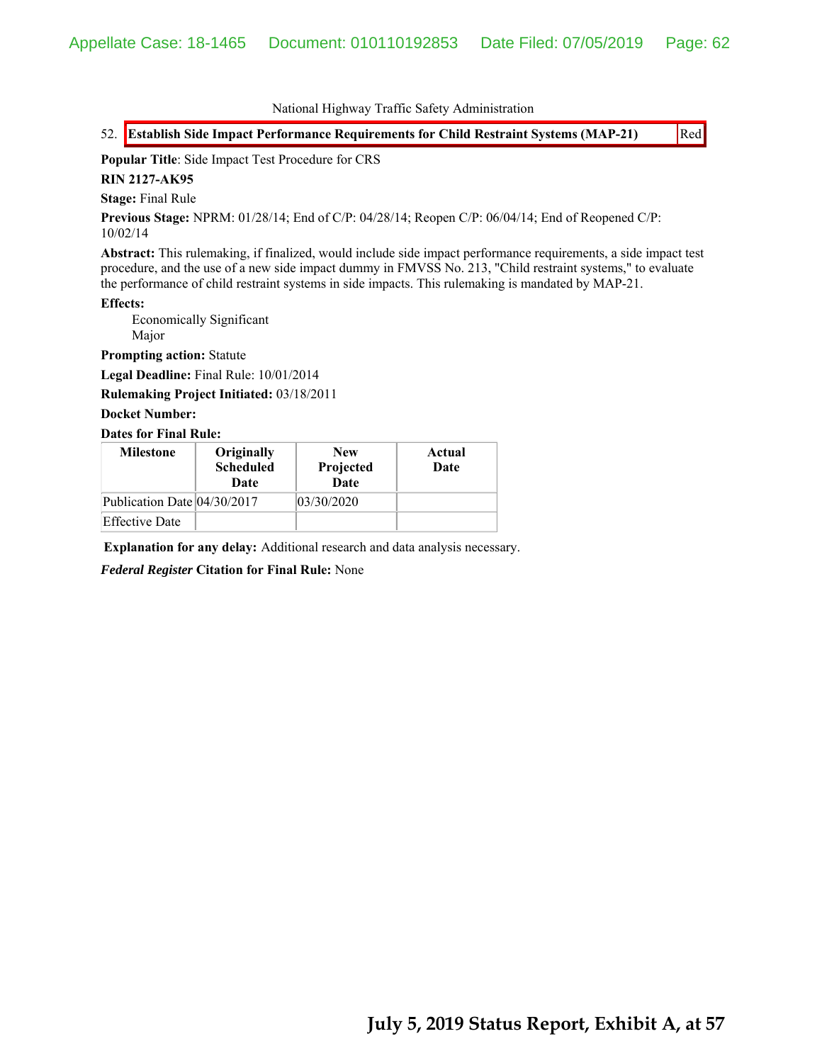National Highway Traffic Safety Administration

52. **Establish Side Impact Performance Requirements for Child Restraint Systems (MAP-21)** | Red

**Popular Title**: Side Impact Test Procedure for CRS

**RIN 2127-AK95**

**Stage:** Final Rule

**Previous Stage:** NPRM: 01/28/14; End of C/P: 04/28/14; Reopen C/P: 06/04/14; End of Reopened C/P: 10/02/14

**Abstract:** This rulemaking, if finalized, would include side impact performance requirements, a side impact test procedure, and the use of a new side impact dummy in FMVSS No. 213, "Child restraint systems," to evaluate the performance of child restraint systems in side impacts. This rulemaking is mandated by MAP-21.

**Effects:**

Economically Significant
Major

**Prompting action:** Statute

**Legal Deadline:** Final Rule: 10/01/2014

**Rulemaking Project Initiated:** 03/18/2011

**Docket Number:**

**Dates for Final Rule:**

| Milestone | Originally Scheduled Date | New Projected Date | Actual Date |
|---|---|---|---|
| Publication Date | 04/30/2017 | 03/30/2020 | |
| Effective Date | | | |

**Explanation for any delay:** Additional research and data analysis necessary.

***Federal Register* Citation for Final Rule:** None

**July 5, 2019 Status Report, Exhibit A, at 57**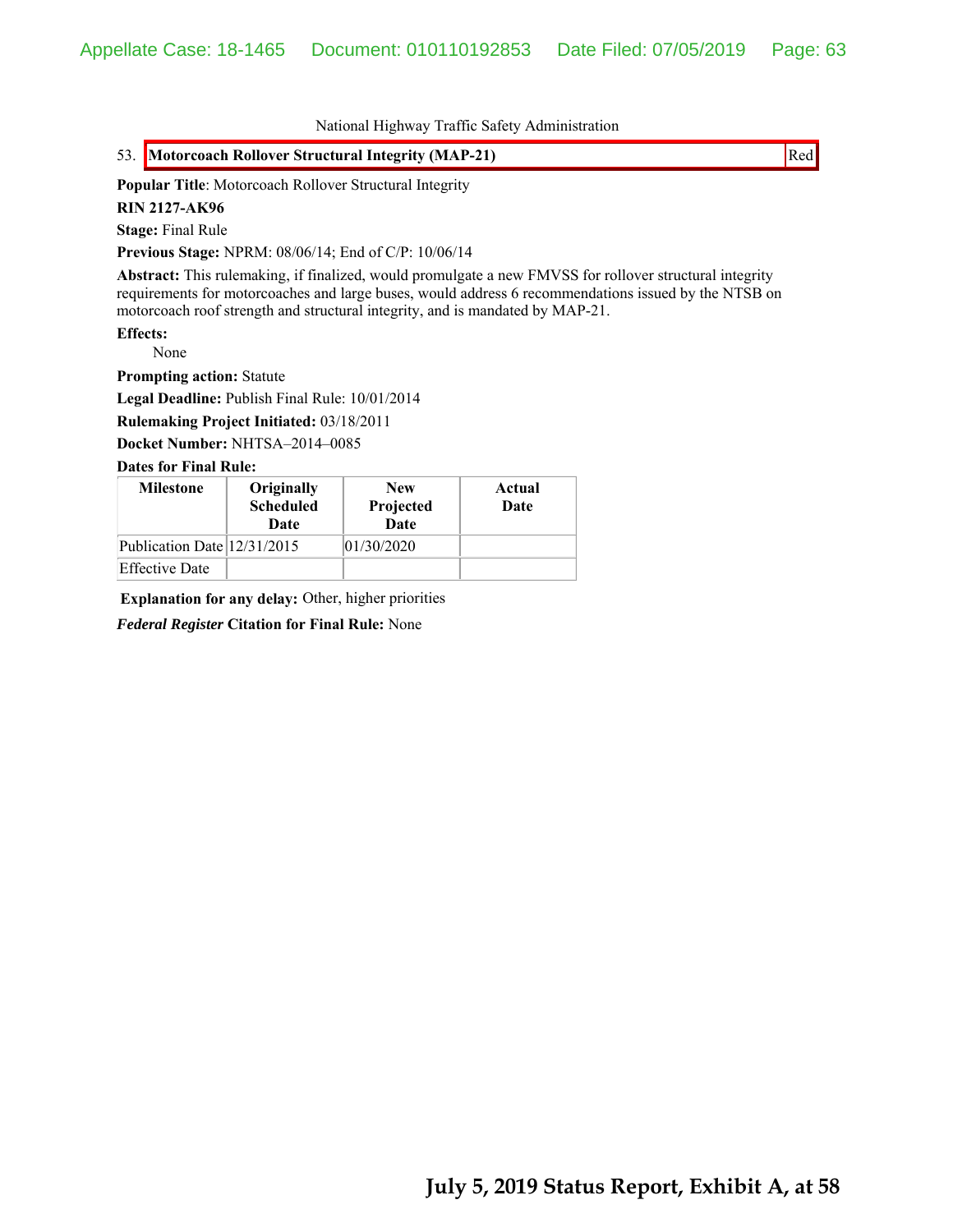National Highway Traffic Safety Administration

53. **Motorcoach Rollover Structural Integrity (MAP-21)** Red

**Popular Title**: Motorcoach Rollover Structural Integrity

**RIN 2127-AK96**

**Stage:** Final Rule

**Previous Stage:** NPRM: 08/06/14; End of C/P: 10/06/14

**Abstract:** This rulemaking, if finalized, would promulgate a new FMVSS for rollover structural integrity requirements for motorcoaches and large buses, would address 6 recommendations issued by the NTSB on motorcoach roof strength and structural integrity, and is mandated by MAP-21.

**Effects:**

None

**Prompting action:** Statute

**Legal Deadline:** Publish Final Rule: 10/01/2014

**Rulemaking Project Initiated:** 03/18/2011

**Docket Number:** NHTSA–2014–0085

**Dates for Final Rule:**

| Milestone | Originally Scheduled Date | New Projected Date | Actual Date |
|---|---|---|---|
| Publication Date | 12/31/2015 | 01/30/2020 | |
| Effective Date | | | |

**Explanation for any delay:** Other, higher priorities

***Federal Register*** **Citation for Final Rule:** None

**July 5, 2019 Status Report, Exhibit A, at 58**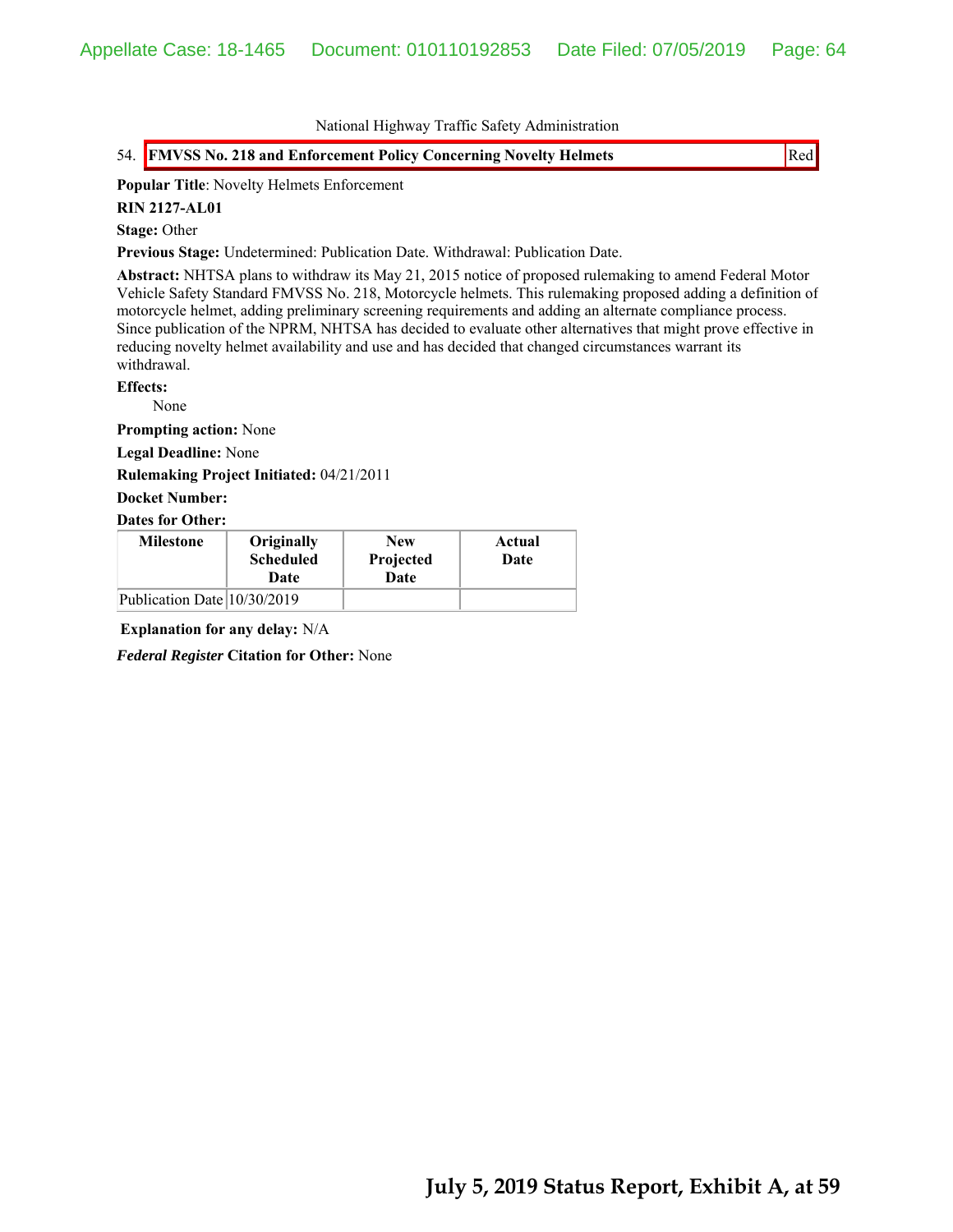National Highway Traffic Safety Administration

54. **FMVSS No. 218 and Enforcement Policy Concerning Novelty Helmets** | Red

**Popular Title**: Novelty Helmets Enforcement

**RIN 2127-AL01**

**Stage:** Other

**Previous Stage:** Undetermined: Publication Date. Withdrawal: Publication Date.

**Abstract:** NHTSA plans to withdraw its May 21, 2015 notice of proposed rulemaking to amend Federal Motor Vehicle Safety Standard FMVSS No. 218, Motorcycle helmets. This rulemaking proposed adding a definition of motorcycle helmet, adding preliminary screening requirements and adding an alternate compliance process. Since publication of the NPRM, NHTSA has decided to evaluate other alternatives that might prove effective in reducing novelty helmet availability and use and has decided that changed circumstances warrant its withdrawal.

**Effects:**

None

**Prompting action:** None

**Legal Deadline:** None

**Rulemaking Project Initiated:** 04/21/2011

**Docket Number:**

**Dates for Other:**

| Milestone | Originally Scheduled Date | New Projected Date | Actual Date |
|---|---|---|---|
| Publication Date | 10/30/2019 | | |

**Explanation for any delay:** N/A

***Federal Register* Citation for Other:** None

**July 5, 2019 Status Report, Exhibit A, at 59**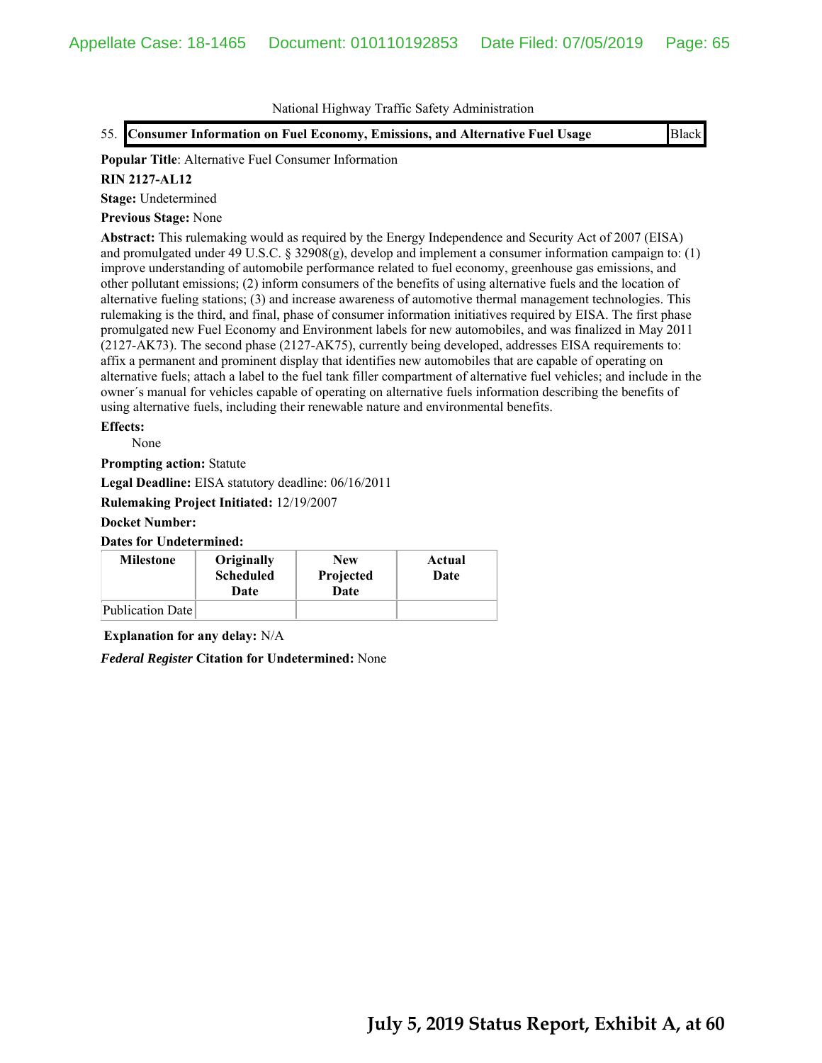National Highway Traffic Safety Administration

55. **Consumer Information on Fuel Economy, Emissions, and Alternative Fuel Usage** | Black

**Popular Title**: Alternative Fuel Consumer Information

**RIN 2127-AL12**

**Stage:** Undetermined

**Previous Stage:** None

**Abstract:** This rulemaking would as required by the Energy Independence and Security Act of 2007 (EISA) and promulgated under 49 U.S.C. § 32908(g), develop and implement a consumer information campaign to: (1) improve understanding of automobile performance related to fuel economy, greenhouse gas emissions, and other pollutant emissions; (2) inform consumers of the benefits of using alternative fuels and the location of alternative fueling stations; (3) and increase awareness of automotive thermal management technologies. This rulemaking is the third, and final, phase of consumer information initiatives required by EISA. The first phase promulgated new Fuel Economy and Environment labels for new automobiles, and was finalized in May 2011 (2127-AK73). The second phase (2127-AK75), currently being developed, addresses EISA requirements to: affix a permanent and prominent display that identifies new automobiles that are capable of operating on alternative fuels; attach a label to the fuel tank filler compartment of alternative fuel vehicles; and include in the owner´s manual for vehicles capable of operating on alternative fuels information describing the benefits of using alternative fuels, including their renewable nature and environmental benefits.

**Effects:**

None

**Prompting action:** Statute

**Legal Deadline:** EISA statutory deadline: 06/16/2011

**Rulemaking Project Initiated:** 12/19/2007

**Docket Number:**

**Dates for Undetermined:**

| Milestone | Originally Scheduled Date | New Projected Date | Actual Date |
|---|---|---|---|
| Publication Date | | | |

**Explanation for any delay:** N/A

***Federal Register* Citation for Undetermined:** None

**July 5, 2019 Status Report, Exhibit A, at 60**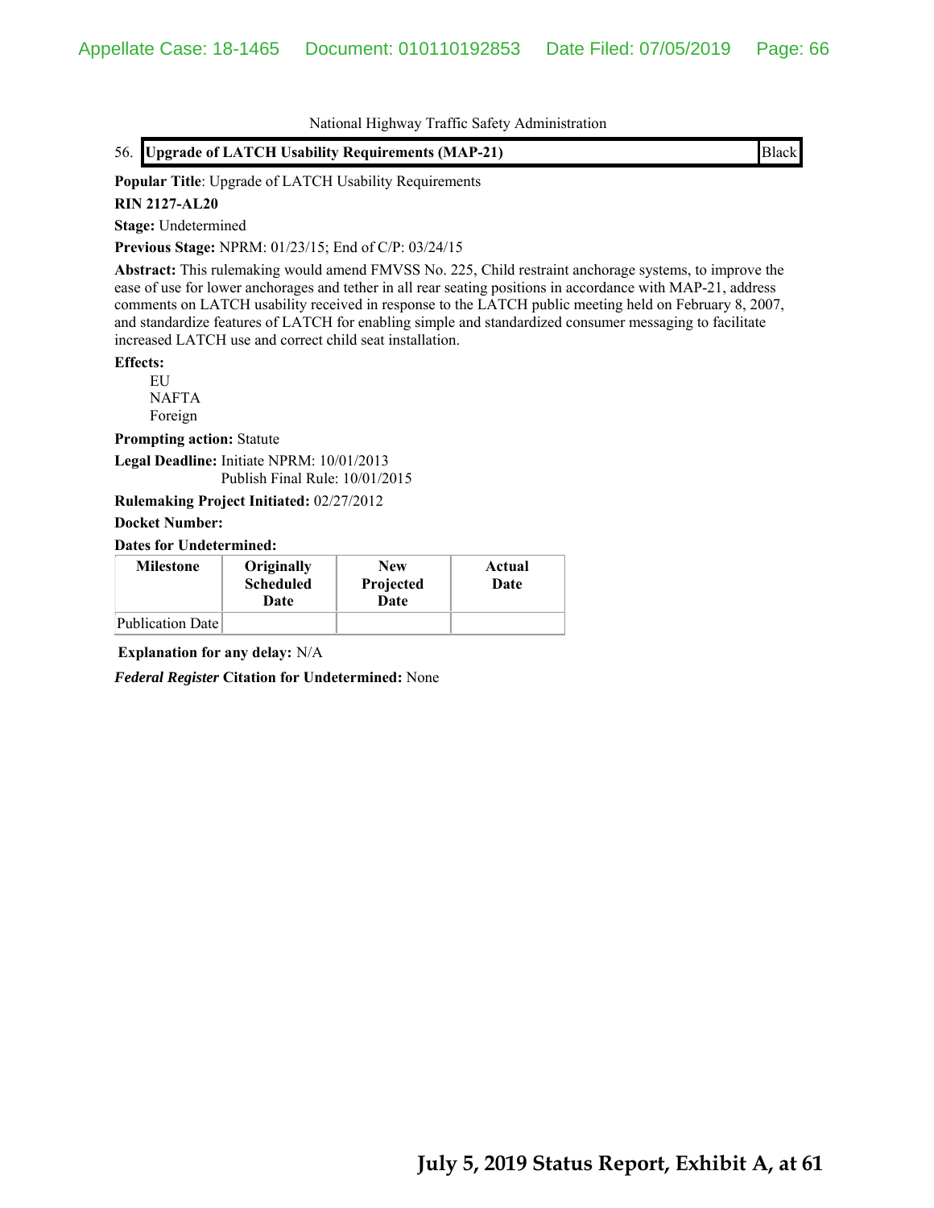National Highway Traffic Safety Administration

56. **Upgrade of LATCH Usability Requirements (MAP-21)** | Black

**Popular Title**: Upgrade of LATCH Usability Requirements

**RIN 2127-AL20**

**Stage:** Undetermined

**Previous Stage:** NPRM: 01/23/15; End of C/P: 03/24/15

**Abstract:** This rulemaking would amend FMVSS No. 225, Child restraint anchorage systems, to improve the ease of use for lower anchorages and tether in all rear seating positions in accordance with MAP-21, address comments on LATCH usability received in response to the LATCH public meeting held on February 8, 2007, and standardize features of LATCH for enabling simple and standardized consumer messaging to facilitate increased LATCH use and correct child seat installation.

**Effects:**

EU
NAFTA
Foreign

**Prompting action:** Statute

**Legal Deadline:** Initiate NPRM: 10/01/2013
Publish Final Rule: 10/01/2015

**Rulemaking Project Initiated:** 02/27/2012

**Docket Number:**

**Dates for Undetermined:**

| Milestone | Originally Scheduled Date | New Projected Date | Actual Date |
|---|---|---|---|
| Publication Date | | | |

**Explanation for any delay:** N/A

***Federal Register* Citation for Undetermined:** None

**July 5, 2019 Status Report, Exhibit A, at 61**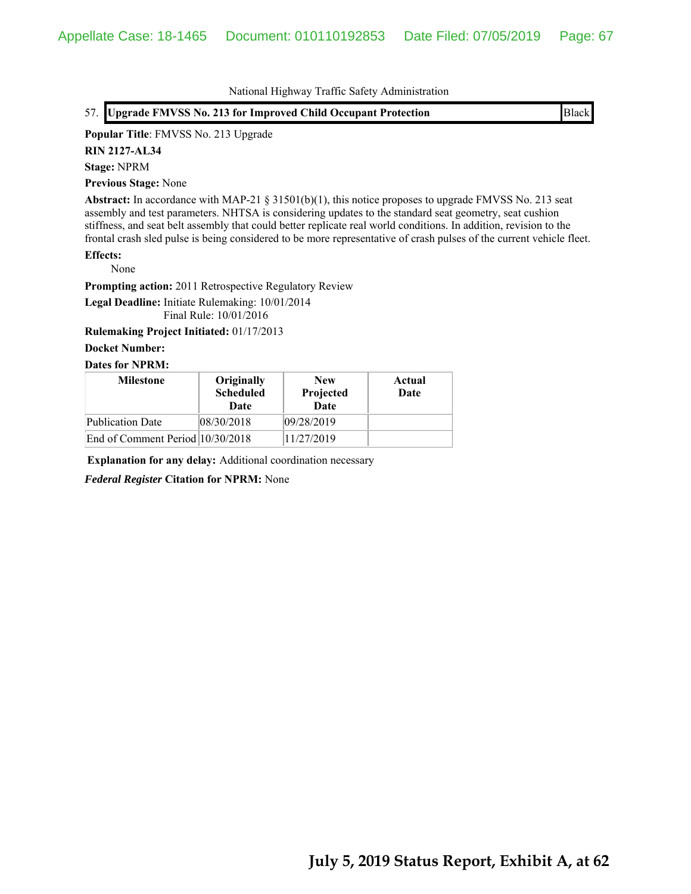National Highway Traffic Safety Administration

57. **Upgrade FMVSS No. 213 for Improved Child Occupant Protection** | Black

**Popular Title**: FMVSS No. 213 Upgrade

**RIN 2127-AL34**

**Stage:** NPRM

**Previous Stage:** None

**Abstract:** In accordance with MAP-21 § 31501(b)(1), this notice proposes to upgrade FMVSS No. 213 seat assembly and test parameters. NHTSA is considering updates to the standard seat geometry, seat cushion stiffness, and seat belt assembly that could better replicate real world conditions. In addition, revision to the frontal crash sled pulse is being considered to be more representative of crash pulses of the current vehicle fleet.

**Effects:**

None

**Prompting action:** 2011 Retrospective Regulatory Review

**Legal Deadline:** Initiate Rulemaking: 10/01/2014
Final Rule: 10/01/2016

**Rulemaking Project Initiated:** 01/17/2013

**Docket Number:**

**Dates for NPRM:**

| Milestone | Originally Scheduled Date | New Projected Date | Actual Date |
|---|---|---|---|
| Publication Date | 08/30/2018 | 09/28/2019 | |
| End of Comment Period | 10/30/2018 | 11/27/2019 | |

**Explanation for any delay:** Additional coordination necessary

***Federal Register* Citation for NPRM:** None

**July 5, 2019 Status Report, Exhibit A, at 62**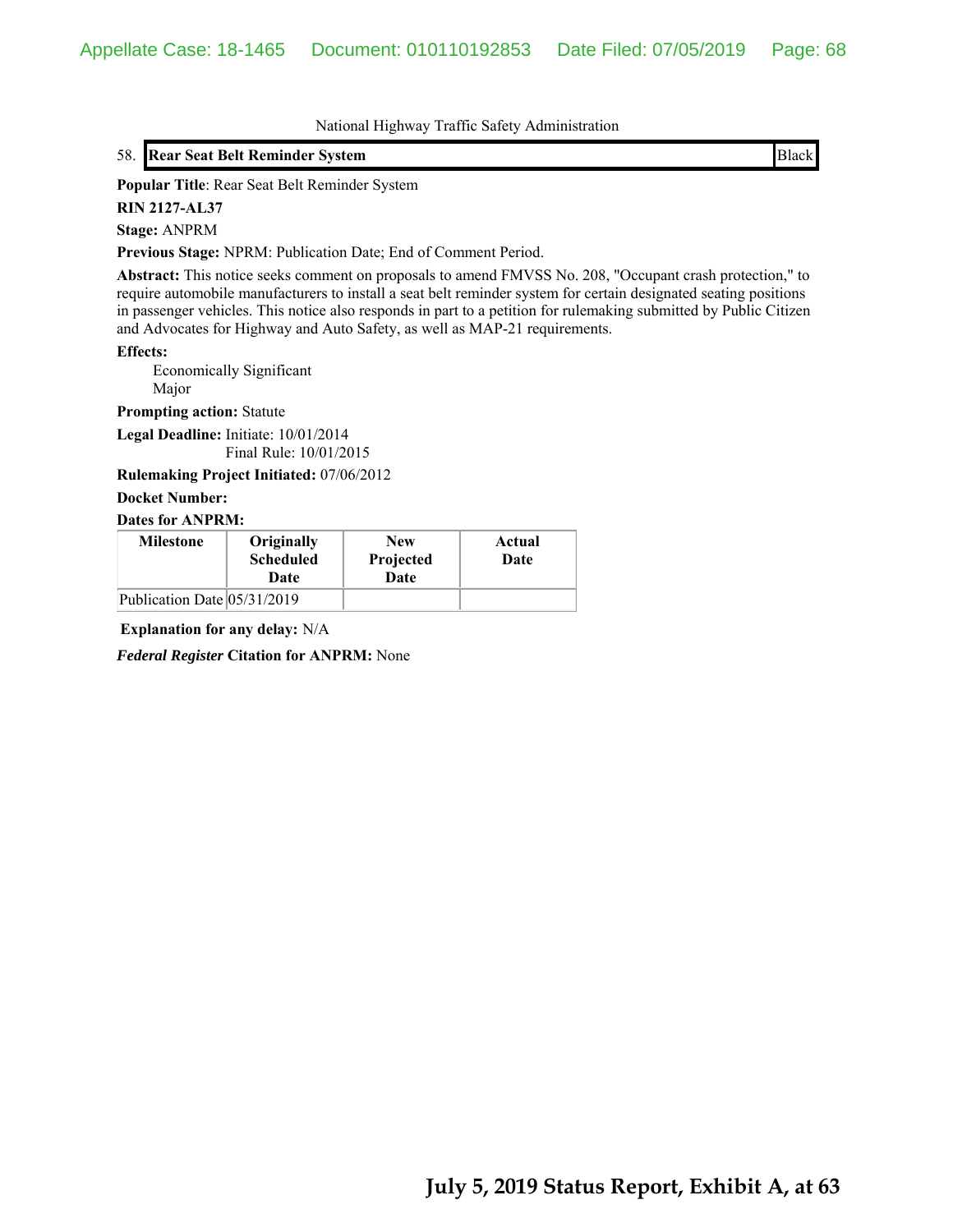National Highway Traffic Safety Administration

| 58. | **Rear Seat Belt Reminder System** | Black |
|---|---|---|

**Popular Title**: Rear Seat Belt Reminder System

**RIN 2127-AL37**

**Stage:** ANPRM

**Previous Stage:** NPRM: Publication Date; End of Comment Period.

**Abstract:** This notice seeks comment on proposals to amend FMVSS No. 208, "Occupant crash protection," to require automobile manufacturers to install a seat belt reminder system for certain designated seating positions in passenger vehicles. This notice also responds in part to a petition for rulemaking submitted by Public Citizen and Advocates for Highway and Auto Safety, as well as MAP-21 requirements.

**Effects:**

Economically Significant
Major

**Prompting action:** Statute

**Legal Deadline:** Initiate: 10/01/2014
Final Rule: 10/01/2015

**Rulemaking Project Initiated:** 07/06/2012

**Docket Number:**

**Dates for ANPRM:**

| Milestone | Originally Scheduled Date | New Projected Date | Actual Date |
|---|---|---|---|
| Publication Date | 05/31/2019 | | |

**Explanation for any delay:** N/A

***Federal Register* Citation for ANPRM:** None

**July 5, 2019 Status Report, Exhibit A, at 63**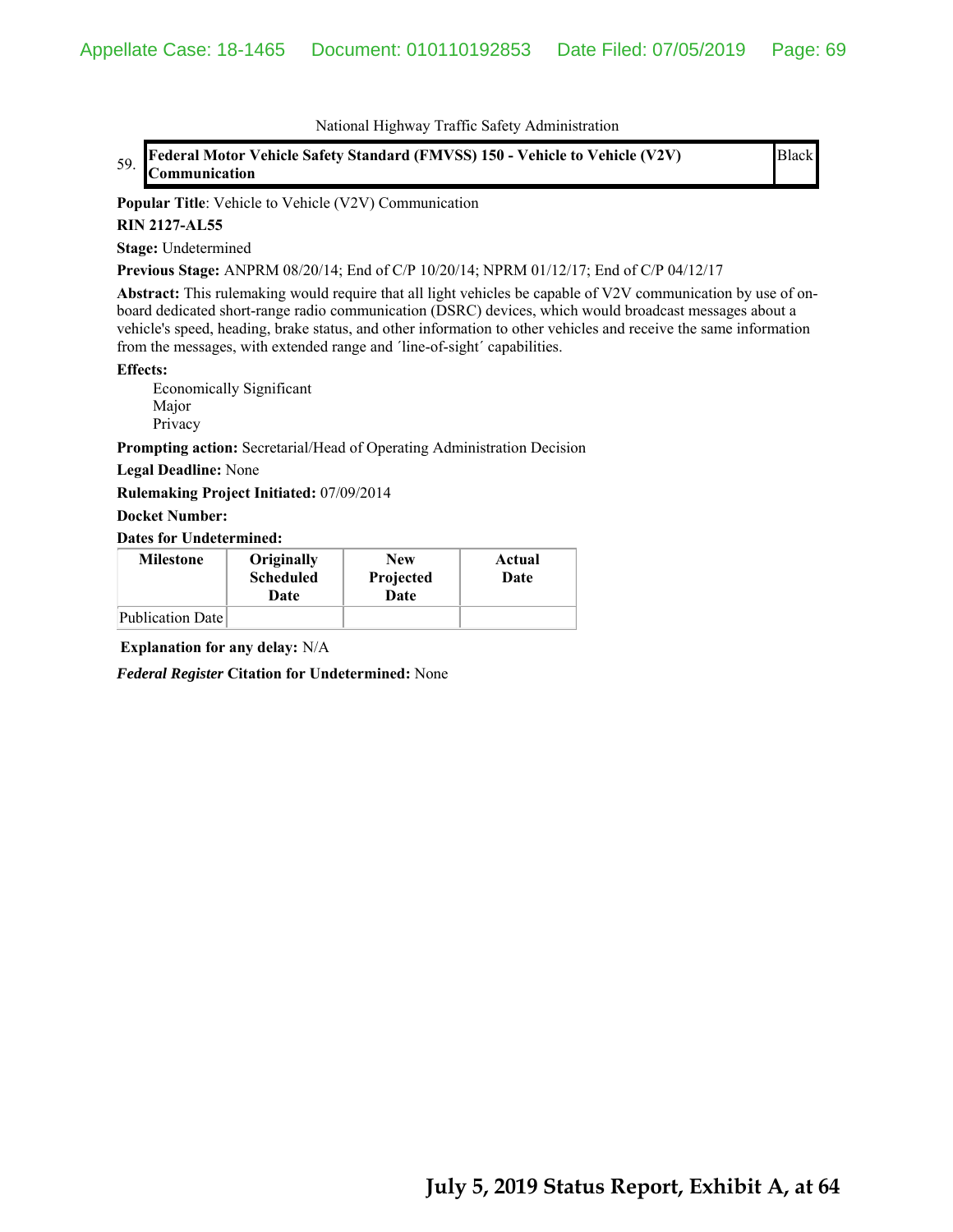National Highway Traffic Safety Administration

| 59. | **Federal Motor Vehicle Safety Standard (FMVSS) 150 - Vehicle to Vehicle (V2V) Communication** | Black |
|---|---|---|

**Popular Title**: Vehicle to Vehicle (V2V) Communication

**RIN 2127-AL55**

**Stage:** Undetermined

**Previous Stage:** ANPRM 08/20/14; End of C/P 10/20/14; NPRM 01/12/17; End of C/P 04/12/17

**Abstract:** This rulemaking would require that all light vehicles be capable of V2V communication by use of on-board dedicated short-range radio communication (DSRC) devices, which would broadcast messages about a vehicle's speed, heading, brake status, and other information to other vehicles and receive the same information from the messages, with extended range and ´line-of-sight´ capabilities.

**Effects:**

Economically Significant
Major
Privacy

**Prompting action:** Secretarial/Head of Operating Administration Decision

**Legal Deadline:** None

**Rulemaking Project Initiated:** 07/09/2014

**Docket Number:**

**Dates for Undetermined:**

| Milestone | Originally Scheduled Date | New Projected Date | Actual Date |
|---|---|---|---|
| Publication Date | | | |

**Explanation for any delay:** N/A

***Federal Register* Citation for Undetermined:** None

**July 5, 2019 Status Report, Exhibit A, at 64**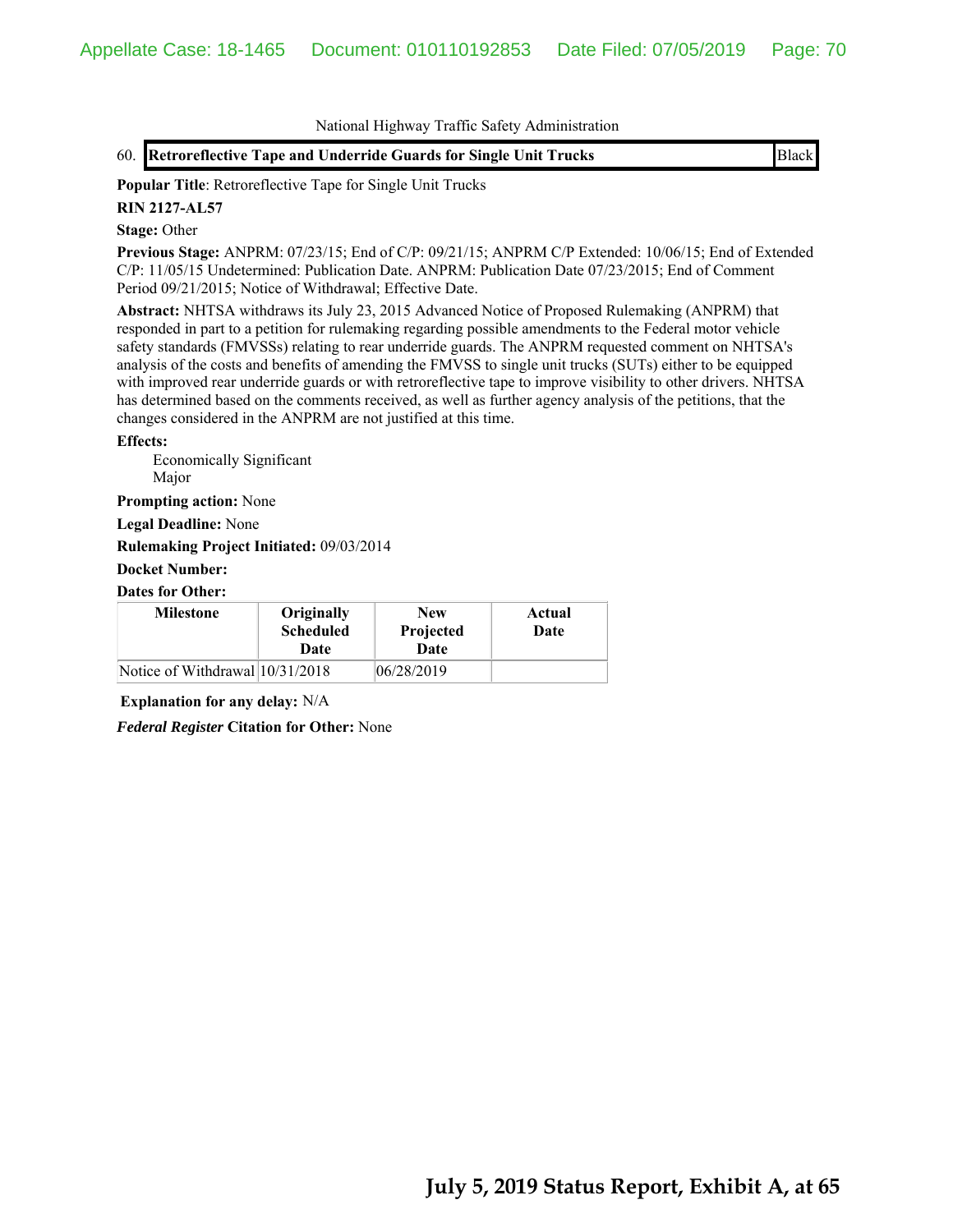National Highway Traffic Safety Administration

60. **Retroreflective Tape and Underride Guards for Single Unit Trucks** | Black

**Popular Title**: Retroreflective Tape for Single Unit Trucks

**RIN 2127-AL57**

**Stage:** Other

**Previous Stage:** ANPRM: 07/23/15; End of C/P: 09/21/15; ANPRM C/P Extended: 10/06/15; End of Extended C/P: 11/05/15 Undetermined: Publication Date. ANPRM: Publication Date 07/23/2015; End of Comment Period 09/21/2015; Notice of Withdrawal; Effective Date.

**Abstract:** NHTSA withdraws its July 23, 2015 Advanced Notice of Proposed Rulemaking (ANPRM) that responded in part to a petition for rulemaking regarding possible amendments to the Federal motor vehicle safety standards (FMVSSs) relating to rear underride guards. The ANPRM requested comment on NHTSA's analysis of the costs and benefits of amending the FMVSS to single unit trucks (SUTs) either to be equipped with improved rear underride guards or with retroreflective tape to improve visibility to other drivers. NHTSA has determined based on the comments received, as well as further agency analysis of the petitions, that the changes considered in the ANPRM are not justified at this time.

**Effects:**

Economically Significant
Major

**Prompting action:** None

**Legal Deadline:** None

**Rulemaking Project Initiated:** 09/03/2014

**Docket Number:**

**Dates for Other:**

| Milestone | Originally Scheduled Date | New Projected Date | Actual Date |
|---|---|---|---|
| Notice of Withdrawal | 10/31/2018 | 06/28/2019 | |

**Explanation for any delay:** N/A

***Federal Register*** **Citation for Other:** None

**July 5, 2019 Status Report, Exhibit A, at 65**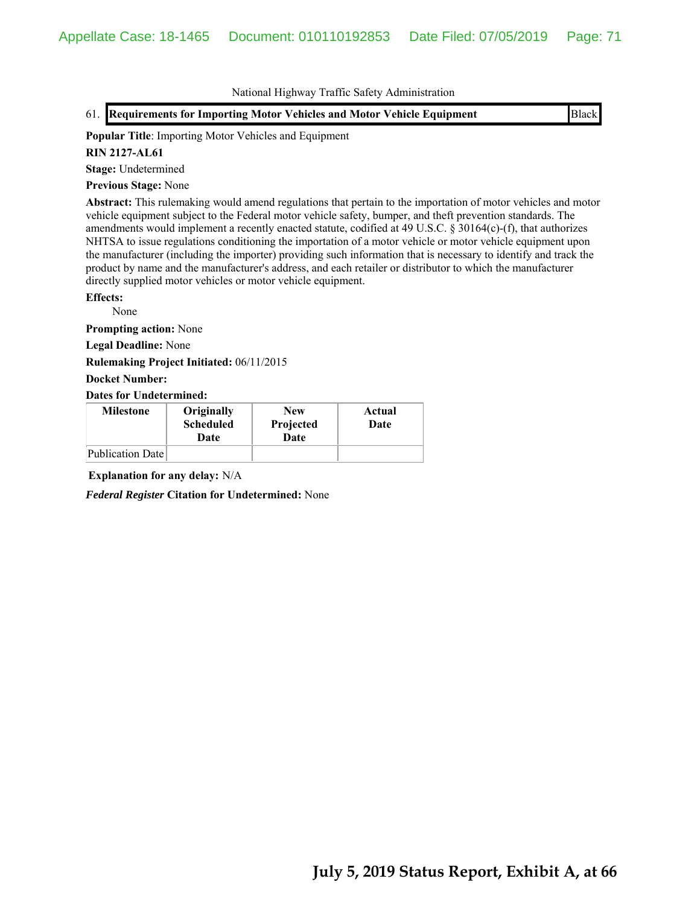National Highway Traffic Safety Administration

61. **Requirements for Importing Motor Vehicles and Motor Vehicle Equipment** | Black

**Popular Title**: Importing Motor Vehicles and Equipment

**RIN 2127-AL61**

**Stage:** Undetermined

**Previous Stage:** None

**Abstract:** This rulemaking would amend regulations that pertain to the importation of motor vehicles and motor vehicle equipment subject to the Federal motor vehicle safety, bumper, and theft prevention standards. The amendments would implement a recently enacted statute, codified at 49 U.S.C. § 30164(c)-(f), that authorizes NHTSA to issue regulations conditioning the importation of a motor vehicle or motor vehicle equipment upon the manufacturer (including the importer) providing such information that is necessary to identify and track the product by name and the manufacturer's address, and each retailer or distributor to which the manufacturer directly supplied motor vehicles or motor vehicle equipment.

**Effects:**

None

**Prompting action:** None

**Legal Deadline:** None

**Rulemaking Project Initiated:** 06/11/2015

**Docket Number:**

**Dates for Undetermined:**

| Milestone | Originally Scheduled Date | New Projected Date | Actual Date |
|---|---|---|---|
| Publication Date | | | |

**Explanation for any delay:** N/A

***Federal Register* Citation for Undetermined:** None

**July 5, 2019 Status Report, Exhibit A, at 66**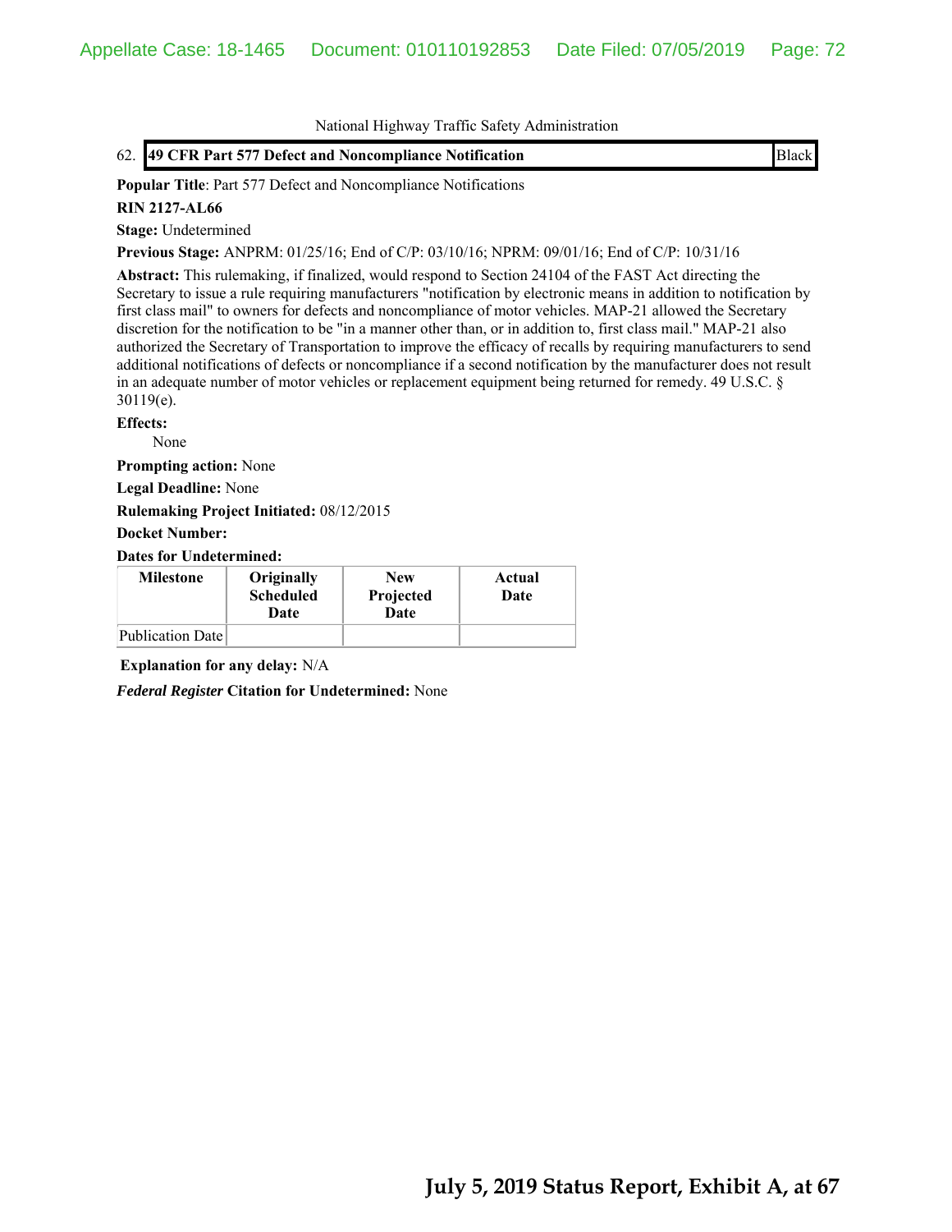National Highway Traffic Safety Administration

62. **49 CFR Part 577 Defect and Noncompliance Notification** Black

**Popular Title**: Part 577 Defect and Noncompliance Notifications

**RIN 2127-AL66**

**Stage:** Undetermined

**Previous Stage:** ANPRM: 01/25/16; End of C/P: 03/10/16; NPRM: 09/01/16; End of C/P: 10/31/16

**Abstract:** This rulemaking, if finalized, would respond to Section 24104 of the FAST Act directing the Secretary to issue a rule requiring manufacturers "notification by electronic means in addition to notification by first class mail" to owners for defects and noncompliance of motor vehicles. MAP-21 allowed the Secretary discretion for the notification to be "in a manner other than, or in addition to, first class mail." MAP-21 also authorized the Secretary of Transportation to improve the efficacy of recalls by requiring manufacturers to send additional notifications of defects or noncompliance if a second notification by the manufacturer does not result in an adequate number of motor vehicles or replacement equipment being returned for remedy. 49 U.S.C. § 30119(e).

**Effects:**

None

**Prompting action:** None

**Legal Deadline:** None

**Rulemaking Project Initiated:** 08/12/2015

**Docket Number:**

**Dates for Undetermined:**

| Milestone | Originally Scheduled Date | New Projected Date | Actual Date |
|---|---|---|---|
| Publication Date | | | |

**Explanation for any delay:** N/A

***Federal Register* Citation for Undetermined:** None

**July 5, 2019 Status Report, Exhibit A, at 67**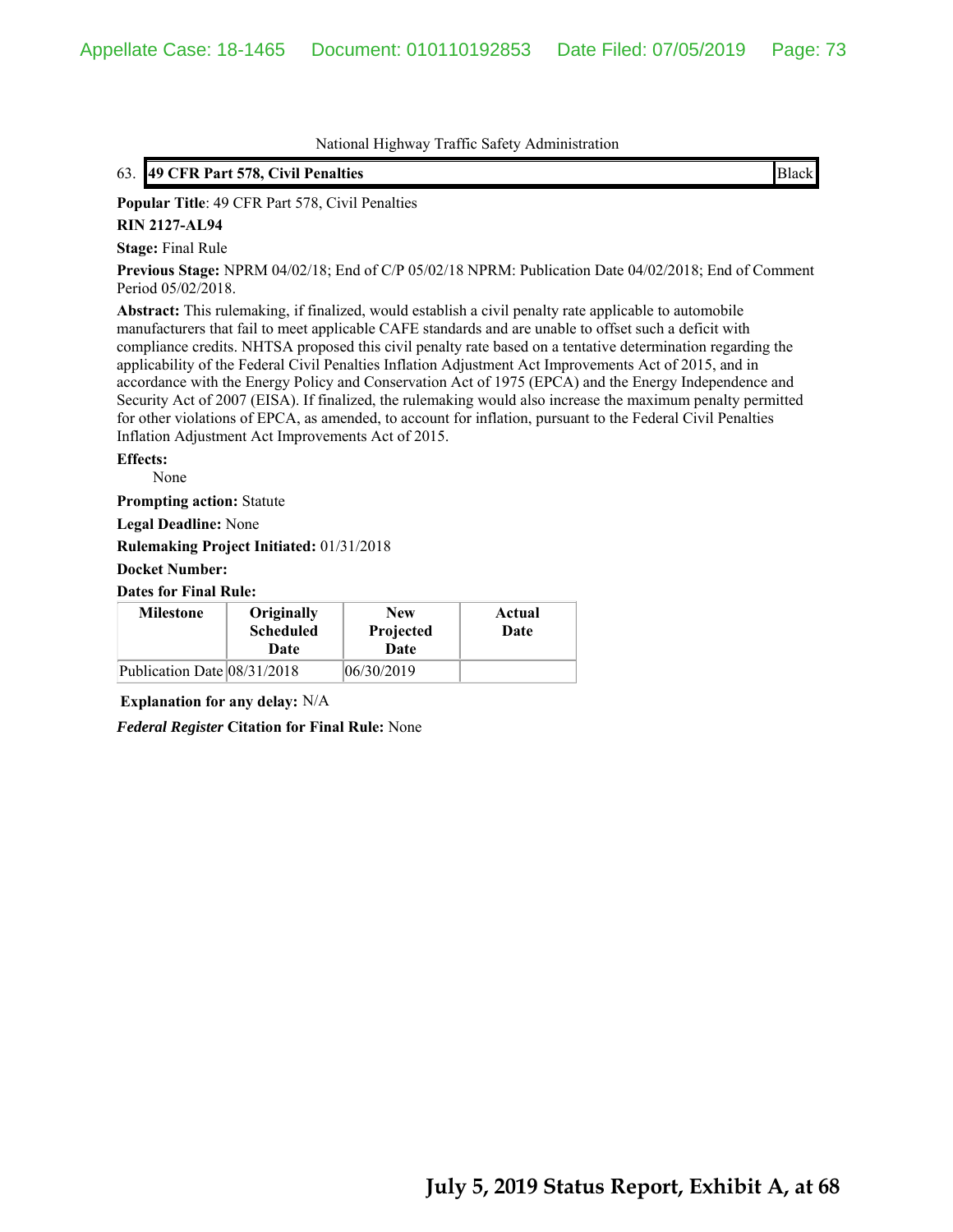National Highway Traffic Safety Administration

63. **49 CFR Part 578, Civil Penalties** Black

**Popular Title**: 49 CFR Part 578, Civil Penalties

**RIN 2127-AL94**

**Stage:** Final Rule

**Previous Stage:** NPRM 04/02/18; End of C/P 05/02/18 NPRM: Publication Date 04/02/2018; End of Comment Period 05/02/2018.

**Abstract:** This rulemaking, if finalized, would establish a civil penalty rate applicable to automobile manufacturers that fail to meet applicable CAFE standards and are unable to offset such a deficit with compliance credits. NHTSA proposed this civil penalty rate based on a tentative determination regarding the applicability of the Federal Civil Penalties Inflation Adjustment Act Improvements Act of 2015, and in accordance with the Energy Policy and Conservation Act of 1975 (EPCA) and the Energy Independence and Security Act of 2007 (EISA). If finalized, the rulemaking would also increase the maximum penalty permitted for other violations of EPCA, as amended, to account for inflation, pursuant to the Federal Civil Penalties Inflation Adjustment Act Improvements Act of 2015.

**Effects:**

None

**Prompting action:** Statute

**Legal Deadline:** None

**Rulemaking Project Initiated:** 01/31/2018

**Docket Number:**

**Dates for Final Rule:**

| Milestone | Originally Scheduled Date | New Projected Date | Actual Date |
|---|---|---|---|
| Publication Date | 08/31/2018 | 06/30/2019 | |

**Explanation for any delay:** N/A

***Federal Register* Citation for Final Rule:** None

**July 5, 2019 Status Report, Exhibit A, at 68**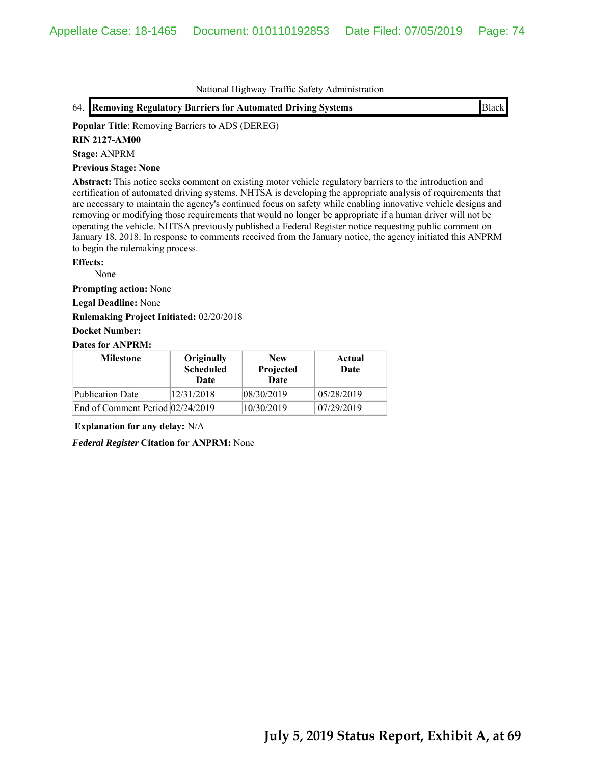National Highway Traffic Safety Administration

| 64. | **Removing Regulatory Barriers for Automated Driving Systems** | Black |
|---|---|---|

**Popular Title**: Removing Barriers to ADS (DEREG)

**RIN 2127-AM00**

**Stage:** ANPRM

**Previous Stage: None**

**Abstract:** This notice seeks comment on existing motor vehicle regulatory barriers to the introduction and certification of automated driving systems. NHTSA is developing the appropriate analysis of requirements that are necessary to maintain the agency's continued focus on safety while enabling innovative vehicle designs and removing or modifying those requirements that would no longer be appropriate if a human driver will not be operating the vehicle. NHTSA previously published a Federal Register notice requesting public comment on January 18, 2018. In response to comments received from the January notice, the agency initiated this ANPRM to begin the rulemaking process.

**Effects:**

None

**Prompting action:** None

**Legal Deadline:** None

**Rulemaking Project Initiated:** 02/20/2018

**Docket Number:**

**Dates for ANPRM:**

| Milestone | Originally Scheduled Date | New Projected Date | Actual Date |
|---|---|---|---|
| Publication Date | 12/31/2018 | 08/30/2019 | 05/28/2019 |
| End of Comment Period | 02/24/2019 | 10/30/2019 | 07/29/2019 |

**Explanation for any delay:** N/A

***Federal Register* Citation for ANPRM:** None

**July 5, 2019 Status Report, Exhibit A, at 69**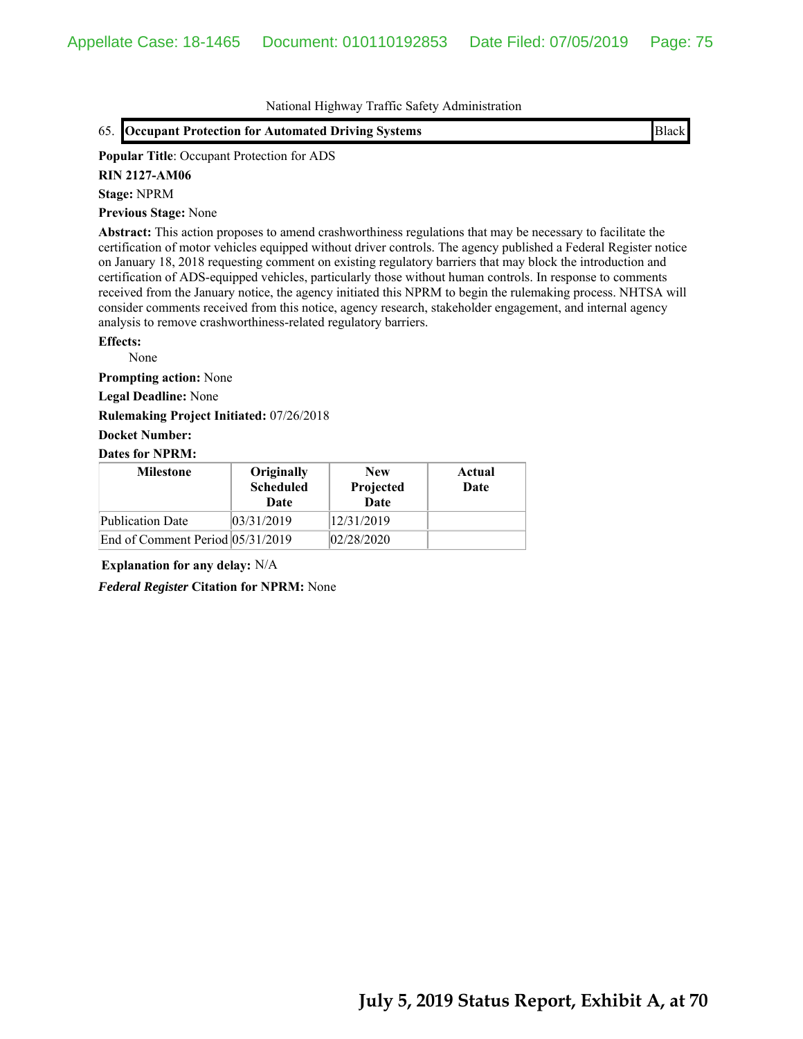National Highway Traffic Safety Administration

65. **Occupant Protection for Automated Driving Systems** | Black

**Popular Title**: Occupant Protection for ADS

**RIN 2127-AM06**

**Stage:** NPRM

**Previous Stage:** None

**Abstract:** This action proposes to amend crashworthiness regulations that may be necessary to facilitate the certification of motor vehicles equipped without driver controls. The agency published a Federal Register notice on January 18, 2018 requesting comment on existing regulatory barriers that may block the introduction and certification of ADS-equipped vehicles, particularly those without human controls. In response to comments received from the January notice, the agency initiated this NPRM to begin the rulemaking process. NHTSA will consider comments received from this notice, agency research, stakeholder engagement, and internal agency analysis to remove crashworthiness-related regulatory barriers.

**Effects:**

None

**Prompting action:** None

**Legal Deadline:** None

**Rulemaking Project Initiated:** 07/26/2018

**Docket Number:**

**Dates for NPRM:**

| Milestone | Originally Scheduled Date | New Projected Date | Actual Date |
|---|---|---|---|
| Publication Date | 03/31/2019 | 12/31/2019 | |
| End of Comment Period | 05/31/2019 | 02/28/2020 | |

**Explanation for any delay:** N/A

***Federal Register* Citation for NPRM:** None

**July 5, 2019 Status Report, Exhibit A, at 70**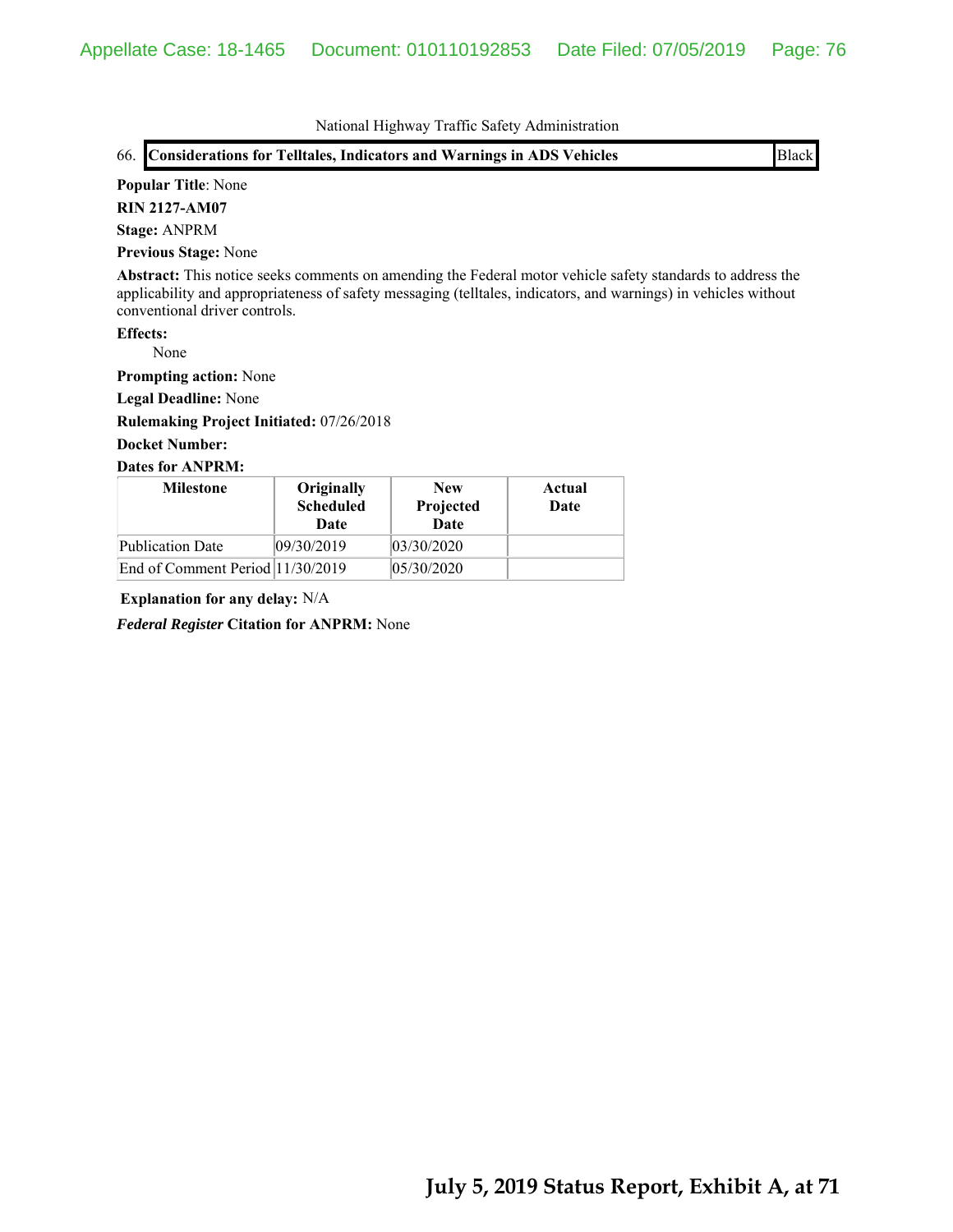National Highway Traffic Safety Administration

66. **Considerations for Telltales, Indicators and Warnings in ADS Vehicles** | Black

**Popular Title**: None

**RIN 2127-AM07**

**Stage:** ANPRM

**Previous Stage:** None

**Abstract:** This notice seeks comments on amending the Federal motor vehicle safety standards to address the applicability and appropriateness of safety messaging (telltales, indicators, and warnings) in vehicles without conventional driver controls.

**Effects:**

None

**Prompting action:** None

**Legal Deadline:** None

**Rulemaking Project Initiated:** 07/26/2018

**Docket Number:**

**Dates for ANPRM:**

| Milestone | Originally Scheduled Date | New Projected Date | Actual Date |
|---|---|---|---|
| Publication Date | 09/30/2019 | 03/30/2020 | |
| End of Comment Period | 11/30/2019 | 05/30/2020 | |

**Explanation for any delay:** N/A

***Federal Register* Citation for ANPRM:** None

**July 5, 2019 Status Report, Exhibit A, at 71**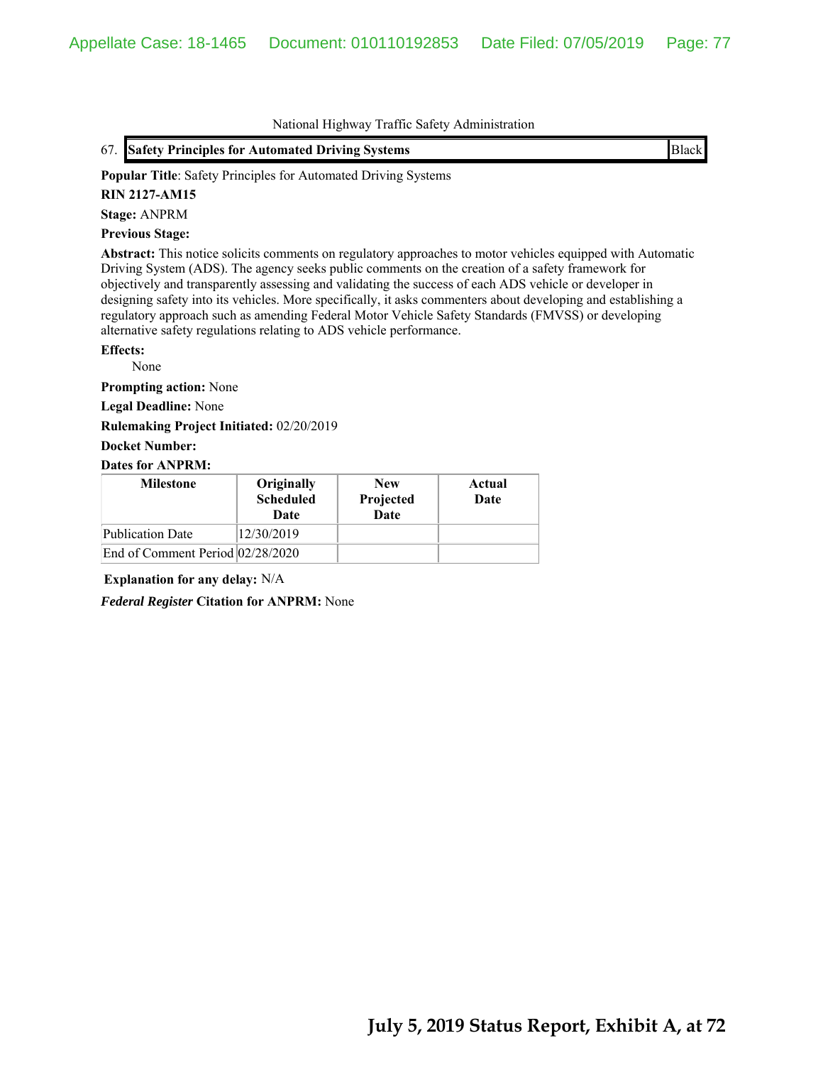National Highway Traffic Safety Administration

67. **Safety Principles for Automated Driving Systems** Black

**Popular Title**: Safety Principles for Automated Driving Systems

**RIN 2127-AM15**

**Stage:** ANPRM

**Previous Stage:**

**Abstract:** This notice solicits comments on regulatory approaches to motor vehicles equipped with Automatic Driving System (ADS). The agency seeks public comments on the creation of a safety framework for objectively and transparently assessing and validating the success of each ADS vehicle or developer in designing safety into its vehicles. More specifically, it asks commenters about developing and establishing a regulatory approach such as amending Federal Motor Vehicle Safety Standards (FMVSS) or developing alternative safety regulations relating to ADS vehicle performance.

**Effects:**

None

**Prompting action:** None

**Legal Deadline:** None

**Rulemaking Project Initiated:** 02/20/2019

**Docket Number:**

**Dates for ANPRM:**

| Milestone | Originally Scheduled Date | New Projected Date | Actual Date |
|---|---|---|---|
| Publication Date | 12/30/2019 | | |
| End of Comment Period | 02/28/2020 | | |

**Explanation for any delay:** N/A

***Federal Register* Citation for ANPRM:** None

**July 5, 2019 Status Report, Exhibit A, at 72**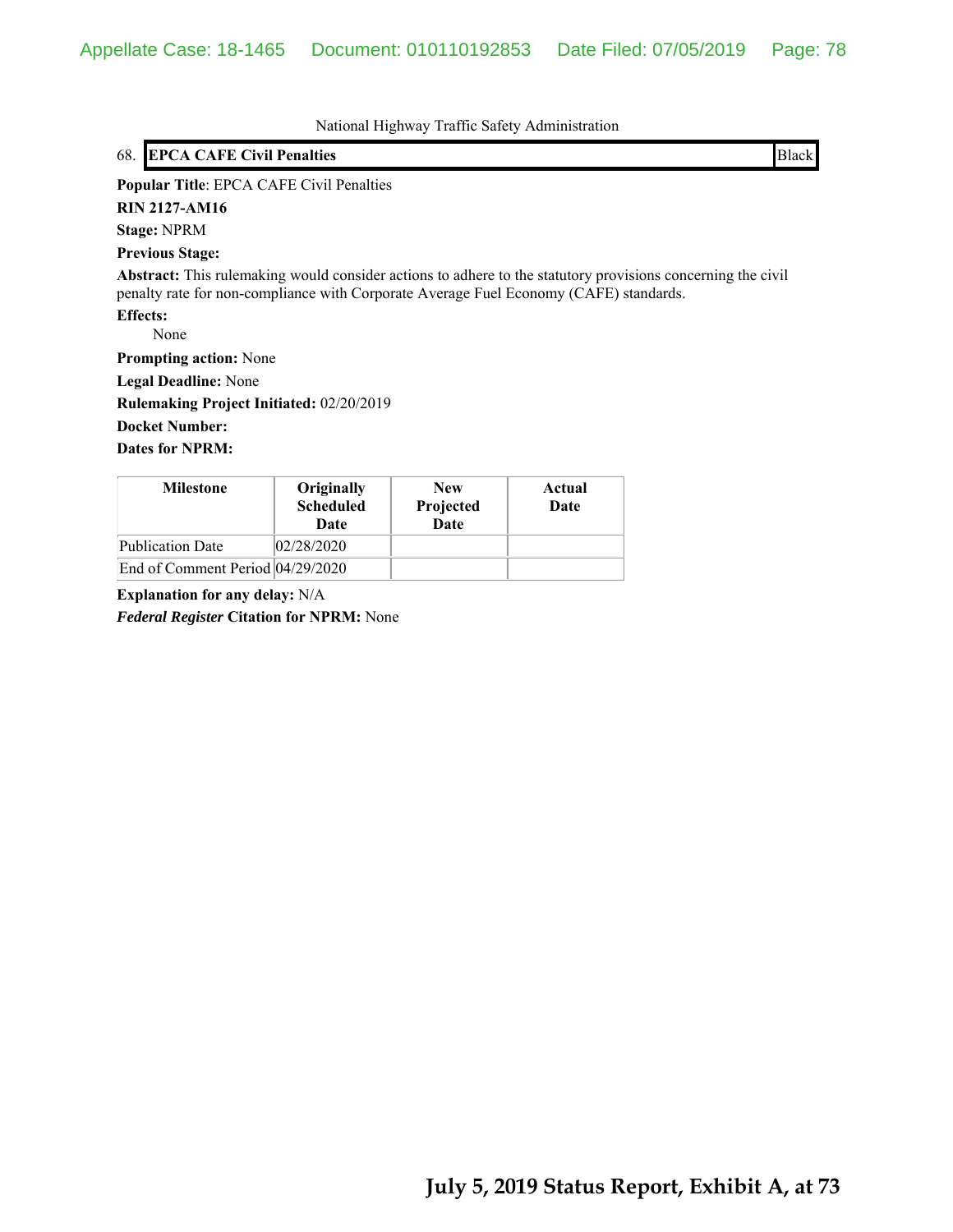National Highway Traffic Safety Administration

68. **EPCA CAFE Civil Penalties** Black

**Popular Title**: EPCA CAFE Civil Penalties

**RIN 2127-AM16**

**Stage:** NPRM

**Previous Stage:**

**Abstract:** This rulemaking would consider actions to adhere to the statutory provisions concerning the civil penalty rate for non-compliance with Corporate Average Fuel Economy (CAFE) standards.

**Effects:**

None

**Prompting action:** None

**Legal Deadline:** None

**Rulemaking Project Initiated:** 02/20/2019

**Docket Number:**

**Dates for NPRM:**

| Milestone | Originally Scheduled Date | New Projected Date | Actual Date |
|---|---|---|---|
| Publication Date | 02/28/2020 | | |
| End of Comment Period | 04/29/2020 | | |

**Explanation for any delay:** N/A

***Federal Register* Citation for NPRM:** None

**July 5, 2019 Status Report, Exhibit A, at 73**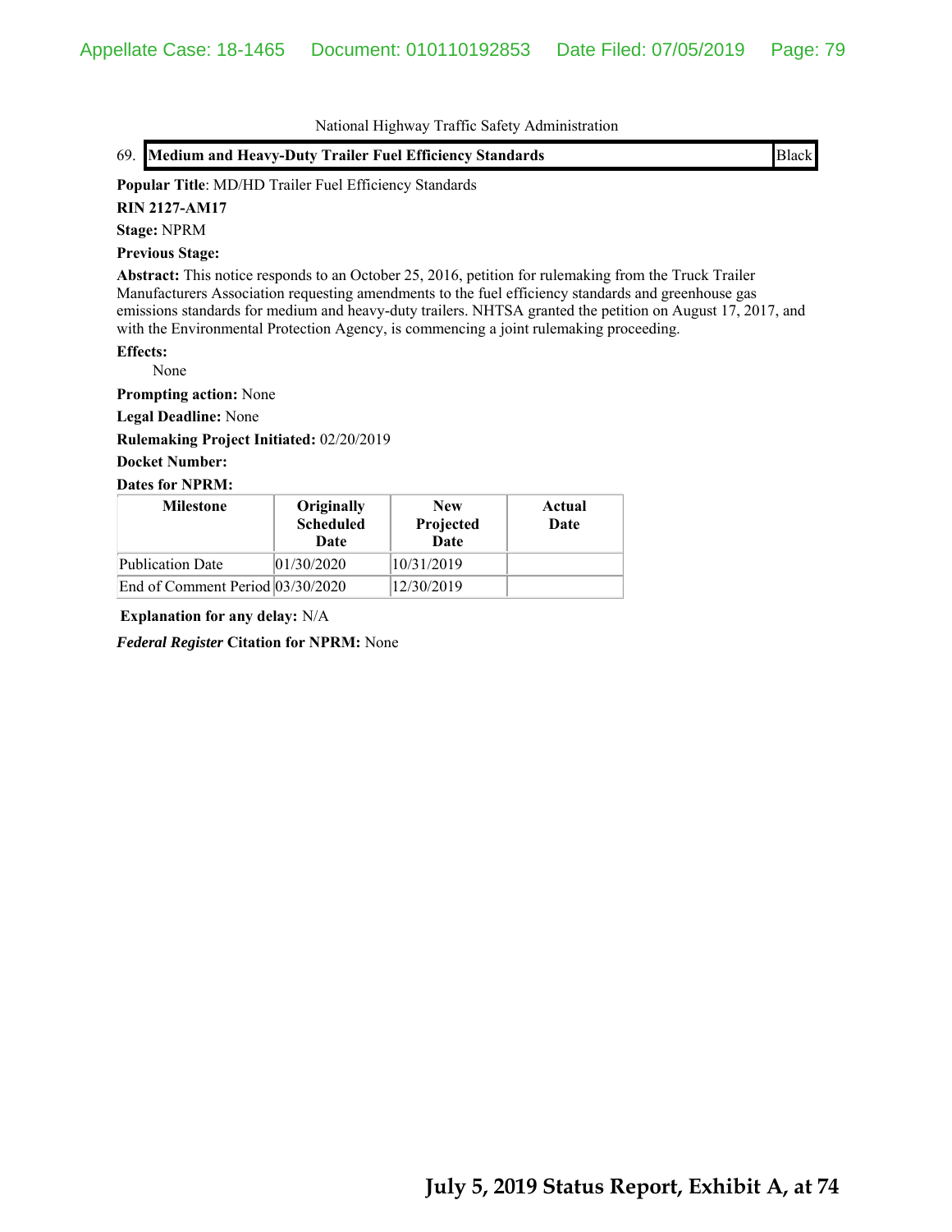National Highway Traffic Safety Administration

69. **Medium and Heavy-Duty Trailer Fuel Efficiency Standards** | Black

**Popular Title**: MD/HD Trailer Fuel Efficiency Standards

**RIN 2127-AM17**

**Stage:** NPRM

**Previous Stage:**

**Abstract:** This notice responds to an October 25, 2016, petition for rulemaking from the Truck Trailer Manufacturers Association requesting amendments to the fuel efficiency standards and greenhouse gas emissions standards for medium and heavy-duty trailers. NHTSA granted the petition on August 17, 2017, and with the Environmental Protection Agency, is commencing a joint rulemaking proceeding.

**Effects:**

None

**Prompting action:** None

**Legal Deadline:** None

**Rulemaking Project Initiated:** 02/20/2019

**Docket Number:**

**Dates for NPRM:**

| Milestone | Originally Scheduled Date | New Projected Date | Actual Date |
|---|---|---|---|
| Publication Date | 01/30/2020 | 10/31/2019 | |
| End of Comment Period | 03/30/2020 | 12/30/2019 | |

**Explanation for any delay:** N/A

***Federal Register* Citation for NPRM:** None

**July 5, 2019 Status Report, Exhibit A, at 74**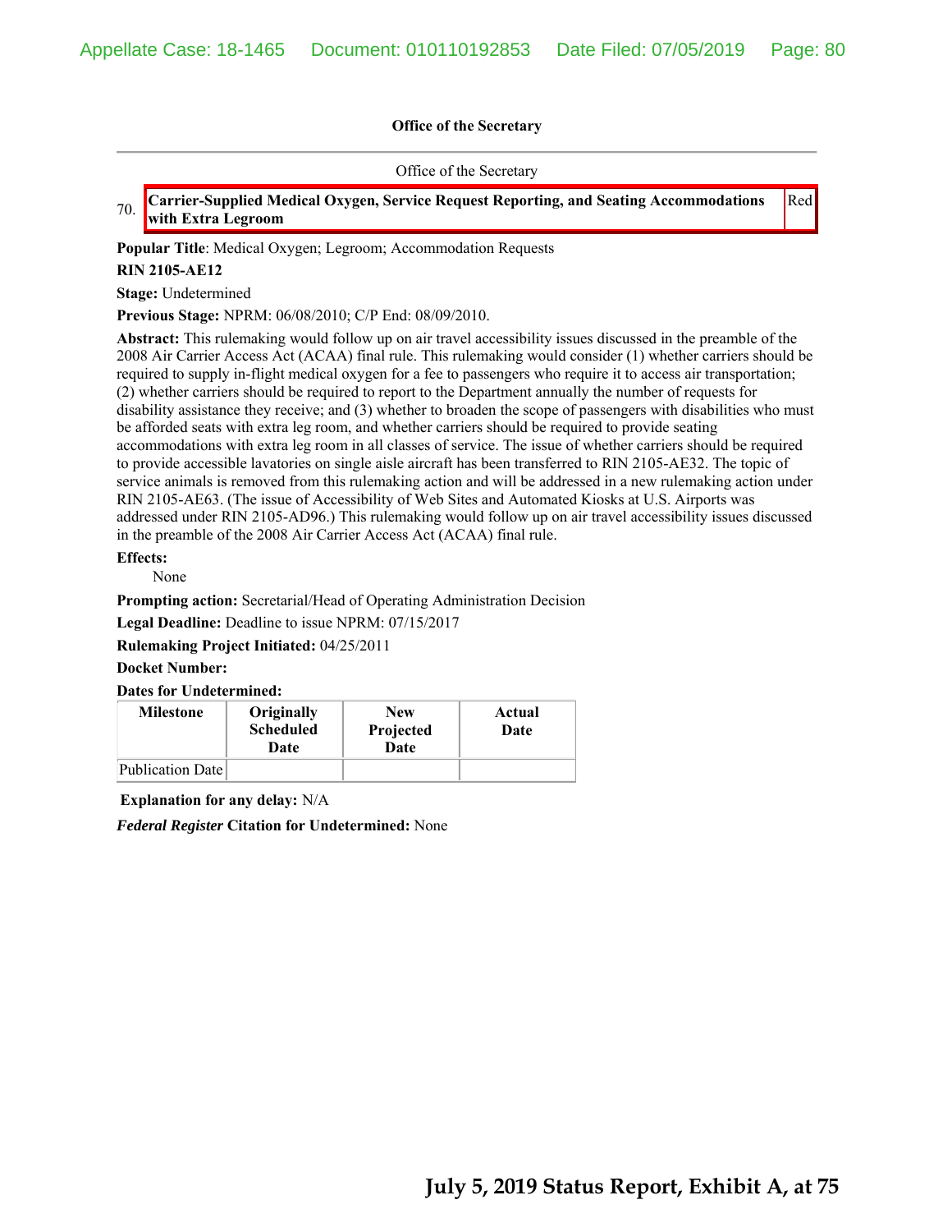**Office of the Secretary**

Office of the Secretary

70. **Carrier-Supplied Medical Oxygen, Service Request Reporting, and Seating Accommodations with Extra Legroom** Red

**Popular Title**: Medical Oxygen; Legroom; Accommodation Requests

**RIN 2105-AE12**

**Stage:** Undetermined

**Previous Stage:** NPRM: 06/08/2010; C/P End: 08/09/2010.

**Abstract:** This rulemaking would follow up on air travel accessibility issues discussed in the preamble of the 2008 Air Carrier Access Act (ACAA) final rule. This rulemaking would consider (1) whether carriers should be required to supply in-flight medical oxygen for a fee to passengers who require it to access air transportation; (2) whether carriers should be required to report to the Department annually the number of requests for disability assistance they receive; and (3) whether to broaden the scope of passengers with disabilities who must be afforded seats with extra leg room, and whether carriers should be required to provide seating accommodations with extra leg room in all classes of service. The issue of whether carriers should be required to provide accessible lavatories on single aisle aircraft has been transferred to RIN 2105-AE32. The topic of service animals is removed from this rulemaking action and will be addressed in a new rulemaking action under RIN 2105-AE63. (The issue of Accessibility of Web Sites and Automated Kiosks at U.S. Airports was addressed under RIN 2105-AD96.) This rulemaking would follow up on air travel accessibility issues discussed in the preamble of the 2008 Air Carrier Access Act (ACAA) final rule.

**Effects:**

None

**Prompting action:** Secretarial/Head of Operating Administration Decision

**Legal Deadline:** Deadline to issue NPRM: 07/15/2017

**Rulemaking Project Initiated:** 04/25/2011

**Docket Number:**

**Dates for Undetermined:**

| Milestone | Originally Scheduled Date | New Projected Date | Actual Date |
|---|---|---|---|
| Publication Date | | | |

**Explanation for any delay:** N/A

***Federal Register* Citation for Undetermined:** None

**July 5, 2019 Status Report, Exhibit A, at 75**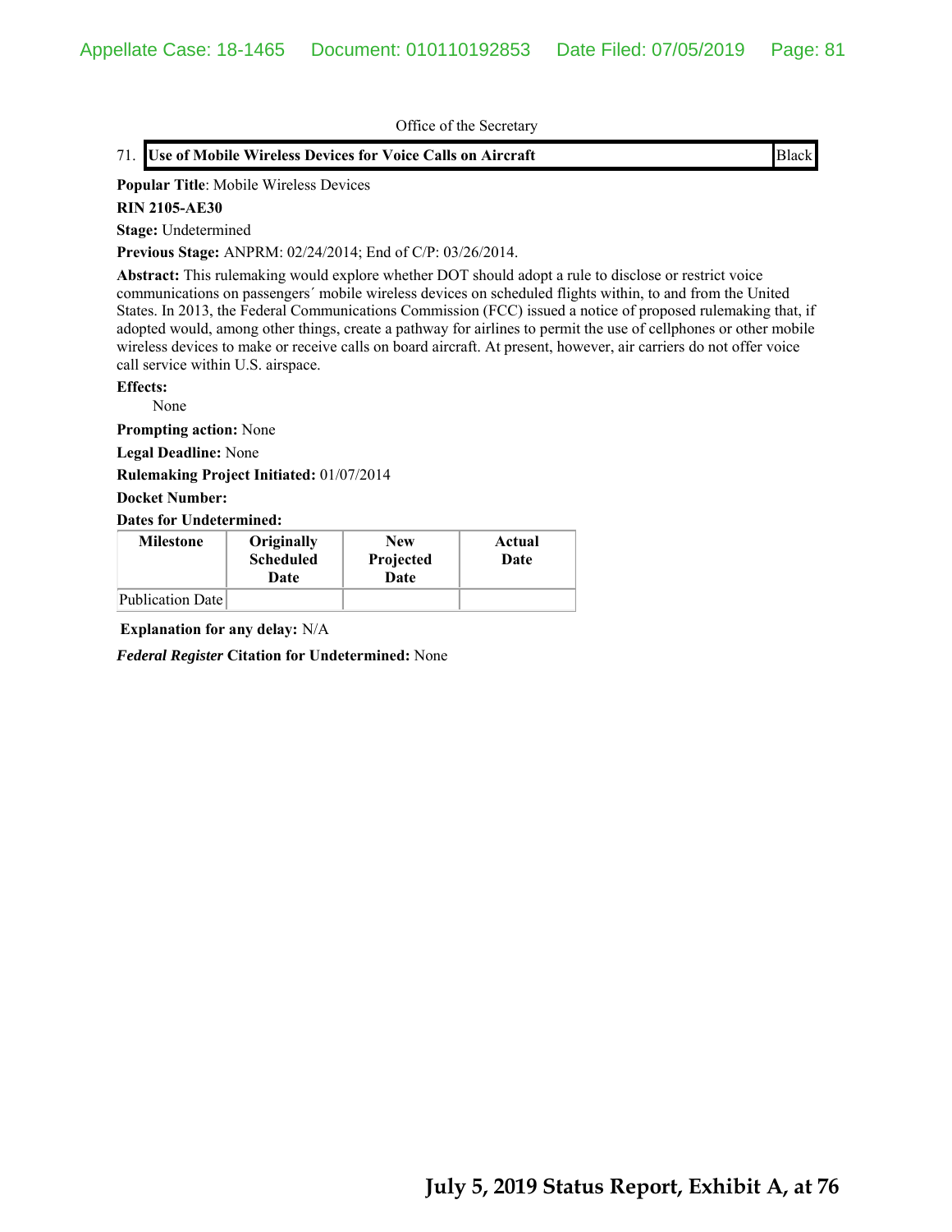Office of the Secretary

71. **Use of Mobile Wireless Devices for Voice Calls on Aircraft** | Black

**Popular Title**: Mobile Wireless Devices

**RIN 2105-AE30**

**Stage:** Undetermined

**Previous Stage:** ANPRM: 02/24/2014; End of C/P: 03/26/2014.

**Abstract:** This rulemaking would explore whether DOT should adopt a rule to disclose or restrict voice communications on passengers´ mobile wireless devices on scheduled flights within, to and from the United States. In 2013, the Federal Communications Commission (FCC) issued a notice of proposed rulemaking that, if adopted would, among other things, create a pathway for airlines to permit the use of cellphones or other mobile wireless devices to make or receive calls on board aircraft. At present, however, air carriers do not offer voice call service within U.S. airspace.

**Effects:**

None

**Prompting action:** None

**Legal Deadline:** None

**Rulemaking Project Initiated:** 01/07/2014

**Docket Number:**

**Dates for Undetermined:**

| Milestone | Originally Scheduled Date | New Projected Date | Actual Date |
|---|---|---|---|
| Publication Date | | | |

**Explanation for any delay:** N/A

***Federal Register* Citation for Undetermined:** None

**July 5, 2019 Status Report, Exhibit A, at 76**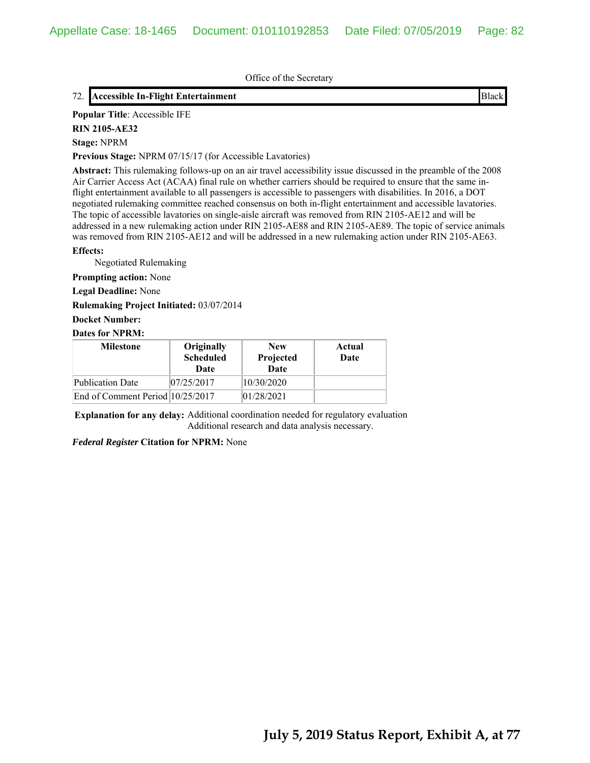Office of the Secretary

## 72. Accessible In-Flight Entertainment — Black

**Popular Title**: Accessible IFE

**RIN 2105-AE32**

**Stage:** NPRM

**Previous Stage:** NPRM 07/15/17 (for Accessible Lavatories)

**Abstract:** This rulemaking follows-up on an air travel accessibility issue discussed in the preamble of the 2008 Air Carrier Access Act (ACAA) final rule on whether carriers should be required to ensure that the same in-flight entertainment available to all passengers is accessible to passengers with disabilities. In 2016, a DOT negotiated rulemaking committee reached consensus on both in-flight entertainment and accessible lavatories. The topic of accessible lavatories on single-aisle aircraft was removed from RIN 2105-AE12 and will be addressed in a new rulemaking action under RIN 2105-AE88 and RIN 2105-AE89. The topic of service animals was removed from RIN 2105-AE12 and will be addressed in a new rulemaking action under RIN 2105-AE63.

**Effects:**

Negotiated Rulemaking

**Prompting action:** None

**Legal Deadline:** None

**Rulemaking Project Initiated:** 03/07/2014

**Docket Number:**

**Dates for NPRM:**

| Milestone | Originally Scheduled Date | New Projected Date | Actual Date |
|---|---|---|---|
| Publication Date | 07/25/2017 | 10/30/2020 | |
| End of Comment Period | 10/25/2017 | 01/28/2021 | |

**Explanation for any delay:** Additional coordination needed for regulatory evaluation
Additional research and data analysis necessary.

***Federal Register*** **Citation for NPRM:** None

**July 5, 2019 Status Report, Exhibit A, at 77**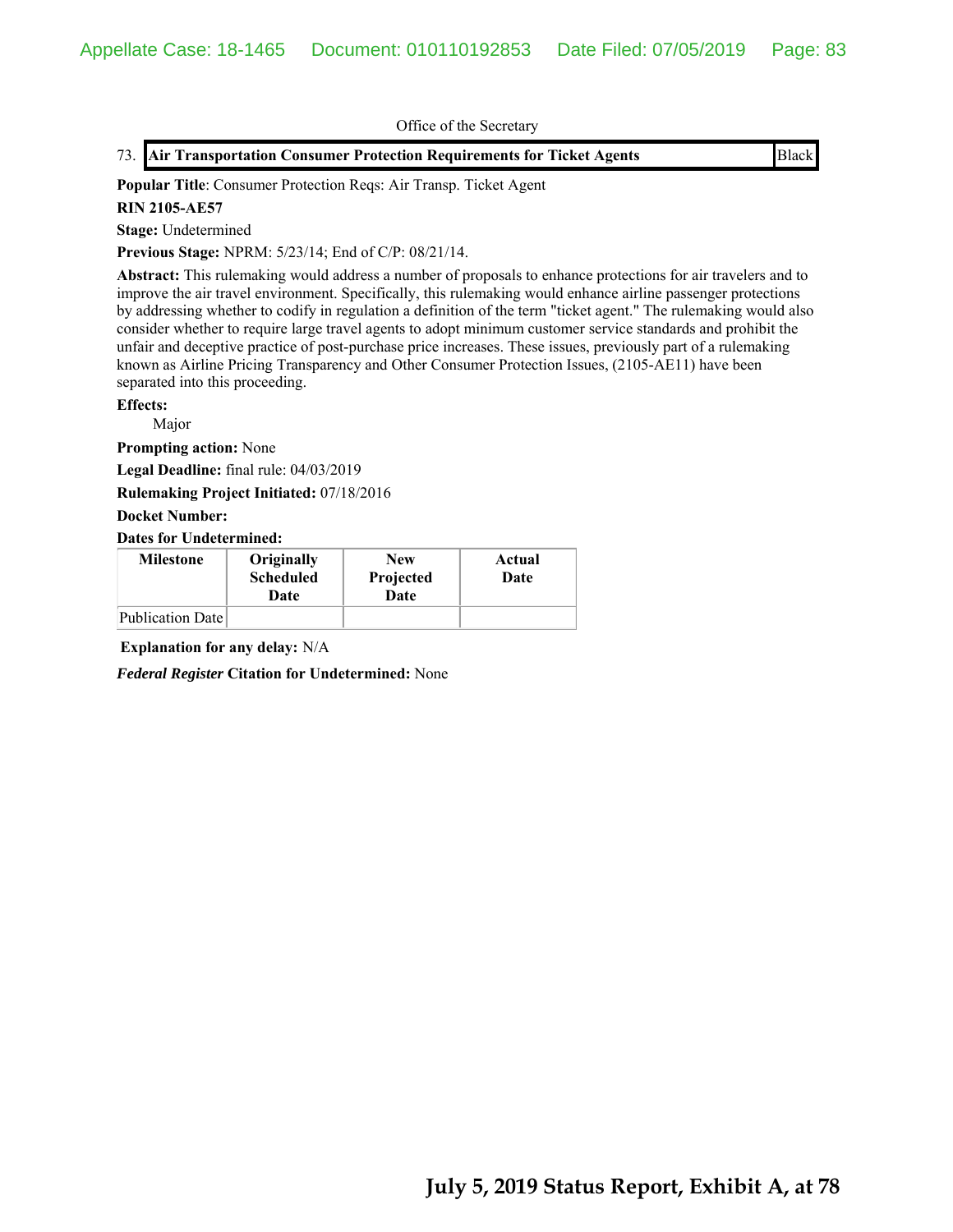Office of the Secretary

| 73. Air Transportation Consumer Protection Requirements for Ticket Agents | Black |
| --- | --- |

**Popular Title**: Consumer Protection Reqs: Air Transp. Ticket Agent

**RIN 2105-AE57**

**Stage:** Undetermined

**Previous Stage:** NPRM: 5/23/14; End of C/P: 08/21/14.

**Abstract:** This rulemaking would address a number of proposals to enhance protections for air travelers and to improve the air travel environment. Specifically, this rulemaking would enhance airline passenger protections by addressing whether to codify in regulation a definition of the term "ticket agent." The rulemaking would also consider whether to require large travel agents to adopt minimum customer service standards and prohibit the unfair and deceptive practice of post-purchase price increases. These issues, previously part of a rulemaking known as Airline Pricing Transparency and Other Consumer Protection Issues, (2105-AE11) have been separated into this proceeding.

**Effects:**

Major

**Prompting action:** None

**Legal Deadline:** final rule: 04/03/2019

**Rulemaking Project Initiated:** 07/18/2016

**Docket Number:**

**Dates for Undetermined:**

| Milestone | Originally Scheduled Date | New Projected Date | Actual Date |
| --- | --- | --- | --- |
| Publication Date | | | |

**Explanation for any delay:** N/A

***Federal Register* Citation for Undetermined:** None

**July 5, 2019 Status Report, Exhibit A, at 78**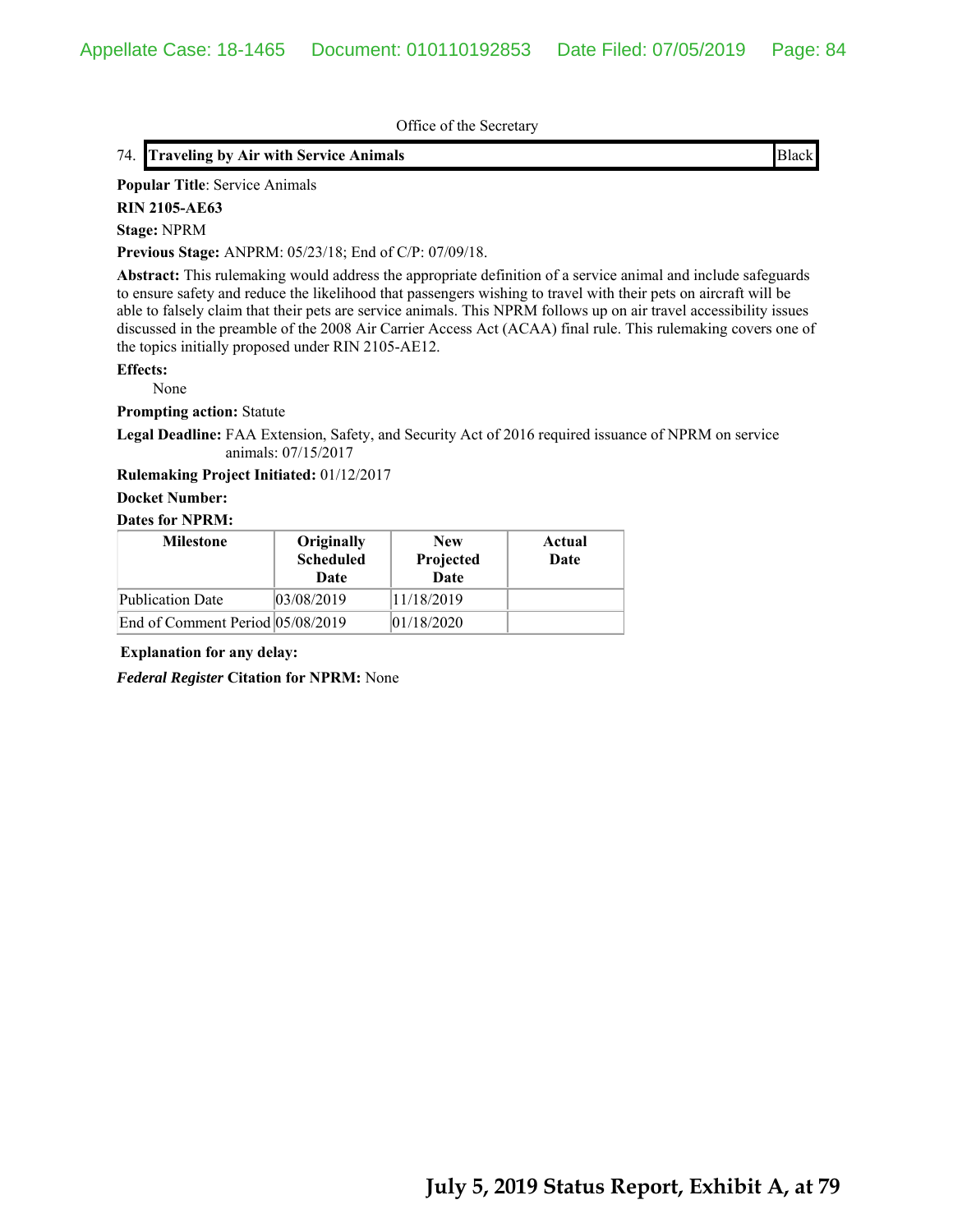Office of the Secretary

74. **Traveling by Air with Service Animals** Black

**Popular Title**: Service Animals

**RIN 2105-AE63**

**Stage:** NPRM

**Previous Stage:** ANPRM: 05/23/18; End of C/P: 07/09/18.

**Abstract:** This rulemaking would address the appropriate definition of a service animal and include safeguards to ensure safety and reduce the likelihood that passengers wishing to travel with their pets on aircraft will be able to falsely claim that their pets are service animals. This NPRM follows up on air travel accessibility issues discussed in the preamble of the 2008 Air Carrier Access Act (ACAA) final rule. This rulemaking covers one of the topics initially proposed under RIN 2105-AE12.

**Effects:**

None

**Prompting action:** Statute

**Legal Deadline:** FAA Extension, Safety, and Security Act of 2016 required issuance of NPRM on service animals: 07/15/2017

**Rulemaking Project Initiated:** 01/12/2017

**Docket Number:**

**Dates for NPRM:**

| Milestone | Originally Scheduled Date | New Projected Date | Actual Date |
|---|---|---|---|
| Publication Date | 03/08/2019 | 11/18/2019 | |
| End of Comment Period | 05/08/2019 | 01/18/2020 | |

**Explanation for any delay:**

***Federal Register* Citation for NPRM:** None

**July 5, 2019 Status Report, Exhibit A, at 79**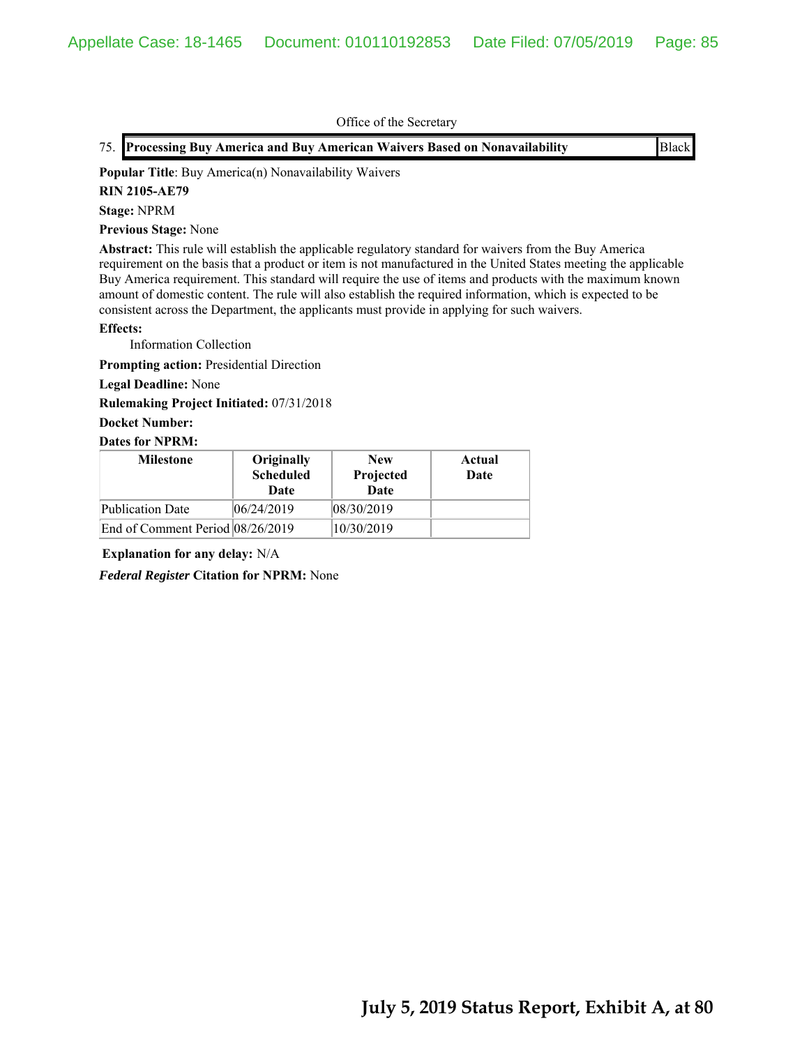Office of the Secretary

75. **Processing Buy America and Buy American Waivers Based on Nonavailability** Black

**Popular Title**: Buy America(n) Nonavailability Waivers

**RIN 2105-AE79**

**Stage:** NPRM

**Previous Stage:** None

**Abstract:** This rule will establish the applicable regulatory standard for waivers from the Buy America requirement on the basis that a product or item is not manufactured in the United States meeting the applicable Buy America requirement. This standard will require the use of items and products with the maximum known amount of domestic content. The rule will also establish the required information, which is expected to be consistent across the Department, the applicants must provide in applying for such waivers.

**Effects:**

Information Collection

**Prompting action:** Presidential Direction

**Legal Deadline:** None

**Rulemaking Project Initiated:** 07/31/2018

**Docket Number:**

**Dates for NPRM:**

| Milestone | Originally Scheduled Date | New Projected Date | Actual Date |
|---|---|---|---|
| Publication Date | 06/24/2019 | 08/30/2019 | |
| End of Comment Period | 08/26/2019 | 10/30/2019 | |

**Explanation for any delay:** N/A

***Federal Register* Citation for NPRM:** None

**July 5, 2019 Status Report, Exhibit A, at 80**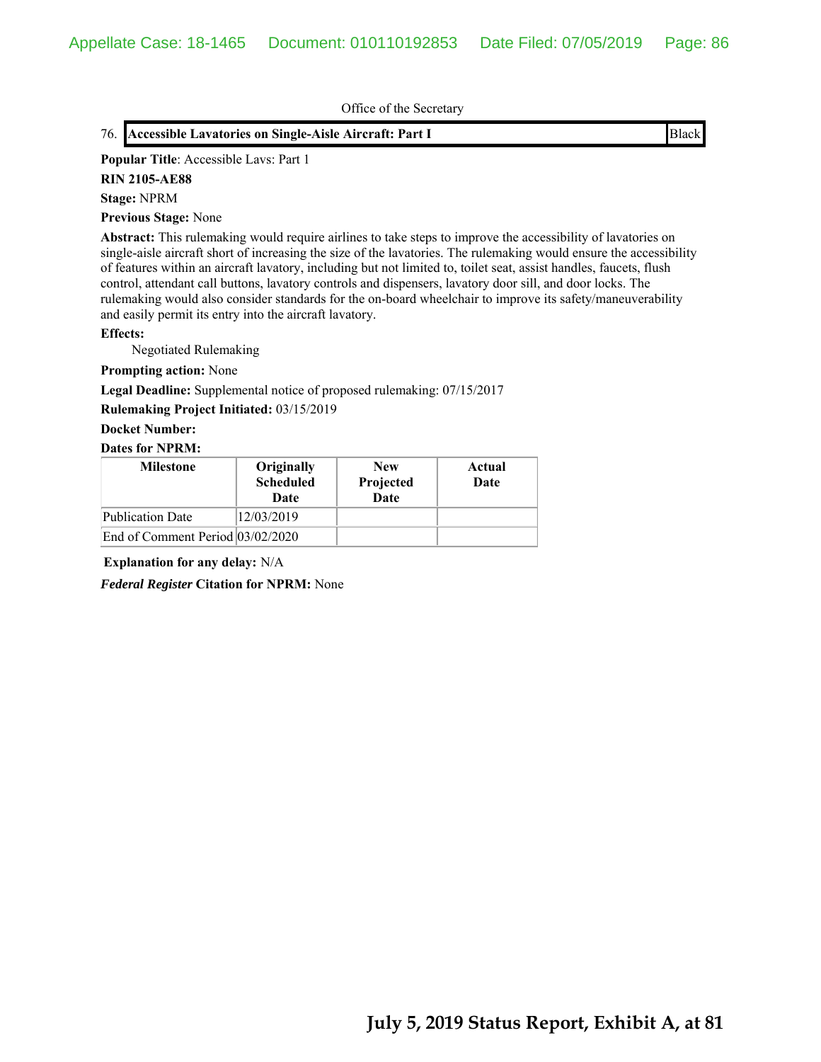Office of the Secretary

76. **Accessible Lavatories on Single-Aisle Aircraft: Part I** | Black

**Popular Title**: Accessible Lavs: Part 1

**RIN 2105-AE88**

**Stage:** NPRM

**Previous Stage:** None

**Abstract:** This rulemaking would require airlines to take steps to improve the accessibility of lavatories on single-aisle aircraft short of increasing the size of the lavatories. The rulemaking would ensure the accessibility of features within an aircraft lavatory, including but not limited to, toilet seat, assist handles, faucets, flush control, attendant call buttons, lavatory controls and dispensers, lavatory door sill, and door locks. The rulemaking would also consider standards for the on-board wheelchair to improve its safety/maneuverability and easily permit its entry into the aircraft lavatory.

**Effects:**

Negotiated Rulemaking

**Prompting action:** None

**Legal Deadline:** Supplemental notice of proposed rulemaking: 07/15/2017

**Rulemaking Project Initiated:** 03/15/2019

**Docket Number:**

**Dates for NPRM:**

| Milestone | Originally Scheduled Date | New Projected Date | Actual Date |
|---|---|---|---|
| Publication Date | 12/03/2019 | | |
| End of Comment Period | 03/02/2020 | | |

**Explanation for any delay:** N/A

***Federal Register* Citation for NPRM:** None

**July 5, 2019 Status Report, Exhibit A, at 81**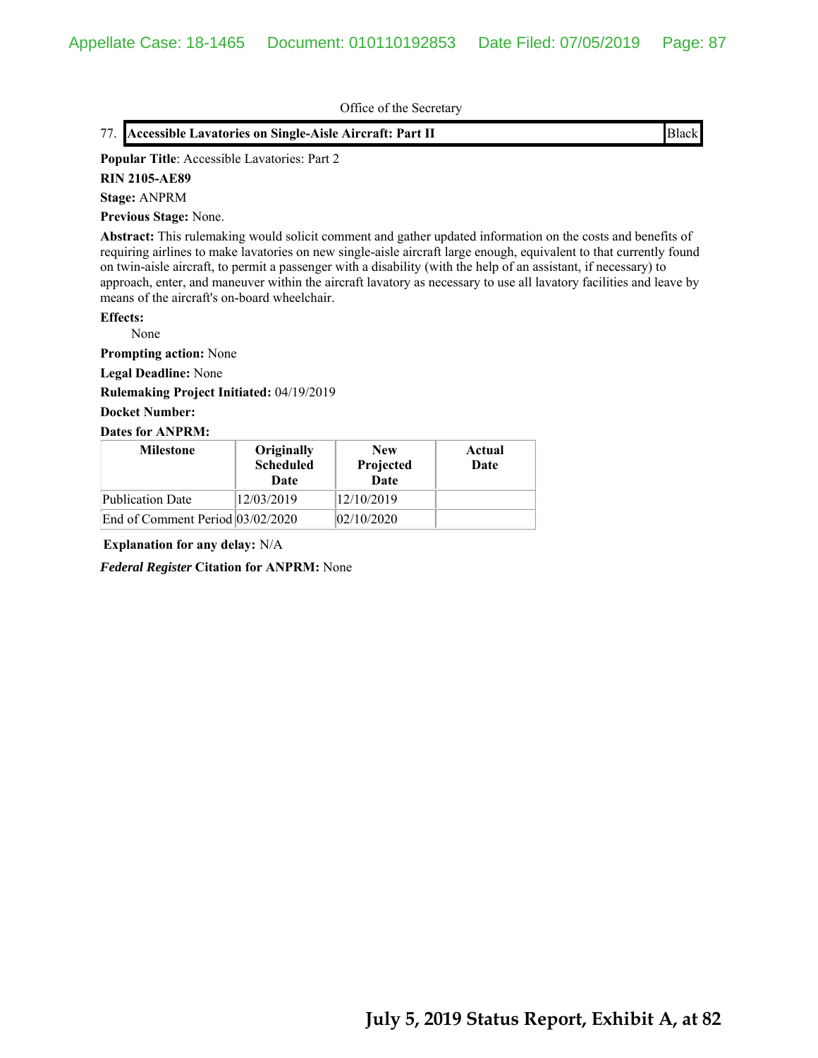Office of the Secretary

77. **Accessible Lavatories on Single-Aisle Aircraft: Part II** | Black

**Popular Title**: Accessible Lavatories: Part 2

**RIN 2105-AE89**

**Stage:** ANPRM

**Previous Stage:** None.

**Abstract:** This rulemaking would solicit comment and gather updated information on the costs and benefits of requiring airlines to make lavatories on new single-aisle aircraft large enough, equivalent to that currently found on twin-aisle aircraft, to permit a passenger with a disability (with the help of an assistant, if necessary) to approach, enter, and maneuver within the aircraft lavatory as necessary to use all lavatory facilities and leave by means of the aircraft's on-board wheelchair.

**Effects:**

None

**Prompting action:** None

**Legal Deadline:** None

**Rulemaking Project Initiated:** 04/19/2019

**Docket Number:**

**Dates for ANPRM:**

| Milestone | Originally Scheduled Date | New Projected Date | Actual Date |
| --- | --- | --- | --- |
| Publication Date | 12/03/2019 | 12/10/2019 | |
| End of Comment Period | 03/02/2020 | 02/10/2020 | |

**Explanation for any delay:** N/A

***Federal Register* Citation for ANPRM:** None

**July 5, 2019 Status Report, Exhibit A, at 82**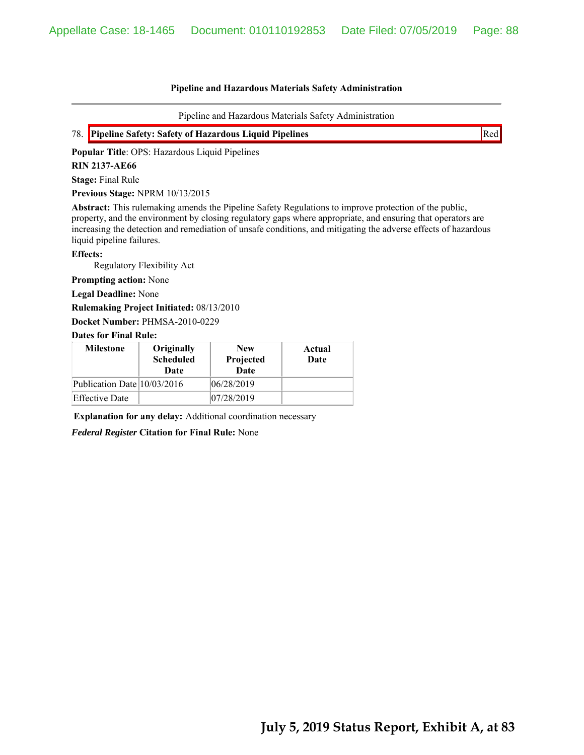**Pipeline and Hazardous Materials Safety Administration**

Pipeline and Hazardous Materials Safety Administration

78. **Pipeline Safety: Safety of Hazardous Liquid Pipelines** Red

**Popular Title**: OPS: Hazardous Liquid Pipelines

**RIN 2137-AE66**

**Stage:** Final Rule

**Previous Stage:** NPRM 10/13/2015

**Abstract:** This rulemaking amends the Pipeline Safety Regulations to improve protection of the public, property, and the environment by closing regulatory gaps where appropriate, and ensuring that operators are increasing the detection and remediation of unsafe conditions, and mitigating the adverse effects of hazardous liquid pipeline failures.

**Effects:**

Regulatory Flexibility Act

**Prompting action:** None

**Legal Deadline:** None

**Rulemaking Project Initiated:** 08/13/2010

**Docket Number:** PHMSA-2010-0229

**Dates for Final Rule:**

| Milestone | Originally Scheduled Date | New Projected Date | Actual Date |
|---|---|---|---|
| Publication Date | 10/03/2016 | 06/28/2019 | |
| Effective Date | | 07/28/2019 | |

**Explanation for any delay:** Additional coordination necessary

***Federal Register* Citation for Final Rule:** None

**July 5, 2019 Status Report, Exhibit A, at 83**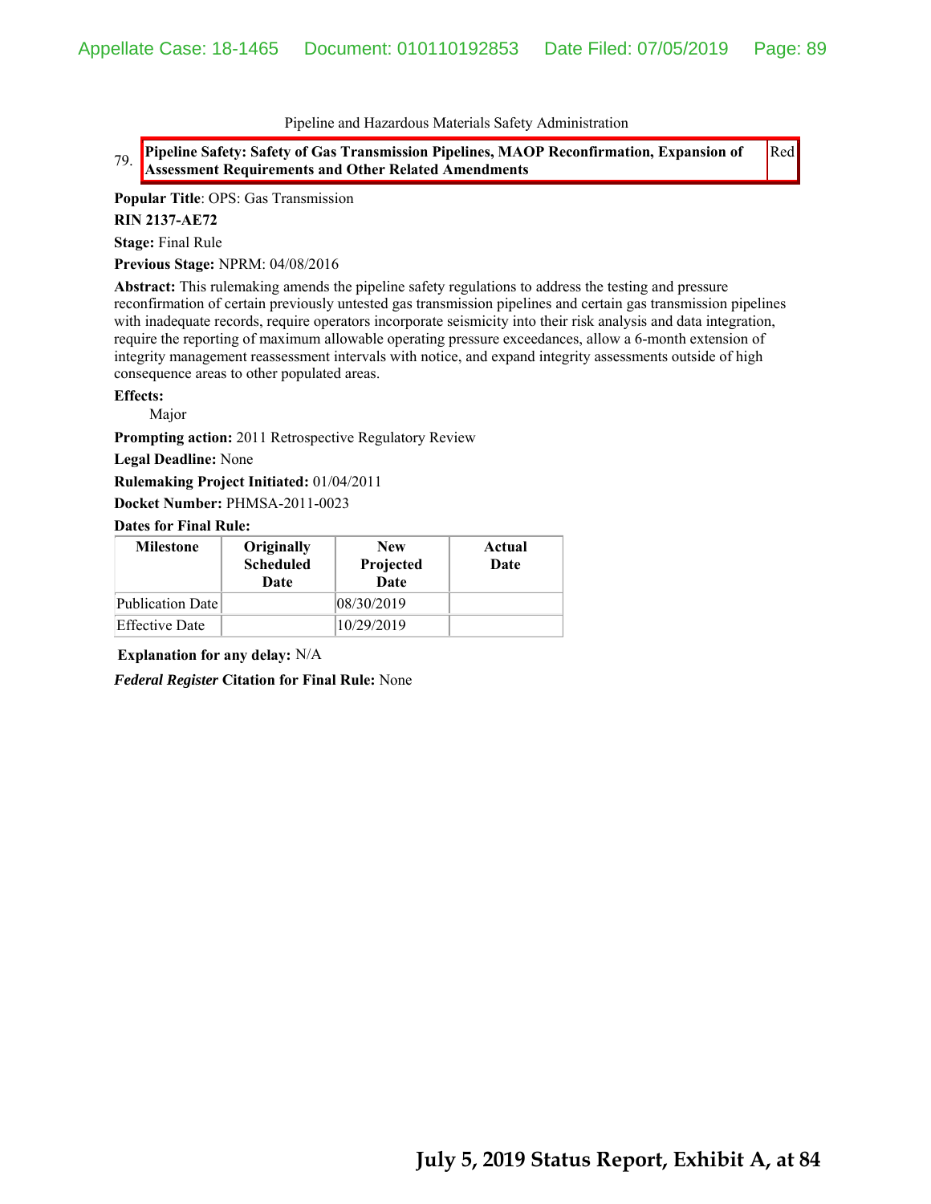Pipeline and Hazardous Materials Safety Administration

79. **Pipeline Safety: Safety of Gas Transmission Pipelines, MAOP Reconfirmation, Expansion of Assessment Requirements and Other Related Amendments** Red

**Popular Title**: OPS: Gas Transmission

**RIN 2137-AE72**

**Stage:** Final Rule

**Previous Stage:** NPRM: 04/08/2016

**Abstract:** This rulemaking amends the pipeline safety regulations to address the testing and pressure reconfirmation of certain previously untested gas transmission pipelines and certain gas transmission pipelines with inadequate records, require operators incorporate seismicity into their risk analysis and data integration, require the reporting of maximum allowable operating pressure exceedances, allow a 6-month extension of integrity management reassessment intervals with notice, and expand integrity assessments outside of high consequence areas to other populated areas.

**Effects:**

Major

**Prompting action:** 2011 Retrospective Regulatory Review

**Legal Deadline:** None

**Rulemaking Project Initiated:** 01/04/2011

**Docket Number:** PHMSA-2011-0023

**Dates for Final Rule:**

| Milestone | Originally Scheduled Date | New Projected Date | Actual Date |
|---|---|---|---|
| Publication Date | | 08/30/2019 | |
| Effective Date | | 10/29/2019 | |

**Explanation for any delay:** N/A

***Federal Register* Citation for Final Rule:** None

**July 5, 2019 Status Report, Exhibit A, at 84**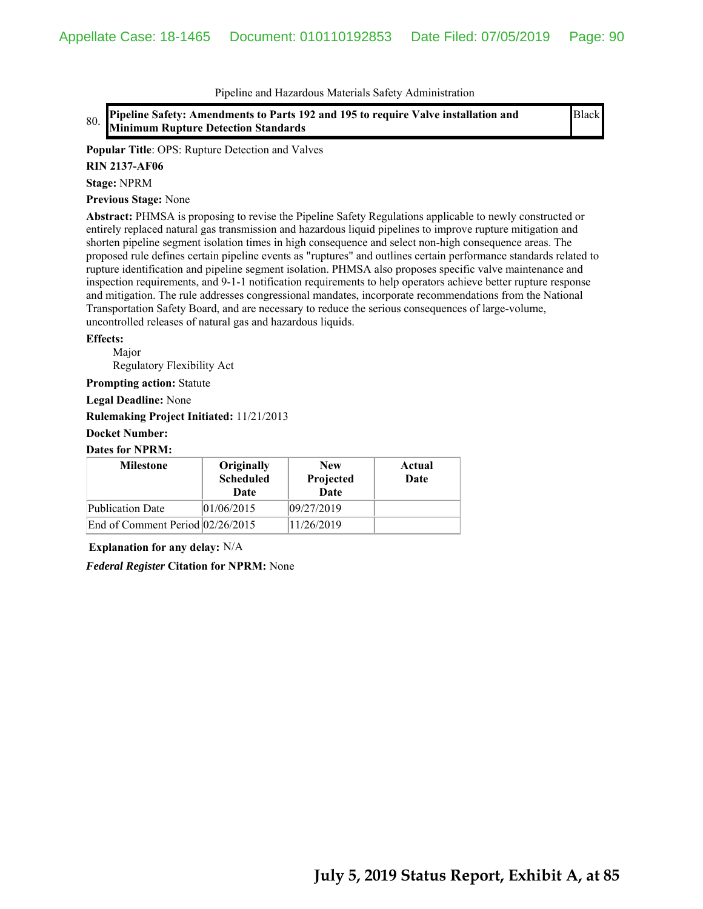Pipeline and Hazardous Materials Safety Administration

80. **Pipeline Safety: Amendments to Parts 192 and 195 to require Valve installation and Minimum Rupture Detection Standards** — Black

**Popular Title**: OPS: Rupture Detection and Valves

**RIN 2137-AF06**

**Stage:** NPRM

**Previous Stage:** None

**Abstract:** PHMSA is proposing to revise the Pipeline Safety Regulations applicable to newly constructed or entirely replaced natural gas transmission and hazardous liquid pipelines to improve rupture mitigation and shorten pipeline segment isolation times in high consequence and select non-high consequence areas. The proposed rule defines certain pipeline events as "ruptures" and outlines certain performance standards related to rupture identification and pipeline segment isolation. PHMSA also proposes specific valve maintenance and inspection requirements, and 9-1-1 notification requirements to help operators achieve better rupture response and mitigation. The rule addresses congressional mandates, incorporate recommendations from the National Transportation Safety Board, and are necessary to reduce the serious consequences of large-volume, uncontrolled releases of natural gas and hazardous liquids.

**Effects:**

Major

Regulatory Flexibility Act

**Prompting action:** Statute

**Legal Deadline:** None

**Rulemaking Project Initiated:** 11/21/2013

**Docket Number:**

**Dates for NPRM:**

| Milestone | Originally Scheduled Date | New Projected Date | Actual Date |
|---|---|---|---|
| Publication Date | 01/06/2015 | 09/27/2019 | |
| End of Comment Period | 02/26/2015 | 11/26/2019 | |

**Explanation for any delay:** N/A

***Federal Register*** **Citation for NPRM:** None

**July 5, 2019 Status Report, Exhibit A, at 85**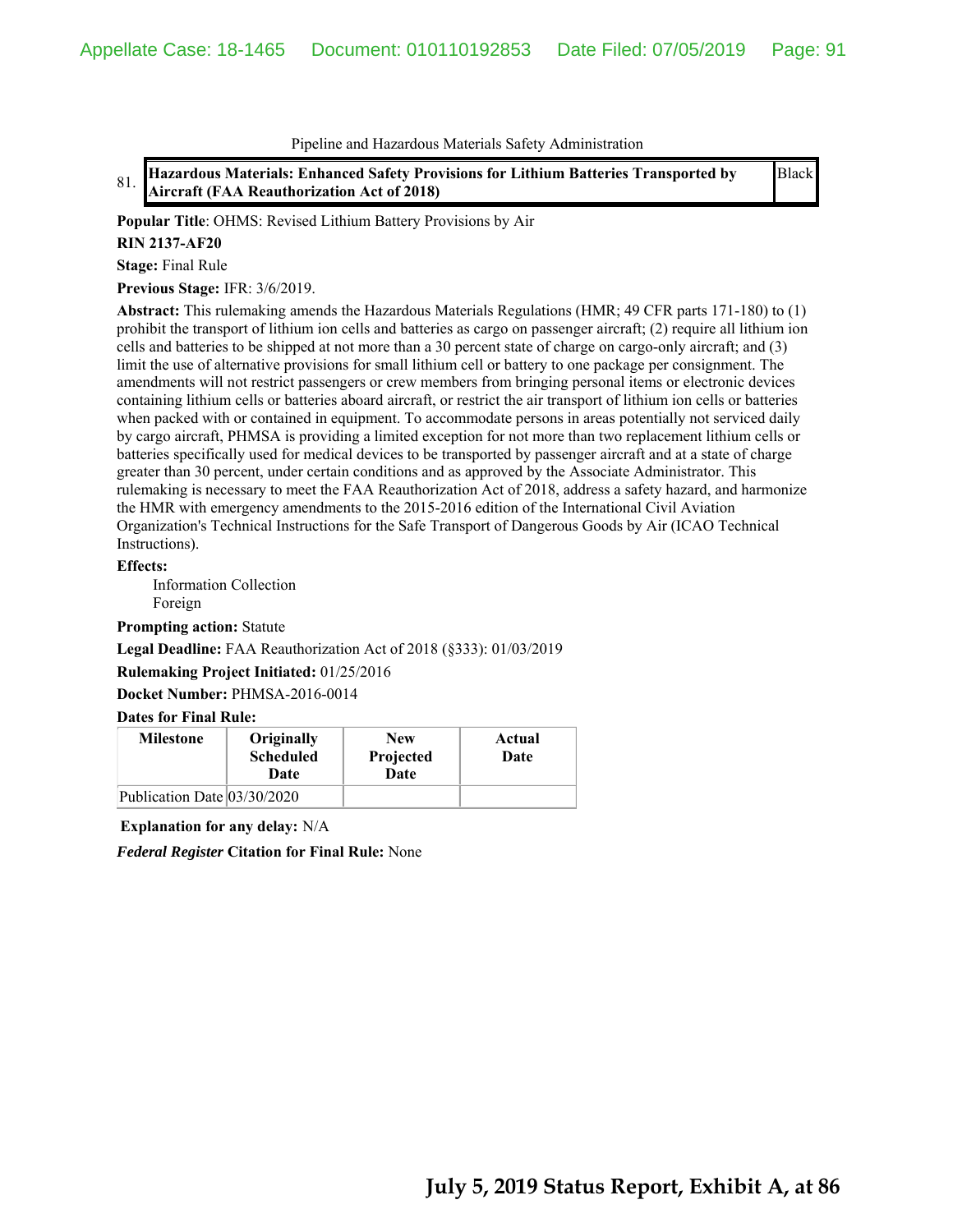Pipeline and Hazardous Materials Safety Administration

81. **Hazardous Materials: Enhanced Safety Provisions for Lithium Batteries Transported by Aircraft (FAA Reauthorization Act of 2018)** Black

**Popular Title**: OHMS: Revised Lithium Battery Provisions by Air

**RIN 2137-AF20**

**Stage:** Final Rule

**Previous Stage:** IFR: 3/6/2019.

**Abstract:** This rulemaking amends the Hazardous Materials Regulations (HMR; 49 CFR parts 171-180) to (1) prohibit the transport of lithium ion cells and batteries as cargo on passenger aircraft; (2) require all lithium ion cells and batteries to be shipped at not more than a 30 percent state of charge on cargo-only aircraft; and (3) limit the use of alternative provisions for small lithium cell or battery to one package per consignment. The amendments will not restrict passengers or crew members from bringing personal items or electronic devices containing lithium cells or batteries aboard aircraft, or restrict the air transport of lithium ion cells or batteries when packed with or contained in equipment. To accommodate persons in areas potentially not serviced daily by cargo aircraft, PHMSA is providing a limited exception for not more than two replacement lithium cells or batteries specifically used for medical devices to be transported by passenger aircraft and at a state of charge greater than 30 percent, under certain conditions and as approved by the Associate Administrator. This rulemaking is necessary to meet the FAA Reauthorization Act of 2018, address a safety hazard, and harmonize the HMR with emergency amendments to the 2015-2016 edition of the International Civil Aviation Organization's Technical Instructions for the Safe Transport of Dangerous Goods by Air (ICAO Technical Instructions).

**Effects:**

Information Collection
Foreign

**Prompting action:** Statute

**Legal Deadline:** FAA Reauthorization Act of 2018 (§333): 01/03/2019

**Rulemaking Project Initiated:** 01/25/2016

**Docket Number:** PHMSA-2016-0014

**Dates for Final Rule:**

| Milestone | Originally Scheduled Date | New Projected Date | Actual Date |
|---|---|---|---|
| Publication Date | 03/30/2020 | | |

**Explanation for any delay:** N/A

***Federal Register* Citation for Final Rule:** None

**July 5, 2019 Status Report, Exhibit A, at 86**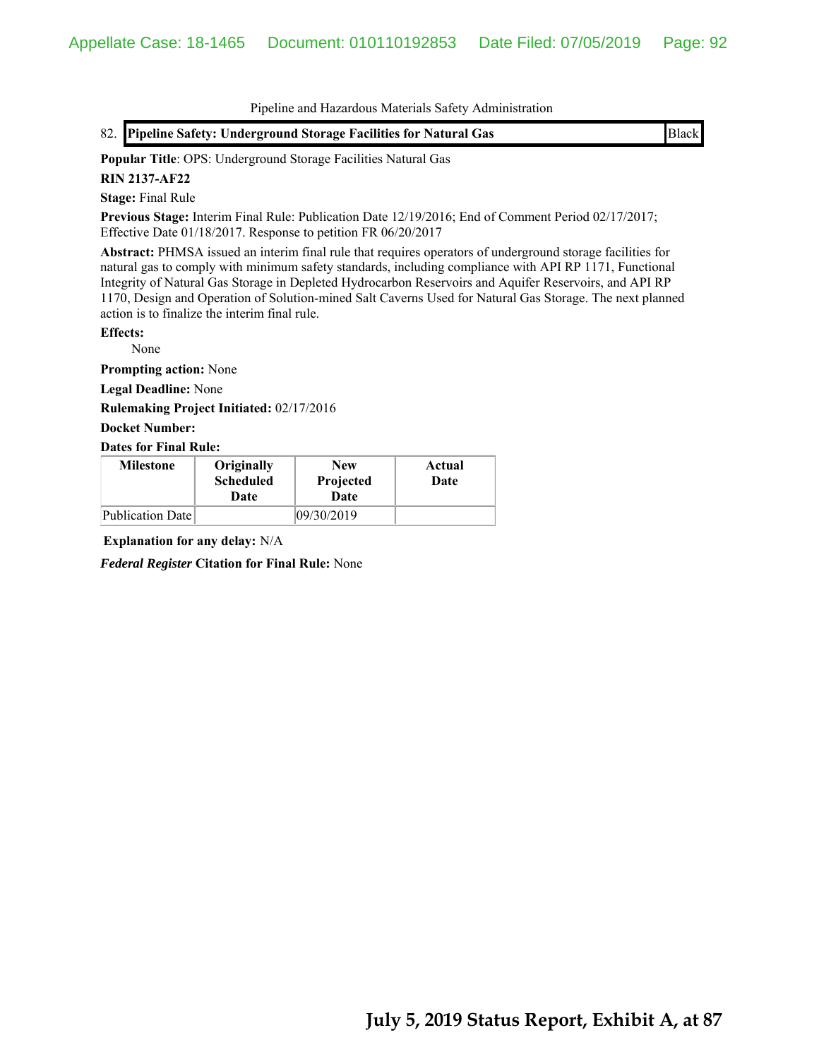Pipeline and Hazardous Materials Safety Administration

82. **Pipeline Safety: Underground Storage Facilities for Natural Gas** | Black

**Popular Title**: OPS: Underground Storage Facilities Natural Gas

**RIN 2137-AF22**

**Stage:** Final Rule

**Previous Stage:** Interim Final Rule: Publication Date 12/19/2016; End of Comment Period 02/17/2017; Effective Date 01/18/2017. Response to petition FR 06/20/2017

**Abstract:** PHMSA issued an interim final rule that requires operators of underground storage facilities for natural gas to comply with minimum safety standards, including compliance with API RP 1171, Functional Integrity of Natural Gas Storage in Depleted Hydrocarbon Reservoirs and Aquifer Reservoirs, and API RP 1170, Design and Operation of Solution-mined Salt Caverns Used for Natural Gas Storage. The next planned action is to finalize the interim final rule.

**Effects:**

None

**Prompting action:** None

**Legal Deadline:** None

**Rulemaking Project Initiated:** 02/17/2016

**Docket Number:**

**Dates for Final Rule:**

| Milestone | Originally Scheduled Date | New Projected Date | Actual Date |
|---|---|---|---|
| Publication Date | | 09/30/2019 | |

**Explanation for any delay:** N/A

***Federal Register* Citation for Final Rule:** None

**July 5, 2019 Status Report, Exhibit A, at 87**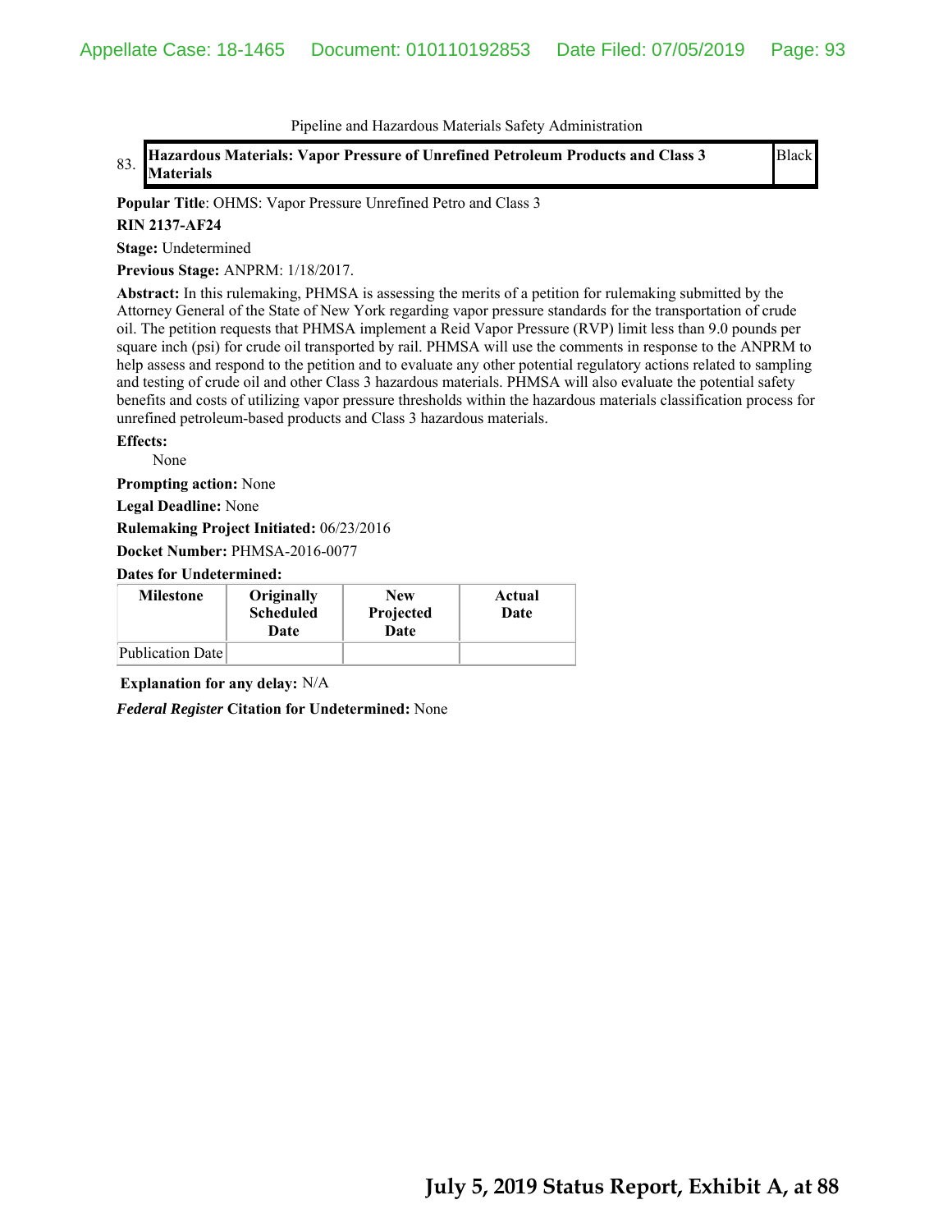Pipeline and Hazardous Materials Safety Administration

| 83. | **Hazardous Materials: Vapor Pressure of Unrefined Petroleum Products and Class 3 Materials** | Black |
|---|---|---|

**Popular Title**: OHMS: Vapor Pressure Unrefined Petro and Class 3

**RIN 2137-AF24**

**Stage:** Undetermined

**Previous Stage:** ANPRM: 1/18/2017.

**Abstract:** In this rulemaking, PHMSA is assessing the merits of a petition for rulemaking submitted by the Attorney General of the State of New York regarding vapor pressure standards for the transportation of crude oil. The petition requests that PHMSA implement a Reid Vapor Pressure (RVP) limit less than 9.0 pounds per square inch (psi) for crude oil transported by rail. PHMSA will use the comments in response to the ANPRM to help assess and respond to the petition and to evaluate any other potential regulatory actions related to sampling and testing of crude oil and other Class 3 hazardous materials. PHMSA will also evaluate the potential safety benefits and costs of utilizing vapor pressure thresholds within the hazardous materials classification process for unrefined petroleum-based products and Class 3 hazardous materials.

**Effects:**

None

**Prompting action:** None

**Legal Deadline:** None

**Rulemaking Project Initiated:** 06/23/2016

**Docket Number:** PHMSA-2016-0077

**Dates for Undetermined:**

| Milestone | Originally Scheduled Date | New Projected Date | Actual Date |
|---|---|---|---|
| Publication Date | | | |

**Explanation for any delay:** N/A

***Federal Register*** **Citation for Undetermined:** None

**July 5, 2019 Status Report, Exhibit A, at 88**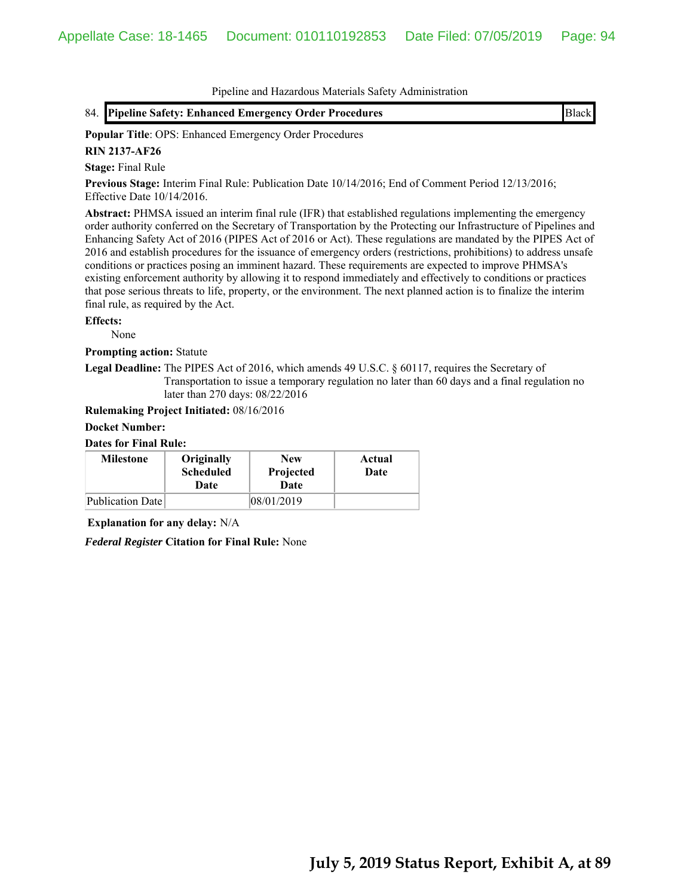Pipeline and Hazardous Materials Safety Administration

84. **Pipeline Safety: Enhanced Emergency Order Procedures** Black

**Popular Title**: OPS: Enhanced Emergency Order Procedures

**RIN 2137-AF26**

**Stage:** Final Rule

**Previous Stage:** Interim Final Rule: Publication Date 10/14/2016; End of Comment Period 12/13/2016; Effective Date 10/14/2016.

**Abstract:** PHMSA issued an interim final rule (IFR) that established regulations implementing the emergency order authority conferred on the Secretary of Transportation by the Protecting our Infrastructure of Pipelines and Enhancing Safety Act of 2016 (PIPES Act of 2016 or Act). These regulations are mandated by the PIPES Act of 2016 and establish procedures for the issuance of emergency orders (restrictions, prohibitions) to address unsafe conditions or practices posing an imminent hazard. These requirements are expected to improve PHMSA's existing enforcement authority by allowing it to respond immediately and effectively to conditions or practices that pose serious threats to life, property, or the environment. The next planned action is to finalize the interim final rule, as required by the Act.

**Effects:**

None

**Prompting action:** Statute

**Legal Deadline:** The PIPES Act of 2016, which amends 49 U.S.C. § 60117, requires the Secretary of Transportation to issue a temporary regulation no later than 60 days and a final regulation no later than 270 days: 08/22/2016

**Rulemaking Project Initiated:** 08/16/2016

**Docket Number:**

**Dates for Final Rule:**

| Milestone | Originally Scheduled Date | New Projected Date | Actual Date |
|---|---|---|---|
| Publication Date | | 08/01/2019 | |

**Explanation for any delay:** N/A

***Federal Register* Citation for Final Rule:** None

**July 5, 2019 Status Report, Exhibit A, at 89**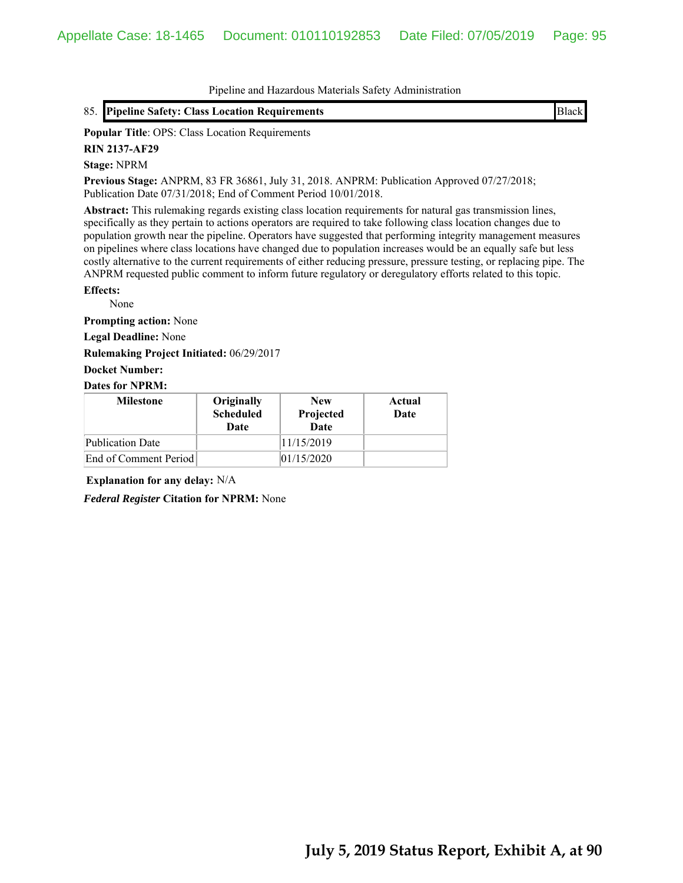Pipeline and Hazardous Materials Safety Administration

85. **Pipeline Safety: Class Location Requirements** | Black

**Popular Title**: OPS: Class Location Requirements

**RIN 2137-AF29**

**Stage:** NPRM

**Previous Stage:** ANPRM, 83 FR 36861, July 31, 2018. ANPRM: Publication Approved 07/27/2018; Publication Date 07/31/2018; End of Comment Period 10/01/2018.

**Abstract:** This rulemaking regards existing class location requirements for natural gas transmission lines, specifically as they pertain to actions operators are required to take following class location changes due to population growth near the pipeline. Operators have suggested that performing integrity management measures on pipelines where class locations have changed due to population increases would be an equally safe but less costly alternative to the current requirements of either reducing pressure, pressure testing, or replacing pipe. The ANPRM requested public comment to inform future regulatory or deregulatory efforts related to this topic.

**Effects:**

None

**Prompting action:** None

**Legal Deadline:** None

**Rulemaking Project Initiated:** 06/29/2017

**Docket Number:**

**Dates for NPRM:**

| Milestone | Originally Scheduled Date | New Projected Date | Actual Date |
|---|---|---|---|
| Publication Date | | 11/15/2019 | |
| End of Comment Period | | 01/15/2020 | |

**Explanation for any delay:** N/A

***Federal Register*** **Citation for NPRM:** None

**July 5, 2019 Status Report, Exhibit A, at 90**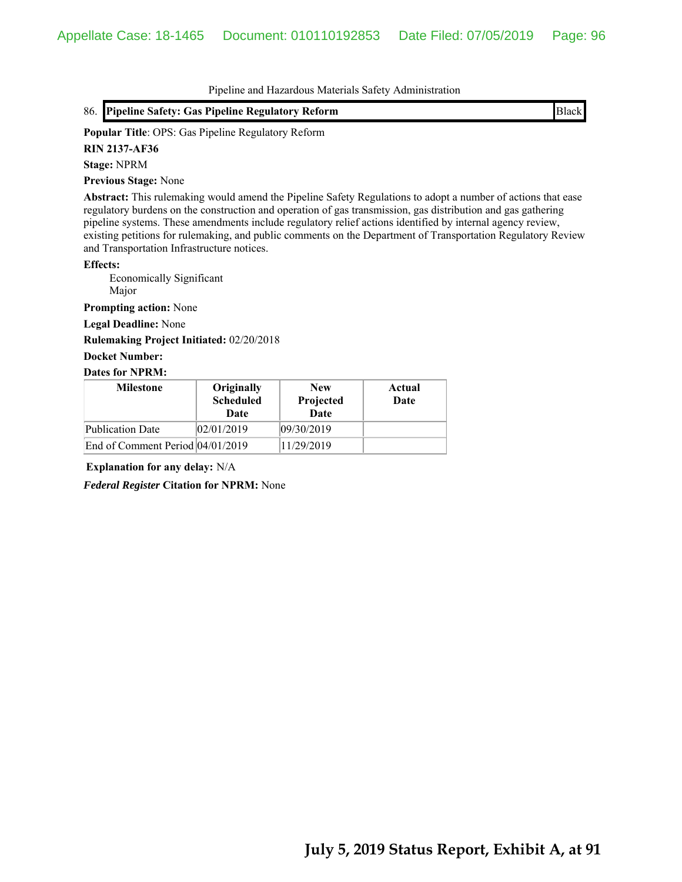Pipeline and Hazardous Materials Safety Administration

86. **Pipeline Safety: Gas Pipeline Regulatory Reform** | Black

**Popular Title**: OPS: Gas Pipeline Regulatory Reform

**RIN 2137-AF36**

**Stage:** NPRM

**Previous Stage:** None

**Abstract:** This rulemaking would amend the Pipeline Safety Regulations to adopt a number of actions that ease regulatory burdens on the construction and operation of gas transmission, gas distribution and gas gathering pipeline systems. These amendments include regulatory relief actions identified by internal agency review, existing petitions for rulemaking, and public comments on the Department of Transportation Regulatory Review and Transportation Infrastructure notices.

**Effects:**

Economically Significant
Major

**Prompting action:** None

**Legal Deadline:** None

**Rulemaking Project Initiated:** 02/20/2018

**Docket Number:**

**Dates for NPRM:**

| Milestone | Originally Scheduled Date | New Projected Date | Actual Date |
|---|---|---|---|
| Publication Date | 02/01/2019 | 09/30/2019 | |
| End of Comment Period | 04/01/2019 | 11/29/2019 | |

**Explanation for any delay:** N/A

***Federal Register* Citation for NPRM:** None

**July 5, 2019 Status Report, Exhibit A, at 91**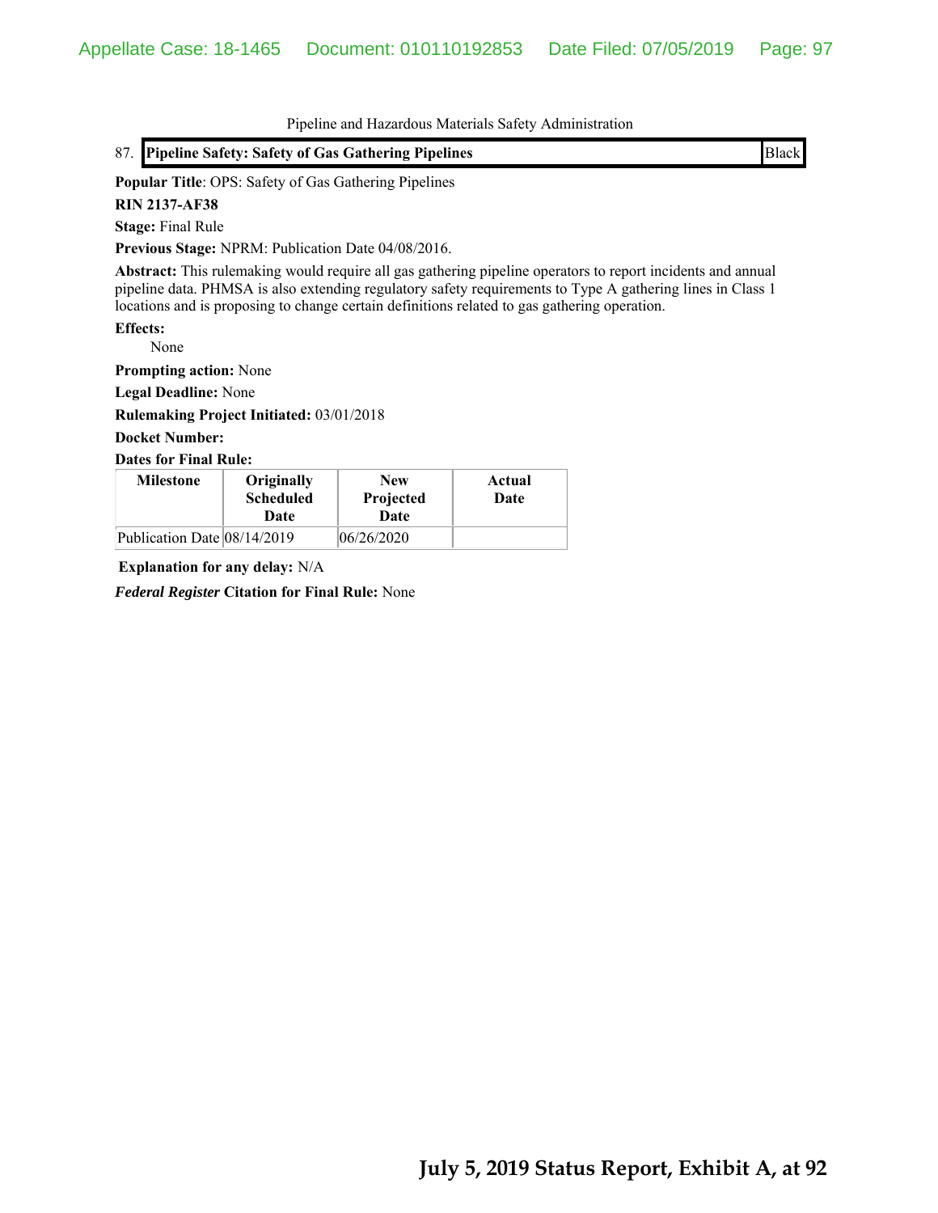Pipeline and Hazardous Materials Safety Administration

87. **Pipeline Safety: Safety of Gas Gathering Pipelines** Black

**Popular Title**: OPS: Safety of Gas Gathering Pipelines

**RIN 2137-AF38**

**Stage:** Final Rule

**Previous Stage:** NPRM: Publication Date 04/08/2016.

**Abstract:** This rulemaking would require all gas gathering pipeline operators to report incidents and annual pipeline data. PHMSA is also extending regulatory safety requirements to Type A gathering lines in Class 1 locations and is proposing to change certain definitions related to gas gathering operation.

**Effects:**

None

**Prompting action:** None

**Legal Deadline:** None

**Rulemaking Project Initiated:** 03/01/2018

**Docket Number:**

**Dates for Final Rule:**

| Milestone | Originally Scheduled Date | New Projected Date | Actual Date |
|---|---|---|---|
| Publication Date | 08/14/2019 | 06/26/2020 | |

**Explanation for any delay:** N/A

***Federal Register* Citation for Final Rule:** None

**July 5, 2019 Status Report, Exhibit A, at 92**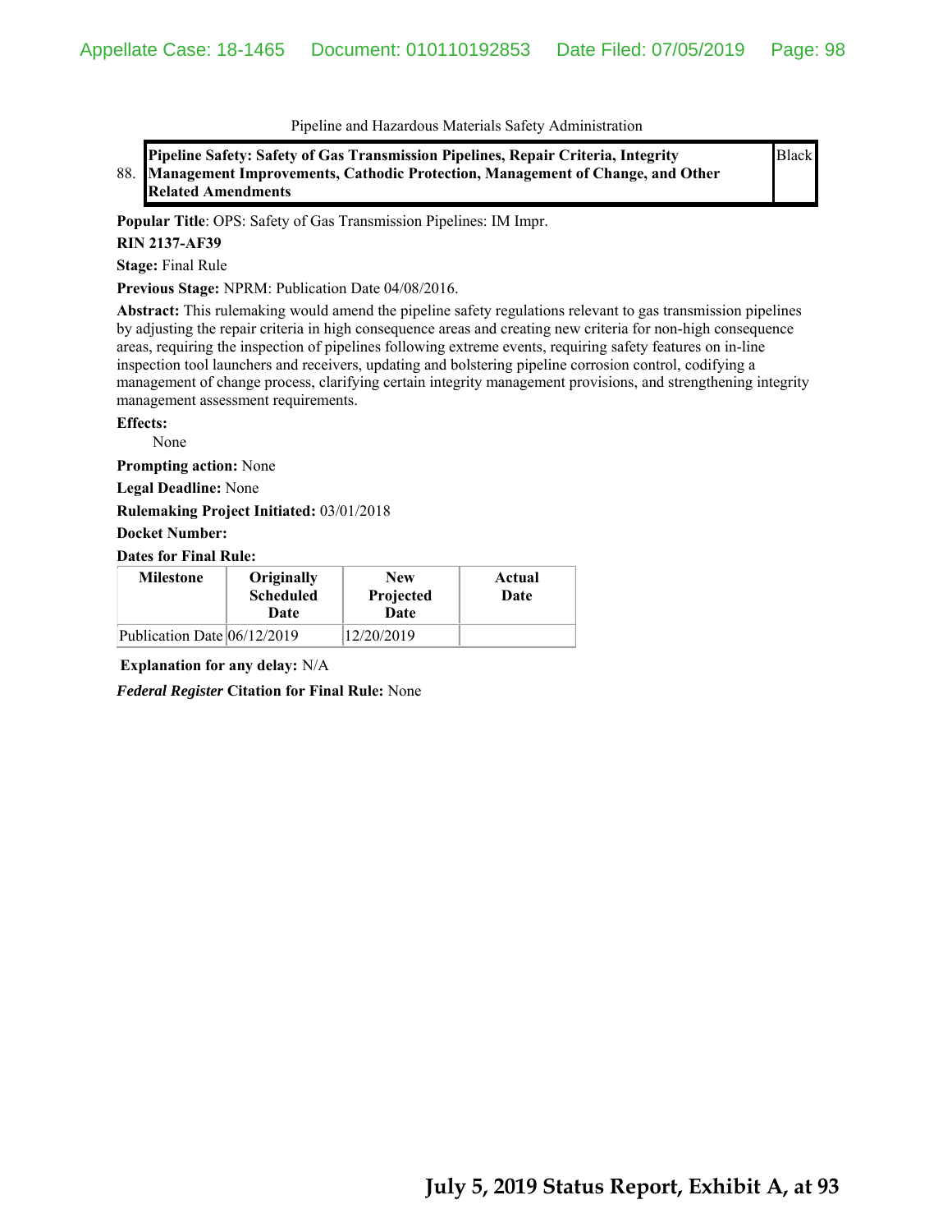Pipeline and Hazardous Materials Safety Administration

| 88. | **Pipeline Safety: Safety of Gas Transmission Pipelines, Repair Criteria, Integrity Management Improvements, Cathodic Protection, Management of Change, and Other Related Amendments** | Black |
|---|---|---|

**Popular Title**: OPS: Safety of Gas Transmission Pipelines: IM Impr.

**RIN 2137-AF39**

**Stage:** Final Rule

**Previous Stage:** NPRM: Publication Date 04/08/2016.

**Abstract:** This rulemaking would amend the pipeline safety regulations relevant to gas transmission pipelines by adjusting the repair criteria in high consequence areas and creating new criteria for non-high consequence areas, requiring the inspection of pipelines following extreme events, requiring safety features on in-line inspection tool launchers and receivers, updating and bolstering pipeline corrosion control, codifying a management of change process, clarifying certain integrity management provisions, and strengthening integrity management assessment requirements.

**Effects:**

None

**Prompting action:** None

**Legal Deadline:** None

**Rulemaking Project Initiated:** 03/01/2018

**Docket Number:**

**Dates for Final Rule:**

| Milestone | Originally Scheduled Date | New Projected Date | Actual Date |
|---|---|---|---|
| Publication Date | 06/12/2019 | 12/20/2019 | |

**Explanation for any delay:** N/A

***Federal Register* Citation for Final Rule:** None

**July 5, 2019 Status Report, Exhibit A, at 93**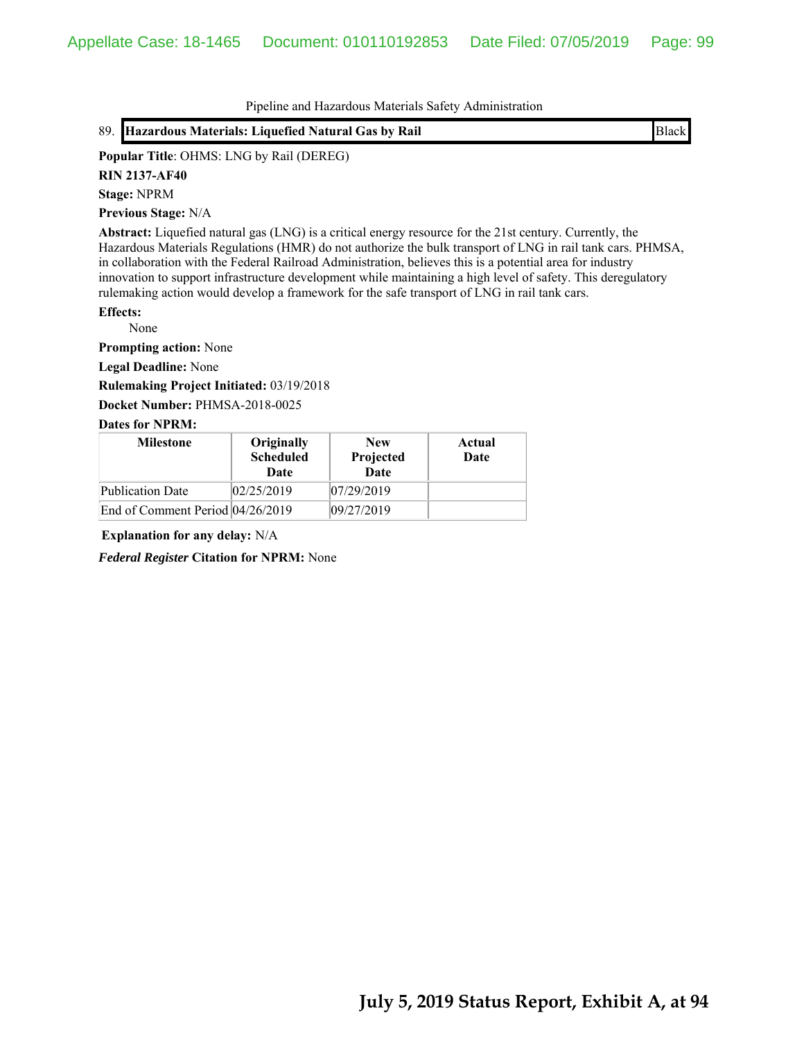Pipeline and Hazardous Materials Safety Administration

| 89. | **Hazardous Materials: Liquefied Natural Gas by Rail** | Black |
|---|---|---|

**Popular Title**: OHMS: LNG by Rail (DEREG)

**RIN 2137-AF40**

**Stage:** NPRM

**Previous Stage:** N/A

**Abstract:** Liquefied natural gas (LNG) is a critical energy resource for the 21st century. Currently, the Hazardous Materials Regulations (HMR) do not authorize the bulk transport of LNG in rail tank cars. PHMSA, in collaboration with the Federal Railroad Administration, believes this is a potential area for industry innovation to support infrastructure development while maintaining a high level of safety. This deregulatory rulemaking action would develop a framework for the safe transport of LNG in rail tank cars.

**Effects:**

None

**Prompting action:** None

**Legal Deadline:** None

**Rulemaking Project Initiated:** 03/19/2018

**Docket Number:** PHMSA-2018-0025

**Dates for NPRM:**

| Milestone | Originally Scheduled Date | New Projected Date | Actual Date |
|---|---|---|---|
| Publication Date | 02/25/2019 | 07/29/2019 | |
| End of Comment Period | 04/26/2019 | 09/27/2019 | |

**Explanation for any delay:** N/A

***Federal Register*** **Citation for NPRM:** None

**July 5, 2019 Status Report, Exhibit A, at 94**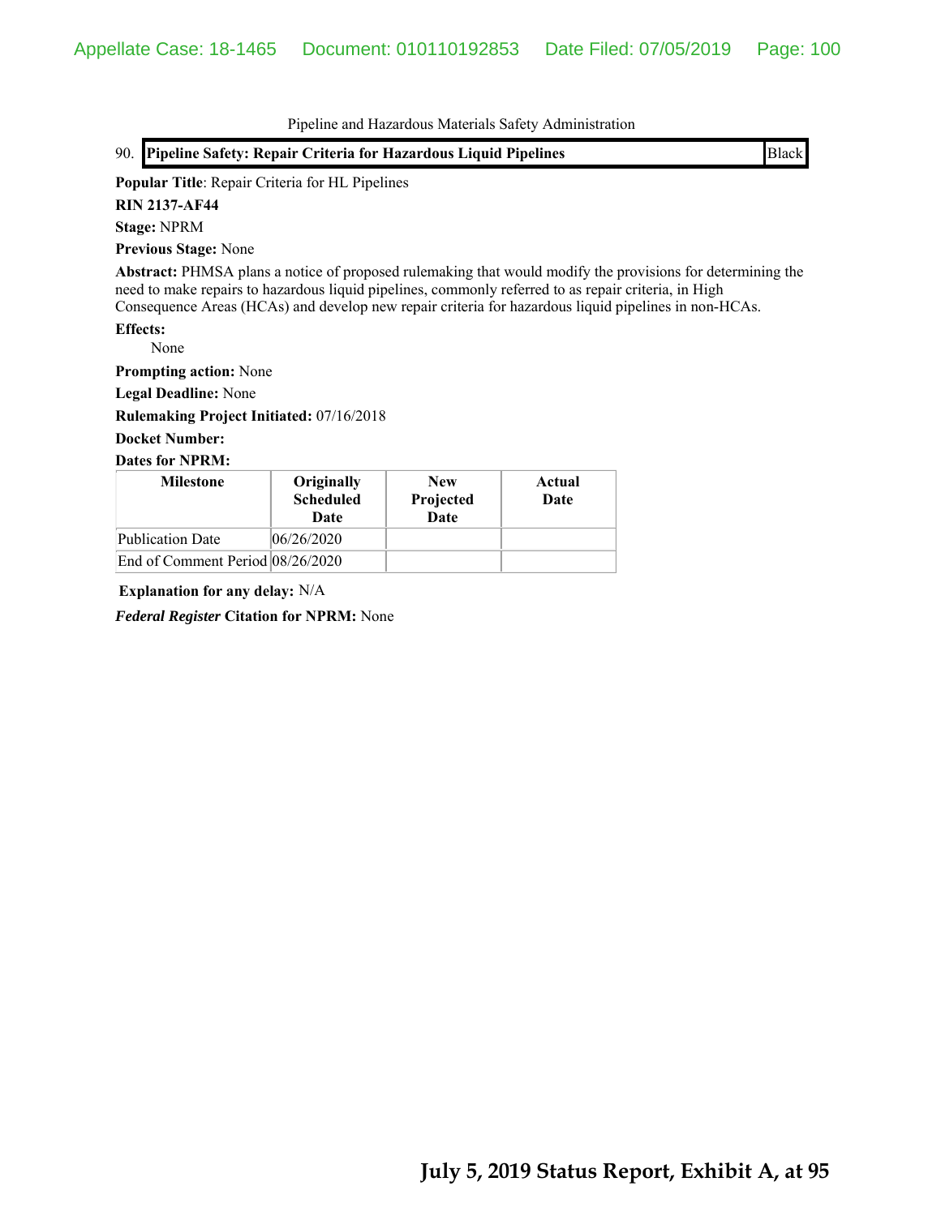Pipeline and Hazardous Materials Safety Administration

| 90. **Pipeline Safety: Repair Criteria for Hazardous Liquid Pipelines** | Black |
|---|---|

**Popular Title**: Repair Criteria for HL Pipelines

**RIN 2137-AF44**

**Stage:** NPRM

**Previous Stage:** None

**Abstract:** PHMSA plans a notice of proposed rulemaking that would modify the provisions for determining the need to make repairs to hazardous liquid pipelines, commonly referred to as repair criteria, in High Consequence Areas (HCAs) and develop new repair criteria for hazardous liquid pipelines in non-HCAs.

**Effects:**

None

**Prompting action:** None

**Legal Deadline:** None

**Rulemaking Project Initiated:** 07/16/2018

**Docket Number:**

**Dates for NPRM:**

| Milestone | Originally Scheduled Date | New Projected Date | Actual Date |
|---|---|---|---|
| Publication Date | 06/26/2020 | | |
| End of Comment Period | 08/26/2020 | | |

**Explanation for any delay:** N/A

***Federal Register* Citation for NPRM:** None

**July 5, 2019 Status Report, Exhibit A, at 95**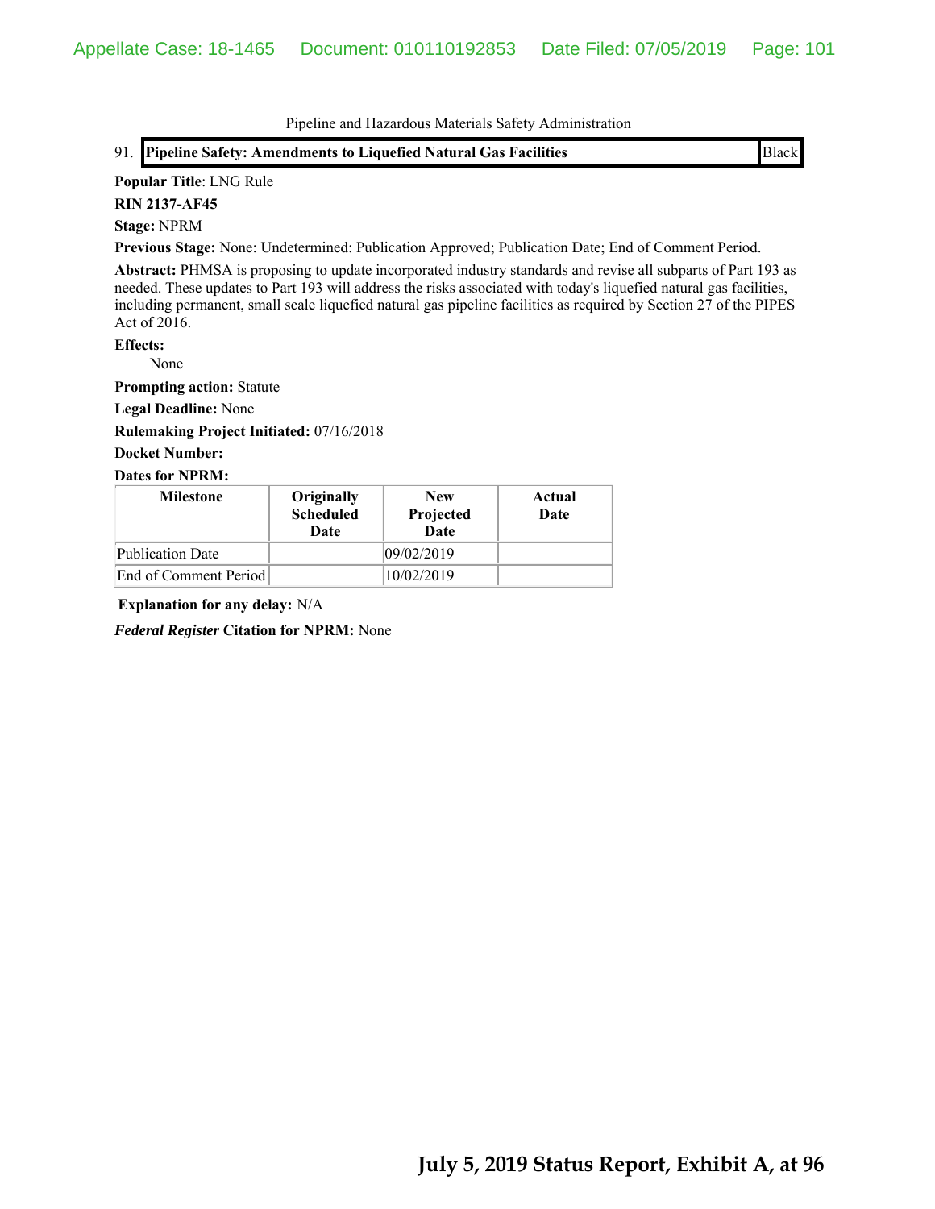Pipeline and Hazardous Materials Safety Administration

91. **Pipeline Safety: Amendments to Liquefied Natural Gas Facilities** | Black

**Popular Title**: LNG Rule

**RIN 2137-AF45**

**Stage:** NPRM

**Previous Stage:** None: Undetermined: Publication Approved; Publication Date; End of Comment Period.

**Abstract:** PHMSA is proposing to update incorporated industry standards and revise all subparts of Part 193 as needed. These updates to Part 193 will address the risks associated with today's liquefied natural gas facilities, including permanent, small scale liquefied natural gas pipeline facilities as required by Section 27 of the PIPES Act of 2016.

**Effects:**

None

**Prompting action:** Statute

**Legal Deadline:** None

**Rulemaking Project Initiated:** 07/16/2018

**Docket Number:**

**Dates for NPRM:**

| Milestone | Originally Scheduled Date | New Projected Date | Actual Date |
|---|---|---|---|
| Publication Date | | 09/02/2019 | |
| End of Comment Period | | 10/02/2019 | |

**Explanation for any delay:** N/A

***Federal Register*** **Citation for NPRM:** None

**July 5, 2019 Status Report, Exhibit A, at 96**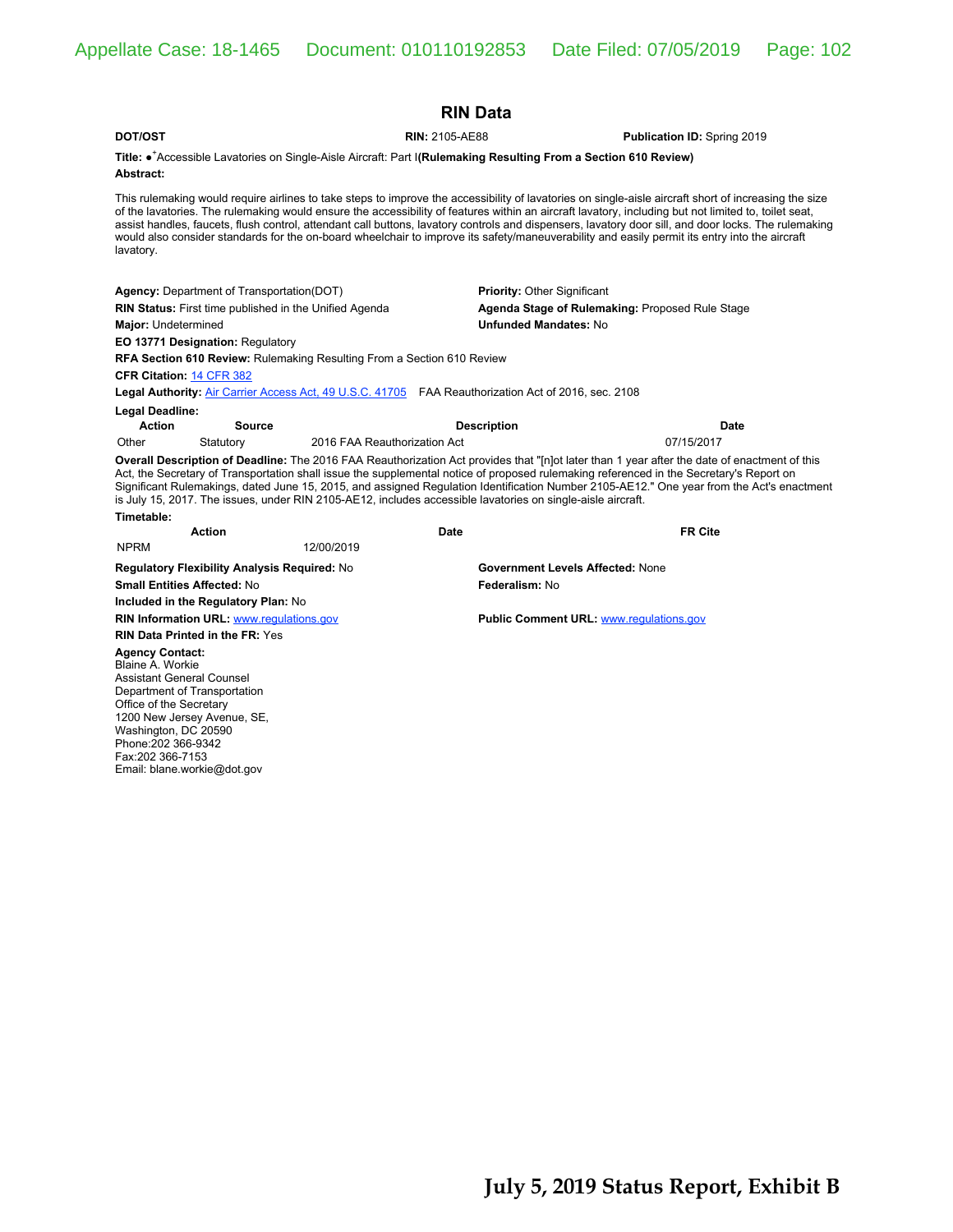# RIN Data

**DOT/OST** **RIN:** 2105-AE88 **Publication ID:** Spring 2019

**Title:** ●[+]Accessible Lavatories on Single-Aisle Aircraft: Part I **(Rulemaking Resulting From a Section 610 Review)**

**Abstract:**

This rulemaking would require airlines to take steps to improve the accessibility of lavatories on single-aisle aircraft short of increasing the size of the lavatories. The rulemaking would ensure the accessibility of features within an aircraft lavatory, including but not limited to, toilet seat, assist handles, faucets, flush control, attendant call buttons, lavatory controls and dispensers, lavatory door sill, and door locks. The rulemaking would also consider standards for the on-board wheelchair to improve its safety/maneuverability and easily permit its entry into the aircraft lavatory.

**Agency:** Department of Transportation(DOT)

**Priority:** Other Significant

**RIN Status:** First time published in the Unified Agenda

**Agenda Stage of Rulemaking:** Proposed Rule Stage

**Major:** Undetermined

**Unfunded Mandates:** No

**EO 13771 Designation:** Regulatory

**RFA Section 610 Review:** Rulemaking Resulting From a Section 610 Review

**CFR Citation:** 14 CFR 382

**Legal Authority:** Air Carrier Access Act, 49 U.S.C. 41705 FAA Reauthorization Act of 2016, sec. 2108

**Legal Deadline:**

| Action | Source | Description | Date |
|---|---|---|---|
| Other | Statutory | 2016 FAA Reauthorization Act | 07/15/2017 |

**Overall Description of Deadline:** The 2016 FAA Reauthorization Act provides that "[n]ot later than 1 year after the date of enactment of this Act, the Secretary of Transportation shall issue the supplemental notice of proposed rulemaking referenced in the Secretary's Report on Significant Rulemakings, dated June 15, 2015, and assigned Regulation Identification Number 2105-AE12." One year from the Act's enactment is July 15, 2017. The issues, under RIN 2105-AE12, includes accessible lavatories on single-aisle aircraft.

**Timetable:**

| Action | Date | FR Cite |
|---|---|---|
| NPRM | 12/00/2019 | |

**Regulatory Flexibility Analysis Required:** No

**Government Levels Affected:** None

**Small Entities Affected:** No

**Federalism:** No

**Included in the Regulatory Plan:** No

**RIN Information URL:** www.regulations.gov

**Public Comment URL:** www.regulations.gov

**RIN Data Printed in the FR:** Yes

**Agency Contact:**
Blaine A. Workie
Assistant General Counsel
Department of Transportation
Office of the Secretary
1200 New Jersey Avenue, SE,
Washington, DC 20590
Phone:202 366-9342
Fax:202 366-7153
Email: blane.workie@dot.gov

**July 5, 2019 Status Report, Exhibit B**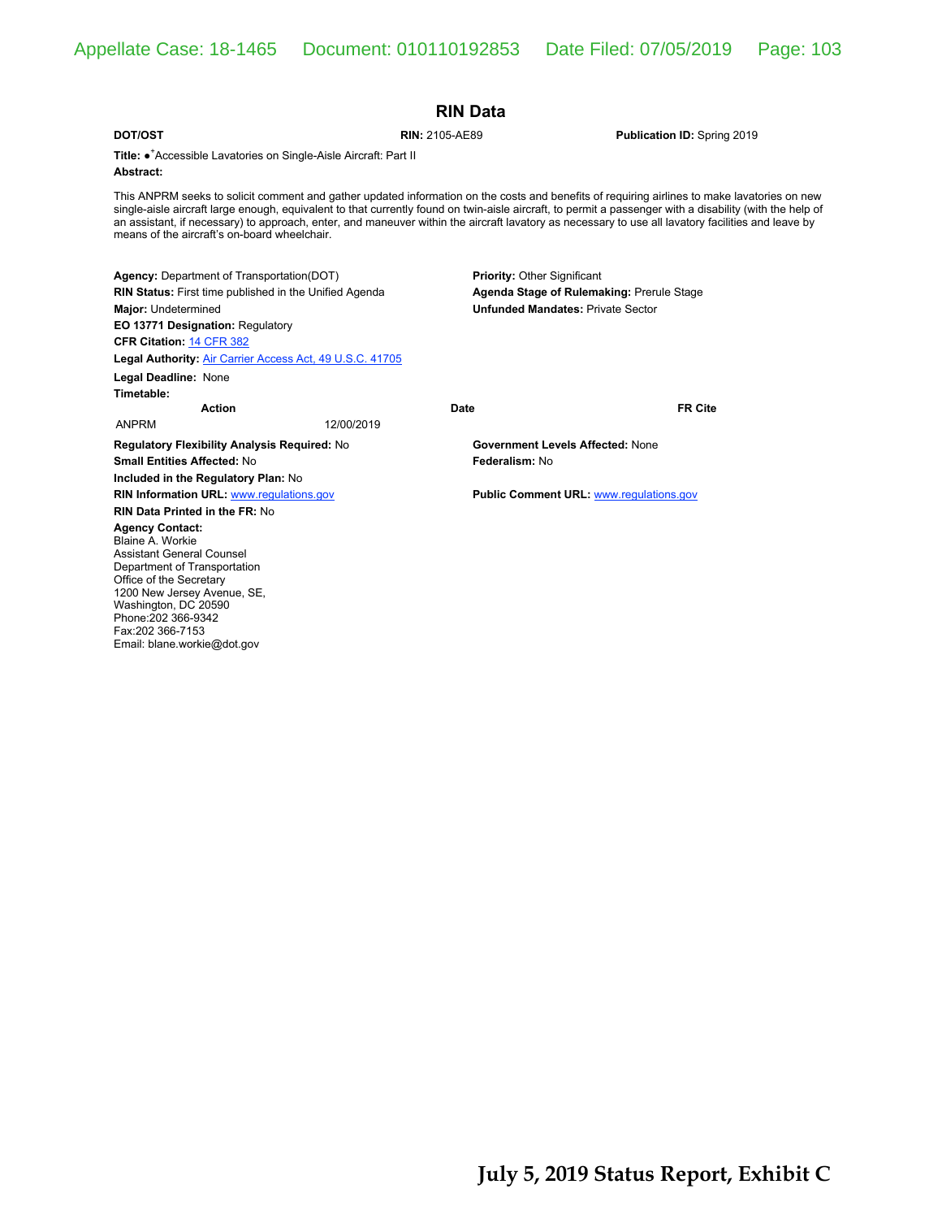# RIN Data

**DOT/OST** **RIN:** 2105-AE89 **Publication ID:** Spring 2019

**Title:** ●[+]Accessible Lavatories on Single-Aisle Aircraft: Part II

**Abstract:**

This ANPRM seeks to solicit comment and gather updated information on the costs and benefits of requiring airlines to make lavatories on new single-aisle aircraft large enough, equivalent to that currently found on twin-aisle aircraft, to permit a passenger with a disability (with the help of an assistant, if necessary) to approach, enter, and maneuver within the aircraft lavatory as necessary to use all lavatory facilities and leave by means of the aircraft's on-board wheelchair.

**Agency:** Department of Transportation(DOT)

**Priority:** Other Significant

**RIN Status:** First time published in the Unified Agenda

**Agenda Stage of Rulemaking:** Prerule Stage

**Major:** Undetermined

**Unfunded Mandates:** Private Sector

**EO 13771 Designation:** Regulatory

**CFR Citation:** 14 CFR 382

**Legal Authority:** Air Carrier Access Act, 49 U.S.C. 41705

**Legal Deadline:** None

**Timetable:**

| Action | Date | FR Cite |
|---|---|---|
| ANPRM | 12/00/2019 | |

**Regulatory Flexibility Analysis Required:** No

**Government Levels Affected:** None

**Small Entities Affected:** No

**Federalism:** No

**Included in the Regulatory Plan:** No

**RIN Information URL:** www.regulations.gov

**Public Comment URL:** www.regulations.gov

**RIN Data Printed in the FR:** No

**Agency Contact:**
Blaine A. Workie
Assistant General Counsel
Department of Transportation
Office of the Secretary
1200 New Jersey Avenue, SE,
Washington, DC 20590
Phone:202 366-9342
Fax:202 366-7153
Email: blane.workie@dot.gov

**July 5, 2019 Status Report, Exhibit C**